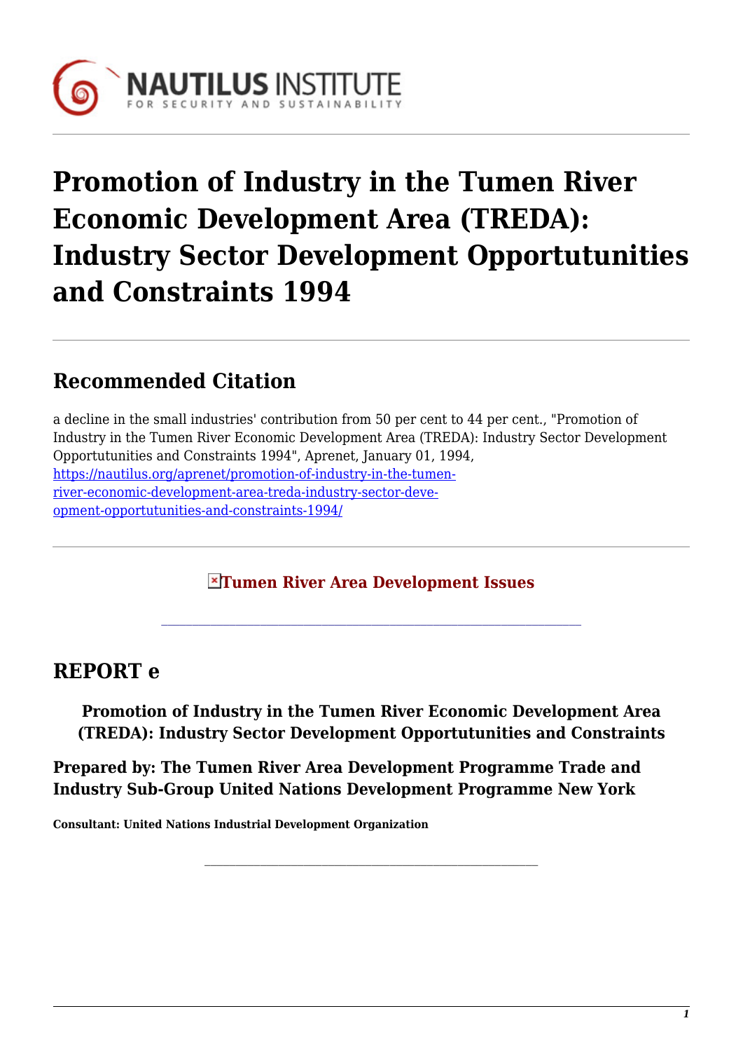# Promotion of Industry in the Tumen River Economic Development Area (TREDA): Industry Sector Development Opportutunities and Constraints 1994

## Recommended Citation

a decline in the small industries' contribution from 50 per cent to 44 per cent., "Promotion of Industry in the Tumen River Economic Development Area (TREDA): Industry Sector Development Opportutunities and Constraints 1994", Aprenet, January 01, 1994, https://nautilus.org/aprenet/promotion-of-industry-in-the-tumen-river-economic-development-area-treda-industry-sector-deve-opment-opportutunities-and-constraints-1994/

**Tumen River Area Development Issues**

---

## REPORT e

**Promotion of Industry in the Tumen River Economic Development Area (TREDA): Industry Sector Development Opportutunities and Constraints**

**Prepared by: The Tumen River Area Development Programme Trade and Industry Sub-Group United Nations Development Programme New York**

**Consultant: United Nations Industrial Development Organization**

---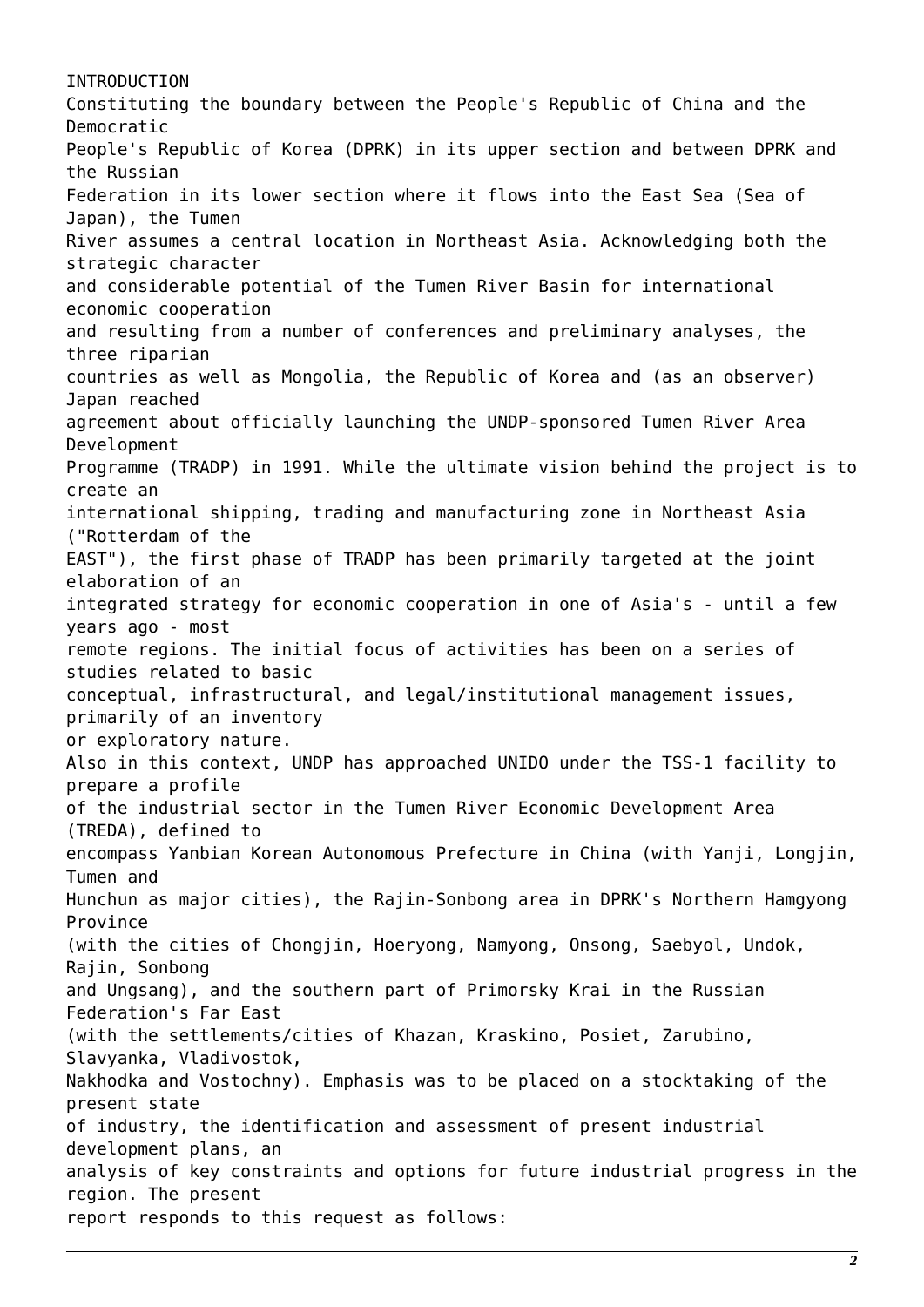# INTRODUCTION

Constituting the boundary between the People's Republic of China and the Democratic People's Republic of Korea (DPRK) in its upper section and between DPRK and the Russian Federation in its lower section where it flows into the East Sea (Sea of Japan), the Tumen River assumes a central location in Northeast Asia. Acknowledging both the strategic character and considerable potential of the Tumen River Basin for international economic cooperation and resulting from a number of conferences and preliminary analyses, the three riparian countries as well as Mongolia, the Republic of Korea and (as an observer) Japan reached agreement about officially launching the UNDP-sponsored Tumen River Area Development Programme (TRADP) in 1991. While the ultimate vision behind the project is to create an international shipping, trading and manufacturing zone in Northeast Asia ("Rotterdam of the EAST"), the first phase of TRADP has been primarily targeted at the joint elaboration of an integrated strategy for economic cooperation in one of Asia's - until a few years ago - most remote regions. The initial focus of activities has been on a series of studies related to basic conceptual, infrastructural, and legal/institutional management issues, primarily of an inventory or exploratory nature.

Also in this context, UNDP has approached UNIDO under the TSS-1 facility to prepare a profile of the industrial sector in the Tumen River Economic Development Area (TREDA), defined to encompass Yanbian Korean Autonomous Prefecture in China (with Yanji, Longjin, Tumen and Hunchun as major cities), the Rajin-Sonbong area in DPRK's Northern Hamgyong Province (with the cities of Chongjin, Hoeryong, Namyong, Onsong, Saebyol, Undok, Rajin, Sonbong and Ungsang), and the southern part of Primorsky Krai in the Russian Federation's Far East (with the settlements/cities of Khazan, Kraskino, Posiet, Zarubino, Slavyanka, Vladivostok, Nakhodka and Vostochny). Emphasis was to be placed on a stocktaking of the present state of industry, the identification and assessment of present industrial development plans, an analysis of key constraints and options for future industrial progress in the region. The present report responds to this request as follows: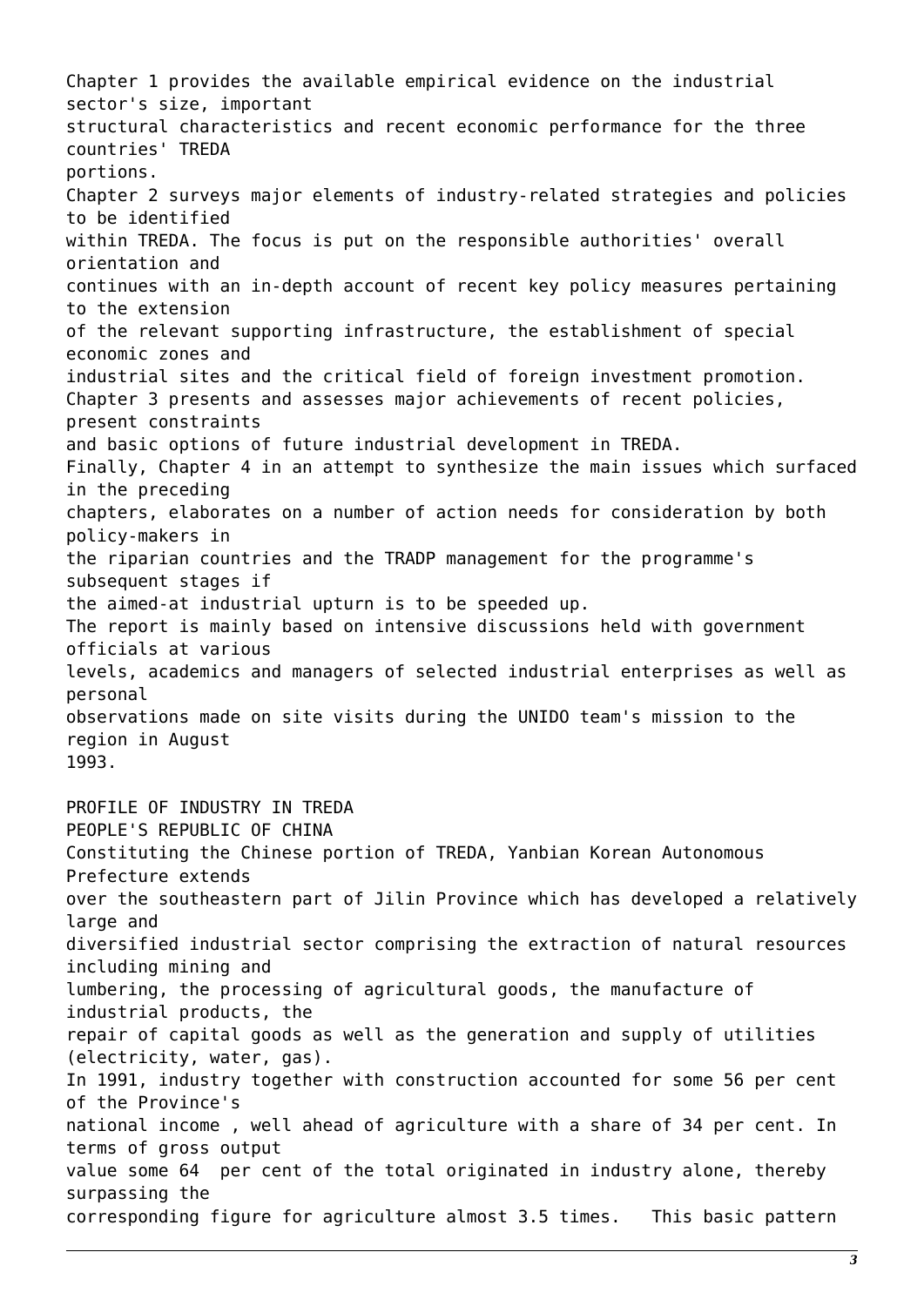Chapter 1 provides the available empirical evidence on the industrial sector's size, important structural characteristics and recent economic performance for the three countries' TREDA portions.

Chapter 2 surveys major elements of industry-related strategies and policies to be identified within TREDA. The focus is put on the responsible authorities' overall orientation and continues with an in-depth account of recent key policy measures pertaining to the extension of the relevant supporting infrastructure, the establishment of special economic zones and industrial sites and the critical field of foreign investment promotion.

Chapter 3 presents and assesses major achievements of recent policies, present constraints and basic options of future industrial development in TREDA.

Finally, Chapter 4 in an attempt to synthesize the main issues which surfaced in the preceding chapters, elaborates on a number of action needs for consideration by both policy-makers in the riparian countries and the TRADP management for the programme's subsequent stages if the aimed-at industrial upturn is to be speeded up.

The report is mainly based on intensive discussions held with government officials at various levels, academics and managers of selected industrial enterprises as well as personal observations made on site visits during the UNIDO team's mission to the region in August 1993.

# PROFILE OF INDUSTRY IN TREDA

## PEOPLE'S REPUBLIC OF CHINA

Constituting the Chinese portion of TREDA, Yanbian Korean Autonomous Prefecture extends over the southeastern part of Jilin Province which has developed a relatively large and diversified industrial sector comprising the extraction of natural resources including mining and lumbering, the processing of agricultural goods, the manufacture of industrial products, the repair of capital goods as well as the generation and supply of utilities (electricity, water, gas).

In 1991, industry together with construction accounted for some 56 per cent of the Province's national income , well ahead of agriculture with a share of 34 per cent. In terms of gross output value some 64 per cent of the total originated in industry alone, thereby surpassing the corresponding figure for agriculture almost 3.5 times. This basic pattern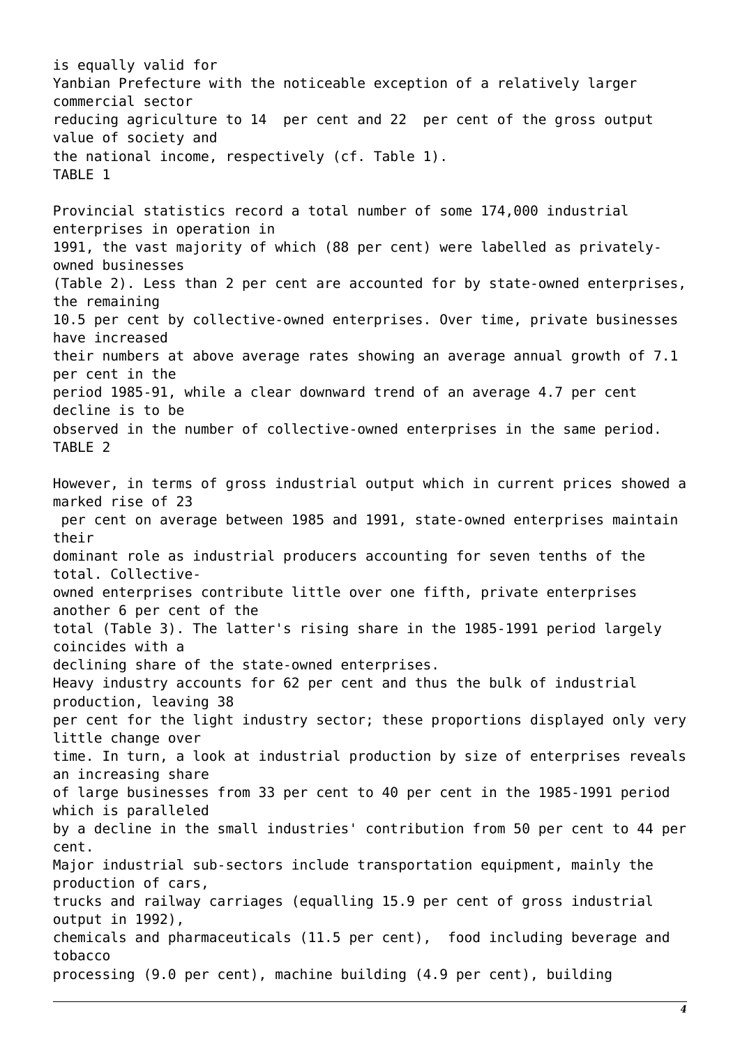is equally valid for Yanbian Prefecture with the noticeable exception of a relatively larger commercial sector reducing agriculture to 14 per cent and 22 per cent of the gross output value of society and the national income, respectively (cf. Table 1).

TABLE 1

Provincial statistics record a total number of some 174,000 industrial enterprises in operation in 1991, the vast majority of which (88 per cent) were labelled as privately-owned businesses (Table 2). Less than 2 per cent are accounted for by state-owned enterprises, the remaining 10.5 per cent by collective-owned enterprises. Over time, private businesses have increased their numbers at above average rates showing an average annual growth of 7.1 per cent in the period 1985-91, while a clear downward trend of an average 4.7 per cent decline is to be observed in the number of collective-owned enterprises in the same period.

TABLE 2

However, in terms of gross industrial output which in current prices showed a marked rise of 23 per cent on average between 1985 and 1991, state-owned enterprises maintain their dominant role as industrial producers accounting for seven tenths of the total. Collective-owned enterprises contribute little over one fifth, private enterprises another 6 per cent of the total (Table 3). The latter's rising share in the 1985-1991 period largely coincides with a declining share of the state-owned enterprises.

Heavy industry accounts for 62 per cent and thus the bulk of industrial production, leaving 38 per cent for the light industry sector; these proportions displayed only very little change over time. In turn, a look at industrial production by size of enterprises reveals an increasing share of large businesses from 33 per cent to 40 per cent in the 1985-1991 period which is paralleled by a decline in the small industries' contribution from 50 per cent to 44 per cent.

Major industrial sub-sectors include transportation equipment, mainly the production of cars, trucks and railway carriages (equalling 15.9 per cent of gross industrial output in 1992), chemicals and pharmaceuticals (11.5 per cent), food including beverage and tobacco processing (9.0 per cent), machine building (4.9 per cent), building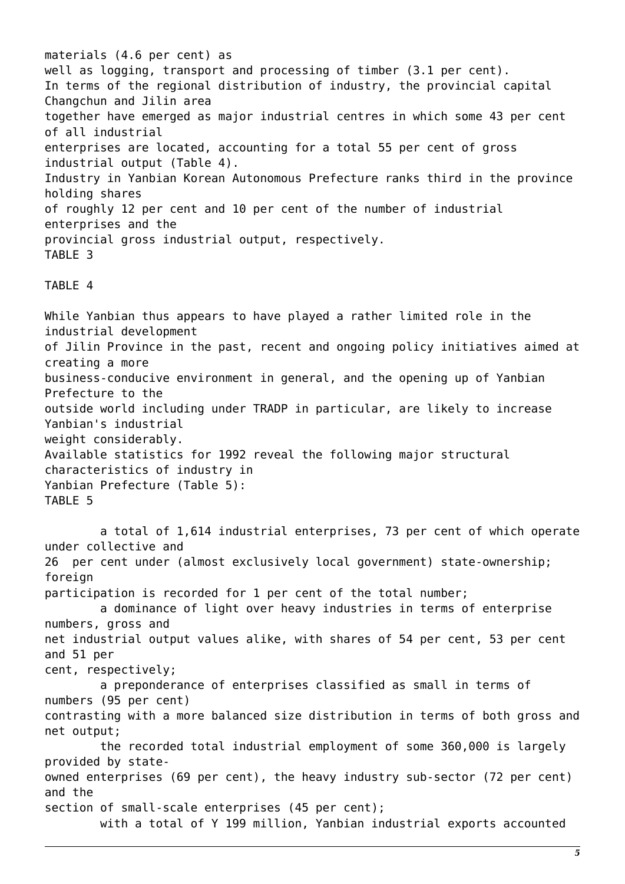materials (4.6 per cent) as well as logging, transport and processing of timber (3.1 per cent).

In terms of the regional distribution of industry, the provincial capital Changchun and Jilin area together have emerged as major industrial centres in which some 43 per cent of all industrial enterprises are located, accounting for a total 55 per cent of gross industrial output (Table 4).

Industry in Yanbian Korean Autonomous Prefecture ranks third in the province holding shares of roughly 12 per cent and 10 per cent of the number of industrial enterprises and the provincial gross industrial output, respectively.

TABLE 3

TABLE 4

While Yanbian thus appears to have played a rather limited role in the industrial development of Jilin Province in the past, recent and ongoing policy initiatives aimed at creating a more business-conducive environment in general, and the opening up of Yanbian Prefecture to the outside world including under TRADP in particular, are likely to increase Yanbian's industrial weight considerably.

Available statistics for 1992 reveal the following major structural characteristics of industry in Yanbian Prefecture (Table 5):

TABLE 5

- a total of 1,614 industrial enterprises, 73 per cent of which operate under collective and 26 per cent under (almost exclusively local government) state-ownership; foreign participation is recorded for 1 per cent of the total number;
- a dominance of light over heavy industries in terms of enterprise numbers, gross and net industrial output values alike, with shares of 54 per cent, 53 per cent and 51 per cent, respectively;
- a preponderance of enterprises classified as small in terms of numbers (95 per cent) contrasting with a more balanced size distribution in terms of both gross and net output;
- the recorded total industrial employment of some 360,000 is largely provided by state-owned enterprises (69 per cent), the heavy industry sub-sector (72 per cent) and the section of small-scale enterprises (45 per cent);
- with a total of Y 199 million, Yanbian industrial exports accounted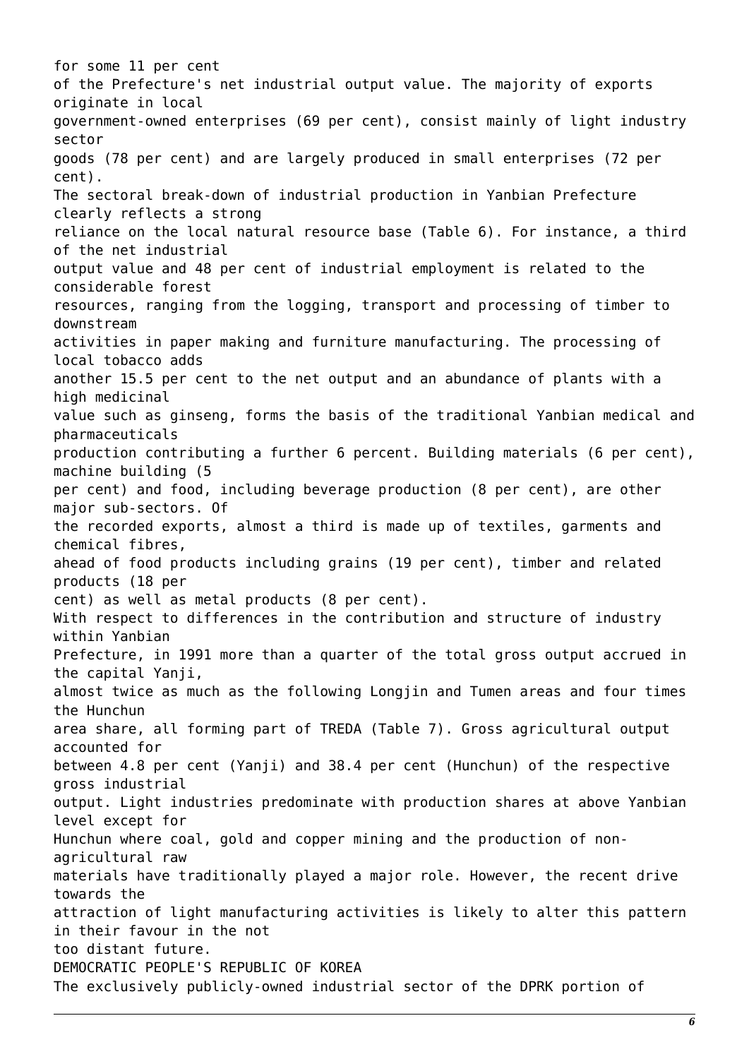for some 11 per cent of the Prefecture's net industrial output value. The majority of exports originate in local government-owned enterprises (69 per cent), consist mainly of light industry sector goods (78 per cent) and are largely produced in small enterprises (72 per cent).

The sectoral break-down of industrial production in Yanbian Prefecture clearly reflects a strong reliance on the local natural resource base (Table 6). For instance, a third of the net industrial output value and 48 per cent of industrial employment is related to the considerable forest resources, ranging from the logging, transport and processing of timber to downstream activities in paper making and furniture manufacturing. The processing of local tobacco adds another 15.5 per cent to the net output and an abundance of plants with a high medicinal value such as ginseng, forms the basis of the traditional Yanbian medical and pharmaceuticals production contributing a further 6 percent. Building materials (6 per cent), machine building (5 per cent) and food, including beverage production (8 per cent), are other major sub-sectors. Of the recorded exports, almost a third is made up of textiles, garments and chemical fibres, ahead of food products including grains (19 per cent), timber and related products (18 per cent) as well as metal products (8 per cent).

With respect to differences in the contribution and structure of industry within Yanbian Prefecture, in 1991 more than a quarter of the total gross output accrued in the capital Yanji, almost twice as much as the following Longjin and Tumen areas and four times the Hunchun area share, all forming part of TREDA (Table 7). Gross agricultural output accounted for between 4.8 per cent (Yanji) and 38.4 per cent (Hunchun) of the respective gross industrial output. Light industries predominate with production shares at above Yanbian level except for Hunchun where coal, gold and copper mining and the production of non-agricultural raw materials have traditionally played a major role. However, the recent drive towards the attraction of light manufacturing activities is likely to alter this pattern in their favour in the not too distant future.

## DEMOCRATIC PEOPLE'S REPUBLIC OF KOREA

The exclusively publicly-owned industrial sector of the DPRK portion of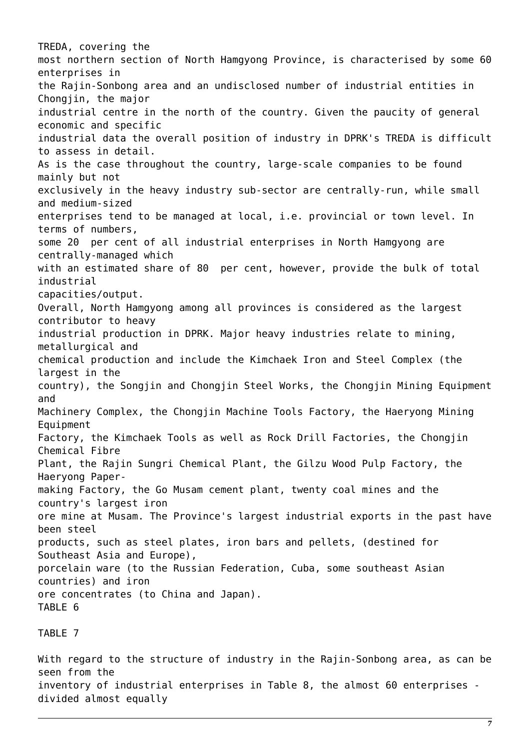TREDA, covering the most northern section of North Hamgyong Province, is characterised by some 60 enterprises in the Rajin-Sonbong area and an undisclosed number of industrial entities in Chongjin, the major industrial centre in the north of the country. Given the paucity of general economic and specific industrial data the overall position of industry in DPRK's TREDA is difficult to assess in detail.

As is the case throughout the country, large-scale companies to be found mainly but not exclusively in the heavy industry sub-sector are centrally-run, while small and medium-sized enterprises tend to be managed at local, i.e. provincial or town level. In terms of numbers, some 20 per cent of all industrial enterprises in North Hamgyong are centrally-managed which with an estimated share of 80 per cent, however, provide the bulk of total industrial capacities/output.

Overall, North Hamgyong among all provinces is considered as the largest contributor to heavy industrial production in DPRK. Major heavy industries relate to mining, metallurgical and chemical production and include the Kimchaek Iron and Steel Complex (the largest in the country), the Songjin and Chongjin Steel Works, the Chongjin Mining Equipment and Machinery Complex, the Chongjin Machine Tools Factory, the Haeryong Mining Equipment Factory, the Kimchaek Tools as well as Rock Drill Factories, the Chongjin Chemical Fibre Plant, the Rajin Sungri Chemical Plant, the Gilzu Wood Pulp Factory, the Haeryong Paper-making Factory, the Go Musam cement plant, twenty coal mines and the country's largest iron ore mine at Musam. The Province's largest industrial exports in the past have been steel products, such as steel plates, iron bars and pellets, (destined for Southeast Asia and Europe), porcelain ware (to the Russian Federation, Cuba, some southeast Asian countries) and iron ore concentrates (to China and Japan).

TABLE 6

TABLE 7

With regard to the structure of industry in the Rajin-Sonbong area, as can be seen from the inventory of industrial enterprises in Table 8, the almost 60 enterprises - divided almost equally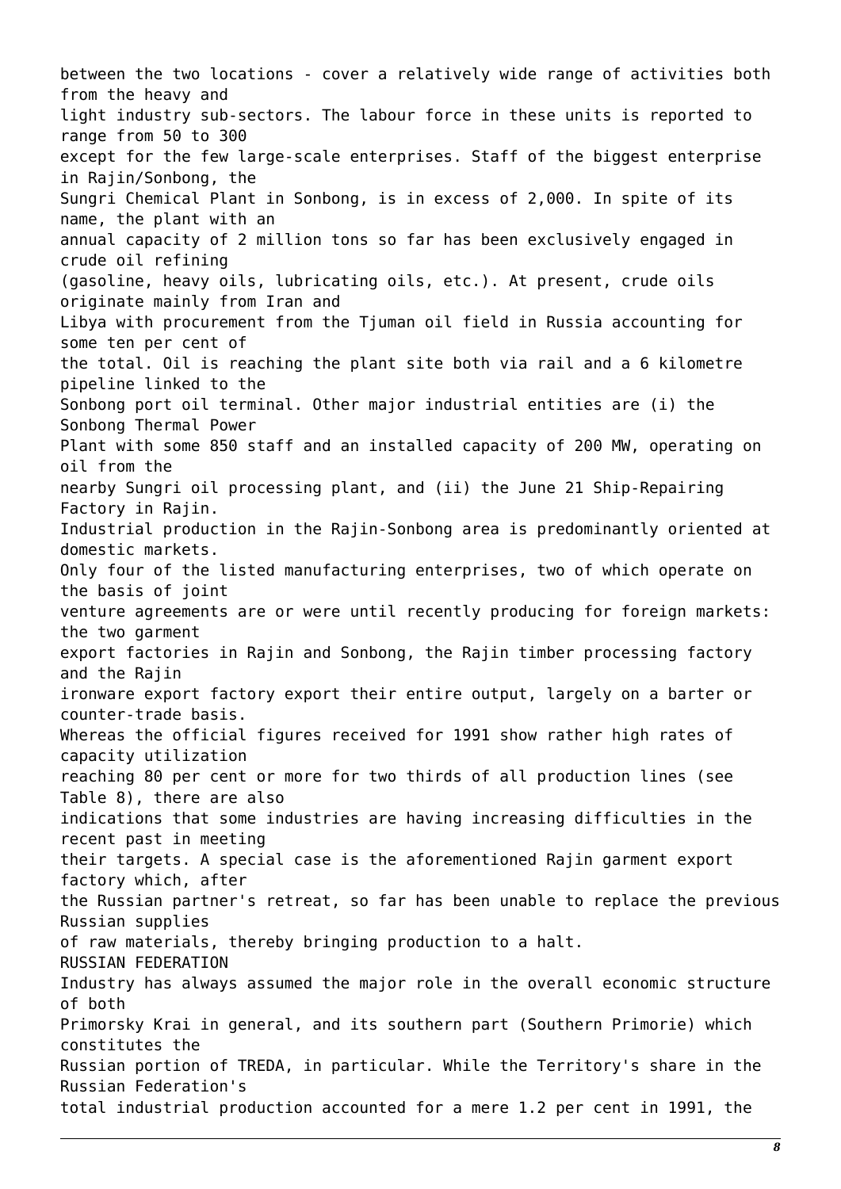between the two locations - cover a relatively wide range of activities both from the heavy and light industry sub-sectors. The labour force in these units is reported to range from 50 to 300 except for the few large-scale enterprises. Staff of the biggest enterprise in Rajin/Sonbong, the Sungri Chemical Plant in Sonbong, is in excess of 2,000. In spite of its name, the plant with an annual capacity of 2 million tons so far has been exclusively engaged in crude oil refining (gasoline, heavy oils, lubricating oils, etc.). At present, crude oils originate mainly from Iran and Libya with procurement from the Tjuman oil field in Russia accounting for some ten per cent of the total. Oil is reaching the plant site both via rail and a 6 kilometre pipeline linked to the Sonbong port oil terminal. Other major industrial entities are (i) the Sonbong Thermal Power Plant with some 850 staff and an installed capacity of 200 MW, operating on oil from the nearby Sungri oil processing plant, and (ii) the June 21 Ship-Repairing Factory in Rajin.

Industrial production in the Rajin-Sonbong area is predominantly oriented at domestic markets. Only four of the listed manufacturing enterprises, two of which operate on the basis of joint venture agreements are or were until recently producing for foreign markets: the two garment export factories in Rajin and Sonbong, the Rajin timber processing factory and the Rajin ironware export factory export their entire output, largely on a barter or counter-trade basis.

Whereas the official figures received for 1991 show rather high rates of capacity utilization reaching 80 per cent or more for two thirds of all production lines (see Table 8), there are also indications that some industries are having increasing difficulties in the recent past in meeting their targets. A special case is the aforementioned Rajin garment export factory which, after the Russian partner's retreat, so far has been unable to replace the previous Russian supplies of raw materials, thereby bringing production to a halt.

## RUSSIAN FEDERATION

Industry has always assumed the major role in the overall economic structure of both Primorsky Krai in general, and its southern part (Southern Primorie) which constitutes the Russian portion of TREDA, in particular. While the Territory's share in the Russian Federation's total industrial production accounted for a mere 1.2 per cent in 1991, the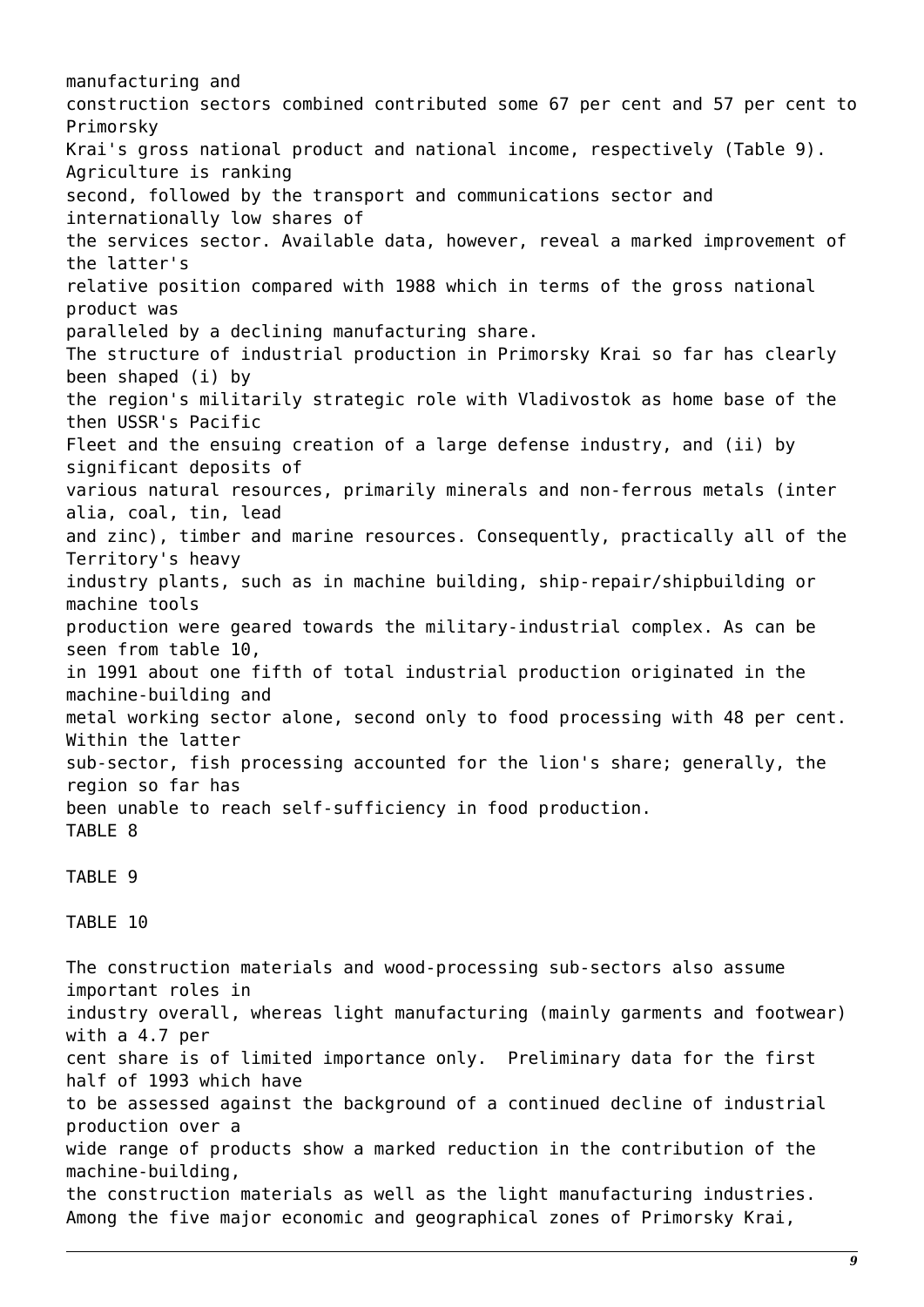manufacturing and construction sectors combined contributed some 67 per cent and 57 per cent to Primorsky Krai's gross national product and national income, respectively (Table 9). Agriculture is ranking second, followed by the transport and communications sector and internationally low shares of the services sector. Available data, however, reveal a marked improvement of the latter's relative position compared with 1988 which in terms of the gross national product was paralleled by a declining manufacturing share.

The structure of industrial production in Primorsky Krai so far has clearly been shaped (i) by the region's militarily strategic role with Vladivostok as home base of the then USSR's Pacific Fleet and the ensuing creation of a large defense industry, and (ii) by significant deposits of various natural resources, primarily minerals and non-ferrous metals (inter alia, coal, tin, lead and zinc), timber and marine resources. Consequently, practically all of the Territory's heavy industry plants, such as in machine building, ship-repair/shipbuilding or machine tools production were geared towards the military-industrial complex. As can be seen from table 10, in 1991 about one fifth of total industrial production originated in the machine-building and metal working sector alone, second only to food processing with 48 per cent. Within the latter sub-sector, fish processing accounted for the lion's share; generally, the region so far has been unable to reach self-sufficiency in food production.

TABLE 8

TABLE 9

TABLE 10

The construction materials and wood-processing sub-sectors also assume important roles in industry overall, whereas light manufacturing (mainly garments and footwear) with a 4.7 per cent share is of limited importance only. Preliminary data for the first half of 1993 which have to be assessed against the background of a continued decline of industrial production over a wide range of products show a marked reduction in the contribution of the machine-building, the construction materials as well as the light manufacturing industries.

Among the five major economic and geographical zones of Primorsky Krai,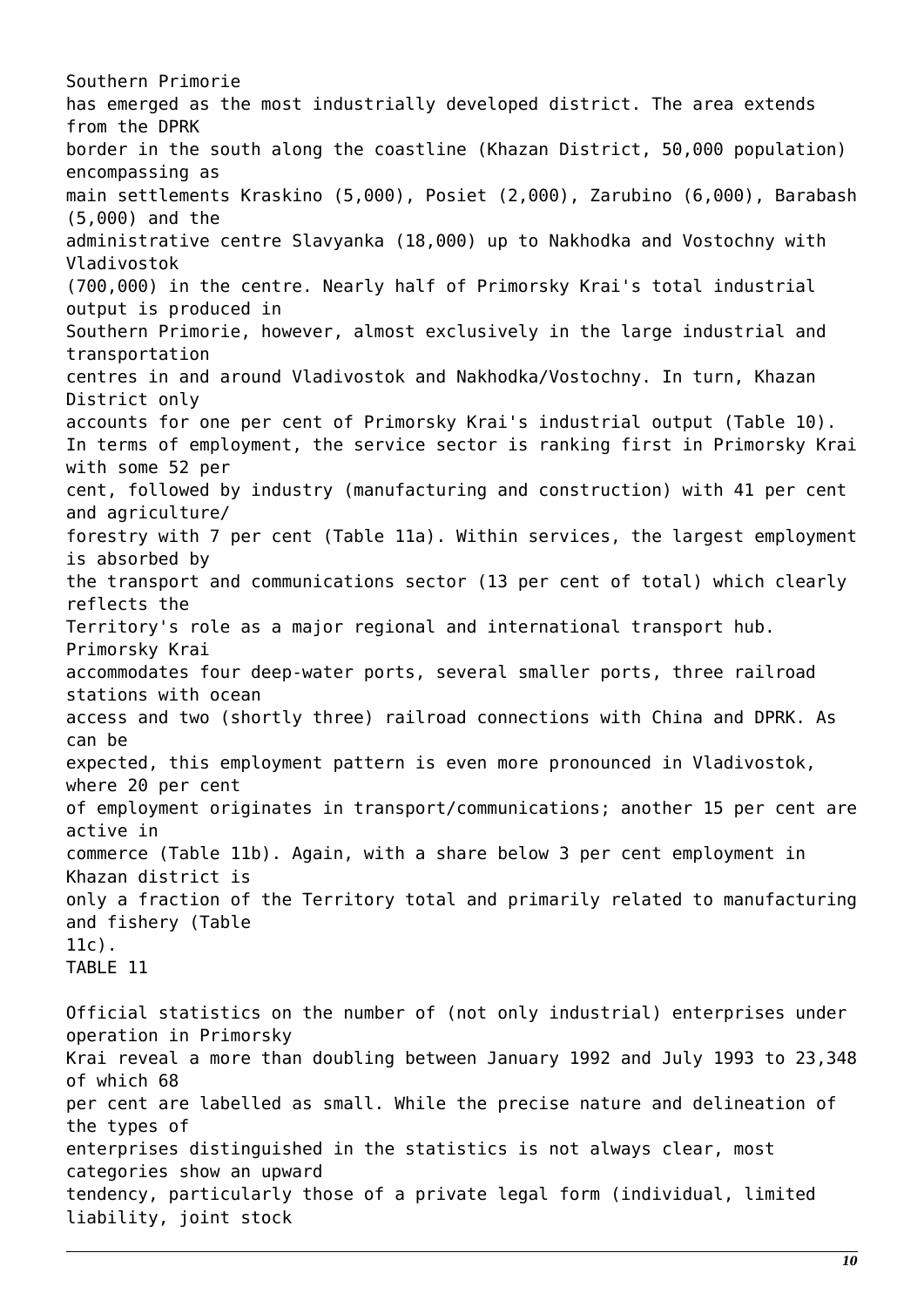Southern Primorie has emerged as the most industrially developed district. The area extends from the DPRK border in the south along the coastline (Khazan District, 50,000 population) encompassing as main settlements Kraskino (5,000), Posiet (2,000), Zarubino (6,000), Barabash (5,000) and the administrative centre Slavyanka (18,000) up to Nakhodka and Vostochny with Vladivostok (700,000) in the centre. Nearly half of Primorsky Krai's total industrial output is produced in Southern Primorie, however, almost exclusively in the large industrial and transportation centres in and around Vladivostok and Nakhodka/Vostochny. In turn, Khazan District only accounts for one per cent of Primorsky Krai's industrial output (Table 10). In terms of employment, the service sector is ranking first in Primorsky Krai with some 52 per cent, followed by industry (manufacturing and construction) with 41 per cent and agriculture/ forestry with 7 per cent (Table 11a). Within services, the largest employment is absorbed by the transport and communications sector (13 per cent of total) which clearly reflects the Territory's role as a major regional and international transport hub. Primorsky Krai accommodates four deep-water ports, several smaller ports, three railroad stations with ocean access and two (shortly three) railroad connections with China and DPRK. As can be expected, this employment pattern is even more pronounced in Vladivostok, where 20 per cent of employment originates in transport/communications; another 15 per cent are active in commerce (Table 11b). Again, with a share below 3 per cent employment in Khazan district is only a fraction of the Territory total and primarily related to manufacturing and fishery (Table 11c).

TABLE 11

Official statistics on the number of (not only industrial) enterprises under operation in Primorsky Krai reveal a more than doubling between January 1992 and July 1993 to 23,348 of which 68 per cent are labelled as small. While the precise nature and delineation of the types of enterprises distinguished in the statistics is not always clear, most categories show an upward tendency, particularly those of a private legal form (individual, limited liability, joint stock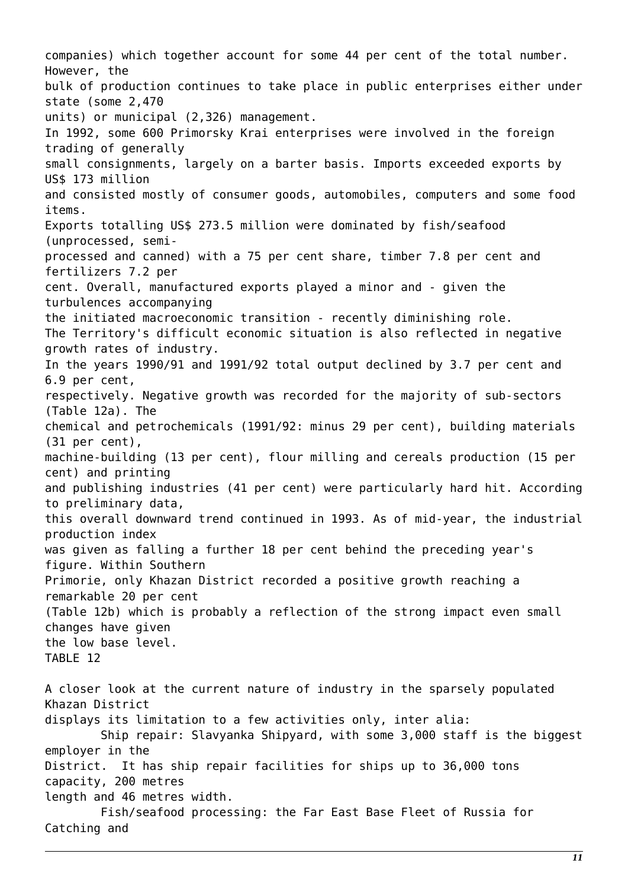companies) which together account for some 44 per cent of the total number. However, the bulk of production continues to take place in public enterprises either under state (some 2,470 units) or municipal (2,326) management.

In 1992, some 600 Primorsky Krai enterprises were involved in the foreign trading of generally small consignments, largely on a barter basis. Imports exceeded exports by US$ 173 million and consisted mostly of consumer goods, automobiles, computers and some food items. Exports totalling US$ 273.5 million were dominated by fish/seafood (unprocessed, semi-processed and canned) with a 75 per cent share, timber 7.8 per cent and fertilizers 7.2 per cent. Overall, manufactured exports played a minor and - given the turbulences accompanying the initiated macroeconomic transition - recently diminishing role.

The Territory's difficult economic situation is also reflected in negative growth rates of industry. In the years 1990/91 and 1991/92 total output declined by 3.7 per cent and 6.9 per cent, respectively. Negative growth was recorded for the majority of sub-sectors (Table 12a). The chemical and petrochemicals (1991/92: minus 29 per cent), building materials (31 per cent), machine-building (13 per cent), flour milling and cereals production (15 per cent) and printing and publishing industries (41 per cent) were particularly hard hit. According to preliminary data, this overall downward trend continued in 1993. As of mid-year, the industrial production index was given as falling a further 18 per cent behind the preceding year's figure. Within Southern Primorie, only Khazan District recorded a positive growth reaching a remarkable 20 per cent (Table 12b) which is probably a reflection of the strong impact even small changes have given the low base level.

TABLE 12

A closer look at the current nature of industry in the sparsely populated Khazan District displays its limitation to a few activities only, inter alia:

- Ship repair: Slavyanka Shipyard, with some 3,000 staff is the biggest employer in the District. It has ship repair facilities for ships up to 36,000 tons capacity, 200 metres length and 46 metres width.
- Fish/seafood processing: the Far East Base Fleet of Russia for Catching and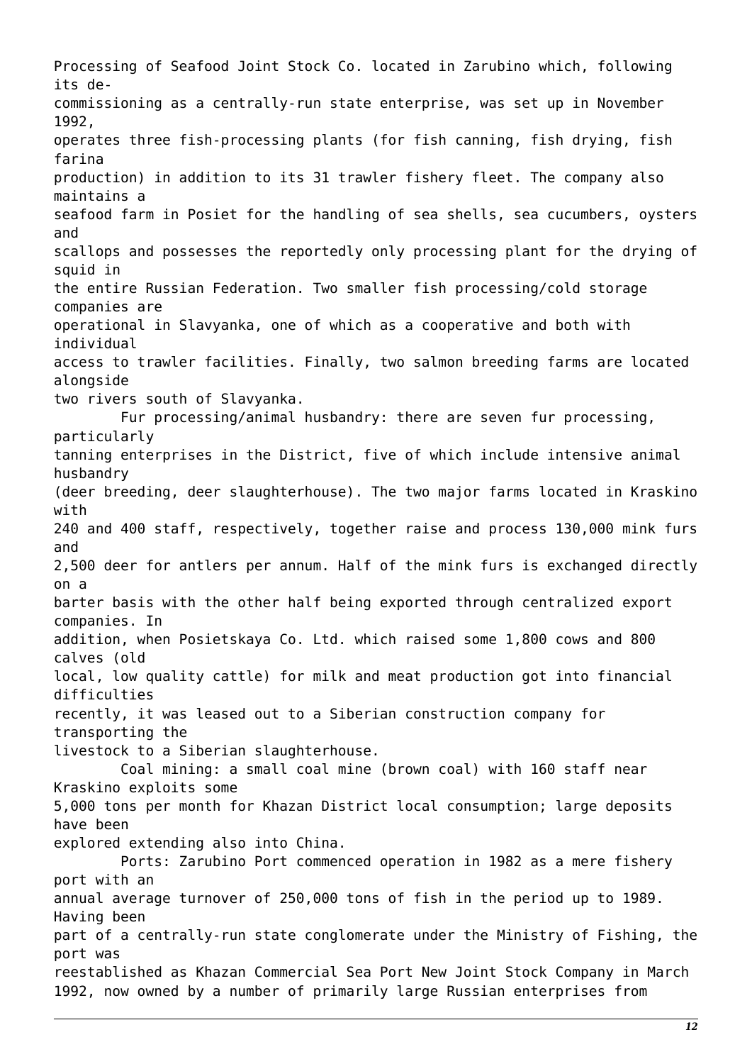Processing of Seafood Joint Stock Co. located in Zarubino which, following its de-commissioning as a centrally-run state enterprise, was set up in November 1992, operates three fish-processing plants (for fish canning, fish drying, fish farina production) in addition to its 31 trawler fishery fleet. The company also maintains a seafood farm in Posiet for the handling of sea shells, sea cucumbers, oysters and scallops and possesses the reportedly only processing plant for the drying of squid in the entire Russian Federation. Two smaller fish processing/cold storage companies are operational in Slavyanka, one of which as a cooperative and both with individual access to trawler facilities. Finally, two salmon breeding farms are located alongside two rivers south of Slavyanka.

Fur processing/animal husbandry: there are seven fur processing, particularly tanning enterprises in the District, five of which include intensive animal husbandry (deer breeding, deer slaughterhouse). The two major farms located in Kraskino with 240 and 400 staff, respectively, together raise and process 130,000 mink furs and 2,500 deer for antlers per annum. Half of the mink furs is exchanged directly on a barter basis with the other half being exported through centralized export companies. In addition, when Posietskaya Co. Ltd. which raised some 1,800 cows and 800 calves (old local, low quality cattle) for milk and meat production got into financial difficulties recently, it was leased out to a Siberian construction company for transporting the livestock to a Siberian slaughterhouse.

Coal mining: a small coal mine (brown coal) with 160 staff near Kraskino exploits some 5,000 tons per month for Khazan District local consumption; large deposits have been explored extending also into China.

Ports: Zarubino Port commenced operation in 1982 as a mere fishery port with an annual average turnover of 250,000 tons of fish in the period up to 1989. Having been part of a centrally-run state conglomerate under the Ministry of Fishing, the port was reestablished as Khazan Commercial Sea Port New Joint Stock Company in March 1992, now owned by a number of primarily large Russian enterprises from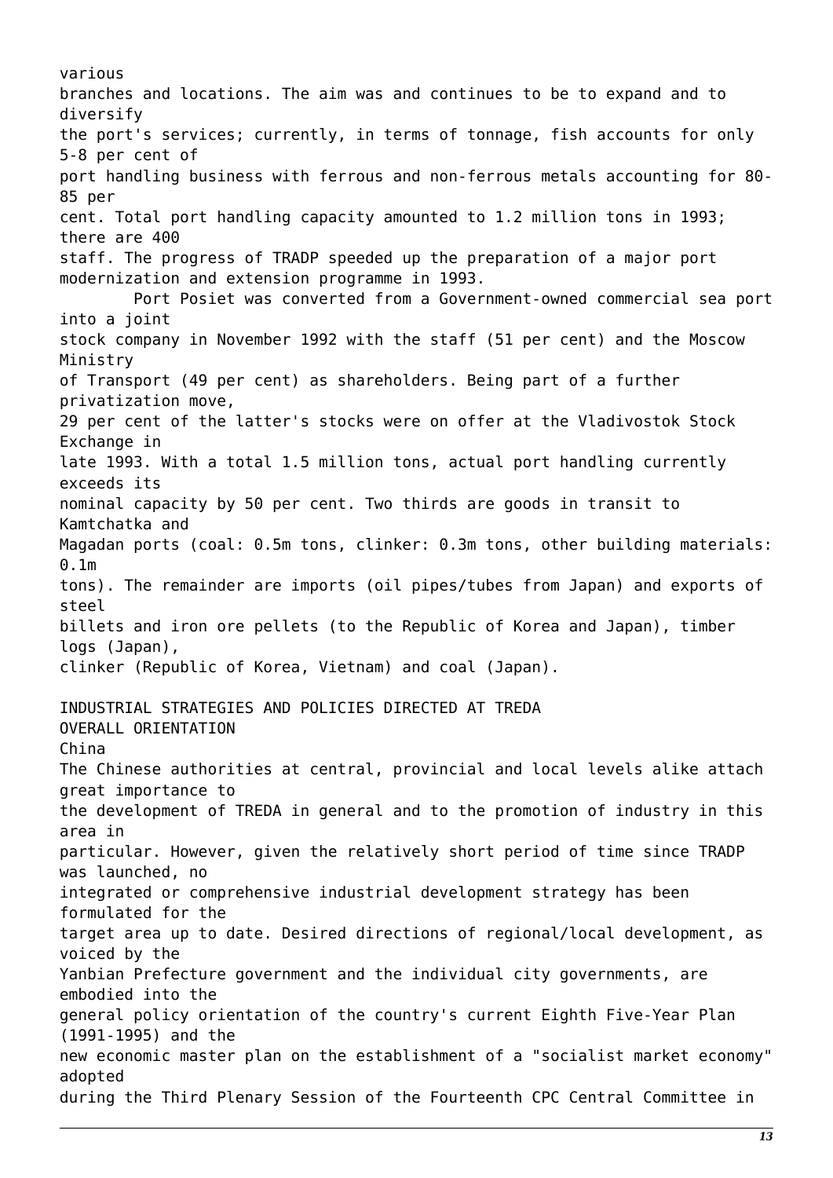various branches and locations. The aim was and continues to be to expand and to diversify the port's services; currently, in terms of tonnage, fish accounts for only 5-8 per cent of port handling business with ferrous and non-ferrous metals accounting for 80-85 per cent. Total port handling capacity amounted to 1.2 million tons in 1993; there are 400 staff. The progress of TRADP speeded up the preparation of a major port modernization and extension programme in 1993.

Port Posiet was converted from a Government-owned commercial sea port into a joint stock company in November 1992 with the staff (51 per cent) and the Moscow Ministry of Transport (49 per cent) as shareholders. Being part of a further privatization move, 29 per cent of the latter's stocks were on offer at the Vladivostok Stock Exchange in late 1993. With a total 1.5 million tons, actual port handling currently exceeds its nominal capacity by 50 per cent. Two thirds are goods in transit to Kamtchatka and Magadan ports (coal: 0.5m tons, clinker: 0.3m tons, other building materials: 0.1m tons). The remainder are imports (oil pipes/tubes from Japan) and exports of steel billets and iron ore pellets (to the Republic of Korea and Japan), timber logs (Japan), clinker (Republic of Korea, Vietnam) and coal (Japan).

## INDUSTRIAL STRATEGIES AND POLICIES DIRECTED AT TREDA

### OVERALL ORIENTATION

#### China

The Chinese authorities at central, provincial and local levels alike attach great importance to the development of TREDA in general and to the promotion of industry in this area in particular. However, given the relatively short period of time since TRADP was launched, no integrated or comprehensive industrial development strategy has been formulated for the target area up to date. Desired directions of regional/local development, as voiced by the Yanbian Prefecture government and the individual city governments, are embodied into the general policy orientation of the country's current Eighth Five-Year Plan (1991-1995) and the new economic master plan on the establishment of a "socialist market economy" adopted during the Third Plenary Session of the Fourteenth CPC Central Committee in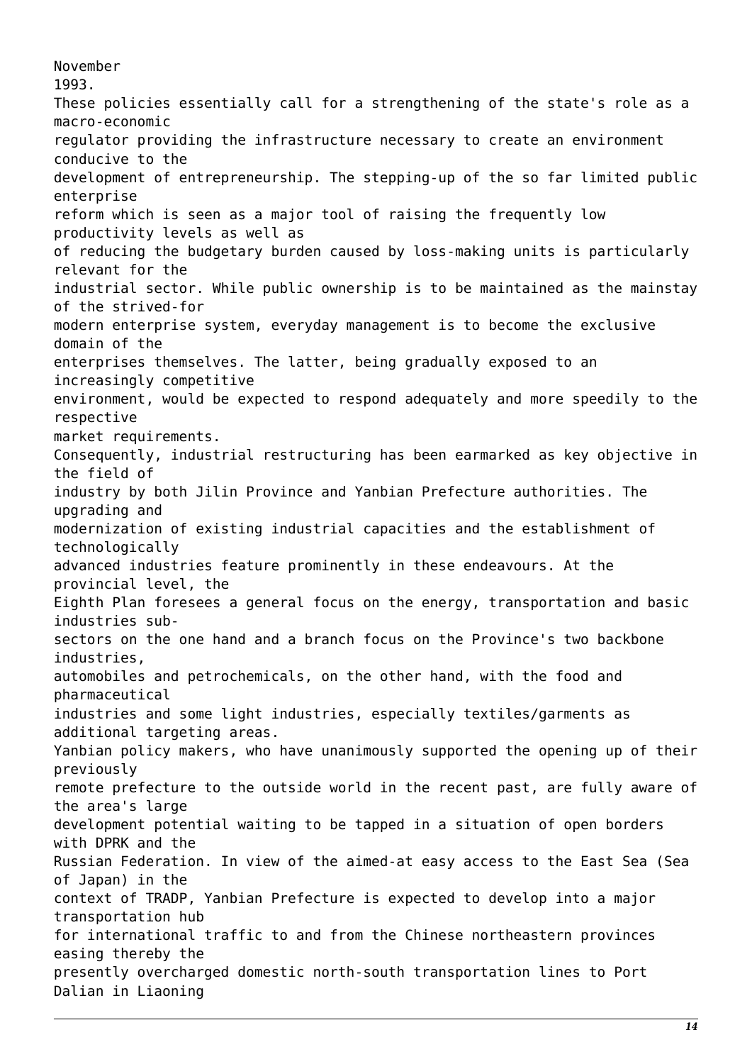November 1993.

These policies essentially call for a strengthening of the state's role as a macro-economic regulator providing the infrastructure necessary to create an environment conducive to the development of entrepreneurship. The stepping-up of the so far limited public enterprise reform which is seen as a major tool of raising the frequently low productivity levels as well as of reducing the budgetary burden caused by loss-making units is particularly relevant for the industrial sector. While public ownership is to be maintained as the mainstay of the strived-for modern enterprise system, everyday management is to become the exclusive domain of the enterprises themselves. The latter, being gradually exposed to an increasingly competitive environment, would be expected to respond adequately and more speedily to the respective market requirements.

Consequently, industrial restructuring has been earmarked as key objective in the field of industry by both Jilin Province and Yanbian Prefecture authorities. The upgrading and modernization of existing industrial capacities and the establishment of technologically advanced industries feature prominently in these endeavours. At the provincial level, the Eighth Plan foresees a general focus on the energy, transportation and basic industries sub-sectors on the one hand and a branch focus on the Province's two backbone industries, automobiles and petrochemicals, on the other hand, with the food and pharmaceutical industries and some light industries, especially textiles/garments as additional targeting areas.

Yanbian policy makers, who have unanimously supported the opening up of their previously remote prefecture to the outside world in the recent past, are fully aware of the area's large development potential waiting to be tapped in a situation of open borders with DPRK and the Russian Federation. In view of the aimed-at easy access to the East Sea (Sea of Japan) in the context of TRADP, Yanbian Prefecture is expected to develop into a major transportation hub for international traffic to and from the Chinese northeastern provinces easing thereby the presently overcharged domestic north-south transportation lines to Port Dalian in Liaoning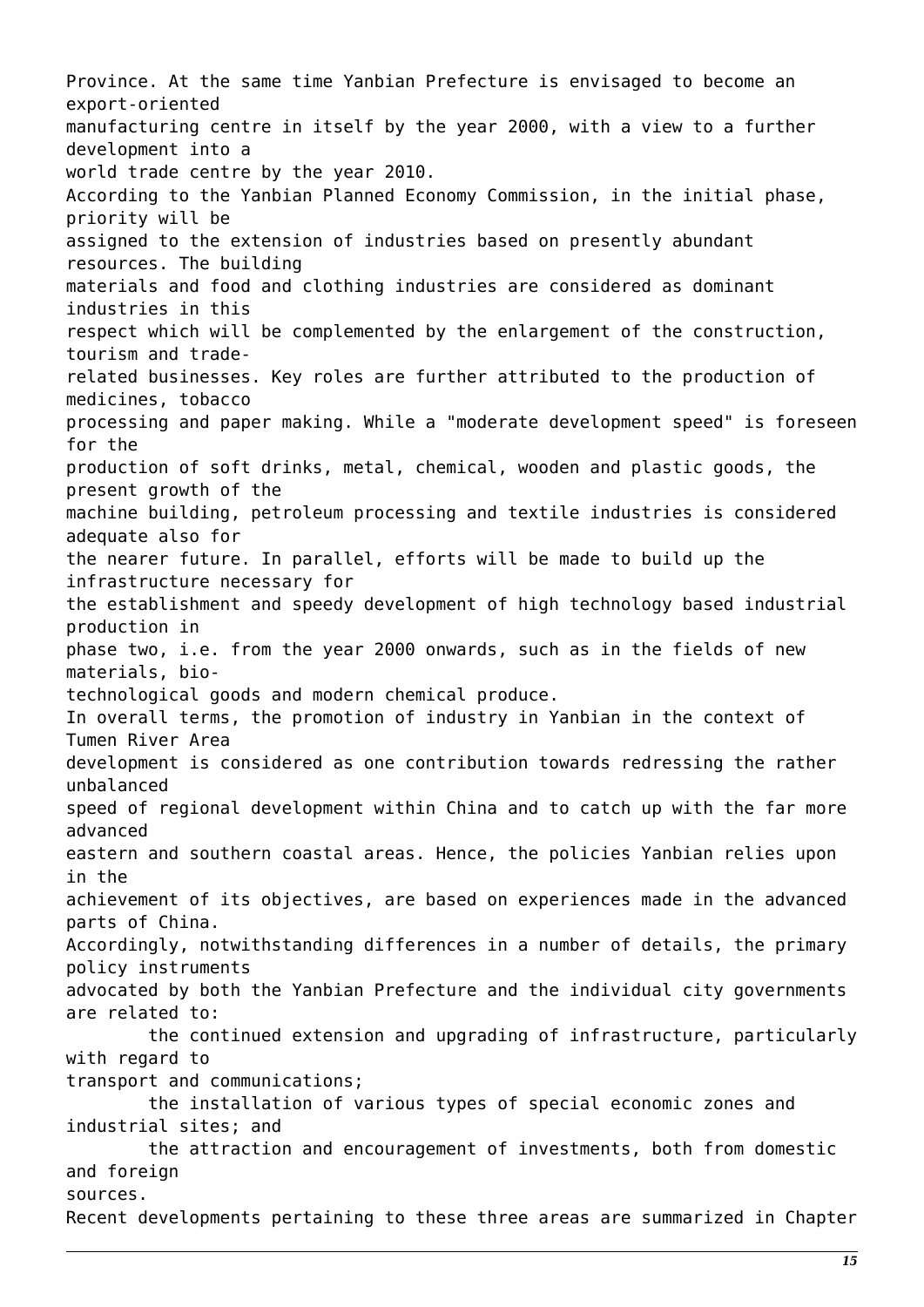Province. At the same time Yanbian Prefecture is envisaged to become an export-oriented manufacturing centre in itself by the year 2000, with a view to a further development into a world trade centre by the year 2010.

According to the Yanbian Planned Economy Commission, in the initial phase, priority will be assigned to the extension of industries based on presently abundant resources. The building materials and food and clothing industries are considered as dominant industries in this respect which will be complemented by the enlargement of the construction, tourism and trade-related businesses. Key roles are further attributed to the production of medicines, tobacco processing and paper making. While a "moderate development speed" is foreseen for the production of soft drinks, metal, chemical, wooden and plastic goods, the present growth of the machine building, petroleum processing and textile industries is considered adequate also for the nearer future. In parallel, efforts will be made to build up the infrastructure necessary for the establishment and speedy development of high technology based industrial production in phase two, i.e. from the year 2000 onwards, such as in the fields of new materials, bio-technological goods and modern chemical produce.

In overall terms, the promotion of industry in Yanbian in the context of Tumen River Area development is considered as one contribution towards redressing the rather unbalanced speed of regional development within China and to catch up with the far more advanced eastern and southern coastal areas. Hence, the policies Yanbian relies upon in the achievement of its objectives, are based on experiences made in the advanced parts of China.

Accordingly, notwithstanding differences in a number of details, the primary policy instruments advocated by both the Yanbian Prefecture and the individual city governments are related to:

- the continued extension and upgrading of infrastructure, particularly with regard to transport and communications;
- the installation of various types of special economic zones and industrial sites; and
- the attraction and encouragement of investments, both from domestic and foreign sources.

Recent developments pertaining to these three areas are summarized in Chapter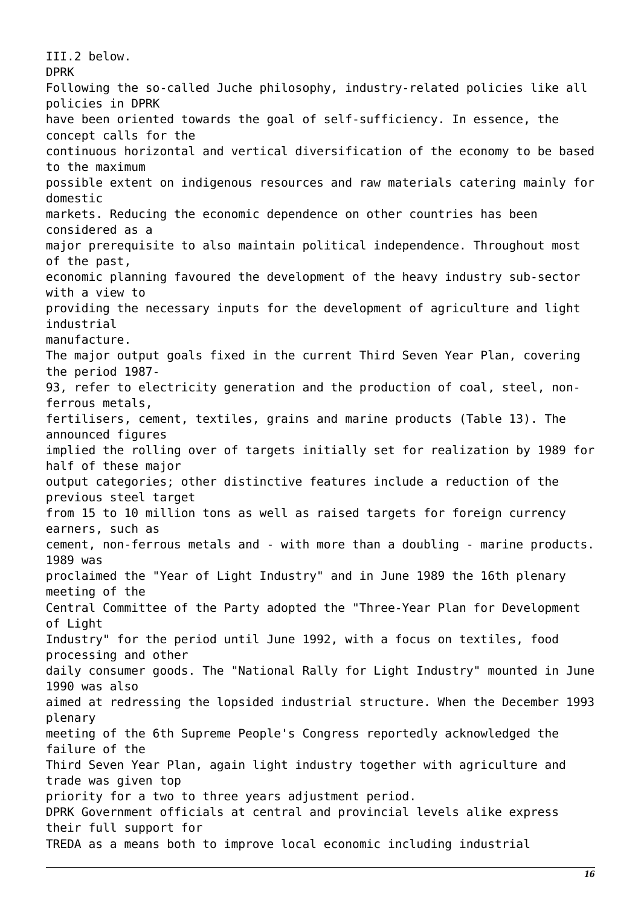III.2 below.

DPRK

Following the so-called Juche philosophy, industry-related policies like all policies in DPRK have been oriented towards the goal of self-sufficiency. In essence, the concept calls for the continuous horizontal and vertical diversification of the economy to be based to the maximum possible extent on indigenous resources and raw materials catering mainly for domestic markets. Reducing the economic dependence on other countries has been considered as a major prerequisite to also maintain political independence. Throughout most of the past, economic planning favoured the development of the heavy industry sub-sector with a view to providing the necessary inputs for the development of agriculture and light industrial manufacture.

The major output goals fixed in the current Third Seven Year Plan, covering the period 1987-93, refer to electricity generation and the production of coal, steel, non-ferrous metals, fertilisers, cement, textiles, grains and marine products (Table 13). The announced figures implied the rolling over of targets initially set for realization by 1989 for half of these major output categories; other distinctive features include a reduction of the previous steel target from 15 to 10 million tons as well as raised targets for foreign currency earners, such as cement, non-ferrous metals and - with more than a doubling - marine products. 1989 was proclaimed the "Year of Light Industry" and in June 1989 the 16th plenary meeting of the Central Committee of the Party adopted the "Three-Year Plan for Development of Light Industry" for the period until June 1992, with a focus on textiles, food processing and other daily consumer goods. The "National Rally for Light Industry" mounted in June 1990 was also aimed at redressing the lopsided industrial structure. When the December 1993 plenary meeting of the 6th Supreme People's Congress reportedly acknowledged the failure of the Third Seven Year Plan, again light industry together with agriculture and trade was given top priority for a two to three years adjustment period.

DPRK Government officials at central and provincial levels alike express their full support for TREDA as a means both to improve local economic including industrial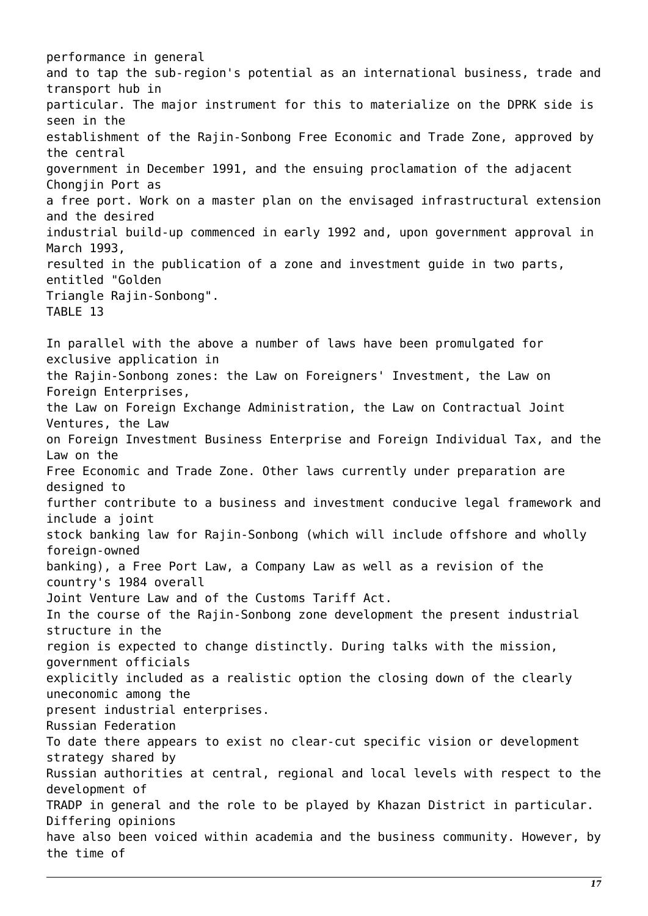performance in general and to tap the sub-region's potential as an international business, trade and transport hub in particular. The major instrument for this to materialize on the DPRK side is seen in the establishment of the Rajin-Sonbong Free Economic and Trade Zone, approved by the central government in December 1991, and the ensuing proclamation of the adjacent Chongjin Port as a free port. Work on a master plan on the envisaged infrastructural extension and the desired industrial build-up commenced in early 1992 and, upon government approval in March 1993, resulted in the publication of a zone and investment guide in two parts, entitled "Golden Triangle Rajin-Sonbong".

TABLE 13

In parallel with the above a number of laws have been promulgated for exclusive application in the Rajin-Sonbong zones: the Law on Foreigners' Investment, the Law on Foreign Enterprises, the Law on Foreign Exchange Administration, the Law on Contractual Joint Ventures, the Law on Foreign Investment Business Enterprise and Foreign Individual Tax, and the Law on the Free Economic and Trade Zone. Other laws currently under preparation are designed to further contribute to a business and investment conducive legal framework and include a joint stock banking law for Rajin-Sonbong (which will include offshore and wholly foreign-owned banking), a Free Port Law, a Company Law as well as a revision of the country's 1984 overall Joint Venture Law and of the Customs Tariff Act.

In the course of the Rajin-Sonbong zone development the present industrial structure in the region is expected to change distinctly. During talks with the mission, government officials explicitly included as a realistic option the closing down of the clearly uneconomic among the present industrial enterprises.

## Russian Federation

To date there appears to exist no clear-cut specific vision or development strategy shared by Russian authorities at central, regional and local levels with respect to the development of TRADP in general and the role to be played by Khazan District in particular. Differing opinions have also been voiced within academia and the business community. However, by the time of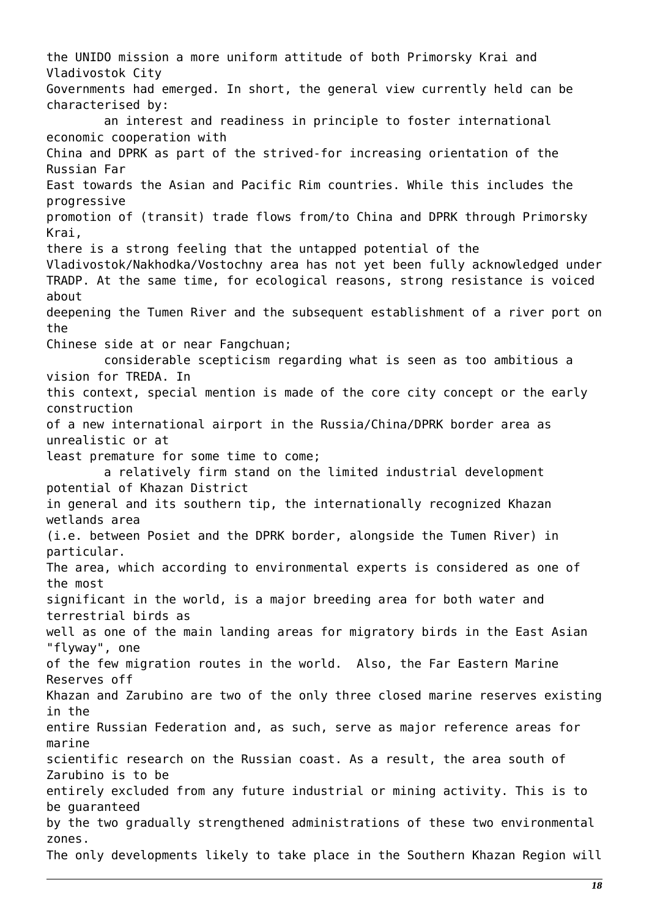the UNIDO mission a more uniform attitude of both Primorsky Krai and Vladivostok City Governments had emerged. In short, the general view currently held can be characterised by:

- an interest and readiness in principle to foster international economic cooperation with China and DPRK as part of the strived-for increasing orientation of the Russian Far East towards the Asian and Pacific Rim countries. While this includes the progressive promotion of (transit) trade flows from/to China and DPRK through Primorsky Krai, there is a strong feeling that the untapped potential of the Vladivostok/Nakhodka/Vostochny area has not yet been fully acknowledged under TRADP. At the same time, for ecological reasons, strong resistance is voiced about deepening the Tumen River and the subsequent establishment of a river port on the Chinese side at or near Fangchuan;
- considerable scepticism regarding what is seen as too ambitious a vision for TREDA. In this context, special mention is made of the core city concept or the early construction of a new international airport in the Russia/China/DPRK border area as unrealistic or at least premature for some time to come;
- a relatively firm stand on the limited industrial development potential of Khazan District in general and its southern tip, the internationally recognized Khazan wetlands area (i.e. between Posiet and the DPRK border, alongside the Tumen River) in particular. The area, which according to environmental experts is considered as one of the most significant in the world, is a major breeding area for both water and terrestrial birds as well as one of the main landing areas for migratory birds in the East Asian "flyway", one of the few migration routes in the world. Also, the Far Eastern Marine Reserves off Khazan and Zarubino are two of the only three closed marine reserves existing in the entire Russian Federation and, as such, serve as major reference areas for marine scientific research on the Russian coast. As a result, the area south of Zarubino is to be entirely excluded from any future industrial or mining activity. This is to be guaranteed by the two gradually strengthened administrations of these two environmental zones. The only developments likely to take place in the Southern Khazan Region will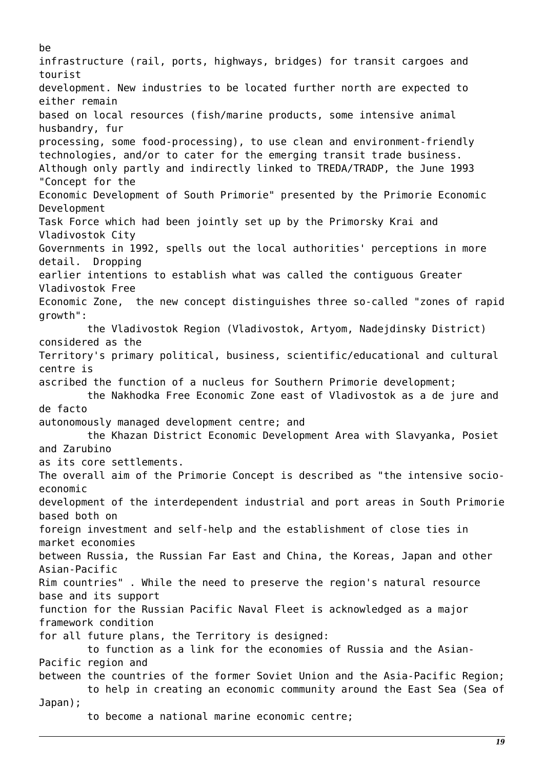be infrastructure (rail, ports, highways, bridges) for transit cargoes and tourist development. New industries to be located further north are expected to either remain based on local resources (fish/marine products, some intensive animal husbandry, fur processing, some food-processing), to use clean and environment-friendly technologies, and/or to cater for the emerging transit trade business.

Although only partly and indirectly linked to TREDA/TRADP, the June 1993 "Concept for the Economic Development of South Primorie" presented by the Primorie Economic Development Task Force which had been jointly set up by the Primorsky Krai and Vladivostok City Governments in 1992, spells out the local authorities' perceptions in more detail. Dropping earlier intentions to establish what was called the contiguous Greater Vladivostok Free Economic Zone, the new concept distinguishes three so-called "zones of rapid growth":

- the Vladivostok Region (Vladivostok, Artyom, Nadejdinsky District) considered as the Territory's primary political, business, scientific/educational and cultural centre is ascribed the function of a nucleus for Southern Primorie development;
- the Nakhodka Free Economic Zone east of Vladivostok as a de jure and de facto autonomously managed development centre; and
- the Khazan District Economic Development Area with Slavyanka, Posiet and Zarubino as its core settlements.

The overall aim of the Primorie Concept is described as "the intensive socio-economic development of the interdependent industrial and port areas in South Primorie based both on foreign investment and self-help and the establishment of close ties in market economies between Russia, the Russian Far East and China, the Koreas, Japan and other Asian-Pacific Rim countries" . While the need to preserve the region's natural resource base and its support function for the Russian Pacific Naval Fleet is acknowledged as a major framework condition for all future plans, the Territory is designed:

- to function as a link for the economies of Russia and the Asian-Pacific region and between the countries of the former Soviet Union and the Asia-Pacific Region;
- to help in creating an economic community around the East Sea (Sea of Japan);
- to become a national marine economic centre;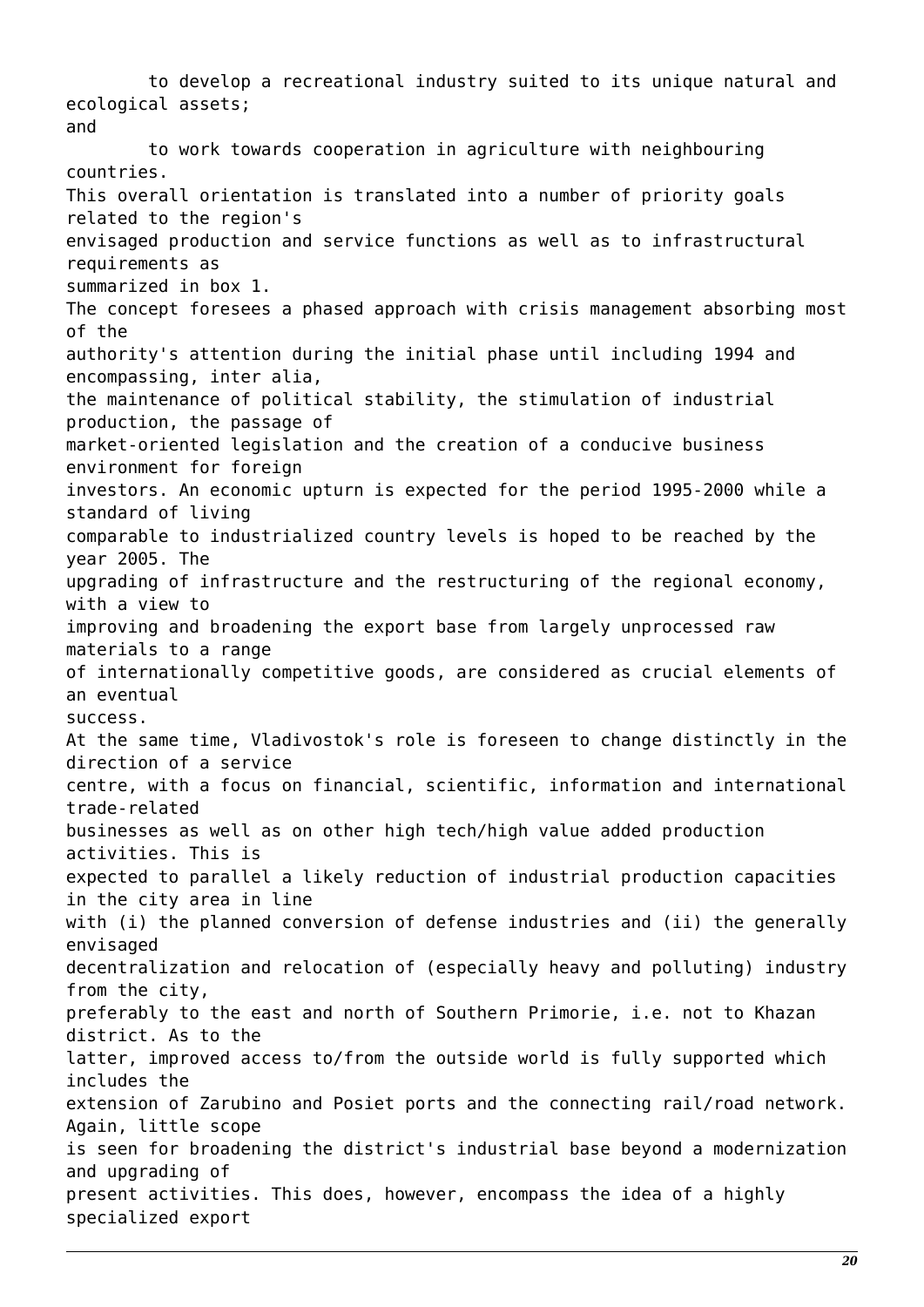to develop a recreational industry suited to its unique natural and ecological assets;

and

to work towards cooperation in agriculture with neighbouring countries.

This overall orientation is translated into a number of priority goals related to the region's envisaged production and service functions as well as to infrastructural requirements as summarized in box 1.

The concept foresees a phased approach with crisis management absorbing most of the authority's attention during the initial phase until including 1994 and encompassing, inter alia, the maintenance of political stability, the stimulation of industrial production, the passage of market-oriented legislation and the creation of a conducive business environment for foreign investors. An economic upturn is expected for the period 1995-2000 while a standard of living comparable to industrialized country levels is hoped to be reached by the year 2005. The upgrading of infrastructure and the restructuring of the regional economy, with a view to improving and broadening the export base from largely unprocessed raw materials to a range of internationally competitive goods, are considered as crucial elements of an eventual success.

At the same time, Vladivostok's role is foreseen to change distinctly in the direction of a service centre, with a focus on financial, scientific, information and international trade-related businesses as well as on other high tech/high value added production activities. This is expected to parallel a likely reduction of industrial production capacities in the city area in line with (i) the planned conversion of defense industries and (ii) the generally envisaged decentralization and relocation of (especially heavy and polluting) industry from the city, preferably to the east and north of Southern Primorie, i.e. not to Khazan district. As to the latter, improved access to/from the outside world is fully supported which includes the extension of Zarubino and Posiet ports and the connecting rail/road network. Again, little scope is seen for broadening the district's industrial base beyond a modernization and upgrading of present activities. This does, however, encompass the idea of a highly specialized export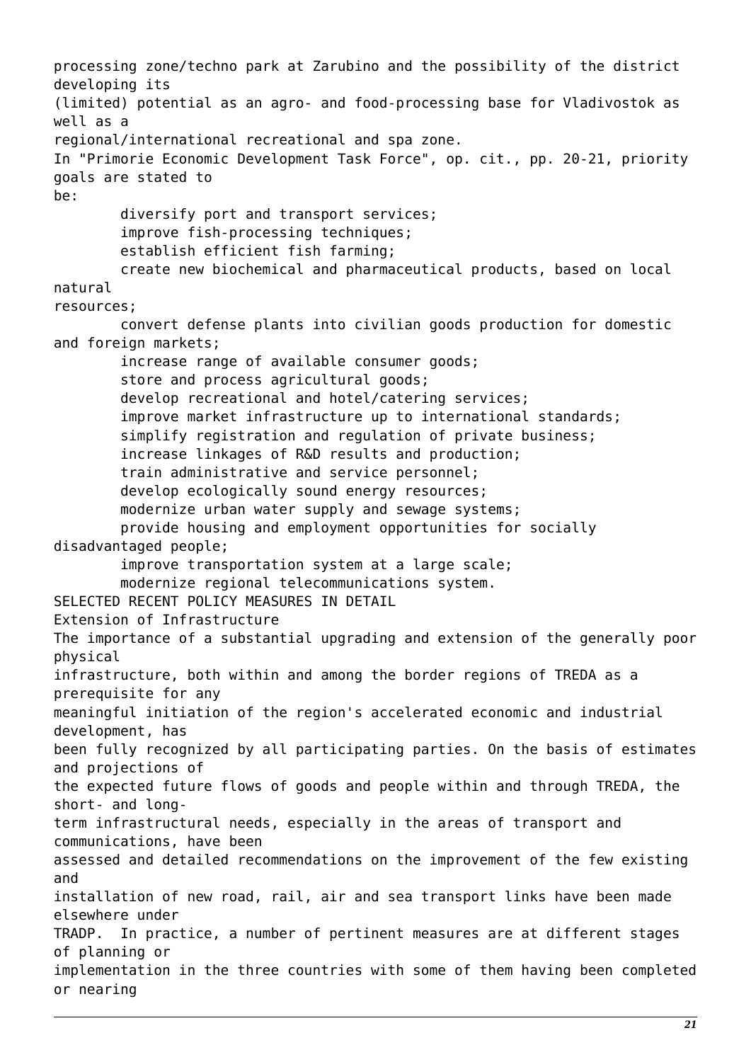processing zone/techno park at Zarubino and the possibility of the district developing its (limited) potential as an agro- and food-processing base for Vladivostok as well as a regional/international recreational and spa zone.

In "Primorie Economic Development Task Force", op. cit., pp. 20-21, priority goals are stated to be:

- diversify port and transport services;
- improve fish-processing techniques;
- establish efficient fish farming;
- create new biochemical and pharmaceutical products, based on local natural resources;
- convert defense plants into civilian goods production for domestic and foreign markets;
- increase range of available consumer goods;
- store and process agricultural goods;
- develop recreational and hotel/catering services;
- improve market infrastructure up to international standards;
- simplify registration and regulation of private business;
- increase linkages of R&D results and production;
- train administrative and service personnel;
- develop ecologically sound energy resources;
- modernize urban water supply and sewage systems;
- provide housing and employment opportunities for socially disadvantaged people;
- improve transportation system at a large scale;
- modernize regional telecommunications system.

## SELECTED RECENT POLICY MEASURES IN DETAIL

### Extension of Infrastructure

The importance of a substantial upgrading and extension of the generally poor physical infrastructure, both within and among the border regions of TREDA as a prerequisite for any meaningful initiation of the region's accelerated economic and industrial development, has been fully recognized by all participating parties. On the basis of estimates and projections of the expected future flows of goods and people within and through TREDA, the short- and long-term infrastructural needs, especially in the areas of transport and communications, have been assessed and detailed recommendations on the improvement of the few existing and installation of new road, rail, air and sea transport links have been made elsewhere under TRADP. In practice, a number of pertinent measures are at different stages of planning or implementation in the three countries with some of them having been completed or nearing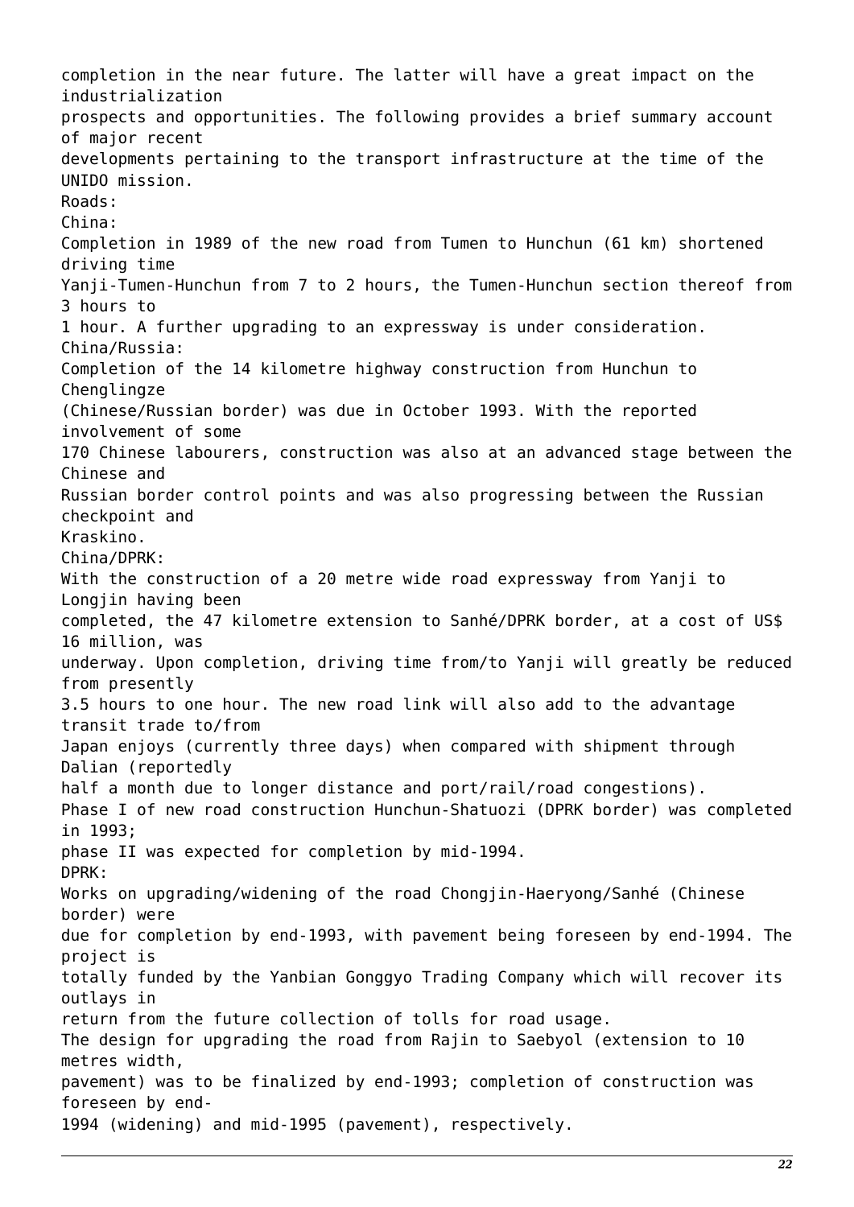completion in the near future. The latter will have a great impact on the industrialization prospects and opportunities. The following provides a brief summary account of major recent developments pertaining to the transport infrastructure at the time of the UNIDO mission.

Roads:

China:

Completion in 1989 of the new road from Tumen to Hunchun (61 km) shortened driving time Yanji-Tumen-Hunchun from 7 to 2 hours, the Tumen-Hunchun section thereof from 3 hours to 1 hour. A further upgrading to an expressway is under consideration.

China/Russia:

Completion of the 14 kilometre highway construction from Hunchun to Chenglingze (Chinese/Russian border) was due in October 1993. With the reported involvement of some 170 Chinese labourers, construction was also at an advanced stage between the Chinese and Russian border control points and was also progressing between the Russian checkpoint and Kraskino.

China/DPRK:

With the construction of a 20 metre wide road expressway from Yanji to Longjin having been completed, the 47 kilometre extension to Sanhé/DPRK border, at a cost of US$ 16 million, was underway. Upon completion, driving time from/to Yanji will greatly be reduced from presently 3.5 hours to one hour. The new road link will also add to the advantage transit trade to/from Japan enjoys (currently three days) when compared with shipment through Dalian (reportedly half a month due to longer distance and port/rail/road congestions).

Phase I of new road construction Hunchun-Shatuozi (DPRK border) was completed in 1993; phase II was expected for completion by mid-1994.

DPRK:

Works on upgrading/widening of the road Chongjin-Haeryong/Sanhé (Chinese border) were due for completion by end-1993, with pavement being foreseen by end-1994. The project is totally funded by the Yanbian Gonggyo Trading Company which will recover its outlays in return from the future collection of tolls for road usage.

The design for upgrading the road from Rajin to Saebyol (extension to 10 metres width, pavement) was to be finalized by end-1993; completion of construction was foreseen by end-1994 (widening) and mid-1995 (pavement), respectively.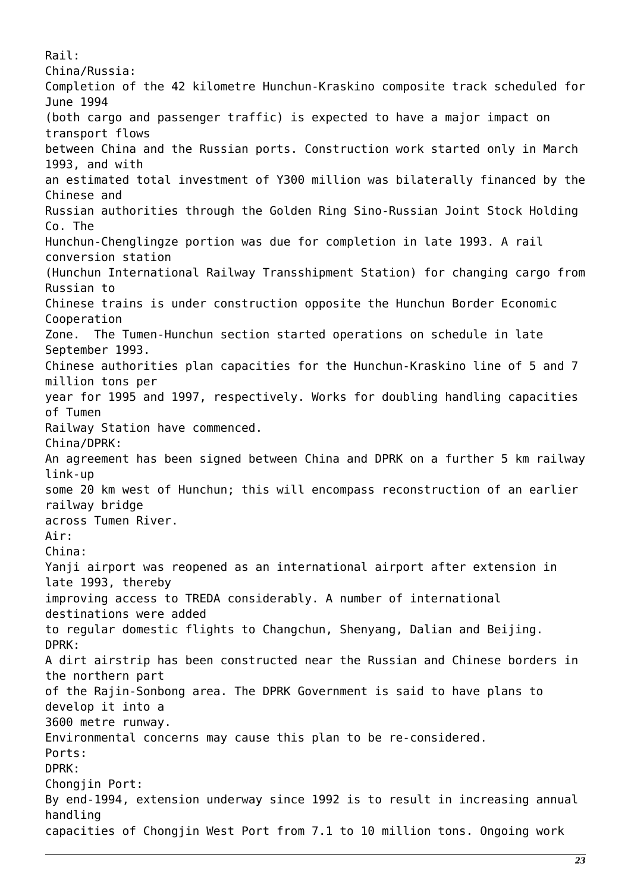Rail:

China/Russia:

Completion of the 42 kilometre Hunchun-Kraskino composite track scheduled for June 1994 (both cargo and passenger traffic) is expected to have a major impact on transport flows between China and the Russian ports. Construction work started only in March 1993, and with an estimated total investment of Y300 million was bilaterally financed by the Chinese and Russian authorities through the Golden Ring Sino-Russian Joint Stock Holding Co. The Hunchun-Chenglingze portion was due for completion in late 1993. A rail conversion station (Hunchun International Railway Transshipment Station) for changing cargo from Russian to Chinese trains is under construction opposite the Hunchun Border Economic Cooperation Zone. The Tumen-Hunchun section started operations on schedule in late September 1993.

Chinese authorities plan capacities for the Hunchun-Kraskino line of 5 and 7 million tons per year for 1995 and 1997, respectively. Works for doubling handling capacities of Tumen Railway Station have commenced.

China/DPRK:

An agreement has been signed between China and DPRK on a further 5 km railway link-up some 20 km west of Hunchun; this will encompass reconstruction of an earlier railway bridge across Tumen River.

Air:

China:

Yanji airport was reopened as an international airport after extension in late 1993, thereby improving access to TREDA considerably. A number of international destinations were added to regular domestic flights to Changchun, Shenyang, Dalian and Beijing.

DPRK:

A dirt airstrip has been constructed near the Russian and Chinese borders in the northern part of the Rajin-Sonbong area. The DPRK Government is said to have plans to develop it into a 3600 metre runway.

Environmental concerns may cause this plan to be re-considered.

Ports:

DPRK:

Chongjin Port:

By end-1994, extension underway since 1992 is to result in increasing annual handling capacities of Chongjin West Port from 7.1 to 10 million tons. Ongoing work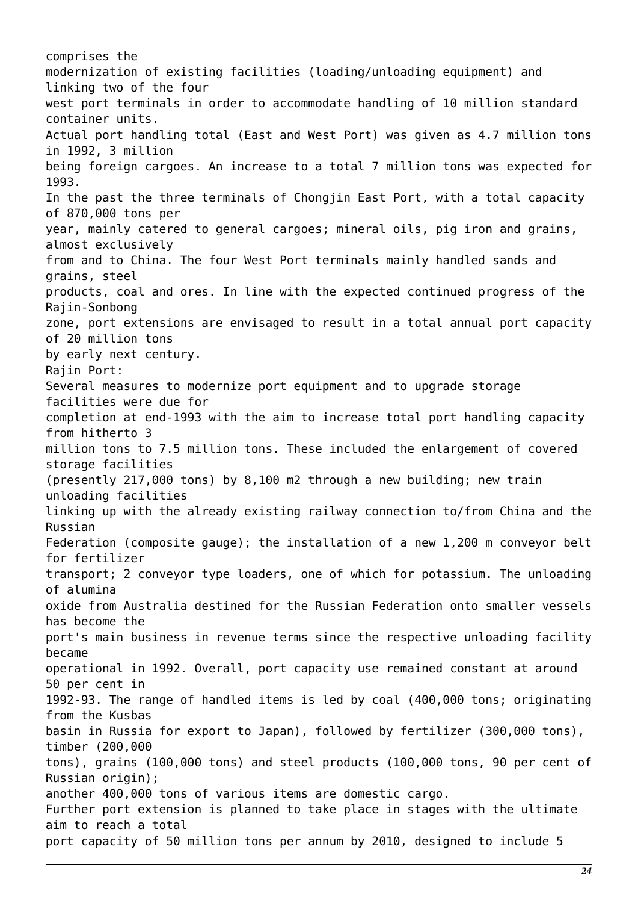comprises the modernization of existing facilities (loading/unloading equipment) and linking two of the four west port terminals in order to accommodate handling of 10 million standard container units.

Actual port handling total (East and West Port) was given as 4.7 million tons in 1992, 3 million being foreign cargoes. An increase to a total 7 million tons was expected for 1993.

In the past the three terminals of Chongjin East Port, with a total capacity of 870,000 tons per year, mainly catered to general cargoes; mineral oils, pig iron and grains, almost exclusively from and to China. The four West Port terminals mainly handled sands and grains, steel products, coal and ores. In line with the expected continued progress of the Rajin-Sonbong zone, port extensions are envisaged to result in a total annual port capacity of 20 million tons by early next century.

Rajin Port:

Several measures to modernize port equipment and to upgrade storage facilities were due for completion at end-1993 with the aim to increase total port handling capacity from hitherto 3 million tons to 7.5 million tons. These included the enlargement of covered storage facilities (presently 217,000 tons) by 8,100 m2 through a new building; new train unloading facilities linking up with the already existing railway connection to/from China and the Russian Federation (composite gauge); the installation of a new 1,200 m conveyor belt for fertilizer transport; 2 conveyor type loaders, one of which for potassium. The unloading of alumina oxide from Australia destined for the Russian Federation onto smaller vessels has become the port's main business in revenue terms since the respective unloading facility became operational in 1992. Overall, port capacity use remained constant at around 50 per cent in 1992-93. The range of handled items is led by coal (400,000 tons; originating from the Kusbas basin in Russia for export to Japan), followed by fertilizer (300,000 tons), timber (200,000 tons), grains (100,000 tons) and steel products (100,000 tons, 90 per cent of Russian origin); another 400,000 tons of various items are domestic cargo.

Further port extension is planned to take place in stages with the ultimate aim to reach a total port capacity of 50 million tons per annum by 2010, designed to include 5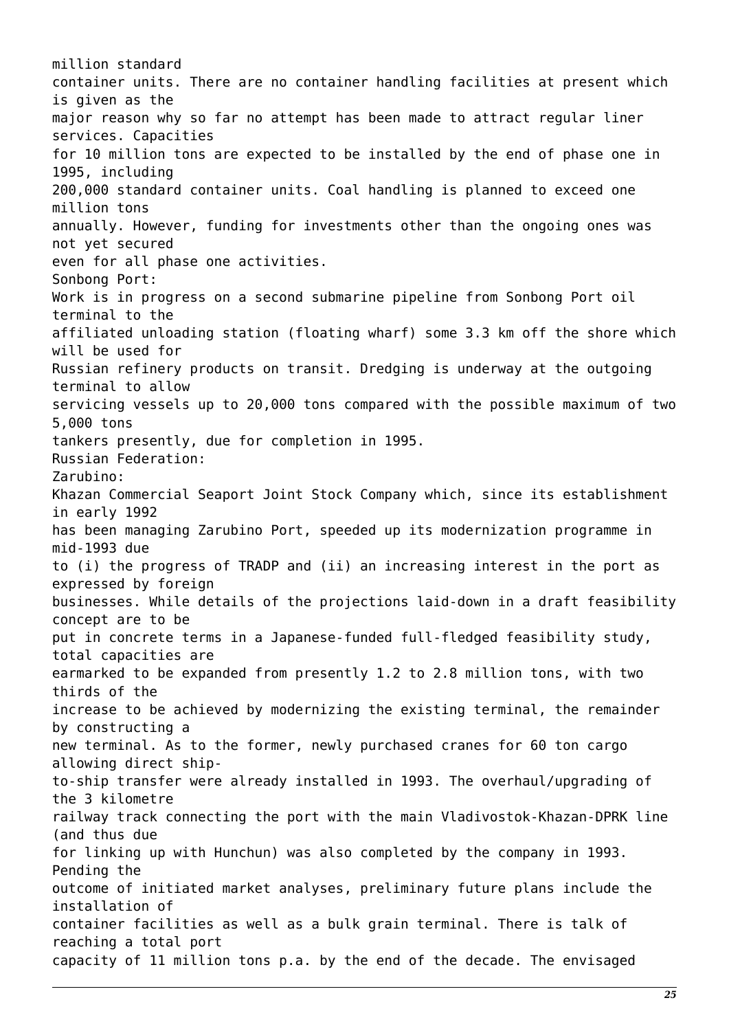million standard container units. There are no container handling facilities at present which is given as the major reason why so far no attempt has been made to attract regular liner services. Capacities for 10 million tons are expected to be installed by the end of phase one in 1995, including 200,000 standard container units. Coal handling is planned to exceed one million tons annually. However, funding for investments other than the ongoing ones was not yet secured even for all phase one activities.

Sonbong Port:

Work is in progress on a second submarine pipeline from Sonbong Port oil terminal to the affiliated unloading station (floating wharf) some 3.3 km off the shore which will be used for Russian refinery products on transit. Dredging is underway at the outgoing terminal to allow servicing vessels up to 20,000 tons compared with the possible maximum of two 5,000 tons tankers presently, due for completion in 1995.

Russian Federation:

Zarubino:

Khazan Commercial Seaport Joint Stock Company which, since its establishment in early 1992 has been managing Zarubino Port, speeded up its modernization programme in mid-1993 due to (i) the progress of TRADP and (ii) an increasing interest in the port as expressed by foreign businesses. While details of the projections laid-down in a draft feasibility concept are to be put in concrete terms in a Japanese-funded full-fledged feasibility study, total capacities are earmarked to be expanded from presently 1.2 to 2.8 million tons, with two thirds of the increase to be achieved by modernizing the existing terminal, the remainder by constructing a new terminal. As to the former, newly purchased cranes for 60 ton cargo allowing direct ship-to-ship transfer were already installed in 1993. The overhaul/upgrading of the 3 kilometre railway track connecting the port with the main Vladivostok-Khazan-DPRK line (and thus due for linking up with Hunchun) was also completed by the company in 1993. Pending the outcome of initiated market analyses, preliminary future plans include the installation of container facilities as well as a bulk grain terminal. There is talk of reaching a total port capacity of 11 million tons p.a. by the end of the decade. The envisaged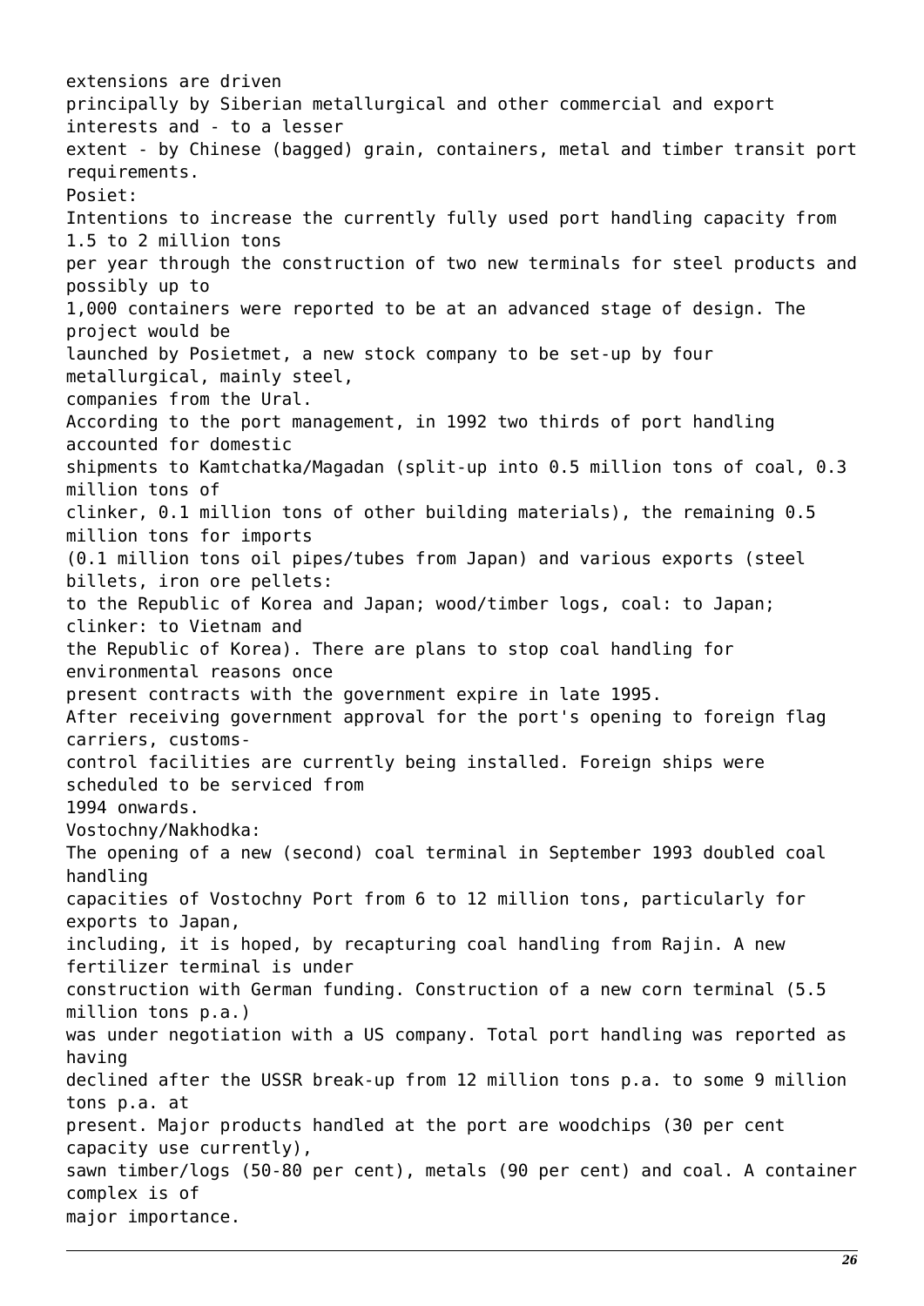extensions are driven principally by Siberian metallurgical and other commercial and export interests and - to a lesser extent - by Chinese (bagged) grain, containers, metal and timber transit port requirements.

Posiet:

Intentions to increase the currently fully used port handling capacity from 1.5 to 2 million tons per year through the construction of two new terminals for steel products and possibly up to 1,000 containers were reported to be at an advanced stage of design. The project would be launched by Posietmet, a new stock company to be set-up by four metallurgical, mainly steel, companies from the Ural.

According to the port management, in 1992 two thirds of port handling accounted for domestic shipments to Kamtchatka/Magadan (split-up into 0.5 million tons of coal, 0.3 million tons of clinker, 0.1 million tons of other building materials), the remaining 0.5 million tons for imports (0.1 million tons oil pipes/tubes from Japan) and various exports (steel billets, iron ore pellets: to the Republic of Korea and Japan; wood/timber logs, coal: to Japan; clinker: to Vietnam and the Republic of Korea). There are plans to stop coal handling for environmental reasons once present contracts with the government expire in late 1995.

After receiving government approval for the port's opening to foreign flag carriers, customs-control facilities are currently being installed. Foreign ships were scheduled to be serviced from 1994 onwards.

Vostochny/Nakhodka:

The opening of a new (second) coal terminal in September 1993 doubled coal handling capacities of Vostochny Port from 6 to 12 million tons, particularly for exports to Japan, including, it is hoped, by recapturing coal handling from Rajin. A new fertilizer terminal is under construction with German funding. Construction of a new corn terminal (5.5 million tons p.a.) was under negotiation with a US company. Total port handling was reported as having declined after the USSR break-up from 12 million tons p.a. to some 9 million tons p.a. at present. Major products handled at the port are woodchips (30 per cent capacity use currently), sawn timber/logs (50-80 per cent), metals (90 per cent) and coal. A container complex is of major importance.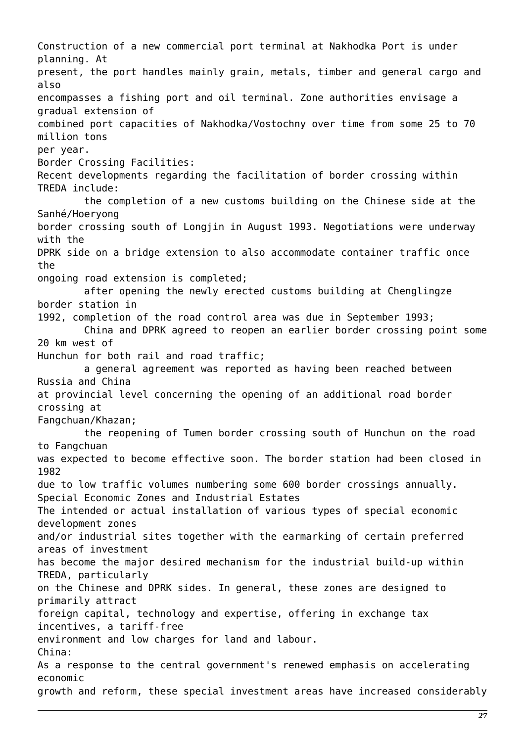Construction of a new commercial port terminal at Nakhodka Port is under planning. At present, the port handles mainly grain, metals, timber and general cargo and also encompasses a fishing port and oil terminal. Zone authorities envisage a gradual extension of combined port capacities of Nakhodka/Vostochny over time from some 25 to 70 million tons per year.

Border Crossing Facilities:

Recent developments regarding the facilitation of border crossing within TREDA include:

- the completion of a new customs building on the Chinese side at the Sanhé/Hoeryong border crossing south of Longjin in August 1993. Negotiations were underway with the DPRK side on a bridge extension to also accommodate container traffic once the ongoing road extension is completed;
- after opening the newly erected customs building at Chenglingze border station in 1992, completion of the road control area was due in September 1993;
- China and DPRK agreed to reopen an earlier border crossing point some 20 km west of Hunchun for both rail and road traffic;
- a general agreement was reported as having been reached between Russia and China at provincial level concerning the opening of an additional road border crossing at Fangchuan/Khazan;
- the reopening of Tumen border crossing south of Hunchun on the road to Fangchuan was expected to become effective soon. The border station had been closed in 1982 due to low traffic volumes numbering some 600 border crossings annually.

Special Economic Zones and Industrial Estates

The intended or actual installation of various types of special economic development zones and/or industrial sites together with the earmarking of certain preferred areas of investment has become the major desired mechanism for the industrial build-up within TREDA, particularly on the Chinese and DPRK sides. In general, these zones are designed to primarily attract foreign capital, technology and expertise, offering in exchange tax incentives, a tariff-free environment and low charges for land and labour.

China:

As a response to the central government's renewed emphasis on accelerating economic growth and reform, these special investment areas have increased considerably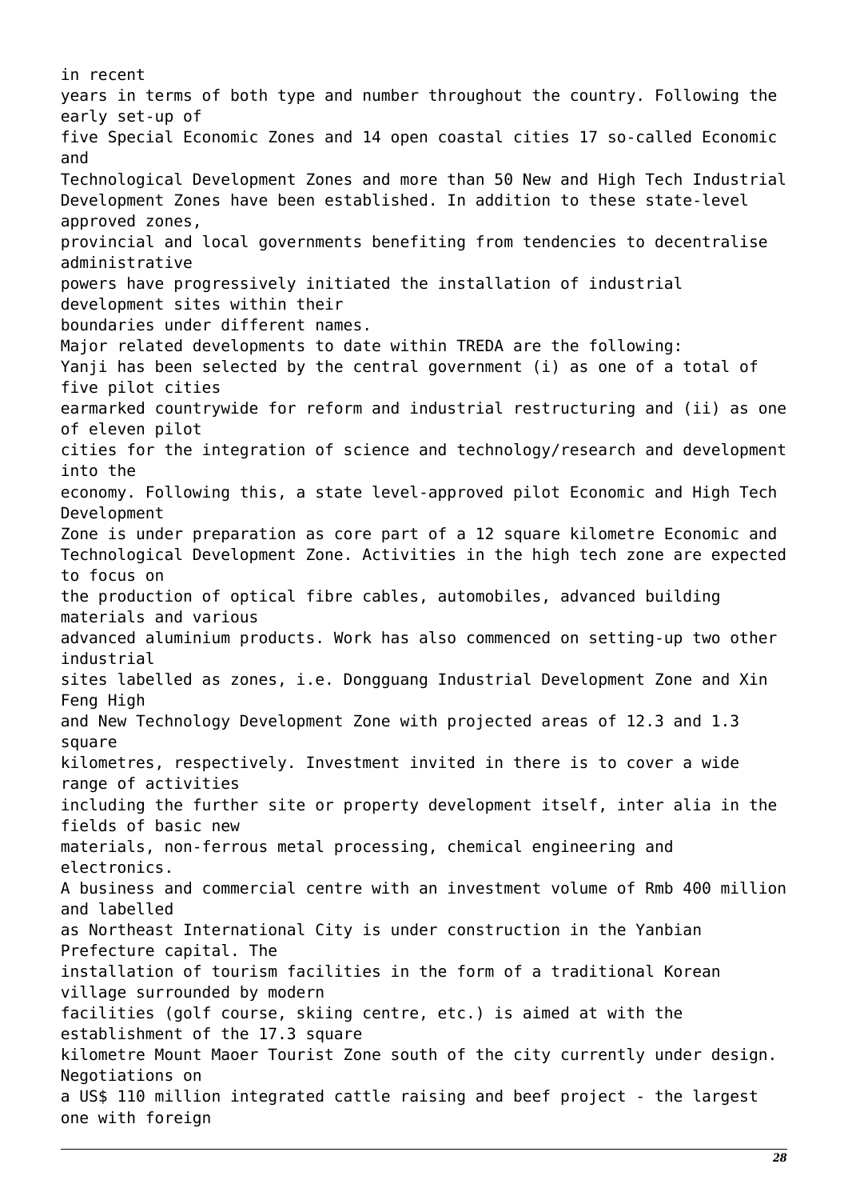in recent years in terms of both type and number throughout the country. Following the early set-up of five Special Economic Zones and 14 open coastal cities 17 so-called Economic and Technological Development Zones and more than 50 New and High Tech Industrial Development Zones have been established. In addition to these state-level approved zones, provincial and local governments benefiting from tendencies to decentralise administrative powers have progressively initiated the installation of industrial development sites within their boundaries under different names.

Major related developments to date within TREDA are the following:

Yanji has been selected by the central government (i) as one of a total of five pilot cities earmarked countrywide for reform and industrial restructuring and (ii) as one of eleven pilot cities for the integration of science and technology/research and development into the economy. Following this, a state level-approved pilot Economic and High Tech Development Zone is under preparation as core part of a 12 square kilometre Economic and Technological Development Zone. Activities in the high tech zone are expected to focus on the production of optical fibre cables, automobiles, advanced building materials and various advanced aluminium products. Work has also commenced on setting-up two other industrial sites labelled as zones, i.e. Dongguang Industrial Development Zone and Xin Feng High and New Technology Development Zone with projected areas of 12.3 and 1.3 square kilometres, respectively. Investment invited in there is to cover a wide range of activities including the further site or property development itself, inter alia in the fields of basic new materials, non-ferrous metal processing, chemical engineering and electronics.

A business and commercial centre with an investment volume of Rmb 400 million and labelled as Northeast International City is under construction in the Yanbian Prefecture capital. The installation of tourism facilities in the form of a traditional Korean village surrounded by modern facilities (golf course, skiing centre, etc.) is aimed at with the establishment of the 17.3 square kilometre Mount Maoer Tourist Zone south of the city currently under design. Negotiations on a US$ 110 million integrated cattle raising and beef project - the largest one with foreign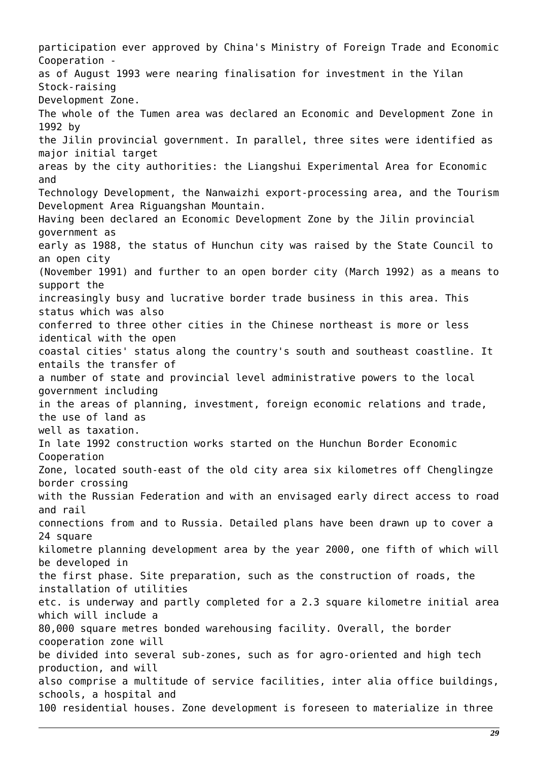participation ever approved by China's Ministry of Foreign Trade and Economic Cooperation - as of August 1993 were nearing finalisation for investment in the Yilan Stock-raising Development Zone.

The whole of the Tumen area was declared an Economic and Development Zone in 1992 by the Jilin provincial government. In parallel, three sites were identified as major initial target areas by the city authorities: the Liangshui Experimental Area for Economic and Technology Development, the Nanwaizhi export-processing area, and the Tourism Development Area Riguangshan Mountain.

Having been declared an Economic Development Zone by the Jilin provincial government as early as 1988, the status of Hunchun city was raised by the State Council to an open city (November 1991) and further to an open border city (March 1992) as a means to support the increasingly busy and lucrative border trade business in this area. This status which was also conferred to three other cities in the Chinese northeast is more or less identical with the open coastal cities' status along the country's south and southeast coastline. It entails the transfer of a number of state and provincial level administrative powers to the local government including in the areas of planning, investment, foreign economic relations and trade, the use of land as well as taxation.

In late 1992 construction works started on the Hunchun Border Economic Cooperation Zone, located south-east of the old city area six kilometres off Chenglingze border crossing with the Russian Federation and with an envisaged early direct access to road and rail connections from and to Russia. Detailed plans have been drawn up to cover a 24 square kilometre planning development area by the year 2000, one fifth of which will be developed in the first phase. Site preparation, such as the construction of roads, the installation of utilities etc. is underway and partly completed for a 2.3 square kilometre initial area which will include a 80,000 square metres bonded warehousing facility. Overall, the border cooperation zone will be divided into several sub-zones, such as for agro-oriented and high tech production, and will also comprise a multitude of service facilities, inter alia office buildings, schools, a hospital and 100 residential houses. Zone development is foreseen to materialize in three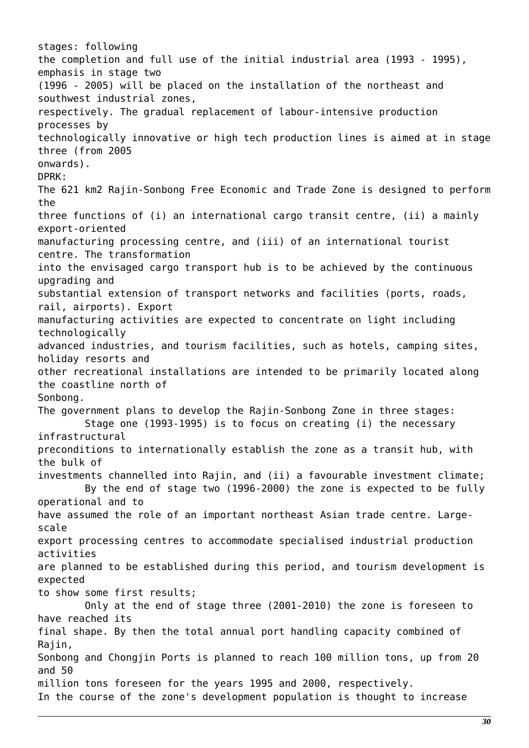stages: following the completion and full use of the initial industrial area (1993 - 1995), emphasis in stage two (1996 - 2005) will be placed on the installation of the northeast and southwest industrial zones, respectively. The gradual replacement of labour-intensive production processes by technologically innovative or high tech production lines is aimed at in stage three (from 2005 onwards).

DPRK:

The 621 km2 Rajin-Sonbong Free Economic and Trade Zone is designed to perform the three functions of (i) an international cargo transit centre, (ii) a mainly export-oriented manufacturing processing centre, and (iii) of an international tourist centre. The transformation into the envisaged cargo transport hub is to be achieved by the continuous upgrading and substantial extension of transport networks and facilities (ports, roads, rail, airports). Export manufacturing activities are expected to concentrate on light including technologically advanced industries, and tourism facilities, such as hotels, camping sites, holiday resorts and other recreational installations are intended to be primarily located along the coastline north of Sonbong.

The government plans to develop the Rajin-Sonbong Zone in three stages:

Stage one (1993-1995) is to focus on creating (i) the necessary infrastructural preconditions to internationally establish the zone as a transit hub, with the bulk of investments channelled into Rajin, and (ii) a favourable investment climate;

By the end of stage two (1996-2000) the zone is expected to be fully operational and to have assumed the role of an important northeast Asian trade centre. Large-scale export processing centres to accommodate specialised industrial production activities are planned to be established during this period, and tourism development is expected to show some first results;

Only at the end of stage three (2001-2010) the zone is foreseen to have reached its final shape. By then the total annual port handling capacity combined of Rajin, Sonbong and Chongjin Ports is planned to reach 100 million tons, up from 20 and 50 million tons foreseen for the years 1995 and 2000, respectively.

In the course of the zone's development population is thought to increase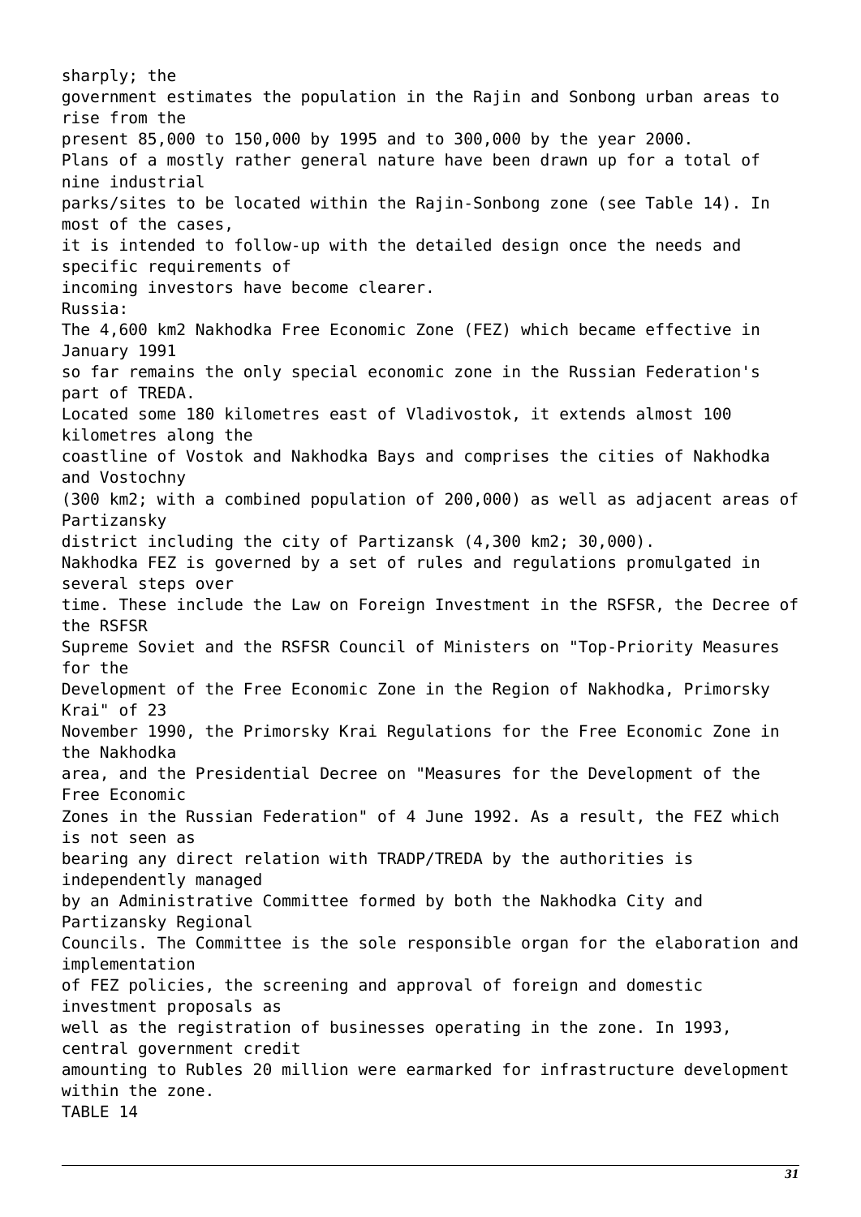sharply; the government estimates the population in the Rajin and Sonbong urban areas to rise from the present 85,000 to 150,000 by 1995 and to 300,000 by the year 2000.

Plans of a mostly rather general nature have been drawn up for a total of nine industrial parks/sites to be located within the Rajin-Sonbong zone (see Table 14). In most of the cases, it is intended to follow-up with the detailed design once the needs and specific requirements of incoming investors have become clearer.

Russia:

The 4,600 km2 Nakhodka Free Economic Zone (FEZ) which became effective in January 1991 so far remains the only special economic zone in the Russian Federation's part of TREDA. Located some 180 kilometres east of Vladivostok, it extends almost 100 kilometres along the coastline of Vostok and Nakhodka Bays and comprises the cities of Nakhodka and Vostochny (300 km2; with a combined population of 200,000) as well as adjacent areas of Partizansky district including the city of Partizansk (4,300 km2; 30,000).

Nakhodka FEZ is governed by a set of rules and regulations promulgated in several steps over time. These include the Law on Foreign Investment in the RSFSR, the Decree of the RSFSR Supreme Soviet and the RSFSR Council of Ministers on "Top-Priority Measures for the Development of the Free Economic Zone in the Region of Nakhodka, Primorsky Krai" of 23 November 1990, the Primorsky Krai Regulations for the Free Economic Zone in the Nakhodka area, and the Presidential Decree on "Measures for the Development of the Free Economic Zones in the Russian Federation" of 4 June 1992. As a result, the FEZ which is not seen as bearing any direct relation with TRADP/TREDA by the authorities is independently managed by an Administrative Committee formed by both the Nakhodka City and Partizansky Regional Councils. The Committee is the sole responsible organ for the elaboration and implementation of FEZ policies, the screening and approval of foreign and domestic investment proposals as well as the registration of businesses operating in the zone. In 1993, central government credit amounting to Rubles 20 million were earmarked for infrastructure development within the zone.

TABLE 14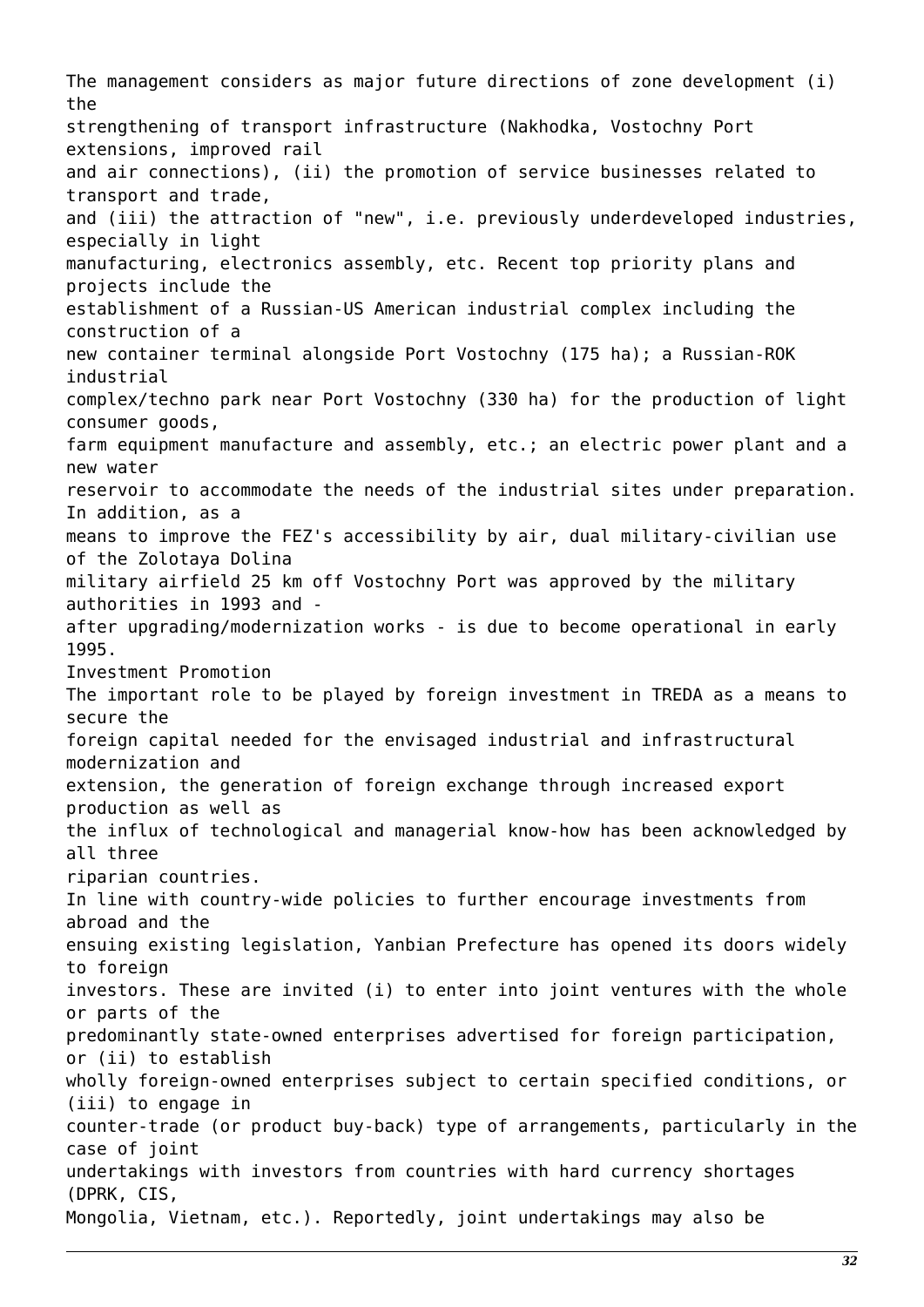The management considers as major future directions of zone development (i) the strengthening of transport infrastructure (Nakhodka, Vostochny Port extensions, improved rail and air connections), (ii) the promotion of service businesses related to transport and trade, and (iii) the attraction of "new", i.e. previously underdeveloped industries, especially in light manufacturing, electronics assembly, etc. Recent top priority plans and projects include the establishment of a Russian-US American industrial complex including the construction of a new container terminal alongside Port Vostochny (175 ha); a Russian-ROK industrial complex/techno park near Port Vostochny (330 ha) for the production of light consumer goods, farm equipment manufacture and assembly, etc.; an electric power plant and a new water reservoir to accommodate the needs of the industrial sites under preparation. In addition, as a means to improve the FEZ's accessibility by air, dual military-civilian use of the Zolotaya Dolina military airfield 25 km off Vostochny Port was approved by the military authorities in 1993 and - after upgrading/modernization works - is due to become operational in early 1995.

## Investment Promotion

The important role to be played by foreign investment in TREDA as a means to secure the foreign capital needed for the envisaged industrial and infrastructural modernization and extension, the generation of foreign exchange through increased export production as well as the influx of technological and managerial know-how has been acknowledged by all three riparian countries.

In line with country-wide policies to further encourage investments from abroad and the ensuing existing legislation, Yanbian Prefecture has opened its doors widely to foreign investors. These are invited (i) to enter into joint ventures with the whole or parts of the predominantly state-owned enterprises advertised for foreign participation, or (ii) to establish wholly foreign-owned enterprises subject to certain specified conditions, or (iii) to engage in counter-trade (or product buy-back) type of arrangements, particularly in the case of joint undertakings with investors from countries with hard currency shortages (DPRK, CIS, Mongolia, Vietnam, etc.). Reportedly, joint undertakings may also be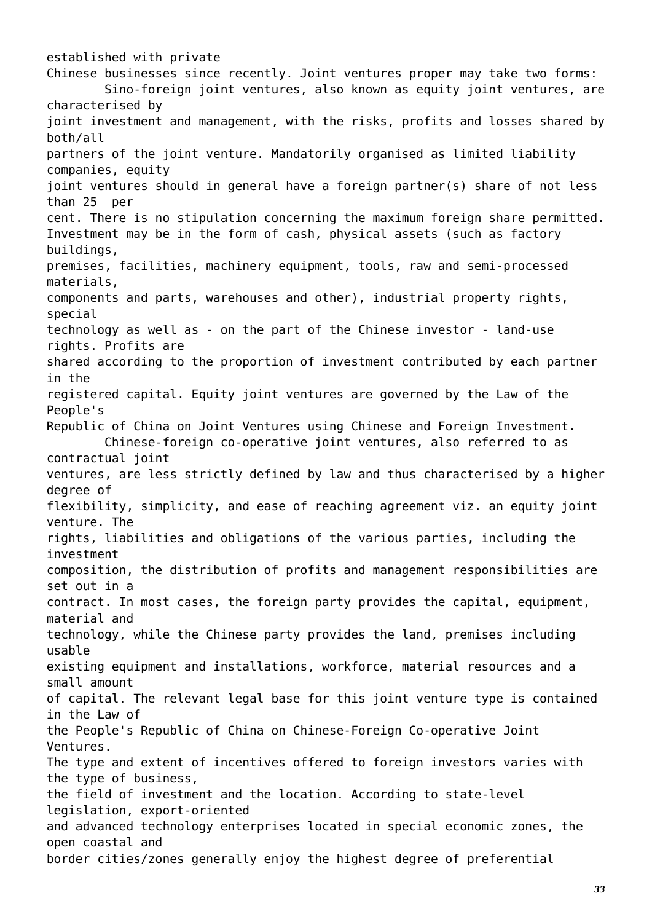established with private Chinese businesses since recently. Joint ventures proper may take two forms:

Sino-foreign joint ventures, also known as equity joint ventures, are characterised by joint investment and management, with the risks, profits and losses shared by both/all partners of the joint venture. Mandatorily organised as limited liability companies, equity joint ventures should in general have a foreign partner(s) share of not less than 25 per cent. There is no stipulation concerning the maximum foreign share permitted. Investment may be in the form of cash, physical assets (such as factory buildings, premises, facilities, machinery equipment, tools, raw and semi-processed materials, components and parts, warehouses and other), industrial property rights, special technology as well as - on the part of the Chinese investor - land-use rights. Profits are shared according to the proportion of investment contributed by each partner in the registered capital. Equity joint ventures are governed by the Law of the People's Republic of China on Joint Ventures using Chinese and Foreign Investment.

Chinese-foreign co-operative joint ventures, also referred to as contractual joint ventures, are less strictly defined by law and thus characterised by a higher degree of flexibility, simplicity, and ease of reaching agreement viz. an equity joint venture. The rights, liabilities and obligations of the various parties, including the investment composition, the distribution of profits and management responsibilities are set out in a contract. In most cases, the foreign party provides the capital, equipment, material and technology, while the Chinese party provides the land, premises including usable existing equipment and installations, workforce, material resources and a small amount of capital. The relevant legal base for this joint venture type is contained in the Law of the People's Republic of China on Chinese-Foreign Co-operative Joint Ventures.

The type and extent of incentives offered to foreign investors varies with the type of business, the field of investment and the location. According to state-level legislation, export-oriented and advanced technology enterprises located in special economic zones, the open coastal and border cities/zones generally enjoy the highest degree of preferential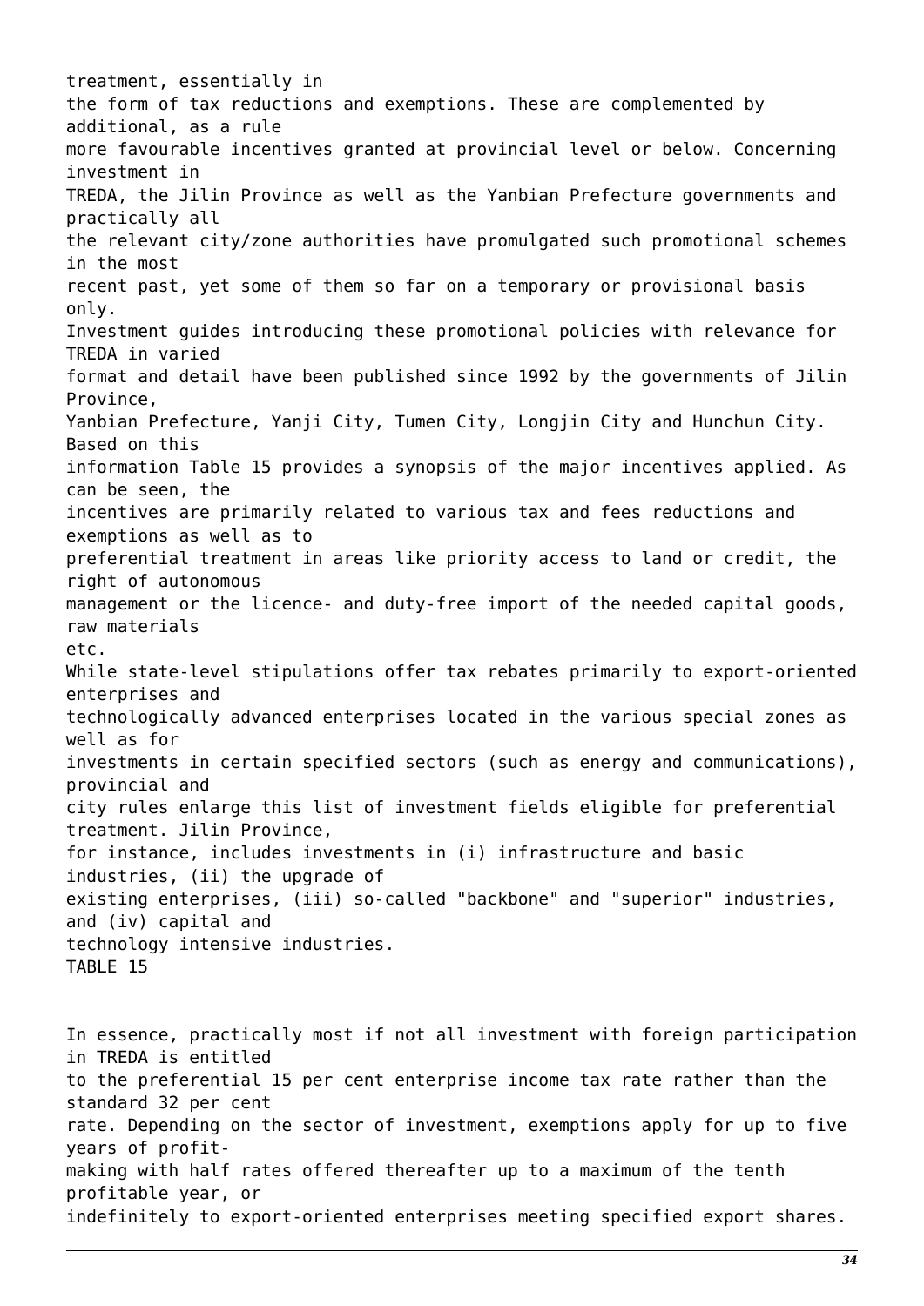treatment, essentially in the form of tax reductions and exemptions. These are complemented by additional, as a rule more favourable incentives granted at provincial level or below. Concerning investment in TREDA, the Jilin Province as well as the Yanbian Prefecture governments and practically all the relevant city/zone authorities have promulgated such promotional schemes in the most recent past, yet some of them so far on a temporary or provisional basis only.

Investment guides introducing these promotional policies with relevance for TREDA in varied format and detail have been published since 1992 by the governments of Jilin Province, Yanbian Prefecture, Yanji City, Tumen City, Longjin City and Hunchun City. Based on this information Table 15 provides a synopsis of the major incentives applied. As can be seen, the incentives are primarily related to various tax and fees reductions and exemptions as well as to preferential treatment in areas like priority access to land or credit, the right of autonomous management or the licence- and duty-free import of the needed capital goods, raw materials etc.

While state-level stipulations offer tax rebates primarily to export-oriented enterprises and technologically advanced enterprises located in the various special zones as well as for investments in certain specified sectors (such as energy and communications), provincial and city rules enlarge this list of investment fields eligible for preferential treatment. Jilin Province, for instance, includes investments in (i) infrastructure and basic industries, (ii) the upgrade of existing enterprises, (iii) so-called "backbone" and "superior" industries, and (iv) capital and technology intensive industries.

TABLE 15

In essence, practically most if not all investment with foreign participation in TREDA is entitled to the preferential 15 per cent enterprise income tax rate rather than the standard 32 per cent rate. Depending on the sector of investment, exemptions apply for up to five years of profit-making with half rates offered thereafter up to a maximum of the tenth profitable year, or indefinitely to export-oriented enterprises meeting specified export shares.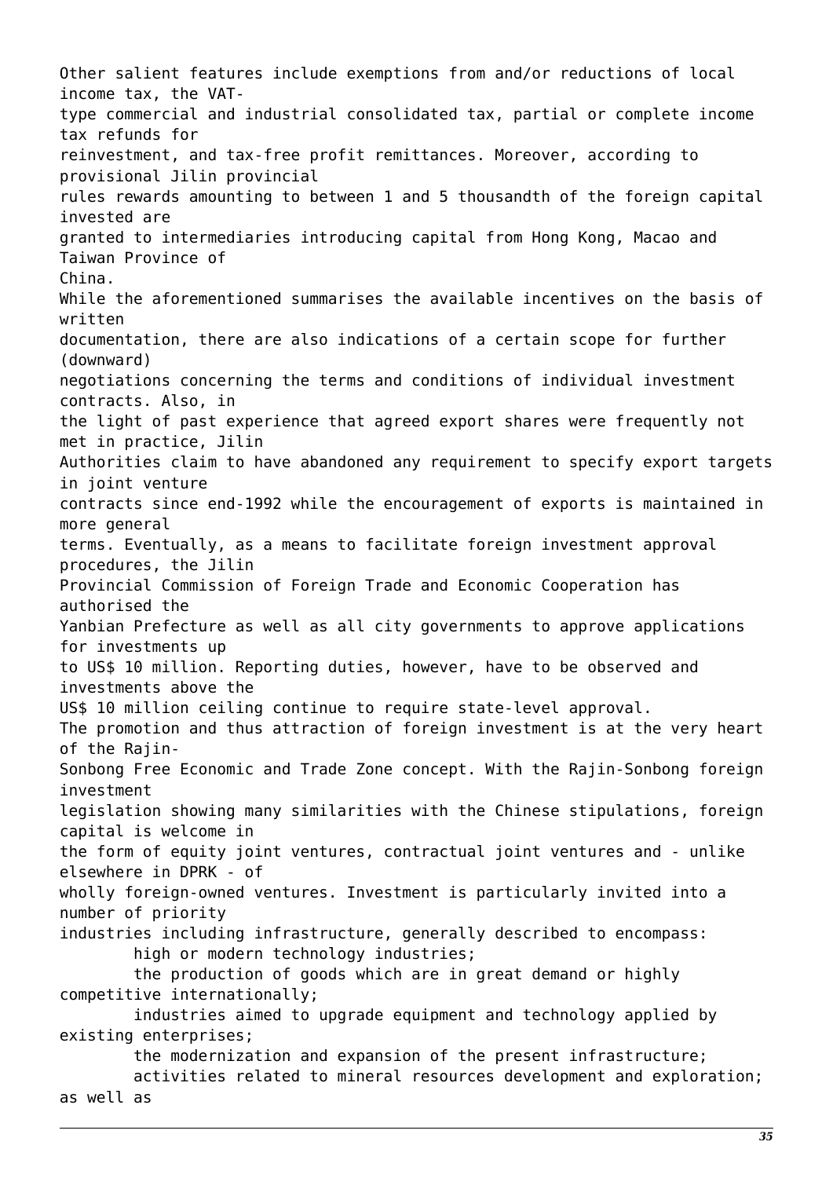Other salient features include exemptions from and/or reductions of local income tax, the VAT-type commercial and industrial consolidated tax, partial or complete income tax refunds for reinvestment, and tax-free profit remittances. Moreover, according to provisional Jilin provincial rules rewards amounting to between 1 and 5 thousandth of the foreign capital invested are granted to intermediaries introducing capital from Hong Kong, Macao and Taiwan Province of China.

While the aforementioned summarises the available incentives on the basis of written documentation, there are also indications of a certain scope for further (downward) negotiations concerning the terms and conditions of individual investment contracts. Also, in the light of past experience that agreed export shares were frequently not met in practice, Jilin Authorities claim to have abandoned any requirement to specify export targets in joint venture contracts since end-1992 while the encouragement of exports is maintained in more general terms. Eventually, as a means to facilitate foreign investment approval procedures, the Jilin Provincial Commission of Foreign Trade and Economic Cooperation has authorised the Yanbian Prefecture as well as all city governments to approve applications for investments up to US$ 10 million. Reporting duties, however, have to be observed and investments above the US$ 10 million ceiling continue to require state-level approval.

The promotion and thus attraction of foreign investment is at the very heart of the Rajin-Sonbong Free Economic and Trade Zone concept. With the Rajin-Sonbong foreign investment legislation showing many similarities with the Chinese stipulations, foreign capital is welcome in the form of equity joint ventures, contractual joint ventures and - unlike elsewhere in DPRK - of wholly foreign-owned ventures. Investment is particularly invited into a number of priority industries including infrastructure, generally described to encompass:

- high or modern technology industries;
- the production of goods which are in great demand or highly competitive internationally;
- industries aimed to upgrade equipment and technology applied by existing enterprises;
- the modernization and expansion of the present infrastructure;
- activities related to mineral resources development and exploration; as well as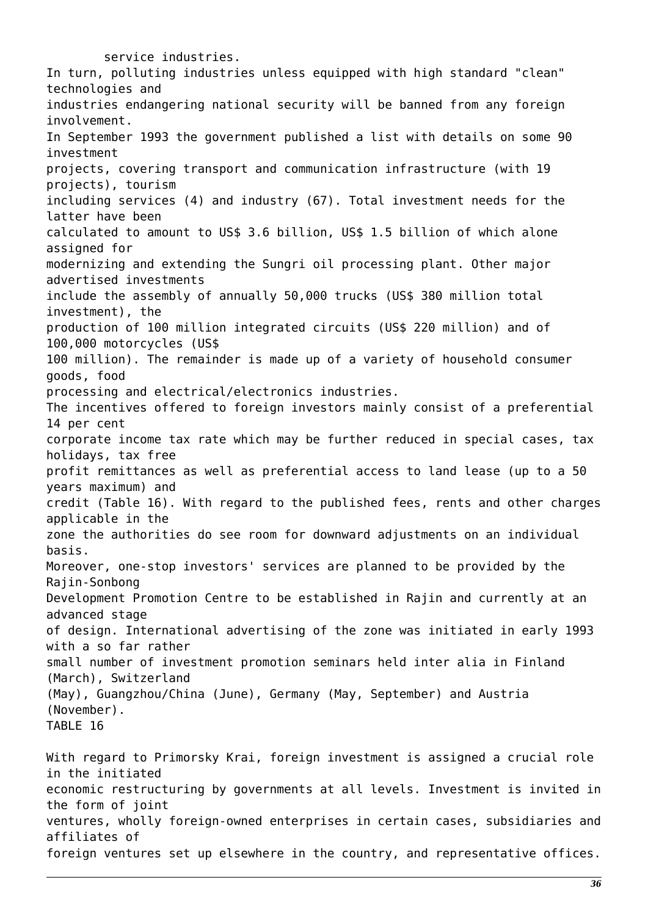service industries.

In turn, polluting industries unless equipped with high standard "clean" technologies and industries endangering national security will be banned from any foreign involvement.

In September 1993 the government published a list with details on some 90 investment projects, covering transport and communication infrastructure (with 19 projects), tourism including services (4) and industry (67). Total investment needs for the latter have been calculated to amount to US$ 3.6 billion, US$ 1.5 billion of which alone assigned for modernizing and extending the Sungri oil processing plant. Other major advertised investments include the assembly of annually 50,000 trucks (US$ 380 million total investment), the production of 100 million integrated circuits (US$ 220 million) and of 100,000 motorcycles (US$ 100 million). The remainder is made up of a variety of household consumer goods, food processing and electrical/electronics industries.

The incentives offered to foreign investors mainly consist of a preferential 14 per cent corporate income tax rate which may be further reduced in special cases, tax holidays, tax free profit remittances as well as preferential access to land lease (up to a 50 years maximum) and credit (Table 16). With regard to the published fees, rents and other charges applicable in the zone the authorities do see room for downward adjustments on an individual basis.

Moreover, one-stop investors' services are planned to be provided by the Rajin-Sonbong Development Promotion Centre to be established in Rajin and currently at an advanced stage of design. International advertising of the zone was initiated in early 1993 with a so far rather small number of investment promotion seminars held inter alia in Finland (March), Switzerland (May), Guangzhou/China (June), Germany (May, September) and Austria (November).

TABLE 16

With regard to Primorsky Krai, foreign investment is assigned a crucial role in the initiated economic restructuring by governments at all levels. Investment is invited in the form of joint ventures, wholly foreign-owned enterprises in certain cases, subsidiaries and affiliates of foreign ventures set up elsewhere in the country, and representative offices.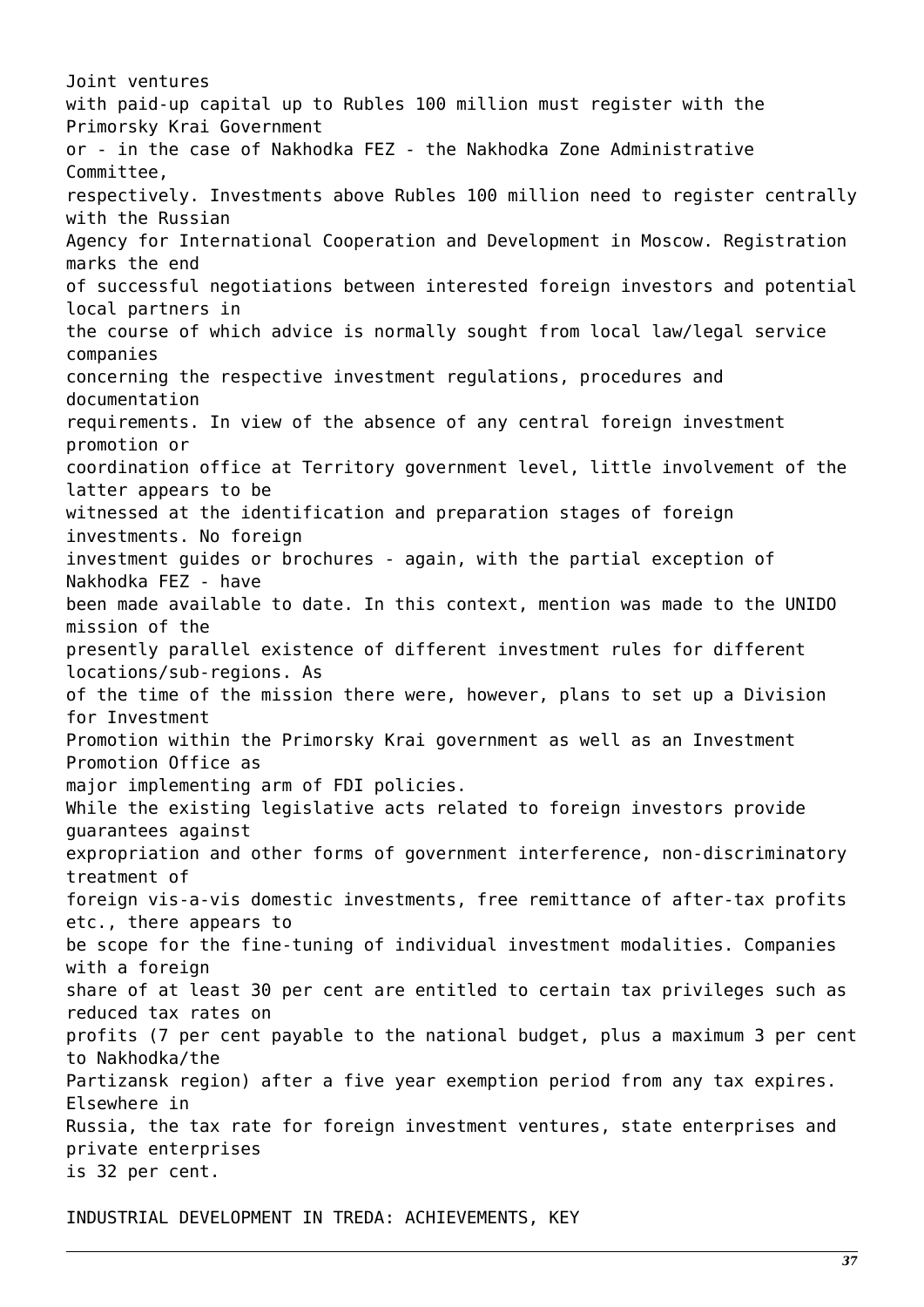Joint ventures with paid-up capital up to Rubles 100 million must register with the Primorsky Krai Government or - in the case of Nakhodka FEZ - the Nakhodka Zone Administrative Committee, respectively. Investments above Rubles 100 million need to register centrally with the Russian Agency for International Cooperation and Development in Moscow. Registration marks the end of successful negotiations between interested foreign investors and potential local partners in the course of which advice is normally sought from local law/legal service companies concerning the respective investment regulations, procedures and documentation requirements. In view of the absence of any central foreign investment promotion or coordination office at Territory government level, little involvement of the latter appears to be witnessed at the identification and preparation stages of foreign investments. No foreign investment guides or brochures - again, with the partial exception of Nakhodka FEZ - have been made available to date. In this context, mention was made to the UNIDO mission of the presently parallel existence of different investment rules for different locations/sub-regions. As of the time of the mission there were, however, plans to set up a Division for Investment Promotion within the Primorsky Krai government as well as an Investment Promotion Office as major implementing arm of FDI policies.

While the existing legislative acts related to foreign investors provide guarantees against expropriation and other forms of government interference, non-discriminatory treatment of foreign vis-a-vis domestic investments, free remittance of after-tax profits etc., there appears to be scope for the fine-tuning of individual investment modalities. Companies with a foreign share of at least 30 per cent are entitled to certain tax privileges such as reduced tax rates on profits (7 per cent payable to the national budget, plus a maximum 3 per cent to Nakhodka/the Partizansk region) after a five year exemption period from any tax expires. Elsewhere in Russia, the tax rate for foreign investment ventures, state enterprises and private enterprises is 32 per cent.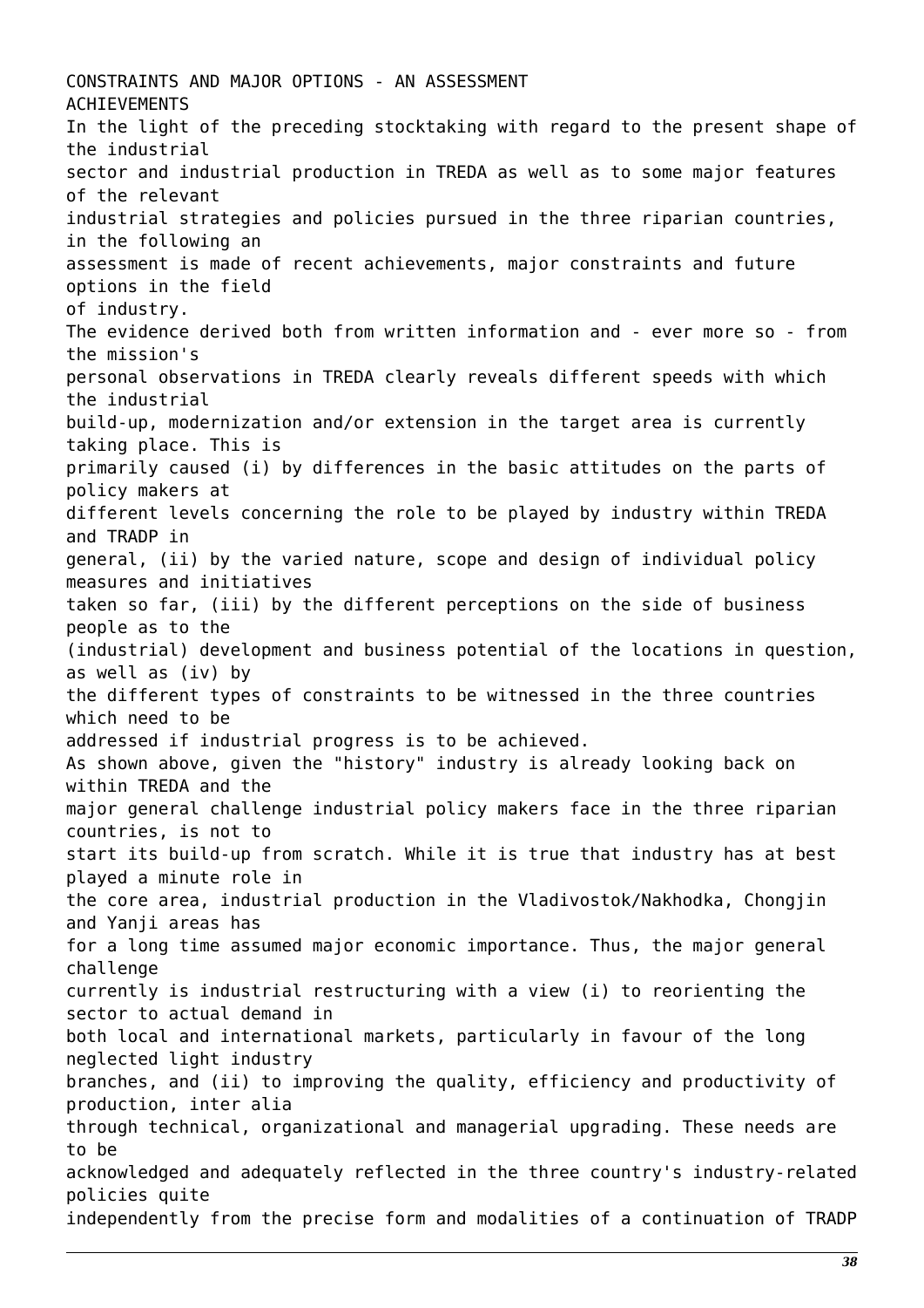# CONSTRAINTS AND MAJOR OPTIONS - AN ASSESSMENT

## ACHIEVEMENTS

In the light of the preceding stocktaking with regard to the present shape of the industrial sector and industrial production in TREDA as well as to some major features of the relevant industrial strategies and policies pursued in the three riparian countries, in the following an assessment is made of recent achievements, major constraints and future options in the field of industry.

The evidence derived both from written information and - ever more so - from the mission's personal observations in TREDA clearly reveals different speeds with which the industrial build-up, modernization and/or extension in the target area is currently taking place. This is primarily caused (i) by differences in the basic attitudes on the parts of policy makers at different levels concerning the role to be played by industry within TREDA and TRADP in general, (ii) by the varied nature, scope and design of individual policy measures and initiatives taken so far, (iii) by the different perceptions on the side of business people as to the (industrial) development and business potential of the locations in question, as well as (iv) by the different types of constraints to be witnessed in the three countries which need to be addressed if industrial progress is to be achieved.

As shown above, given the "history" industry is already looking back on within TREDA and the major general challenge industrial policy makers face in the three riparian countries, is not to start its build-up from scratch. While it is true that industry has at best played a minute role in the core area, industrial production in the Vladivostok/Nakhodka, Chongjin and Yanji areas has for a long time assumed major economic importance. Thus, the major general challenge currently is industrial restructuring with a view (i) to reorienting the sector to actual demand in both local and international markets, particularly in favour of the long neglected light industry branches, and (ii) to improving the quality, efficiency and productivity of production, inter alia through technical, organizational and managerial upgrading. These needs are to be acknowledged and adequately reflected in the three country's industry-related policies quite independently from the precise form and modalities of a continuation of TRADP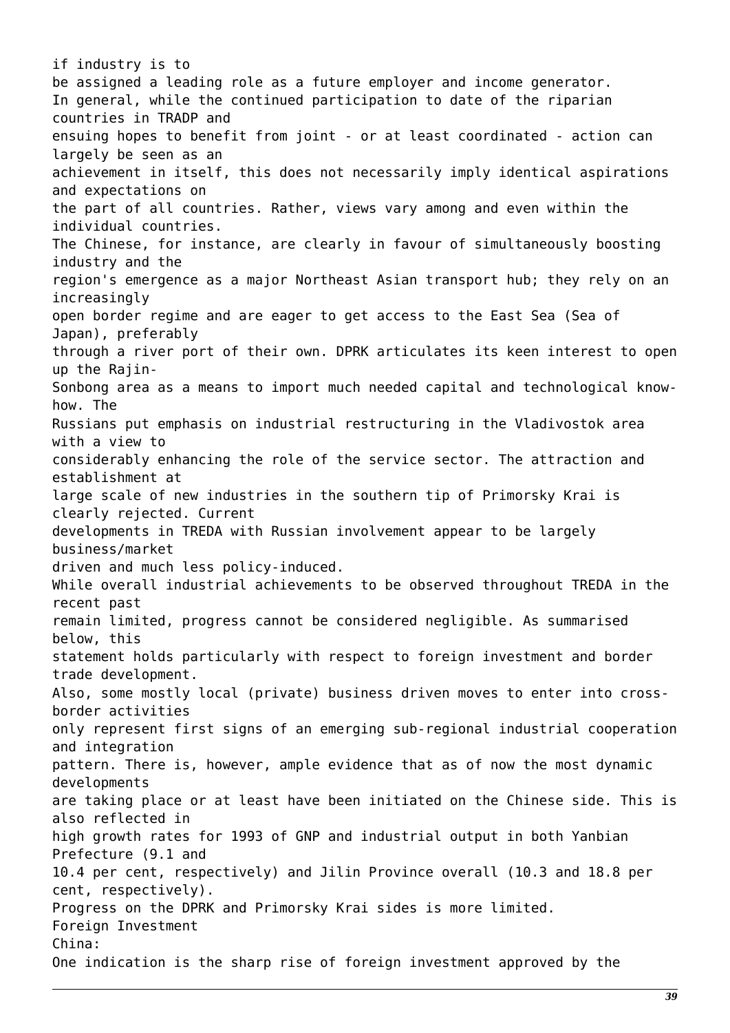if industry is to be assigned a leading role as a future employer and income generator.

In general, while the continued participation to date of the riparian countries in TRADP and ensuing hopes to benefit from joint - or at least coordinated - action can largely be seen as an achievement in itself, this does not necessarily imply identical aspirations and expectations on the part of all countries. Rather, views vary among and even within the individual countries.

The Chinese, for instance, are clearly in favour of simultaneously boosting industry and the region's emergence as a major Northeast Asian transport hub; they rely on an increasingly open border regime and are eager to get access to the East Sea (Sea of Japan), preferably through a river port of their own. DPRK articulates its keen interest to open up the Rajin-Sonbong area as a means to import much needed capital and technological know-how. The Russians put emphasis on industrial restructuring in the Vladivostok area with a view to considerably enhancing the role of the service sector. The attraction and establishment at large scale of new industries in the southern tip of Primorsky Krai is clearly rejected. Current developments in TREDA with Russian involvement appear to be largely business/market driven and much less policy-induced.

While overall industrial achievements to be observed throughout TREDA in the recent past remain limited, progress cannot be considered negligible. As summarised below, this statement holds particularly with respect to foreign investment and border trade development. Also, some mostly local (private) business driven moves to enter into cross-border activities only represent first signs of an emerging sub-regional industrial cooperation and integration pattern. There is, however, ample evidence that as of now the most dynamic developments are taking place or at least have been initiated on the Chinese side. This is also reflected in high growth rates for 1993 of GNP and industrial output in both Yanbian Prefecture (9.1 and 10.4 per cent, respectively) and Jilin Province overall (10.3 and 18.8 per cent, respectively). Progress on the DPRK and Primorsky Krai sides is more limited.

Foreign Investment

China:

One indication is the sharp rise of foreign investment approved by the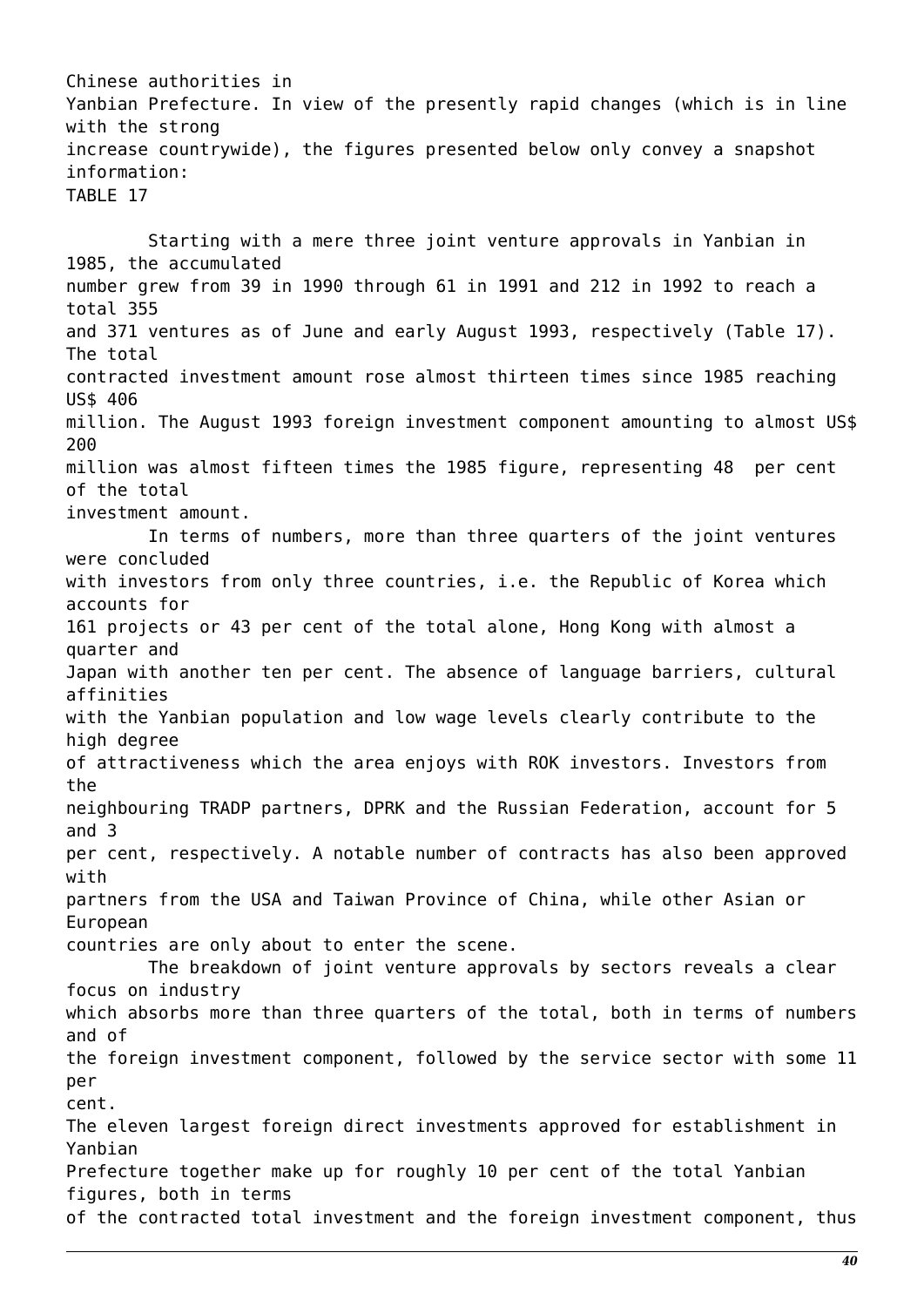Chinese authorities in Yanbian Prefecture. In view of the presently rapid changes (which is in line with the strong increase countrywide), the figures presented below only convey a snapshot information:

TABLE 17

Starting with a mere three joint venture approvals in Yanbian in 1985, the accumulated number grew from 39 in 1990 through 61 in 1991 and 212 in 1992 to reach a total 355 and 371 ventures as of June and early August 1993, respectively (Table 17). The total contracted investment amount rose almost thirteen times since 1985 reaching US$ 406 million. The August 1993 foreign investment component amounting to almost US$ 200 million was almost fifteen times the 1985 figure, representing 48 per cent of the total investment amount.

In terms of numbers, more than three quarters of the joint ventures were concluded with investors from only three countries, i.e. the Republic of Korea which accounts for 161 projects or 43 per cent of the total alone, Hong Kong with almost a quarter and Japan with another ten per cent. The absence of language barriers, cultural affinities with the Yanbian population and low wage levels clearly contribute to the high degree of attractiveness which the area enjoys with ROK investors. Investors from the neighbouring TRADP partners, DPRK and the Russian Federation, account for 5 and 3 per cent, respectively. A notable number of contracts has also been approved with partners from the USA and Taiwan Province of China, while other Asian or European countries are only about to enter the scene.

The breakdown of joint venture approvals by sectors reveals a clear focus on industry which absorbs more than three quarters of the total, both in terms of numbers and of the foreign investment component, followed by the service sector with some 11 per cent.

The eleven largest foreign direct investments approved for establishment in Yanbian Prefecture together make up for roughly 10 per cent of the total Yanbian figures, both in terms of the contracted total investment and the foreign investment component, thus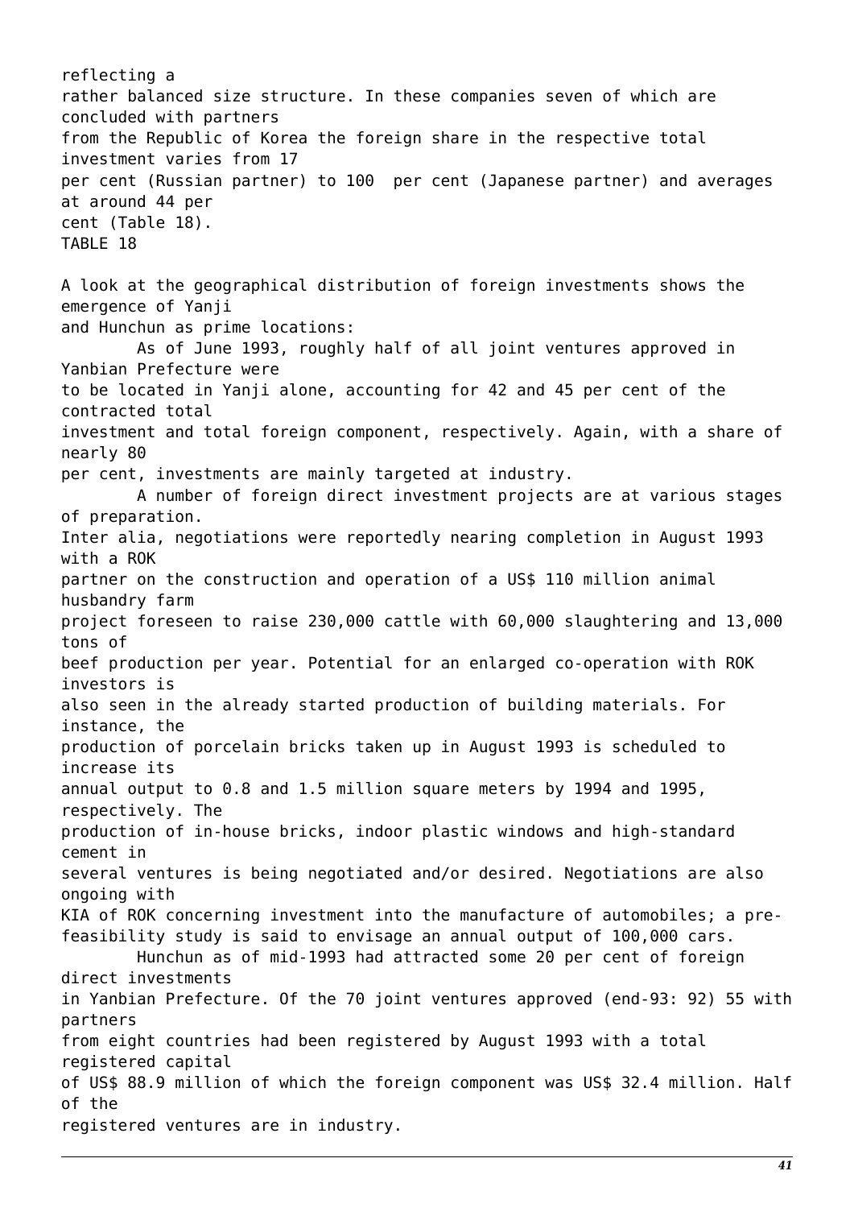reflecting a rather balanced size structure. In these companies seven of which are concluded with partners from the Republic of Korea the foreign share in the respective total investment varies from 17 per cent (Russian partner) to 100 per cent (Japanese partner) and averages at around 44 per cent (Table 18).

TABLE 18

A look at the geographical distribution of foreign investments shows the emergence of Yanji and Hunchun as prime locations:

As of June 1993, roughly half of all joint ventures approved in Yanbian Prefecture were to be located in Yanji alone, accounting for 42 and 45 per cent of the contracted total investment and total foreign component, respectively. Again, with a share of nearly 80 per cent, investments are mainly targeted at industry.

A number of foreign direct investment projects are at various stages of preparation. Inter alia, negotiations were reportedly nearing completion in August 1993 with a ROK partner on the construction and operation of a US$ 110 million animal husbandry farm project foreseen to raise 230,000 cattle with 60,000 slaughtering and 13,000 tons of beef production per year. Potential for an enlarged co-operation with ROK investors is also seen in the already started production of building materials. For instance, the production of porcelain bricks taken up in August 1993 is scheduled to increase its annual output to 0.8 and 1.5 million square meters by 1994 and 1995, respectively. The production of in-house bricks, indoor plastic windows and high-standard cement in several ventures is being negotiated and/or desired. Negotiations are also ongoing with KIA of ROK concerning investment into the manufacture of automobiles; a pre-feasibility study is said to envisage an annual output of 100,000 cars.

Hunchun as of mid-1993 had attracted some 20 per cent of foreign direct investments in Yanbian Prefecture. Of the 70 joint ventures approved (end-93: 92) 55 with partners from eight countries had been registered by August 1993 with a total registered capital of US$ 88.9 million of which the foreign component was US$ 32.4 million. Half of the registered ventures are in industry.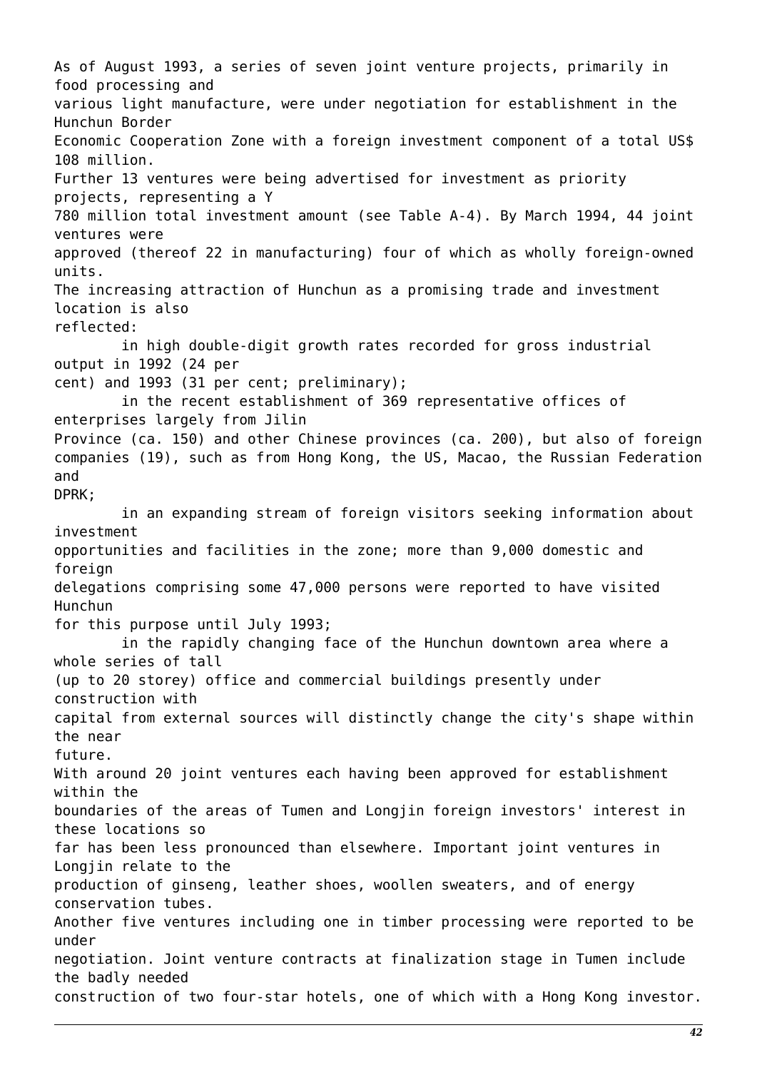As of August 1993, a series of seven joint venture projects, primarily in food processing and various light manufacture, were under negotiation for establishment in the Hunchun Border Economic Cooperation Zone with a foreign investment component of a total US$ 108 million. Further 13 ventures were being advertised for investment as priority projects, representing a Y 780 million total investment amount (see Table A-4). By March 1994, 44 joint ventures were approved (thereof 22 in manufacturing) four of which as wholly foreign-owned units.

The increasing attraction of Hunchun as a promising trade and investment location is also reflected:

- in high double-digit growth rates recorded for gross industrial output in 1992 (24 per cent) and 1993 (31 per cent; preliminary);
- in the recent establishment of 369 representative offices of enterprises largely from Jilin Province (ca. 150) and other Chinese provinces (ca. 200), but also of foreign companies (19), such as from Hong Kong, the US, Macao, the Russian Federation and DPRK;
- in an expanding stream of foreign visitors seeking information about investment opportunities and facilities in the zone; more than 9,000 domestic and foreign delegations comprising some 47,000 persons were reported to have visited Hunchun for this purpose until July 1993;
- in the rapidly changing face of the Hunchun downtown area where a whole series of tall (up to 20 storey) office and commercial buildings presently under construction with capital from external sources will distinctly change the city's shape within the near future.

With around 20 joint ventures each having been approved for establishment within the boundaries of the areas of Tumen and Longjin foreign investors' interest in these locations so far has been less pronounced than elsewhere. Important joint ventures in Longjin relate to the production of ginseng, leather shoes, woollen sweaters, and of energy conservation tubes. Another five ventures including one in timber processing were reported to be under negotiation. Joint venture contracts at finalization stage in Tumen include the badly needed construction of two four-star hotels, one of which with a Hong Kong investor.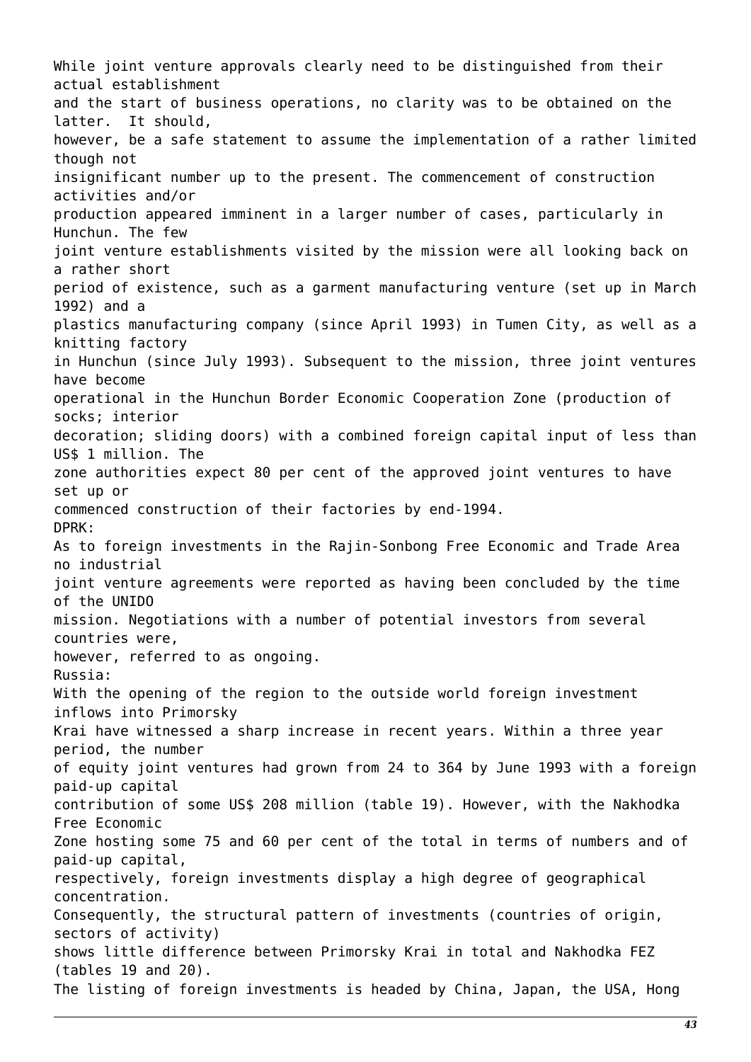While joint venture approvals clearly need to be distinguished from their actual establishment and the start of business operations, no clarity was to be obtained on the latter. It should, however, be a safe statement to assume the implementation of a rather limited though not insignificant number up to the present. The commencement of construction activities and/or production appeared imminent in a larger number of cases, particularly in Hunchun. The few joint venture establishments visited by the mission were all looking back on a rather short period of existence, such as a garment manufacturing venture (set up in March 1992) and a plastics manufacturing company (since April 1993) in Tumen City, as well as a knitting factory in Hunchun (since July 1993). Subsequent to the mission, three joint ventures have become operational in the Hunchun Border Economic Cooperation Zone (production of socks; interior decoration; sliding doors) with a combined foreign capital input of less than US$ 1 million. The zone authorities expect 80 per cent of the approved joint ventures to have set up or commenced construction of their factories by end-1994.

DPRK:

As to foreign investments in the Rajin-Sonbong Free Economic and Trade Area no industrial joint venture agreements were reported as having been concluded by the time of the UNIDO mission. Negotiations with a number of potential investors from several countries were, however, referred to as ongoing.

Russia:

With the opening of the region to the outside world foreign investment inflows into Primorsky Krai have witnessed a sharp increase in recent years. Within a three year period, the number of equity joint ventures had grown from 24 to 364 by June 1993 with a foreign paid-up capital contribution of some US$ 208 million (table 19). However, with the Nakhodka Free Economic Zone hosting some 75 and 60 per cent of the total in terms of numbers and of paid-up capital, respectively, foreign investments display a high degree of geographical concentration. Consequently, the structural pattern of investments (countries of origin, sectors of activity) shows little difference between Primorsky Krai in total and Nakhodka FEZ (tables 19 and 20).

The listing of foreign investments is headed by China, Japan, the USA, Hong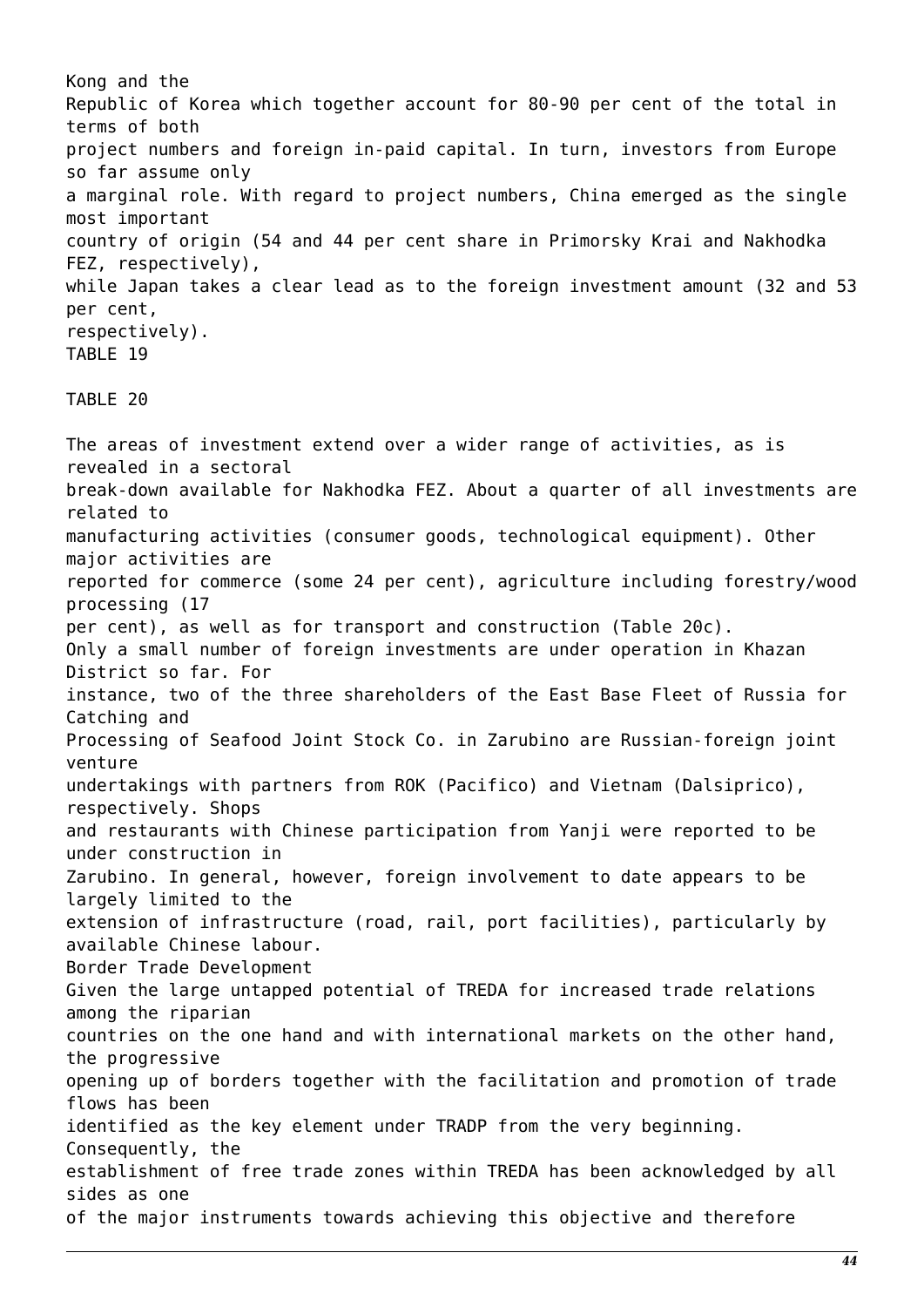Kong and the Republic of Korea which together account for 80-90 per cent of the total in terms of both project numbers and foreign in-paid capital. In turn, investors from Europe so far assume only a marginal role. With regard to project numbers, China emerged as the single most important country of origin (54 and 44 per cent share in Primorsky Krai and Nakhodka FEZ, respectively), while Japan takes a clear lead as to the foreign investment amount (32 and 53 per cent, respectively).

TABLE 19

TABLE 20

The areas of investment extend over a wider range of activities, as is revealed in a sectoral break-down available for Nakhodka FEZ. About a quarter of all investments are related to manufacturing activities (consumer goods, technological equipment). Other major activities are reported for commerce (some 24 per cent), agriculture including forestry/wood processing (17 per cent), as well as for transport and construction (Table 20c).

Only a small number of foreign investments are under operation in Khazan District so far. For instance, two of the three shareholders of the East Base Fleet of Russia for Catching and Processing of Seafood Joint Stock Co. in Zarubino are Russian-foreign joint venture undertakings with partners from ROK (Pacifico) and Vietnam (Dalsiprico), respectively. Shops and restaurants with Chinese participation from Yanji were reported to be under construction in Zarubino. In general, however, foreign involvement to date appears to be largely limited to the extension of infrastructure (road, rail, port facilities), particularly by available Chinese labour.

## Border Trade Development

Given the large untapped potential of TREDA for increased trade relations among the riparian countries on the one hand and with international markets on the other hand, the progressive opening up of borders together with the facilitation and promotion of trade flows has been identified as the key element under TRADP from the very beginning. Consequently, the establishment of free trade zones within TREDA has been acknowledged by all sides as one of the major instruments towards achieving this objective and therefore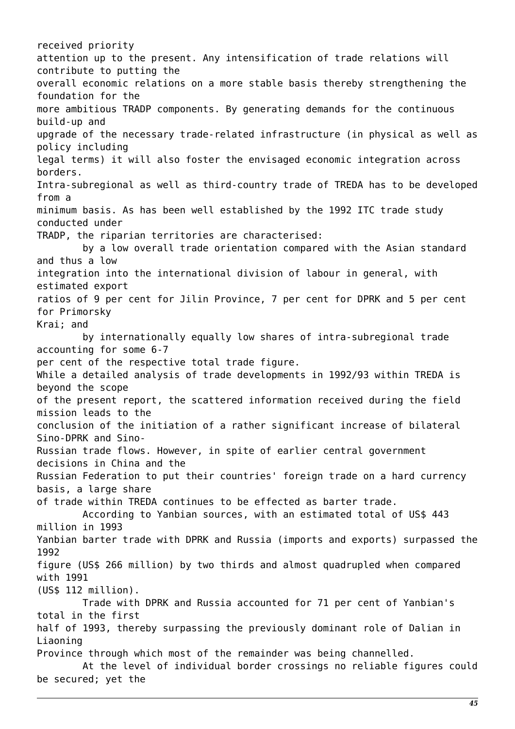received priority attention up to the present. Any intensification of trade relations will contribute to putting the overall economic relations on a more stable basis thereby strengthening the foundation for the more ambitious TRADP components. By generating demands for the continuous build-up and upgrade of the necessary trade-related infrastructure (in physical as well as policy including legal terms) it will also foster the envisaged economic integration across borders.

Intra-subregional as well as third-country trade of TREDA has to be developed from a minimum basis. As has been well established by the 1992 ITC trade study conducted under TRADP, the riparian territories are characterised:

- by a low overall trade orientation compared with the Asian standard and thus a low integration into the international division of labour in general, with estimated export ratios of 9 per cent for Jilin Province, 7 per cent for DPRK and 5 per cent for Primorsky Krai; and
- by internationally equally low shares of intra-subregional trade accounting for some 6-7 per cent of the respective total trade figure.

While a detailed analysis of trade developments in 1992/93 within TREDA is beyond the scope of the present report, the scattered information received during the field mission leads to the conclusion of the initiation of a rather significant increase of bilateral Sino-DPRK and Sino-Russian trade flows. However, in spite of earlier central government decisions in China and the Russian Federation to put their countries' foreign trade on a hard currency basis, a large share of trade within TREDA continues to be effected as barter trade.

- According to Yanbian sources, with an estimated total of US$ 443 million in 1993 Yanbian barter trade with DPRK and Russia (imports and exports) surpassed the 1992 figure (US$ 266 million) by two thirds and almost quadrupled when compared with 1991 (US$ 112 million).
- Trade with DPRK and Russia accounted for 71 per cent of Yanbian's total in the first half of 1993, thereby surpassing the previously dominant role of Dalian in Liaoning Province through which most of the remainder was being channelled.
- At the level of individual border crossings no reliable figures could be secured; yet the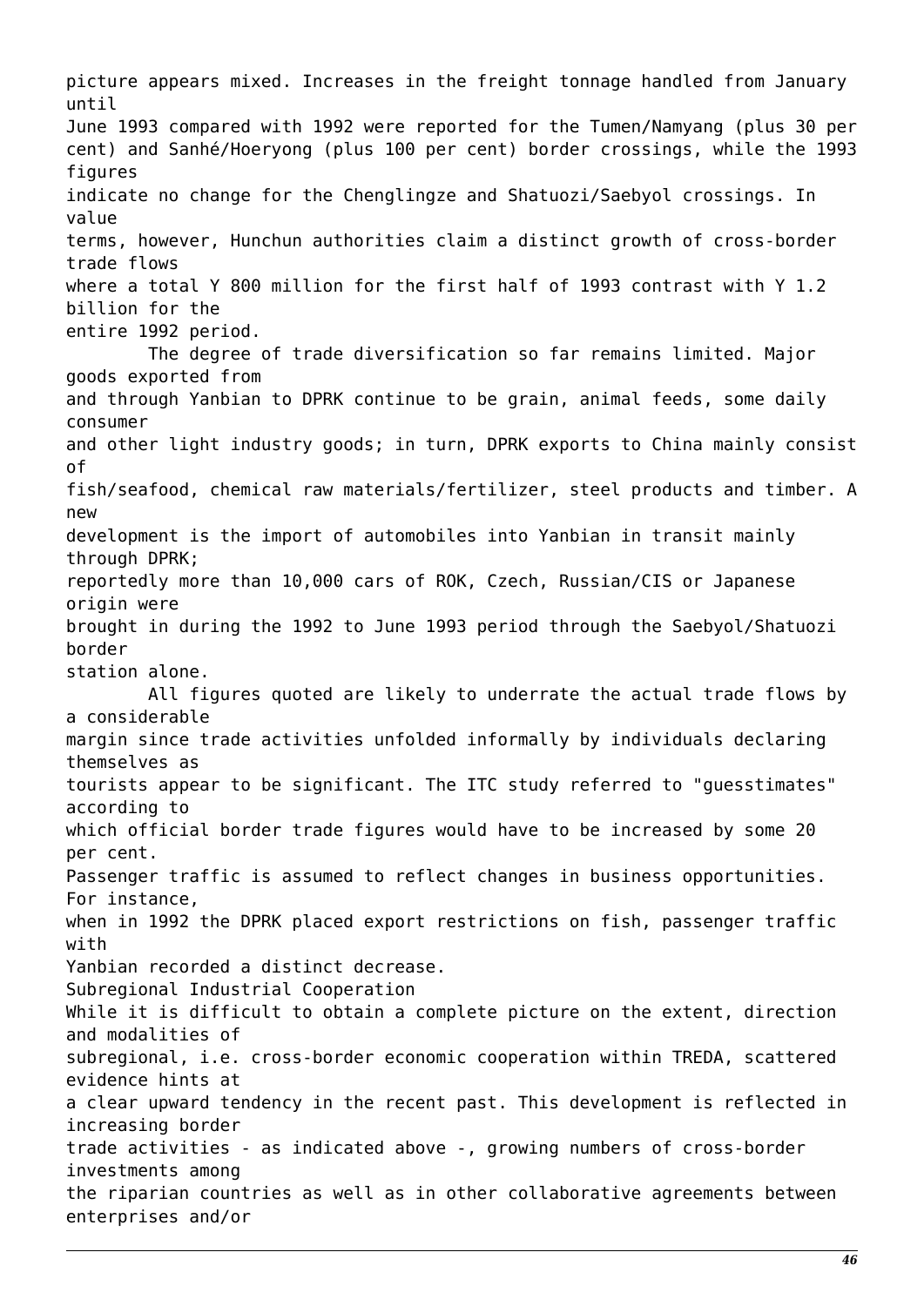picture appears mixed. Increases in the freight tonnage handled from January until June 1993 compared with 1992 were reported for the Tumen/Namyang (plus 30 per cent) and Sanhé/Hoeryong (plus 100 per cent) border crossings, while the 1993 figures indicate no change for the Chenglingze and Shatuozi/Saebyol crossings. In value terms, however, Hunchun authorities claim a distinct growth of cross-border trade flows where a total Y 800 million for the first half of 1993 contrast with Y 1.2 billion for the entire 1992 period.

The degree of trade diversification so far remains limited. Major goods exported from and through Yanbian to DPRK continue to be grain, animal feeds, some daily consumer and other light industry goods; in turn, DPRK exports to China mainly consist of fish/seafood, chemical raw materials/fertilizer, steel products and timber. A new development is the import of automobiles into Yanbian in transit mainly through DPRK; reportedly more than 10,000 cars of ROK, Czech, Russian/CIS or Japanese origin were brought in during the 1992 to June 1993 period through the Saebyol/Shatuozi border station alone.

All figures quoted are likely to underrate the actual trade flows by a considerable margin since trade activities unfolded informally by individuals declaring themselves as tourists appear to be significant. The ITC study referred to "guesstimates" according to which official border trade figures would have to be increased by some 20 per cent.

Passenger traffic is assumed to reflect changes in business opportunities. For instance, when in 1992 the DPRK placed export restrictions on fish, passenger traffic with Yanbian recorded a distinct decrease.

## Subregional Industrial Cooperation

While it is difficult to obtain a complete picture on the extent, direction and modalities of subregional, i.e. cross-border economic cooperation within TREDA, scattered evidence hints at a clear upward tendency in the recent past. This development is reflected in increasing border trade activities - as indicated above -, growing numbers of cross-border investments among the riparian countries as well as in other collaborative agreements between enterprises and/or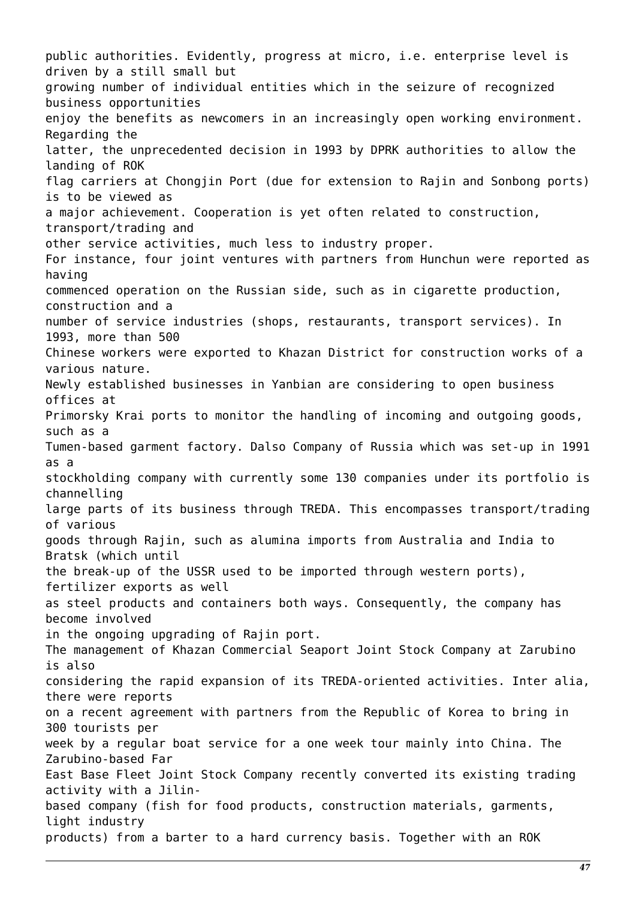public authorities. Evidently, progress at micro, i.e. enterprise level is driven by a still small but growing number of individual entities which in the seizure of recognized business opportunities enjoy the benefits as newcomers in an increasingly open working environment. Regarding the latter, the unprecedented decision in 1993 by DPRK authorities to allow the landing of ROK flag carriers at Chongjin Port (due for extension to Rajin and Sonbong ports) is to be viewed as a major achievement. Cooperation is yet often related to construction, transport/trading and other service activities, much less to industry proper.

For instance, four joint ventures with partners from Hunchun were reported as having commenced operation on the Russian side, such as in cigarette production, construction and a number of service industries (shops, restaurants, transport services). In 1993, more than 500 Chinese workers were exported to Khazan District for construction works of a various nature.

Newly established businesses in Yanbian are considering to open business offices at Primorsky Krai ports to monitor the handling of incoming and outgoing goods, such as a Tumen-based garment factory. Dalso Company of Russia which was set-up in 1991 as a stockholding company with currently some 130 companies under its portfolio is channelling large parts of its business through TREDA. This encompasses transport/trading of various goods through Rajin, such as alumina imports from Australia and India to Bratsk (which until the break-up of the USSR used to be imported through western ports), fertilizer exports as well as steel products and containers both ways. Consequently, the company has become involved in the ongoing upgrading of Rajin port.

The management of Khazan Commercial Seaport Joint Stock Company at Zarubino is also considering the rapid expansion of its TREDA-oriented activities. Inter alia, there were reports on a recent agreement with partners from the Republic of Korea to bring in 300 tourists per week by a regular boat service for a one week tour mainly into China. The Zarubino-based Far East Base Fleet Joint Stock Company recently converted its existing trading activity with a Jilin-based company (fish for food products, construction materials, garments, light industry products) from a barter to a hard currency basis. Together with an ROK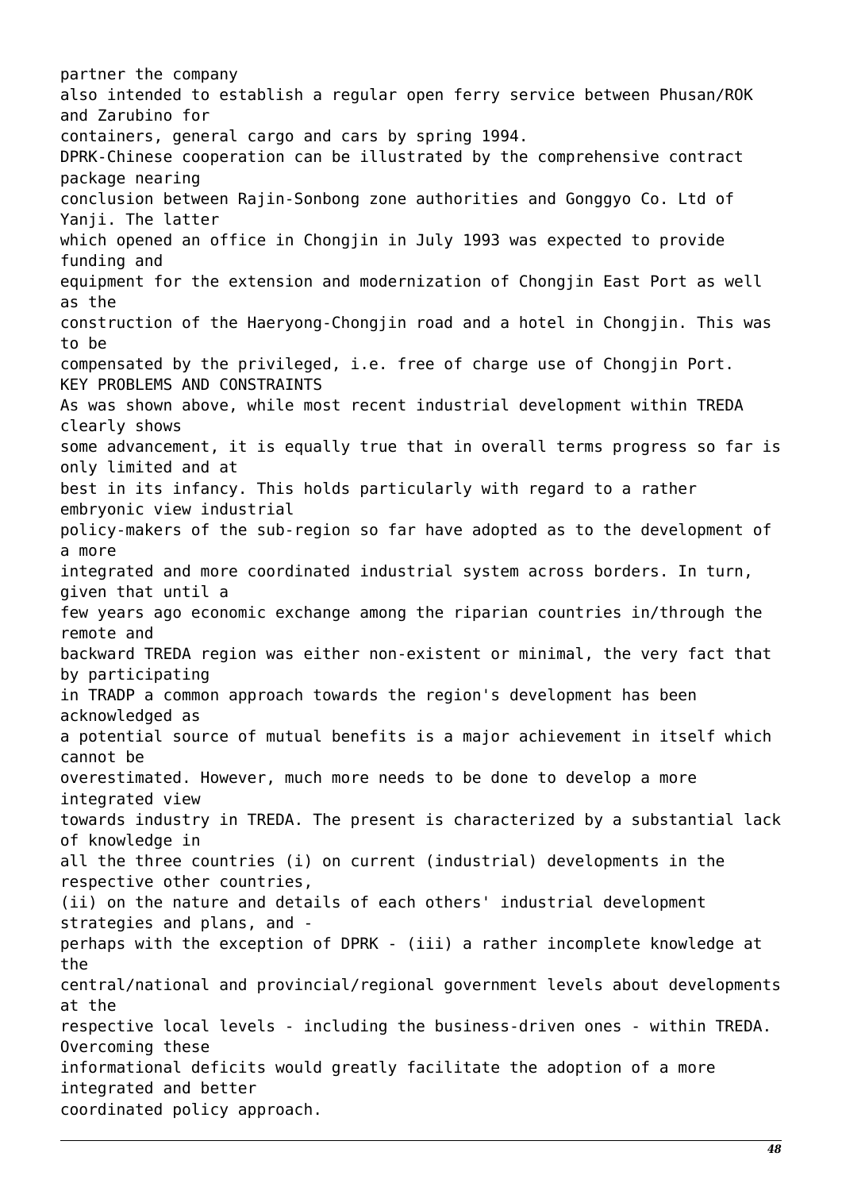partner the company also intended to establish a regular open ferry service between Phusan/ROK and Zarubino for containers, general cargo and cars by spring 1994.

DPRK-Chinese cooperation can be illustrated by the comprehensive contract package nearing conclusion between Rajin-Sonbong zone authorities and Gonggyo Co. Ltd of Yanji. The latter which opened an office in Chongjin in July 1993 was expected to provide funding and equipment for the extension and modernization of Chongjin East Port as well as the construction of the Haeryong-Chongjin road and a hotel in Chongjin. This was to be compensated by the privileged, i.e. free of charge use of Chongjin Port.

## KEY PROBLEMS AND CONSTRAINTS

As was shown above, while most recent industrial development within TREDA clearly shows some advancement, it is equally true that in overall terms progress so far is only limited and at best in its infancy. This holds particularly with regard to a rather embryonic view industrial policy-makers of the sub-region so far have adopted as to the development of a more integrated and more coordinated industrial system across borders. In turn, given that until a few years ago economic exchange among the riparian countries in/through the remote and backward TREDA region was either non-existent or minimal, the very fact that by participating in TRADP a common approach towards the region's development has been acknowledged as a potential source of mutual benefits is a major achievement in itself which cannot be overestimated. However, much more needs to be done to develop a more integrated view towards industry in TREDA. The present is characterized by a substantial lack of knowledge in all the three countries (i) on current (industrial) developments in the respective other countries, (ii) on the nature and details of each others' industrial development strategies and plans, and - perhaps with the exception of DPRK - (iii) a rather incomplete knowledge at the central/national and provincial/regional government levels about developments at the respective local levels - including the business-driven ones - within TREDA. Overcoming these informational deficits would greatly facilitate the adoption of a more integrated and better coordinated policy approach.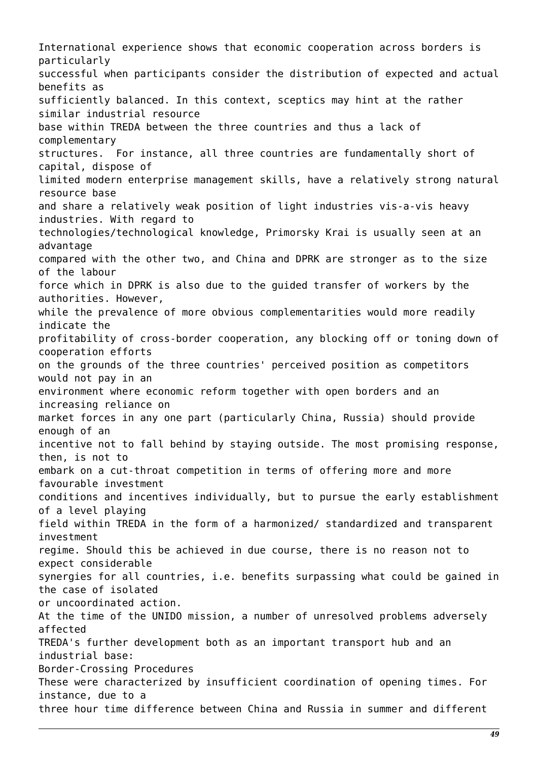International experience shows that economic cooperation across borders is particularly successful when participants consider the distribution of expected and actual benefits as sufficiently balanced. In this context, sceptics may hint at the rather similar industrial resource base within TREDA between the three countries and thus a lack of complementary structures. For instance, all three countries are fundamentally short of capital, dispose of limited modern enterprise management skills, have a relatively strong natural resource base and share a relatively weak position of light industries vis-a-vis heavy industries. With regard to technologies/technological knowledge, Primorsky Krai is usually seen at an advantage compared with the other two, and China and DPRK are stronger as to the size of the labour force which in DPRK is also due to the guided transfer of workers by the authorities. However, while the prevalence of more obvious complementarities would more readily indicate the profitability of cross-border cooperation, any blocking off or toning down of cooperation efforts on the grounds of the three countries' perceived position as competitors would not pay in an environment where economic reform together with open borders and an increasing reliance on market forces in any one part (particularly China, Russia) should provide enough of an incentive not to fall behind by staying outside. The most promising response, then, is not to embark on a cut-throat competition in terms of offering more and more favourable investment conditions and incentives individually, but to pursue the early establishment of a level playing field within TREDA in the form of a harmonized/ standardized and transparent investment regime. Should this be achieved in due course, there is no reason not to expect considerable synergies for all countries, i.e. benefits surpassing what could be gained in the case of isolated or uncoordinated action.

At the time of the UNIDO mission, a number of unresolved problems adversely affected TREDA's further development both as an important transport hub and an industrial base:

Border-Crossing Procedures

These were characterized by insufficient coordination of opening times. For instance, due to a three hour time difference between China and Russia in summer and different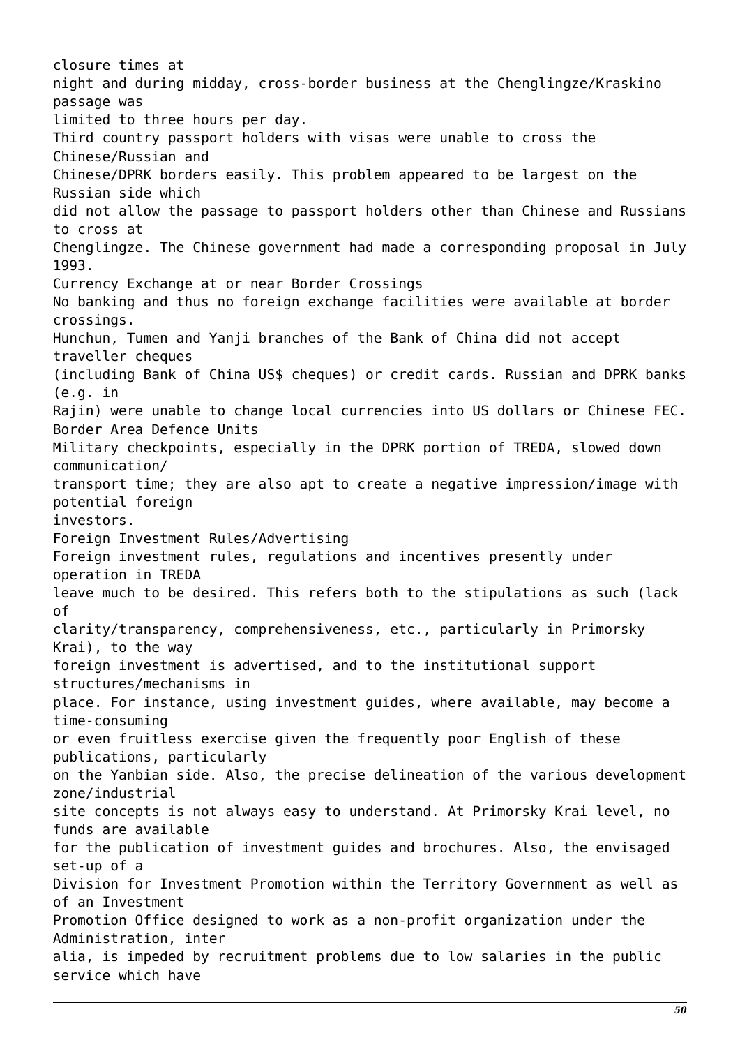closure times at night and during midday, cross-border business at the Chenglingze/Kraskino passage was limited to three hours per day.

Third country passport holders with visas were unable to cross the Chinese/Russian and Chinese/DPRK borders easily. This problem appeared to be largest on the Russian side which did not allow the passage to passport holders other than Chinese and Russians to cross at Chenglingze. The Chinese government had made a corresponding proposal in July 1993.

### Currency Exchange at or near Border Crossings

No banking and thus no foreign exchange facilities were available at border crossings. Hunchun, Tumen and Yanji branches of the Bank of China did not accept traveller cheques (including Bank of China US$ cheques) or credit cards. Russian and DPRK banks (e.g. in Rajin) were unable to change local currencies into US dollars or Chinese FEC.

### Border Area Defence Units

Military checkpoints, especially in the DPRK portion of TREDA, slowed down communication/ transport time; they are also apt to create a negative impression/image with potential foreign investors.

### Foreign Investment Rules/Advertising

Foreign investment rules, regulations and incentives presently under operation in TREDA leave much to be desired. This refers both to the stipulations as such (lack of clarity/transparency, comprehensiveness, etc., particularly in Primorsky Krai), to the way foreign investment is advertised, and to the institutional support structures/mechanisms in place. For instance, using investment guides, where available, may become a time-consuming or even fruitless exercise given the frequently poor English of these publications, particularly on the Yanbian side. Also, the precise delineation of the various development zone/industrial site concepts is not always easy to understand. At Primorsky Krai level, no funds are available for the publication of investment guides and brochures. Also, the envisaged set-up of a Division for Investment Promotion within the Territory Government as well as of an Investment Promotion Office designed to work as a non-profit organization under the Administration, inter alia, is impeded by recruitment problems due to low salaries in the public service which have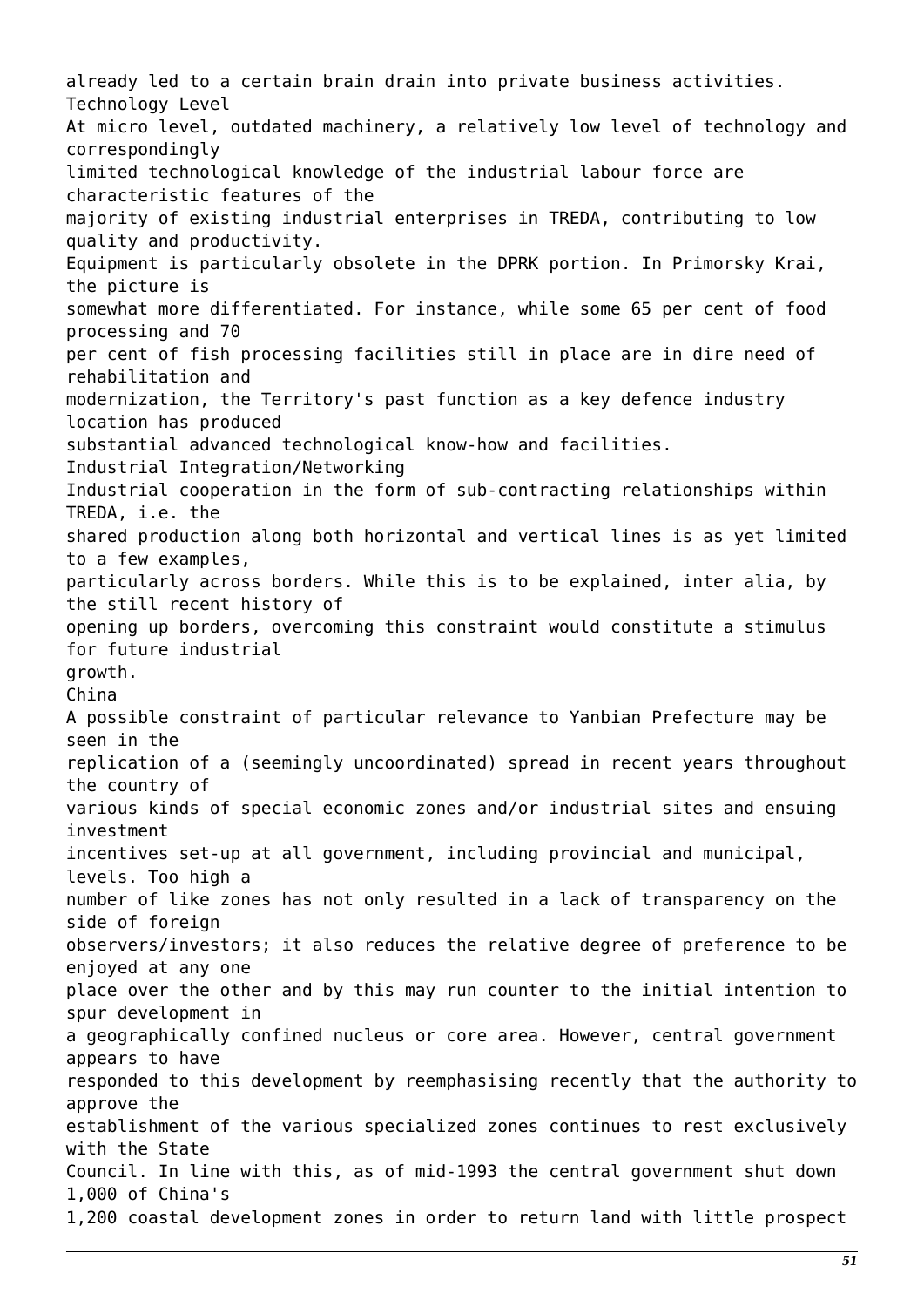already led to a certain brain drain into private business activities.

### Technology Level

At micro level, outdated machinery, a relatively low level of technology and correspondingly limited technological knowledge of the industrial labour force are characteristic features of the majority of existing industrial enterprises in TREDA, contributing to low quality and productivity.

Equipment is particularly obsolete in the DPRK portion. In Primorsky Krai, the picture is somewhat more differentiated. For instance, while some 65 per cent of food processing and 70 per cent of fish processing facilities still in place are in dire need of rehabilitation and modernization, the Territory's past function as a key defence industry location has produced substantial advanced technological know-how and facilities.

### Industrial Integration/Networking

Industrial cooperation in the form of sub-contracting relationships within TREDA, i.e. the shared production along both horizontal and vertical lines is as yet limited to a few examples, particularly across borders. While this is to be explained, inter alia, by the still recent history of opening up borders, overcoming this constraint would constitute a stimulus for future industrial growth.

### China

A possible constraint of particular relevance to Yanbian Prefecture may be seen in the replication of a (seemingly uncoordinated) spread in recent years throughout the country of various kinds of special economic zones and/or industrial sites and ensuing investment incentives set-up at all government, including provincial and municipal, levels. Too high a number of like zones has not only resulted in a lack of transparency on the side of foreign observers/investors; it also reduces the relative degree of preference to be enjoyed at any one place over the other and by this may run counter to the initial intention to spur development in a geographically confined nucleus or core area. However, central government appears to have responded to this development by reemphasising recently that the authority to approve the establishment of the various specialized zones continues to rest exclusively with the State Council. In line with this, as of mid-1993 the central government shut down 1,000 of China's 1,200 coastal development zones in order to return land with little prospect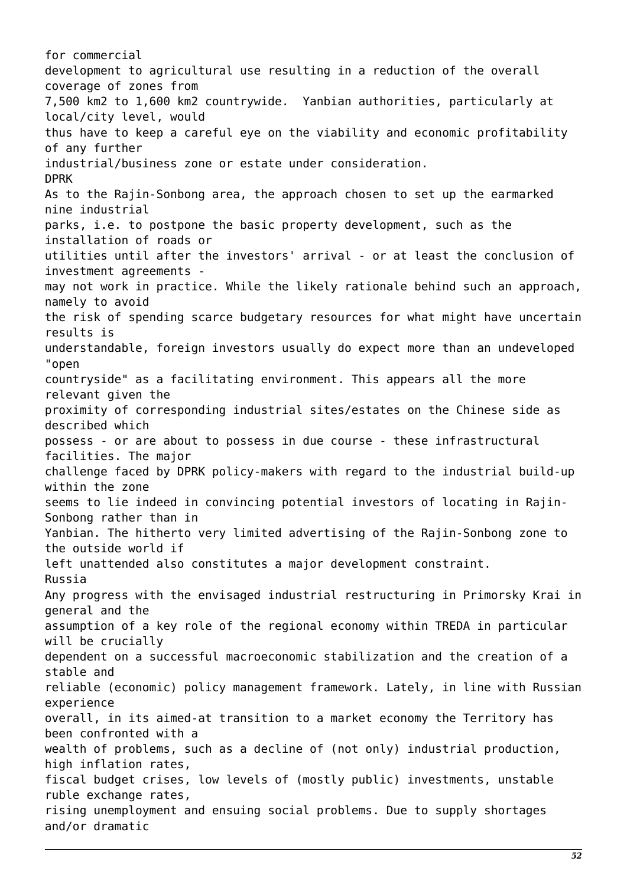for commercial development to agricultural use resulting in a reduction of the overall coverage of zones from 7,500 km2 to 1,600 km2 countrywide. Yanbian authorities, particularly at local/city level, would thus have to keep a careful eye on the viability and economic profitability of any further industrial/business zone or estate under consideration.

DPRK

As to the Rajin-Sonbong area, the approach chosen to set up the earmarked nine industrial parks, i.e. to postpone the basic property development, such as the installation of roads or utilities until after the investors' arrival - or at least the conclusion of investment agreements - may not work in practice. While the likely rationale behind such an approach, namely to avoid the risk of spending scarce budgetary resources for what might have uncertain results is understandable, foreign investors usually do expect more than an undeveloped "open countryside" as a facilitating environment. This appears all the more relevant given the proximity of corresponding industrial sites/estates on the Chinese side as described which possess - or are about to possess in due course - these infrastructural facilities. The major challenge faced by DPRK policy-makers with regard to the industrial build-up within the zone seems to lie indeed in convincing potential investors of locating in Rajin-Sonbong rather than in Yanbian. The hitherto very limited advertising of the Rajin-Sonbong zone to the outside world if left unattended also constitutes a major development constraint.

Russia

Any progress with the envisaged industrial restructuring in Primorsky Krai in general and the assumption of a key role of the regional economy within TREDA in particular will be crucially dependent on a successful macroeconomic stabilization and the creation of a stable and reliable (economic) policy management framework. Lately, in line with Russian experience overall, in its aimed-at transition to a market economy the Territory has been confronted with a wealth of problems, such as a decline of (not only) industrial production, high inflation rates, fiscal budget crises, low levels of (mostly public) investments, unstable ruble exchange rates, rising unemployment and ensuing social problems. Due to supply shortages and/or dramatic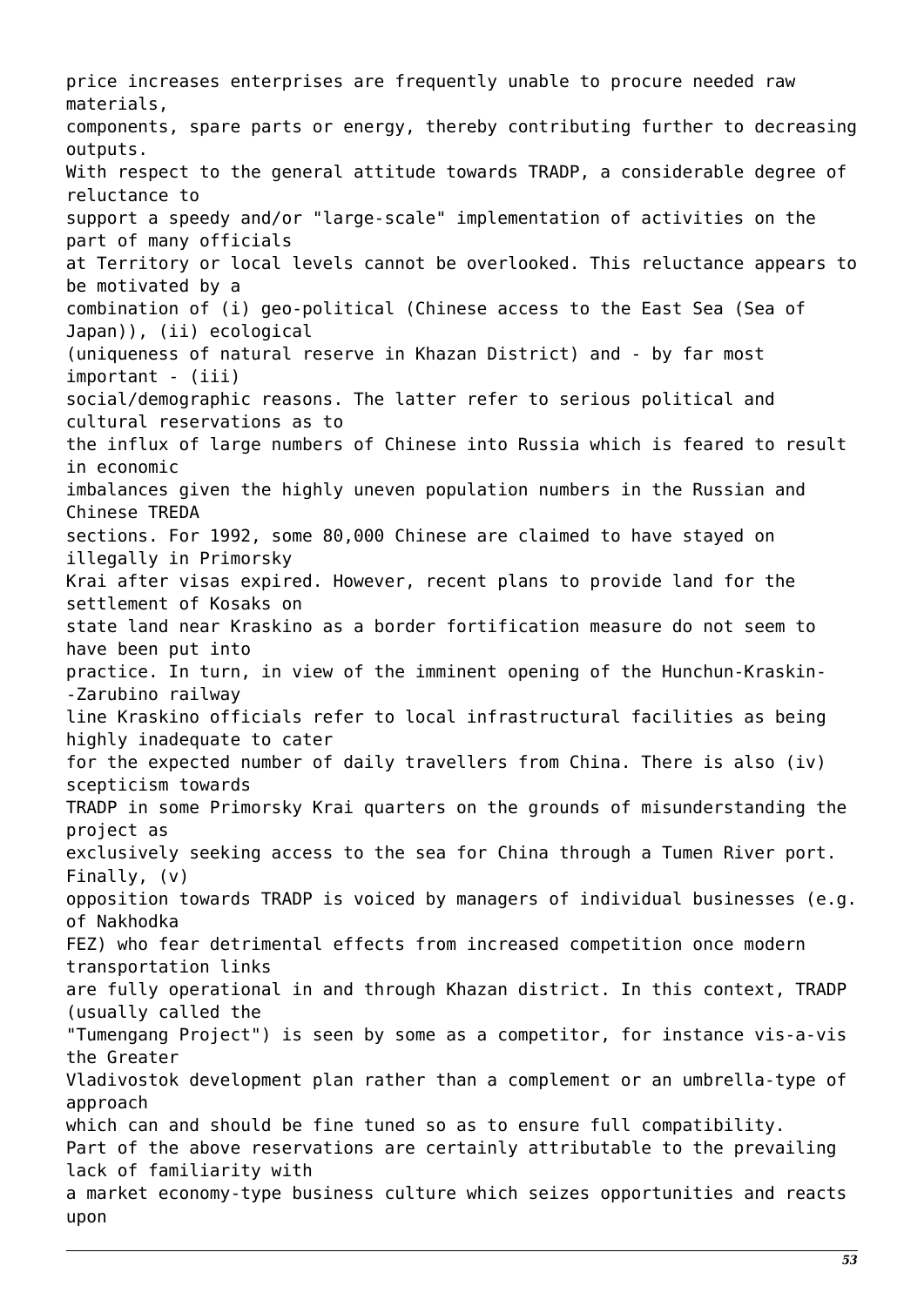price increases enterprises are frequently unable to procure needed raw materials, components, spare parts or energy, thereby contributing further to decreasing outputs.

With respect to the general attitude towards TRADP, a considerable degree of reluctance to support a speedy and/or "large-scale" implementation of activities on the part of many officials at Territory or local levels cannot be overlooked. This reluctance appears to be motivated by a combination of (i) geo-political (Chinese access to the East Sea (Sea of Japan)), (ii) ecological (uniqueness of natural reserve in Khazan District) and - by far most important - (iii) social/demographic reasons. The latter refer to serious political and cultural reservations as to the influx of large numbers of Chinese into Russia which is feared to result in economic imbalances given the highly uneven population numbers in the Russian and Chinese TREDA sections. For 1992, some 80,000 Chinese are claimed to have stayed on illegally in Primorsky Krai after visas expired. However, recent plans to provide land for the settlement of Kosaks on state land near Kraskino as a border fortification measure do not seem to have been put into practice. In turn, in view of the imminent opening of the Hunchun-Kraskin--Zarubino railway line Kraskino officials refer to local infrastructural facilities as being highly inadequate to cater for the expected number of daily travellers from China. There is also (iv) scepticism towards TRADP in some Primorsky Krai quarters on the grounds of misunderstanding the project as exclusively seeking access to the sea for China through a Tumen River port. Finally, (v) opposition towards TRADP is voiced by managers of individual businesses (e.g. of Nakhodka FEZ) who fear detrimental effects from increased competition once modern transportation links are fully operational in and through Khazan district. In this context, TRADP (usually called the "Tumengang Project") is seen by some as a competitor, for instance vis-a-vis the Greater Vladivostok development plan rather than a complement or an umbrella-type of approach which can and should be fine tuned so as to ensure full compatibility.

Part of the above reservations are certainly attributable to the prevailing lack of familiarity with a market economy-type business culture which seizes opportunities and reacts upon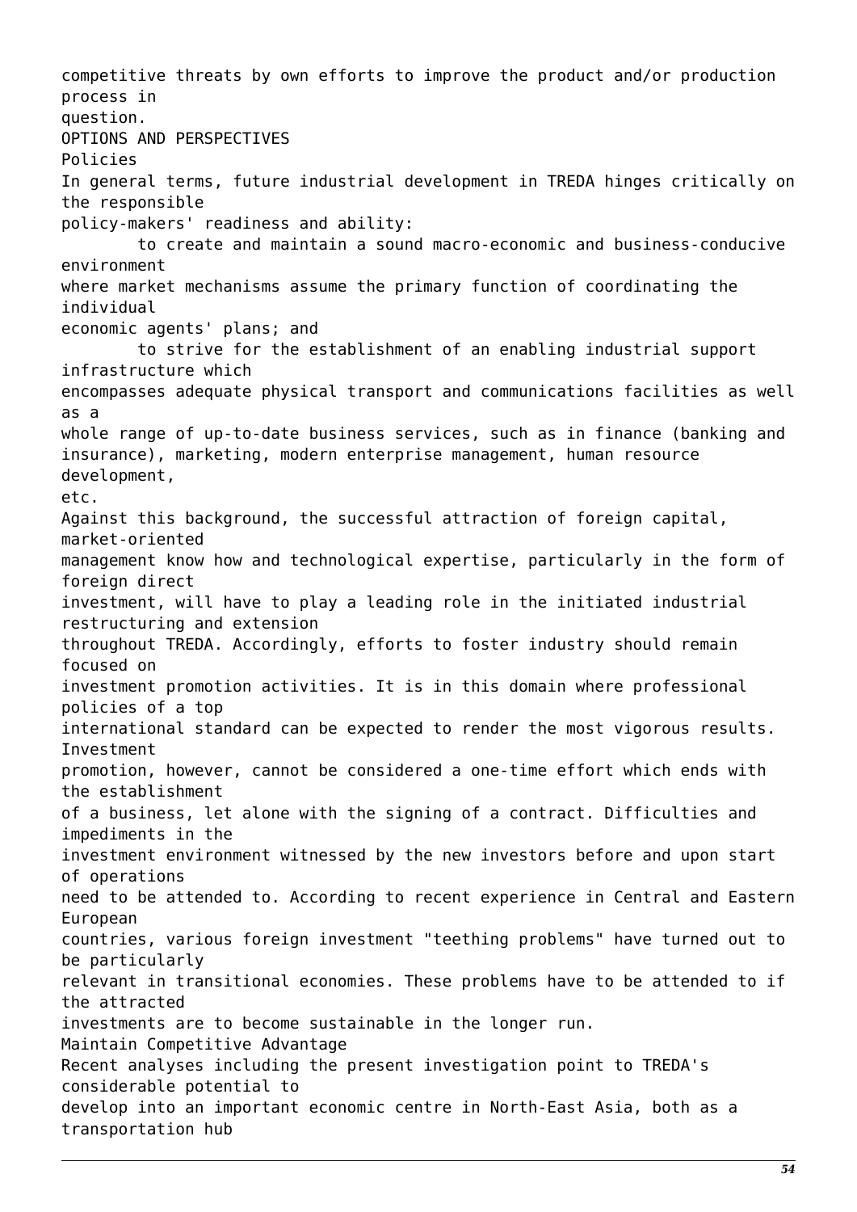competitive threats by own efforts to improve the product and/or production process in question.

## OPTIONS AND PERSPECTIVES

### Policies

In general terms, future industrial development in TREDA hinges critically on the responsible policy-makers' readiness and ability:

- to create and maintain a sound macro-economic and business-conducive environment where market mechanisms assume the primary function of coordinating the individual economic agents' plans; and
- to strive for the establishment of an enabling industrial support infrastructure which encompasses adequate physical transport and communications facilities as well as a whole range of up-to-date business services, such as in finance (banking and insurance), marketing, modern enterprise management, human resource development, etc.

Against this background, the successful attraction of foreign capital, market-oriented management know how and technological expertise, particularly in the form of foreign direct investment, will have to play a leading role in the initiated industrial restructuring and extension throughout TREDA. Accordingly, efforts to foster industry should remain focused on investment promotion activities. It is in this domain where professional policies of a top international standard can be expected to render the most vigorous results. Investment promotion, however, cannot be considered a one-time effort which ends with the establishment of a business, let alone with the signing of a contract. Difficulties and impediments in the investment environment witnessed by the new investors before and upon start of operations need to be attended to. According to recent experience in Central and Eastern European countries, various foreign investment "teething problems" have turned out to be particularly relevant in transitional economies. These problems have to be attended to if the attracted investments are to become sustainable in the longer run.

### Maintain Competitive Advantage

Recent analyses including the present investigation point to TREDA's considerable potential to develop into an important economic centre in North-East Asia, both as a transportation hub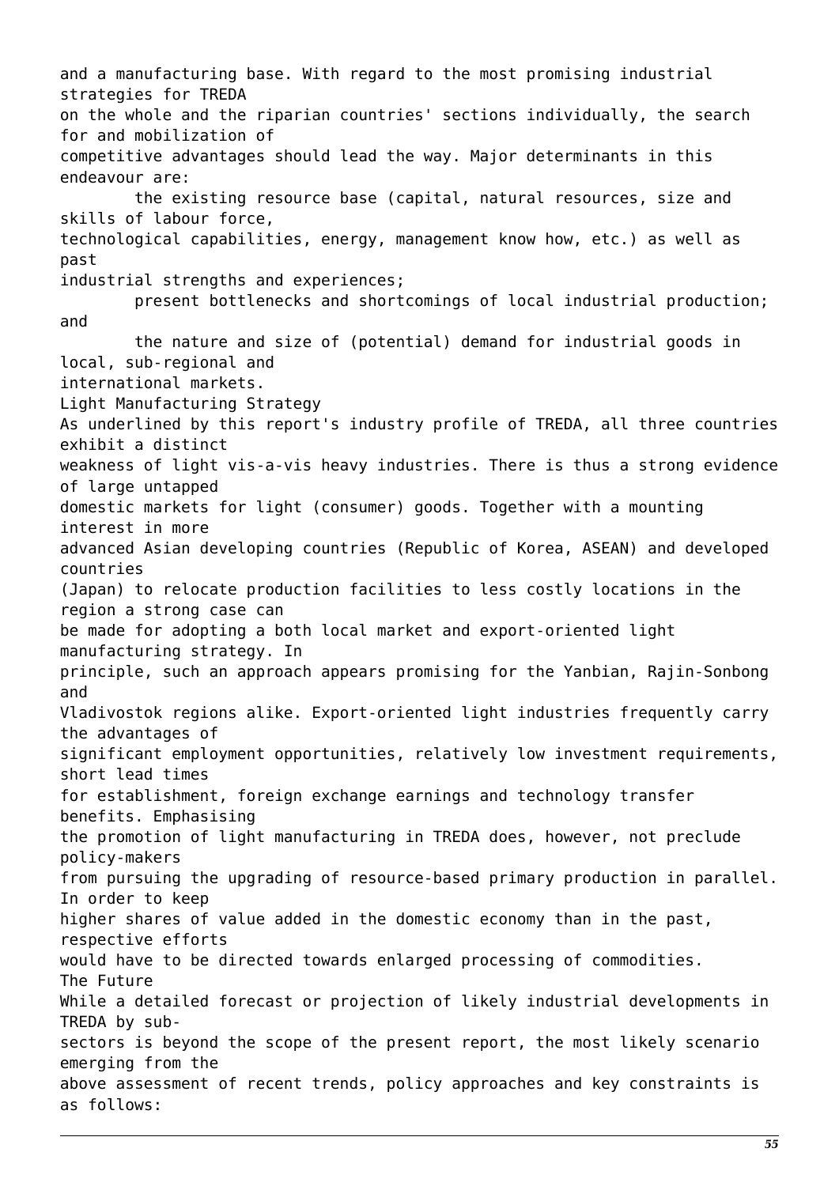and a manufacturing base. With regard to the most promising industrial strategies for TREDA on the whole and the riparian countries' sections individually, the search for and mobilization of competitive advantages should lead the way. Major determinants in this endeavour are:

- the existing resource base (capital, natural resources, size and skills of labour force, technological capabilities, energy, management know how, etc.) as well as past industrial strengths and experiences;
- present bottlenecks and shortcomings of local industrial production; and
- the nature and size of (potential) demand for industrial goods in local, sub-regional and international markets.

## Light Manufacturing Strategy

As underlined by this report's industry profile of TREDA, all three countries exhibit a distinct weakness of light vis-a-vis heavy industries. There is thus a strong evidence of large untapped domestic markets for light (consumer) goods. Together with a mounting interest in more advanced Asian developing countries (Republic of Korea, ASEAN) and developed countries (Japan) to relocate production facilities to less costly locations in the region a strong case can be made for adopting a both local market and export-oriented light manufacturing strategy. In principle, such an approach appears promising for the Yanbian, Rajin-Sonbong and Vladivostok regions alike. Export-oriented light industries frequently carry the advantages of significant employment opportunities, relatively low investment requirements, short lead times for establishment, foreign exchange earnings and technology transfer benefits. Emphasising the promotion of light manufacturing in TREDA does, however, not preclude policy-makers from pursuing the upgrading of resource-based primary production in parallel. In order to keep higher shares of value added in the domestic economy than in the past, respective efforts would have to be directed towards enlarged processing of commodities.

## The Future

While a detailed forecast or projection of likely industrial developments in TREDA by sub-sectors is beyond the scope of the present report, the most likely scenario emerging from the above assessment of recent trends, policy approaches and key constraints is as follows: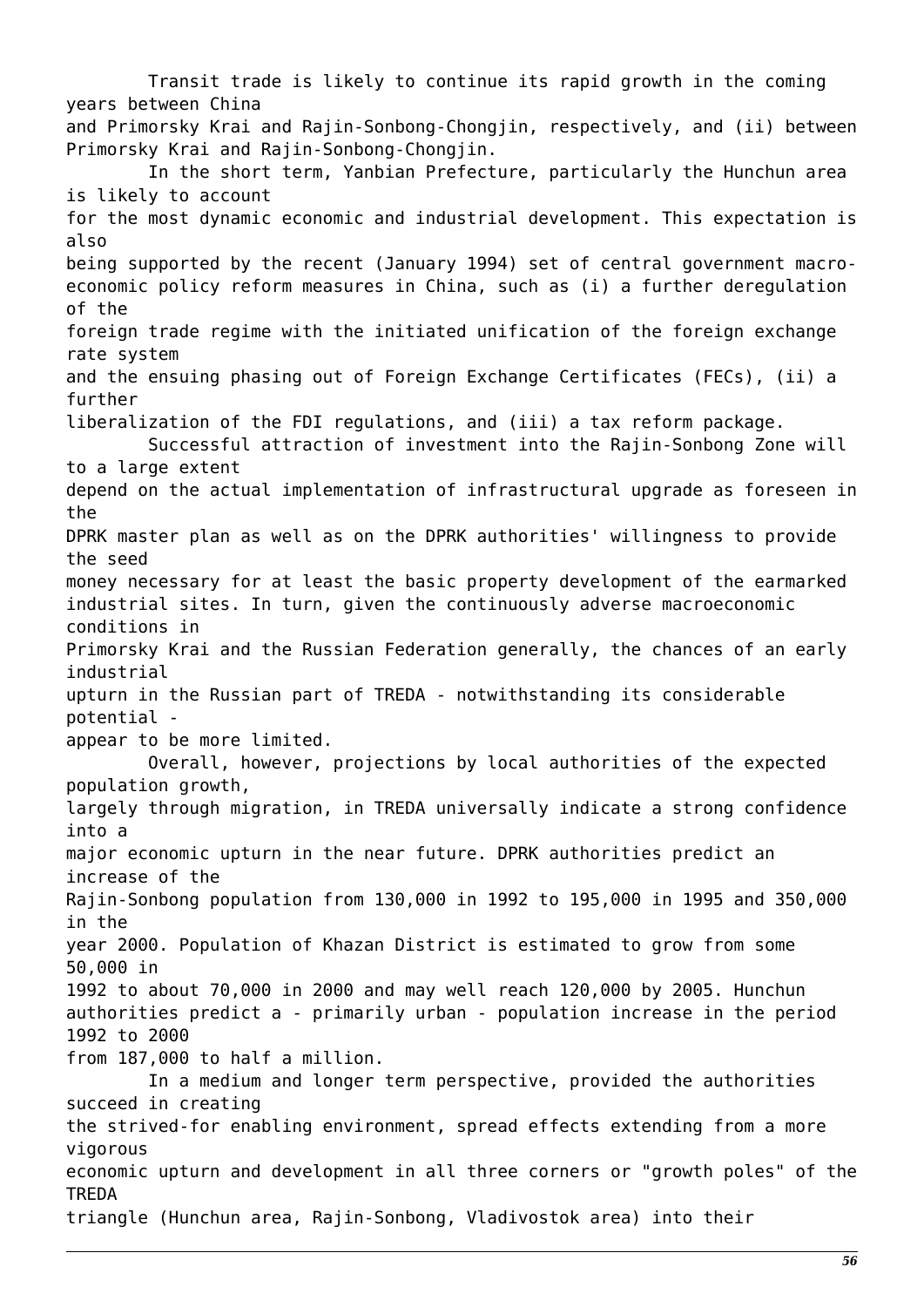Transit trade is likely to continue its rapid growth in the coming years between China and Primorsky Krai and Rajin-Sonbong-Chongjin, respectively, and (ii) between Primorsky Krai and Rajin-Sonbong-Chongjin.

In the short term, Yanbian Prefecture, particularly the Hunchun area is likely to account for the most dynamic economic and industrial development. This expectation is also being supported by the recent (January 1994) set of central government macro-economic policy reform measures in China, such as (i) a further deregulation of the foreign trade regime with the initiated unification of the foreign exchange rate system and the ensuing phasing out of Foreign Exchange Certificates (FECs), (ii) a further liberalization of the FDI regulations, and (iii) a tax reform package.

Successful attraction of investment into the Rajin-Sonbong Zone will to a large extent depend on the actual implementation of infrastructural upgrade as foreseen in the DPRK master plan as well as on the DPRK authorities' willingness to provide the seed money necessary for at least the basic property development of the earmarked industrial sites. In turn, given the continuously adverse macroeconomic conditions in Primorsky Krai and the Russian Federation generally, the chances of an early industrial upturn in the Russian part of TREDA - notwithstanding its considerable potential - appear to be more limited.

Overall, however, projections by local authorities of the expected population growth, largely through migration, in TREDA universally indicate a strong confidence into a major economic upturn in the near future. DPRK authorities predict an increase of the Rajin-Sonbong population from 130,000 in 1992 to 195,000 in 1995 and 350,000 in the year 2000. Population of Khazan District is estimated to grow from some 50,000 in 1992 to about 70,000 in 2000 and may well reach 120,000 by 2005. Hunchun authorities predict a - primarily urban - population increase in the period 1992 to 2000 from 187,000 to half a million.

In a medium and longer term perspective, provided the authorities succeed in creating the strived-for enabling environment, spread effects extending from a more vigorous economic upturn and development in all three corners or "growth poles" of the TREDA triangle (Hunchun area, Rajin-Sonbong, Vladivostok area) into their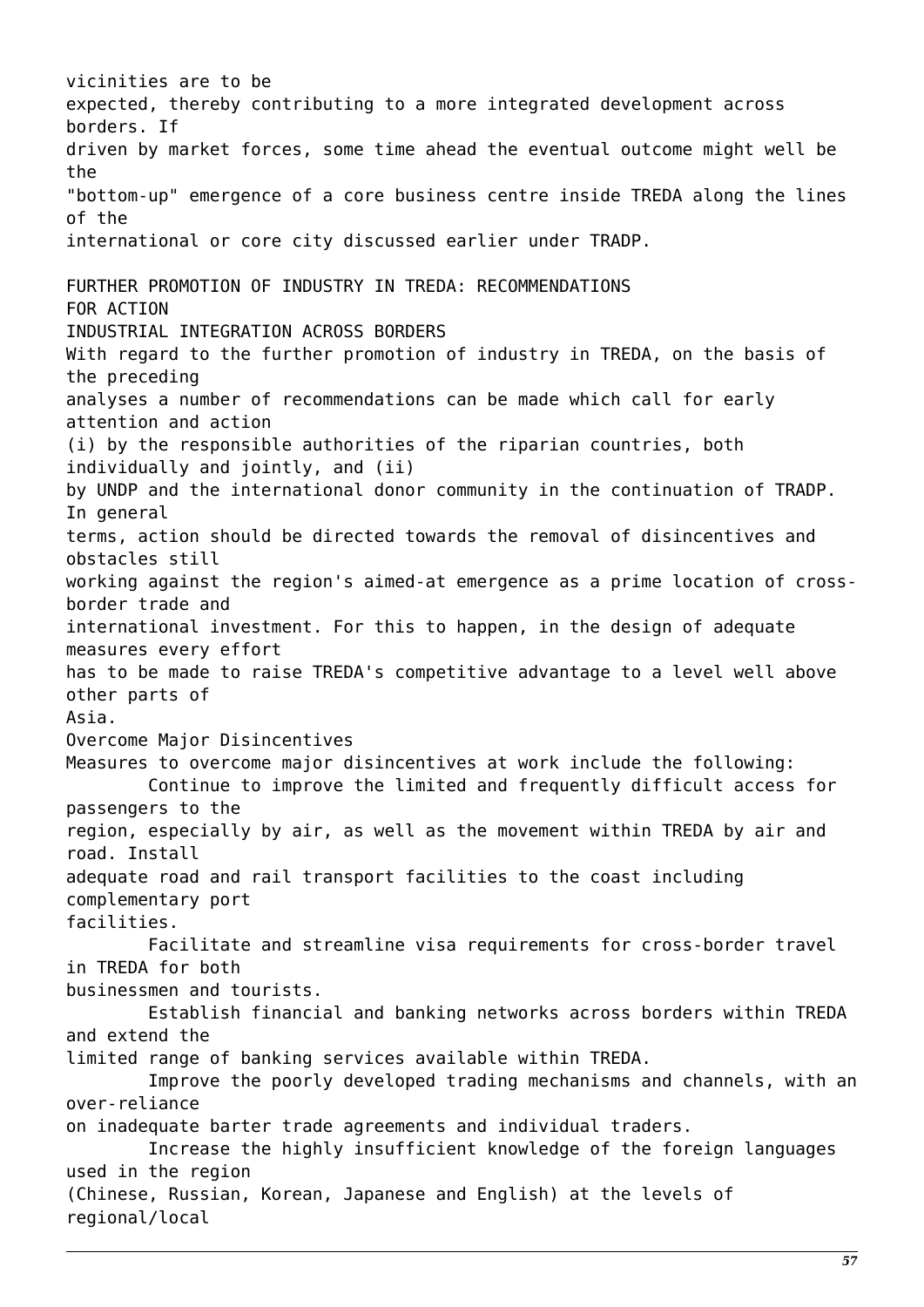vicinities are to be expected, thereby contributing to a more integrated development across borders. If driven by market forces, some time ahead the eventual outcome might well be the "bottom-up" emergence of a core business centre inside TREDA along the lines of the international or core city discussed earlier under TRADP.

## FURTHER PROMOTION OF INDUSTRY IN TREDA: RECOMMENDATIONS FOR ACTION

### INDUSTRIAL INTEGRATION ACROSS BORDERS

With regard to the further promotion of industry in TREDA, on the basis of the preceding analyses a number of recommendations can be made which call for early attention and action (i) by the responsible authorities of the riparian countries, both individually and jointly, and (ii) by UNDP and the international donor community in the continuation of TRADP. In general terms, action should be directed towards the removal of disincentives and obstacles still working against the region's aimed-at emergence as a prime location of cross-border trade and international investment. For this to happen, in the design of adequate measures every effort has to be made to raise TREDA's competitive advantage to a level well above other parts of Asia.

#### Overcome Major Disincentives

Measures to overcome major disincentives at work include the following:

- Continue to improve the limited and frequently difficult access for passengers to the region, especially by air, as well as the movement within TREDA by air and road. Install adequate road and rail transport facilities to the coast including complementary port facilities.
- Facilitate and streamline visa requirements for cross-border travel in TREDA for both businessmen and tourists.
- Establish financial and banking networks across borders within TREDA and extend the limited range of banking services available within TREDA.
- Improve the poorly developed trading mechanisms and channels, with an over-reliance on inadequate barter trade agreements and individual traders.
- Increase the highly insufficient knowledge of the foreign languages used in the region (Chinese, Russian, Korean, Japanese and English) at the levels of regional/local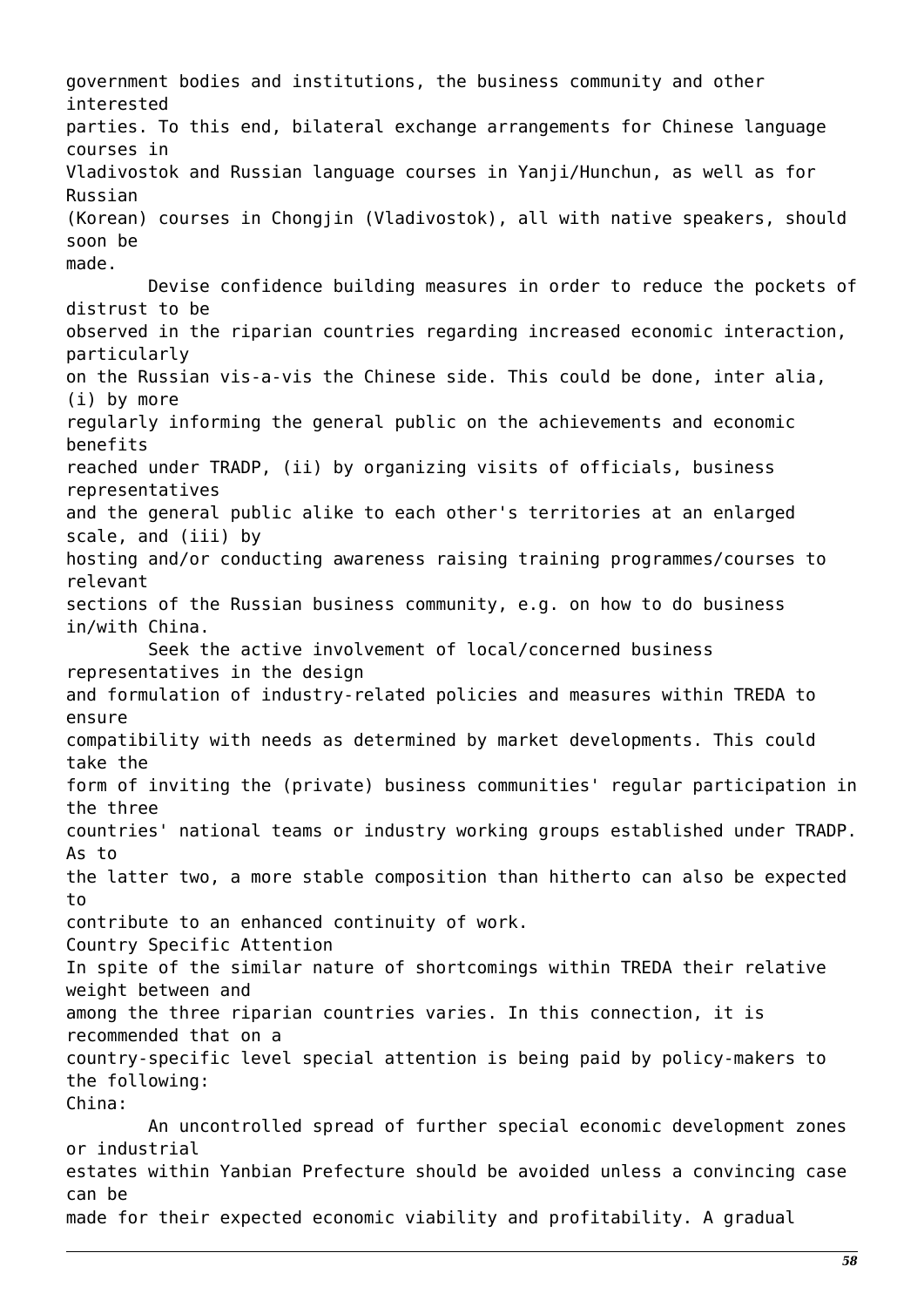government bodies and institutions, the business community and other interested parties. To this end, bilateral exchange arrangements for Chinese language courses in Vladivostok and Russian language courses in Yanji/Hunchun, as well as for Russian (Korean) courses in Chongjin (Vladivostok), all with native speakers, should soon be made.

- Devise confidence building measures in order to reduce the pockets of distrust to be observed in the riparian countries regarding increased economic interaction, particularly on the Russian vis-a-vis the Chinese side. This could be done, inter alia, (i) by more regularly informing the general public on the achievements and economic benefits reached under TRADP, (ii) by organizing visits of officials, business representatives and the general public alike to each other's territories at an enlarged scale, and (iii) by hosting and/or conducting awareness raising training programmes/courses to relevant sections of the Russian business community, e.g. on how to do business in/with China.
- Seek the active involvement of local/concerned business representatives in the design and formulation of industry-related policies and measures within TREDA to ensure compatibility with needs as determined by market developments. This could take the form of inviting the (private) business communities' regular participation in the three countries' national teams or industry working groups established under TRADP. As to the latter two, a more stable composition than hitherto can also be expected to contribute to an enhanced continuity of work.

Country Specific Attention

In spite of the similar nature of shortcomings within TREDA their relative weight between and among the three riparian countries varies. In this connection, it is recommended that on a country-specific level special attention is being paid by policy-makers to the following:

China:

- An uncontrolled spread of further special economic development zones or industrial estates within Yanbian Prefecture should be avoided unless a convincing case can be made for their expected economic viability and profitability. A gradual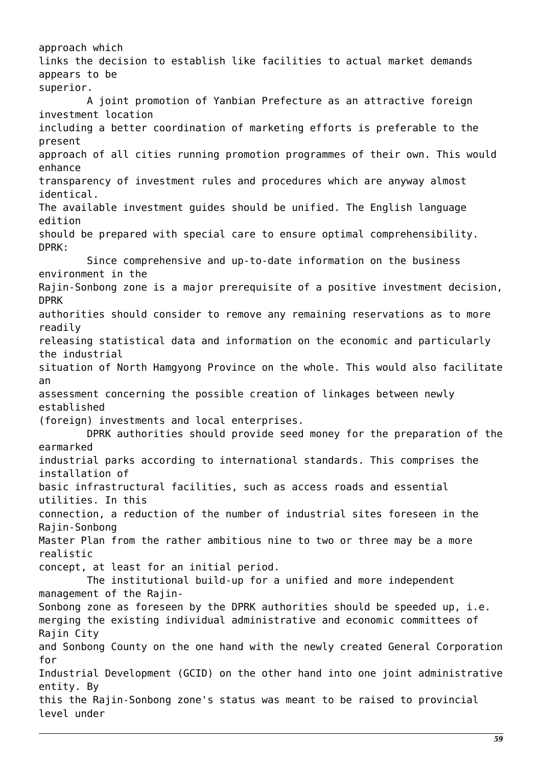approach which links the decision to establish like facilities to actual market demands appears to be superior.

A joint promotion of Yanbian Prefecture as an attractive foreign investment location including a better coordination of marketing efforts is preferable to the present approach of all cities running promotion programmes of their own. This would enhance transparency of investment rules and procedures which are anyway almost identical. The available investment guides should be unified. The English language edition should be prepared with special care to ensure optimal comprehensibility.

DPRK:

Since comprehensive and up-to-date information on the business environment in the Rajin-Sonbong zone is a major prerequisite of a positive investment decision, DPRK authorities should consider to remove any remaining reservations as to more readily releasing statistical data and information on the economic and particularly the industrial situation of North Hamgyong Province on the whole. This would also facilitate an assessment concerning the possible creation of linkages between newly established (foreign) investments and local enterprises.

DPRK authorities should provide seed money for the preparation of the earmarked industrial parks according to international standards. This comprises the installation of basic infrastructural facilities, such as access roads and essential utilities. In this connection, a reduction of the number of industrial sites foreseen in the Rajin-Sonbong Master Plan from the rather ambitious nine to two or three may be a more realistic concept, at least for an initial period.

The institutional build-up for a unified and more independent management of the Rajin-Sonbong zone as foreseen by the DPRK authorities should be speeded up, i.e. merging the existing individual administrative and economic committees of Rajin City and Sonbong County on the one hand with the newly created General Corporation for Industrial Development (GCID) on the other hand into one joint administrative entity. By this the Rajin-Sonbong zone's status was meant to be raised to provincial level under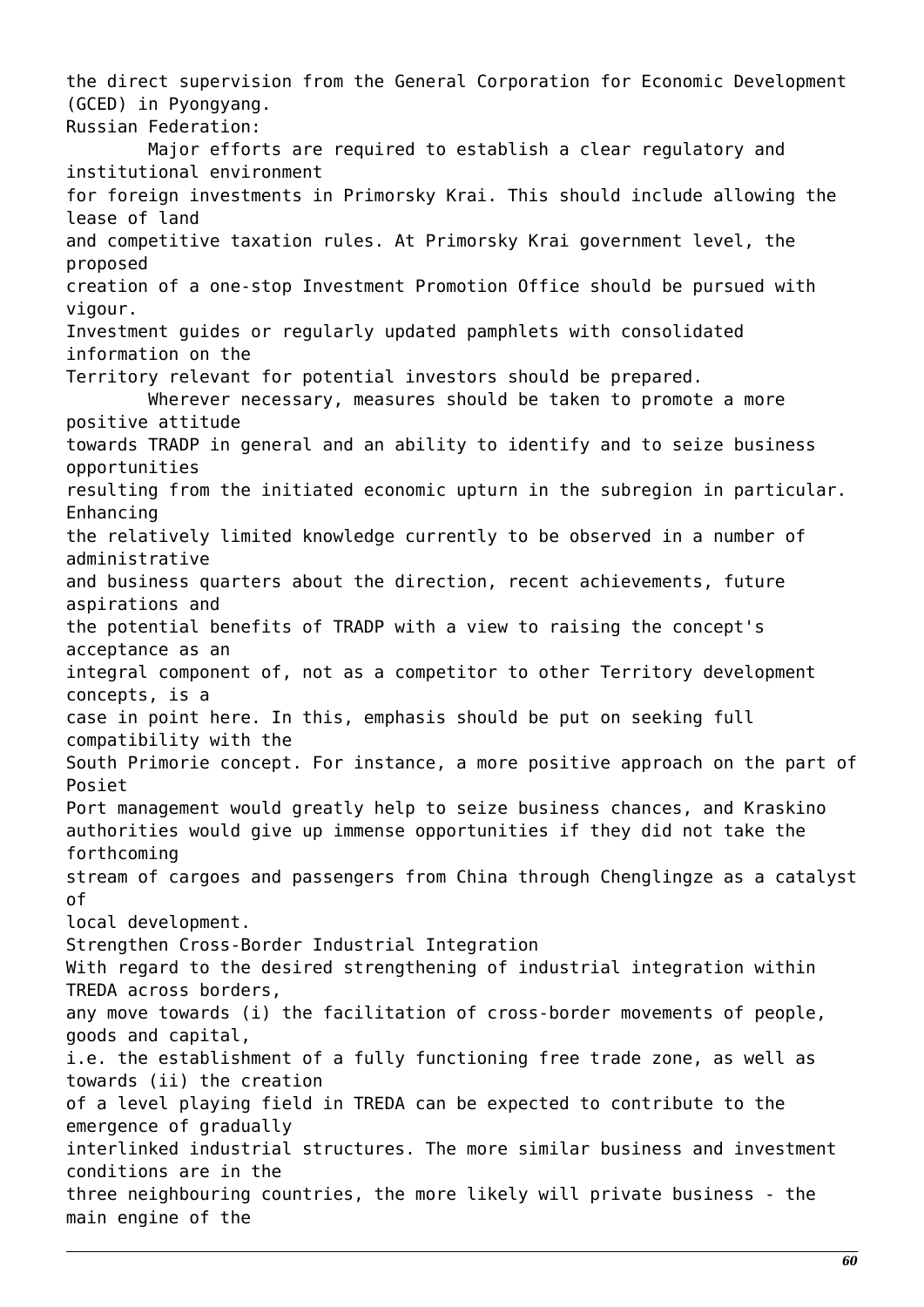the direct supervision from the General Corporation for Economic Development (GCED) in Pyongyang.

Russian Federation:

Major efforts are required to establish a clear regulatory and institutional environment for foreign investments in Primorsky Krai. This should include allowing the lease of land and competitive taxation rules. At Primorsky Krai government level, the proposed creation of a one-stop Investment Promotion Office should be pursued with vigour. Investment guides or regularly updated pamphlets with consolidated information on the Territory relevant for potential investors should be prepared.

Wherever necessary, measures should be taken to promote a more positive attitude towards TRADP in general and an ability to identify and to seize business opportunities resulting from the initiated economic upturn in the subregion in particular. Enhancing the relatively limited knowledge currently to be observed in a number of administrative and business quarters about the direction, recent achievements, future aspirations and the potential benefits of TRADP with a view to raising the concept's acceptance as an integral component of, not as a competitor to other Territory development concepts, is a case in point here. In this, emphasis should be put on seeking full compatibility with the South Primorie concept. For instance, a more positive approach on the part of Posiet Port management would greatly help to seize business chances, and Kraskino authorities would give up immense opportunities if they did not take the forthcoming stream of cargoes and passengers from China through Chenglingze as a catalyst of local development.

Strengthen Cross-Border Industrial Integration

With regard to the desired strengthening of industrial integration within TREDA across borders, any move towards (i) the facilitation of cross-border movements of people, goods and capital, i.e. the establishment of a fully functioning free trade zone, as well as towards (ii) the creation of a level playing field in TREDA can be expected to contribute to the emergence of gradually interlinked industrial structures. The more similar business and investment conditions are in the three neighbouring countries, the more likely will private business - the main engine of the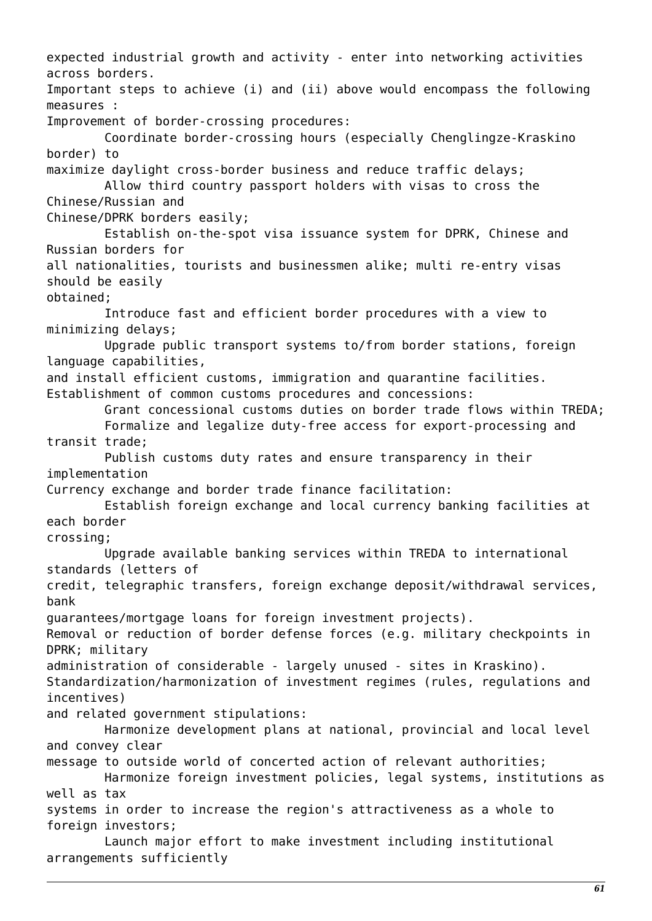expected industrial growth and activity - enter into networking activities across borders.

Important steps to achieve (i) and (ii) above would encompass the following measures :

Improvement of border-crossing procedures:

- Coordinate border-crossing hours (especially Chenglingze-Kraskino border) to maximize daylight cross-border business and reduce traffic delays;
- Allow third country passport holders with visas to cross the Chinese/Russian and Chinese/DPRK borders easily;
- Establish on-the-spot visa issuance system for DPRK, Chinese and Russian borders for all nationalities, tourists and businessmen alike; multi re-entry visas should be easily obtained;
- Introduce fast and efficient border procedures with a view to minimizing delays;
- Upgrade public transport systems to/from border stations, foreign language capabilities, and install efficient customs, immigration and quarantine facilities.

Establishment of common customs procedures and concessions:

- Grant concessional customs duties on border trade flows within TREDA;
- Formalize and legalize duty-free access for export-processing and transit trade;
- Publish customs duty rates and ensure transparency in their implementation

Currency exchange and border trade finance facilitation:

- Establish foreign exchange and local currency banking facilities at each border crossing;
- Upgrade available banking services within TREDA to international standards (letters of credit, telegraphic transfers, foreign exchange deposit/withdrawal services, bank guarantees/mortgage loans for foreign investment projects).

Removal or reduction of border defense forces (e.g. military checkpoints in DPRK; military administration of considerable - largely unused - sites in Kraskino).

Standardization/harmonization of investment regimes (rules, regulations and incentives) and related government stipulations:

- Harmonize development plans at national, provincial and local level and convey clear message to outside world of concerted action of relevant authorities;
- Harmonize foreign investment policies, legal systems, institutions as well as tax systems in order to increase the region's attractiveness as a whole to foreign investors;
- Launch major effort to make investment including institutional arrangements sufficiently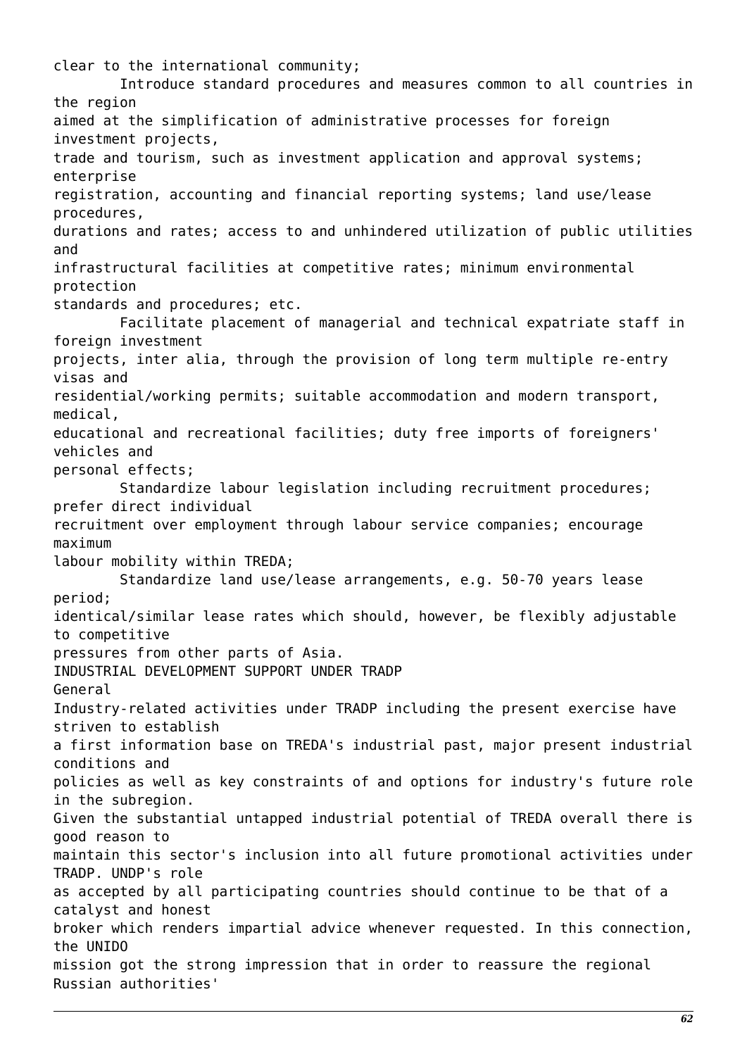clear to the international community;

Introduce standard procedures and measures common to all countries in the region aimed at the simplification of administrative processes for foreign investment projects, trade and tourism, such as investment application and approval systems; enterprise registration, accounting and financial reporting systems; land use/lease procedures, durations and rates; access to and unhindered utilization of public utilities and infrastructural facilities at competitive rates; minimum environmental protection standards and procedures; etc.

Facilitate placement of managerial and technical expatriate staff in foreign investment projects, inter alia, through the provision of long term multiple re-entry visas and residential/working permits; suitable accommodation and modern transport, medical, educational and recreational facilities; duty free imports of foreigners' vehicles and personal effects;

Standardize labour legislation including recruitment procedures; prefer direct individual recruitment over employment through labour service companies; encourage maximum labour mobility within TREDA;

Standardize land use/lease arrangements, e.g. 50-70 years lease period; identical/similar lease rates which should, however, be flexibly adjustable to competitive pressures from other parts of Asia.

## INDUSTRIAL DEVELOPMENT SUPPORT UNDER TRADP

### General

Industry-related activities under TRADP including the present exercise have striven to establish a first information base on TREDA's industrial past, major present industrial conditions and policies as well as key constraints of and options for industry's future role in the subregion.

Given the substantial untapped industrial potential of TREDA overall there is good reason to maintain this sector's inclusion into all future promotional activities under TRADP. UNDP's role as accepted by all participating countries should continue to be that of a catalyst and honest broker which renders impartial advice whenever requested. In this connection, the UNIDO mission got the strong impression that in order to reassure the regional Russian authorities'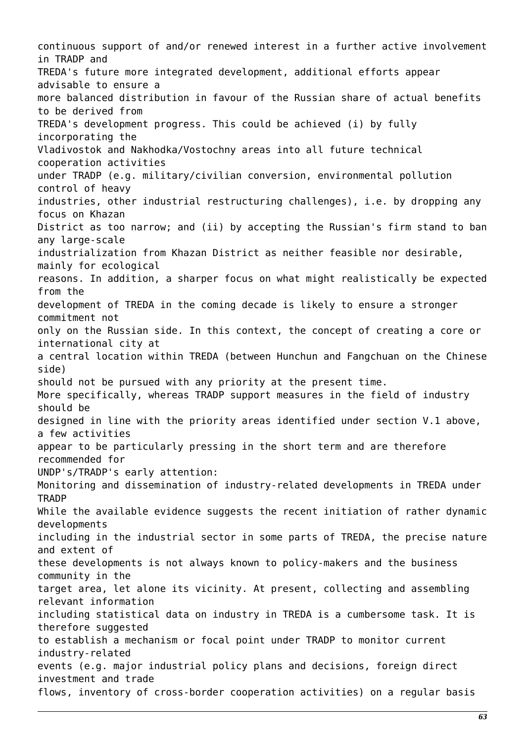continuous support of and/or renewed interest in a further active involvement in TRADP and TREDA's future more integrated development, additional efforts appear advisable to ensure a more balanced distribution in favour of the Russian share of actual benefits to be derived from TREDA's development progress. This could be achieved (i) by fully incorporating the Vladivostok and Nakhodka/Vostochny areas into all future technical cooperation activities under TRADP (e.g. military/civilian conversion, environmental pollution control of heavy industries, other industrial restructuring challenges), i.e. by dropping any focus on Khazan District as too narrow; and (ii) by accepting the Russian's firm stand to ban any large-scale industrialization from Khazan District as neither feasible nor desirable, mainly for ecological reasons. In addition, a sharper focus on what might realistically be expected from the development of TREDA in the coming decade is likely to ensure a stronger commitment not only on the Russian side. In this context, the concept of creating a core or international city at a central location within TREDA (between Hunchun and Fangchuan on the Chinese side) should not be pursued with any priority at the present time.

More specifically, whereas TRADP support measures in the field of industry should be designed in line with the priority areas identified under section V.1 above, a few activities appear to be particularly pressing in the short term and are therefore recommended for UNDP's/TRADP's early attention:

Monitoring and dissemination of industry-related developments in TREDA under TRADP

While the available evidence suggests the recent initiation of rather dynamic developments including in the industrial sector in some parts of TREDA, the precise nature and extent of these developments is not always known to policy-makers and the business community in the target area, let alone its vicinity. At present, collecting and assembling relevant information including statistical data on industry in TREDA is a cumbersome task. It is therefore suggested to establish a mechanism or focal point under TRADP to monitor current industry-related events (e.g. major industrial policy plans and decisions, foreign direct investment and trade flows, inventory of cross-border cooperation activities) on a regular basis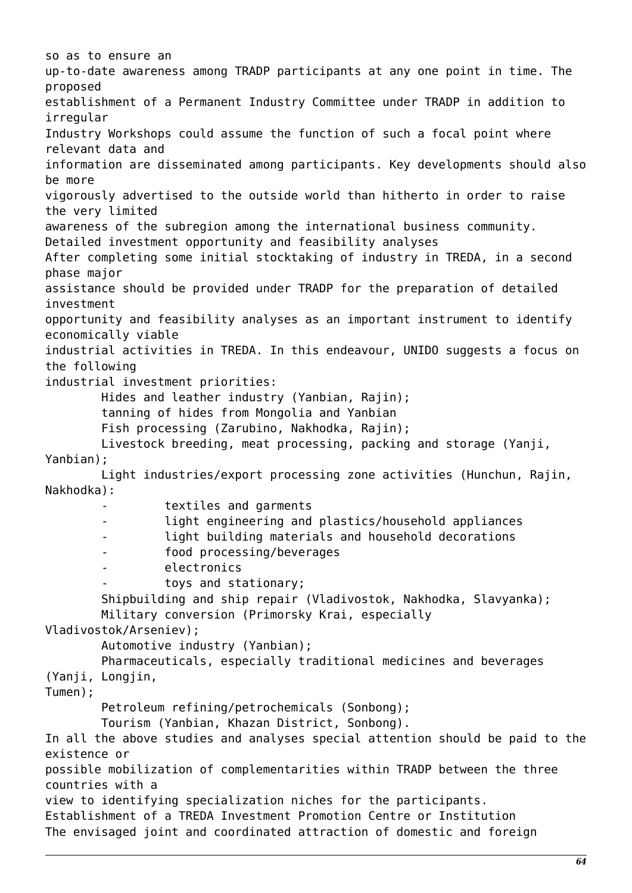so as to ensure an up-to-date awareness among TRADP participants at any one point in time. The proposed establishment of a Permanent Industry Committee under TRADP in addition to irregular Industry Workshops could assume the function of such a focal point where relevant data and information are disseminated among participants. Key developments should also be more vigorously advertised to the outside world than hitherto in order to raise the very limited awareness of the subregion among the international business community.

### Detailed investment opportunity and feasibility analyses

After completing some initial stocktaking of industry in TREDA, in a second phase major assistance should be provided under TRADP for the preparation of detailed investment opportunity and feasibility analyses as an important instrument to identify economically viable industrial activities in TREDA. In this endeavour, UNIDO suggests a focus on the following industrial investment priorities:

- Hides and leather industry (Yanbian, Rajin);
- tanning of hides from Mongolia and Yanbian
- Fish processing (Zarubino, Nakhodka, Rajin);
- Livestock breeding, meat processing, packing and storage (Yanji, Yanbian);
- Light industries/export processing zone activities (Hunchun, Rajin, Nakhodka):
  - textiles and garments
  - light engineering and plastics/household appliances
  - light building materials and household decorations
  - food processing/beverages
  - electronics
  - toys and stationary;
- Shipbuilding and ship repair (Vladivostok, Nakhodka, Slavyanka);
- Military conversion (Primorsky Krai, especially Vladivostok/Arseniev);
- Automotive industry (Yanbian);
- Pharmaceuticals, especially traditional medicines and beverages (Yanji, Longjin, Tumen);
- Petroleum refining/petrochemicals (Sonbong);
- Tourism (Yanbian, Khazan District, Sonbong).

In all the above studies and analyses special attention should be paid to the existence or possible mobilization of complementarities within TRADP between the three countries with a view to identifying specialization niches for the participants.

### Establishment of a TREDA Investment Promotion Centre or Institution

The envisaged joint and coordinated attraction of domestic and foreign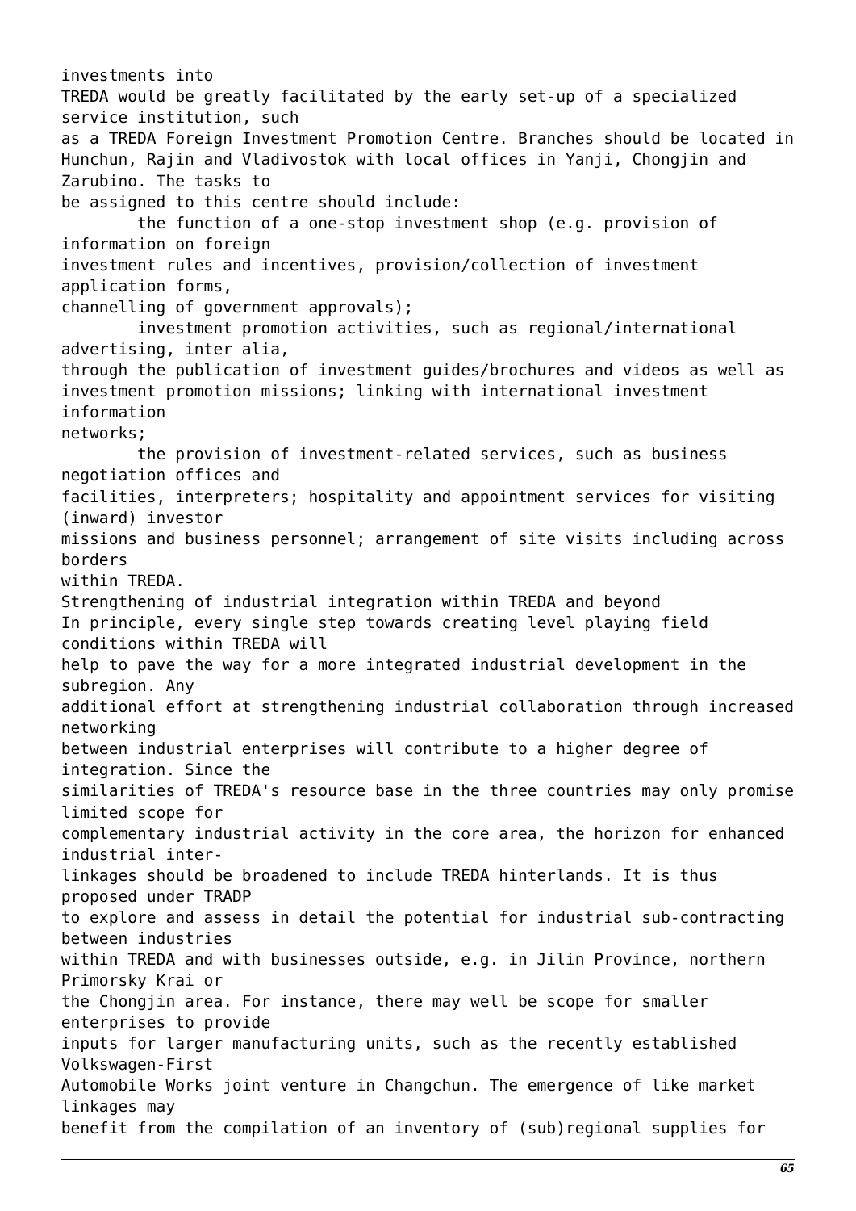investments into TREDA would be greatly facilitated by the early set-up of a specialized service institution, such as a TREDA Foreign Investment Promotion Centre. Branches should be located in Hunchun, Rajin and Vladivostok with local offices in Yanji, Chongjin and Zarubino. The tasks to be assigned to this centre should include:

- the function of a one-stop investment shop (e.g. provision of information on foreign investment rules and incentives, provision/collection of investment application forms, channelling of government approvals);
- investment promotion activities, such as regional/international advertising, inter alia, through the publication of investment guides/brochures and videos as well as investment promotion missions; linking with international investment information networks;
- the provision of investment-related services, such as business negotiation offices and facilities, interpreters; hospitality and appointment services for visiting (inward) investor missions and business personnel; arrangement of site visits including across borders within TREDA.

### Strengthening of industrial integration within TREDA and beyond

In principle, every single step towards creating level playing field conditions within TREDA will help to pave the way for a more integrated industrial development in the subregion. Any additional effort at strengthening industrial collaboration through increased networking between industrial enterprises will contribute to a higher degree of integration. Since the similarities of TREDA's resource base in the three countries may only promise limited scope for complementary industrial activity in the core area, the horizon for enhanced industrial inter-linkages should be broadened to include TREDA hinterlands. It is thus proposed under TRADP to explore and assess in detail the potential for industrial sub-contracting between industries within TREDA and with businesses outside, e.g. in Jilin Province, northern Primorsky Krai or the Chongjin area. For instance, there may well be scope for smaller enterprises to provide inputs for larger manufacturing units, such as the recently established Volkswagen-First Automobile Works joint venture in Changchun. The emergence of like market linkages may benefit from the compilation of an inventory of (sub)regional supplies for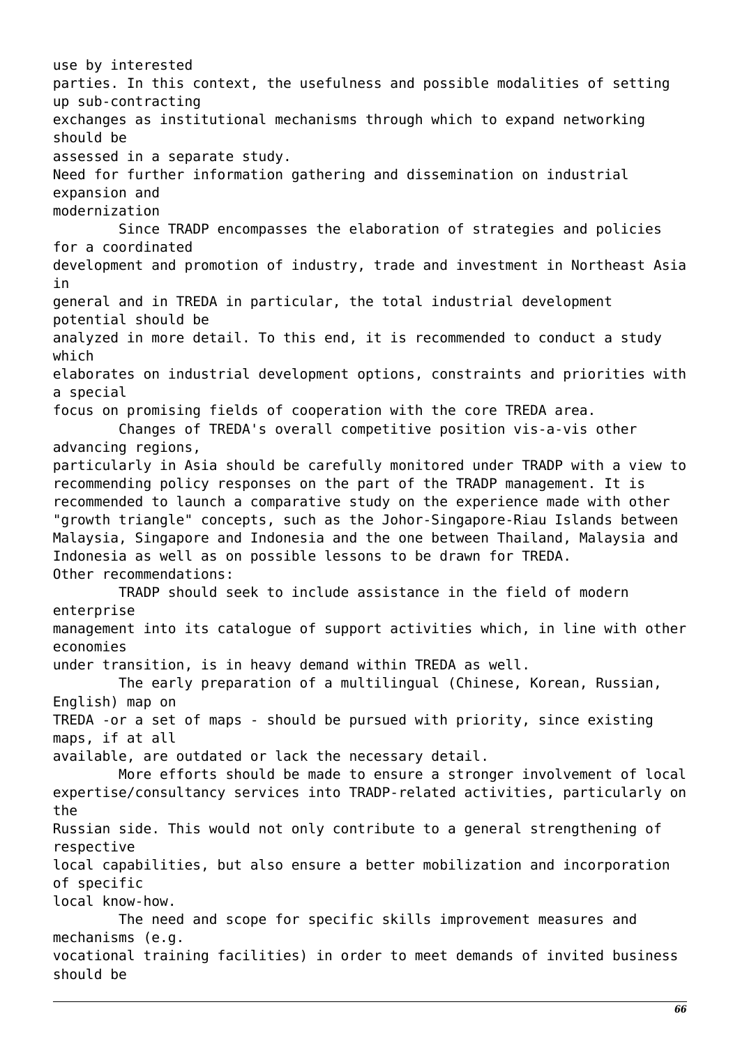use by interested parties. In this context, the usefulness and possible modalities of setting up sub-contracting exchanges as institutional mechanisms through which to expand networking should be assessed in a separate study.

Need for further information gathering and dissemination on industrial expansion and modernization

Since TRADP encompasses the elaboration of strategies and policies for a coordinated development and promotion of industry, trade and investment in Northeast Asia in general and in TREDA in particular, the total industrial development potential should be analyzed in more detail. To this end, it is recommended to conduct a study which elaborates on industrial development options, constraints and priorities with a special focus on promising fields of cooperation with the core TREDA area.

Changes of TREDA's overall competitive position vis-a-vis other advancing regions, particularly in Asia should be carefully monitored under TRADP with a view to recommending policy responses on the part of the TRADP management. It is recommended to launch a comparative study on the experience made with other "growth triangle" concepts, such as the Johor-Singapore-Riau Islands between Malaysia, Singapore and Indonesia and the one between Thailand, Malaysia and Indonesia as well as on possible lessons to be drawn for TREDA.

Other recommendations:

TRADP should seek to include assistance in the field of modern enterprise management into its catalogue of support activities which, in line with other economies under transition, is in heavy demand within TREDA as well.

The early preparation of a multilingual (Chinese, Korean, Russian, English) map on TREDA -or a set of maps - should be pursued with priority, since existing maps, if at all available, are outdated or lack the necessary detail.

More efforts should be made to ensure a stronger involvement of local expertise/consultancy services into TRADP-related activities, particularly on the Russian side. This would not only contribute to a general strengthening of respective local capabilities, but also ensure a better mobilization and incorporation of specific local know-how.

The need and scope for specific skills improvement measures and mechanisms (e.g. vocational training facilities) in order to meet demands of invited business should be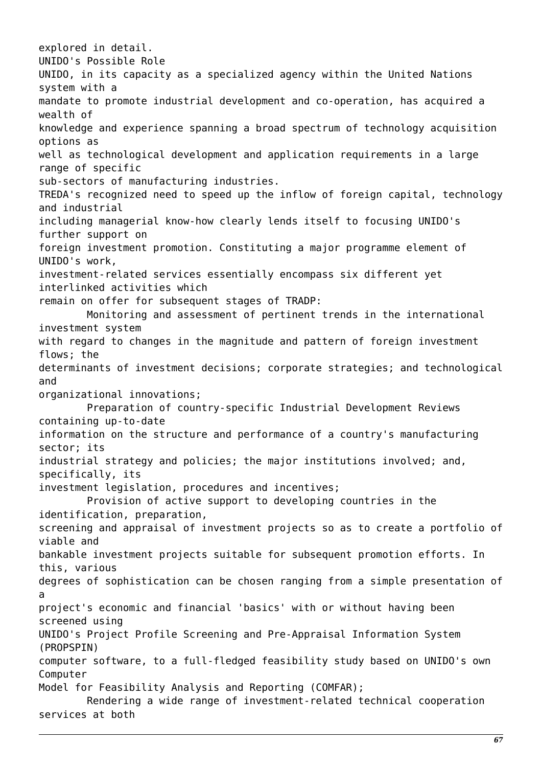explored in detail.

## UNIDO's Possible Role

UNIDO, in its capacity as a specialized agency within the United Nations system with a mandate to promote industrial development and co-operation, has acquired a wealth of knowledge and experience spanning a broad spectrum of technology acquisition options as well as technological development and application requirements in a large range of specific sub-sectors of manufacturing industries.

TREDA's recognized need to speed up the inflow of foreign capital, technology and industrial including managerial know-how clearly lends itself to focusing UNIDO's further support on foreign investment promotion. Constituting a major programme element of UNIDO's work, investment-related services essentially encompass six different yet interlinked activities which remain on offer for subsequent stages of TRADP:

- Monitoring and assessment of pertinent trends in the international investment system with regard to changes in the magnitude and pattern of foreign investment flows; the determinants of investment decisions; corporate strategies; and technological and organizational innovations;
- Preparation of country-specific Industrial Development Reviews containing up-to-date information on the structure and performance of a country's manufacturing sector; its industrial strategy and policies; the major institutions involved; and, specifically, its investment legislation, procedures and incentives;
- Provision of active support to developing countries in the identification, preparation, screening and appraisal of investment projects so as to create a portfolio of viable and bankable investment projects suitable for subsequent promotion efforts. In this, various degrees of sophistication can be chosen ranging from a simple presentation of a project's economic and financial 'basics' with or without having been screened using UNIDO's Project Profile Screening and Pre-Appraisal Information System (PROPSPIN) computer software, to a full-fledged feasibility study based on UNIDO's own Computer Model for Feasibility Analysis and Reporting (COMFAR);
- Rendering a wide range of investment-related technical cooperation services at both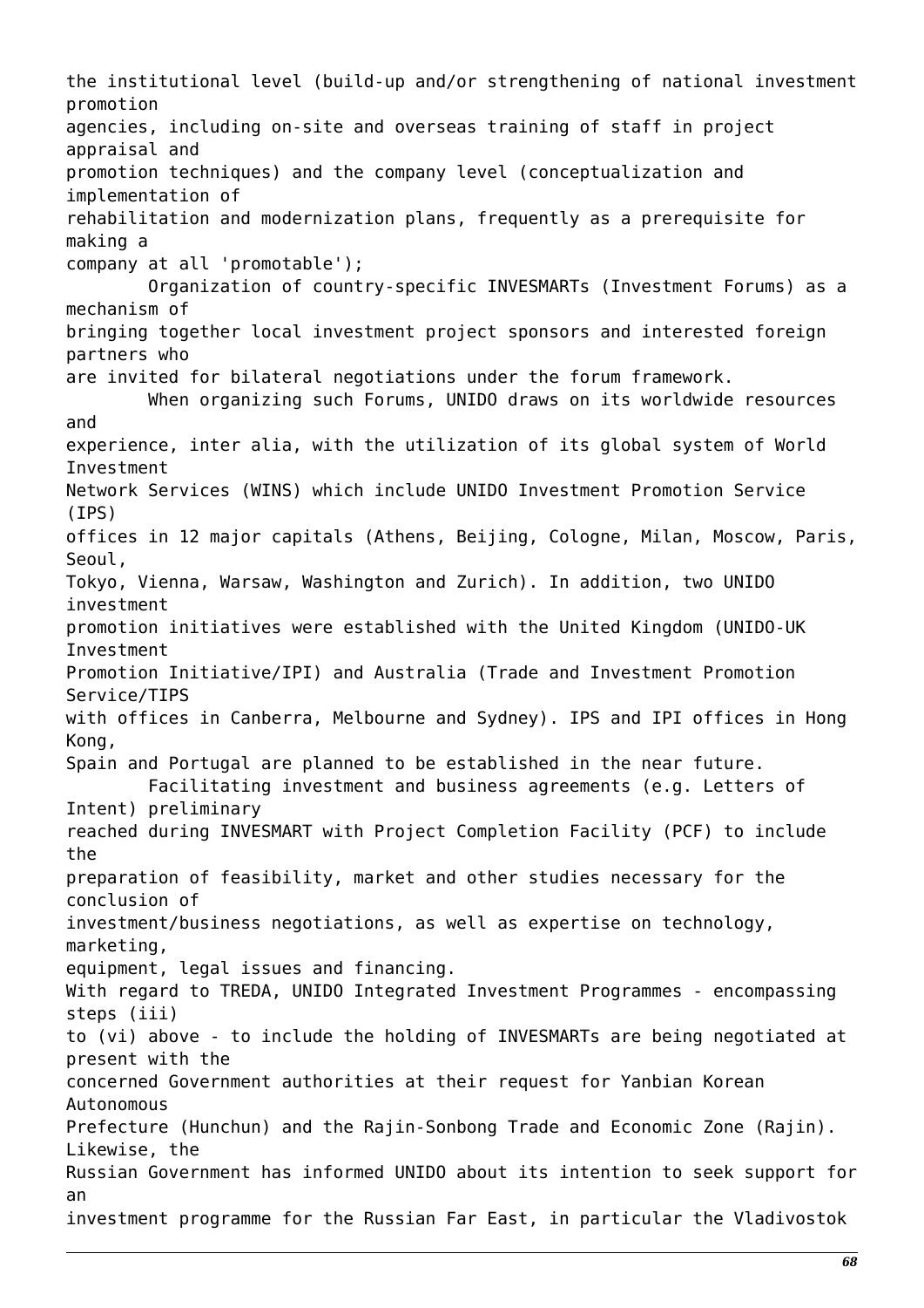the institutional level (build-up and/or strengthening of national investment promotion agencies, including on-site and overseas training of staff in project appraisal and promotion techniques) and the company level (conceptualization and implementation of rehabilitation and modernization plans, frequently as a prerequisite for making a company at all 'promotable');

Organization of country-specific INVESMARTs (Investment Forums) as a mechanism of bringing together local investment project sponsors and interested foreign partners who are invited for bilateral negotiations under the forum framework.

When organizing such Forums, UNIDO draws on its worldwide resources and experience, inter alia, with the utilization of its global system of World Investment Network Services (WINS) which include UNIDO Investment Promotion Service (IPS) offices in 12 major capitals (Athens, Beijing, Cologne, Milan, Moscow, Paris, Seoul, Tokyo, Vienna, Warsaw, Washington and Zurich). In addition, two UNIDO investment promotion initiatives were established with the United Kingdom (UNIDO-UK Investment Promotion Initiative/IPI) and Australia (Trade and Investment Promotion Service/TIPS with offices in Canberra, Melbourne and Sydney). IPS and IPI offices in Hong Kong, Spain and Portugal are planned to be established in the near future.

Facilitating investment and business agreements (e.g. Letters of Intent) preliminary reached during INVESMART with Project Completion Facility (PCF) to include the preparation of feasibility, market and other studies necessary for the conclusion of investment/business negotiations, as well as expertise on technology, marketing, equipment, legal issues and financing.

With regard to TREDA, UNIDO Integrated Investment Programmes - encompassing steps (iii) to (vi) above - to include the holding of INVESMARTs are being negotiated at present with the concerned Government authorities at their request for Yanbian Korean Autonomous Prefecture (Hunchun) and the Rajin-Sonbong Trade and Economic Zone (Rajin). Likewise, the Russian Government has informed UNIDO about its intention to seek support for an investment programme for the Russian Far East, in particular the Vladivostok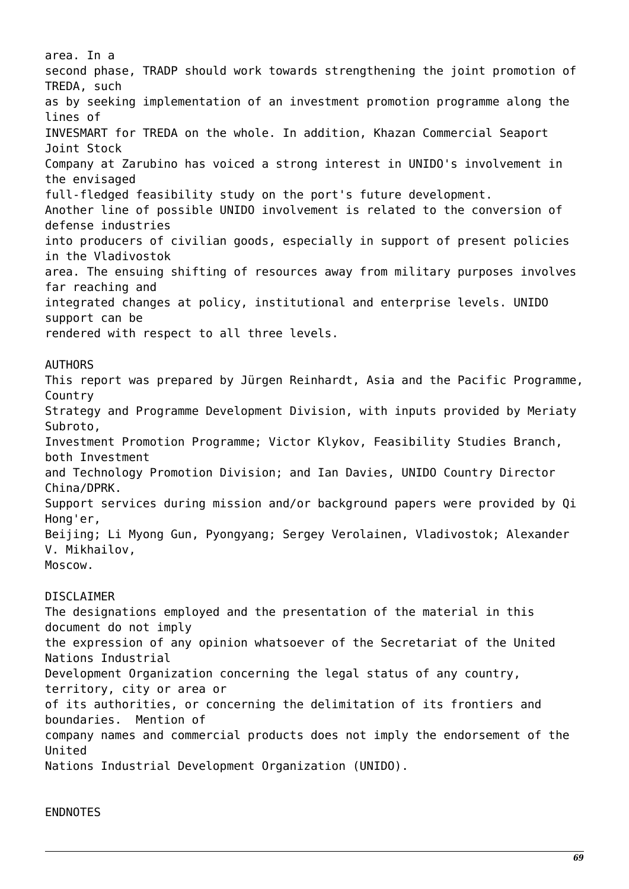area. In a second phase, TRADP should work towards strengthening the joint promotion of TREDA, such as by seeking implementation of an investment promotion programme along the lines of INVESMART for TREDA on the whole. In addition, Khazan Commercial Seaport Joint Stock Company at Zarubino has voiced a strong interest in UNIDO's involvement in the envisaged full-fledged feasibility study on the port's future development.

Another line of possible UNIDO involvement is related to the conversion of defense industries into producers of civilian goods, especially in support of present policies in the Vladivostok area. The ensuing shifting of resources away from military purposes involves far reaching and integrated changes at policy, institutional and enterprise levels. UNIDO support can be rendered with respect to all three levels.

## AUTHORS

This report was prepared by Jürgen Reinhardt, Asia and the Pacific Programme, Country Strategy and Programme Development Division, with inputs provided by Meriaty Subroto, Investment Promotion Programme; Victor Klykov, Feasibility Studies Branch, both Investment and Technology Promotion Division; and Ian Davies, UNIDO Country Director China/DPRK.

Support services during mission and/or background papers were provided by Qi Hong'er, Beijing; Li Myong Gun, Pyongyang; Sergey Verolainen, Vladivostok; Alexander V. Mikhailov, Moscow.

## DISCLAIMER

The designations employed and the presentation of the material in this document do not imply the expression of any opinion whatsoever of the Secretariat of the United Nations Industrial Development Organization concerning the legal status of any country, territory, city or area or of its authorities, or concerning the delimitation of its frontiers and boundaries. Mention of company names and commercial products does not imply the endorsement of the United Nations Industrial Development Organization (UNIDO).

## ENDNOTES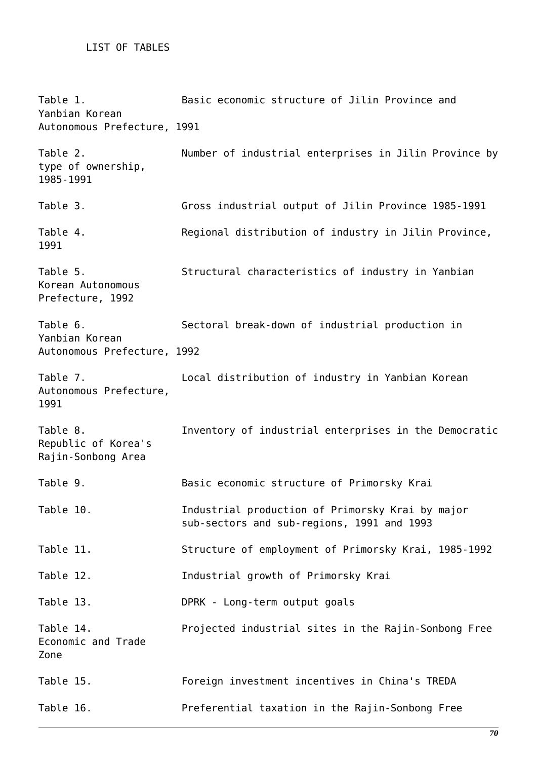LIST OF TABLES

Table 1. Basic economic structure of Jilin Province and Yanbian Korean Autonomous Prefecture, 1991

Table 2. Number of industrial enterprises in Jilin Province by type of ownership, 1985-1991

Table 3. Gross industrial output of Jilin Province 1985-1991

Table 4. Regional distribution of industry in Jilin Province, 1991

Table 5. Structural characteristics of industry in Yanbian Korean Autonomous Prefecture, 1992

Table 6. Sectoral break-down of industrial production in Yanbian Korean Autonomous Prefecture, 1992

Table 7. Local distribution of industry in Yanbian Korean Autonomous Prefecture, 1991

Table 8. Inventory of industrial enterprises in the Democratic Republic of Korea's Rajin-Sonbong Area

Table 9. Basic economic structure of Primorsky Krai

Table 10. Industrial production of Primorsky Krai by major sub-sectors and sub-regions, 1991 and 1993

Table 11. Structure of employment of Primorsky Krai, 1985-1992

Table 12. Industrial growth of Primorsky Krai

Table 13. DPRK - Long-term output goals

Table 14. Projected industrial sites in the Rajin-Sonbong Free Economic and Trade Zone

Table 15. Foreign investment incentives in China's TREDA

Table 16. Preferential taxation in the Rajin-Sonbong Free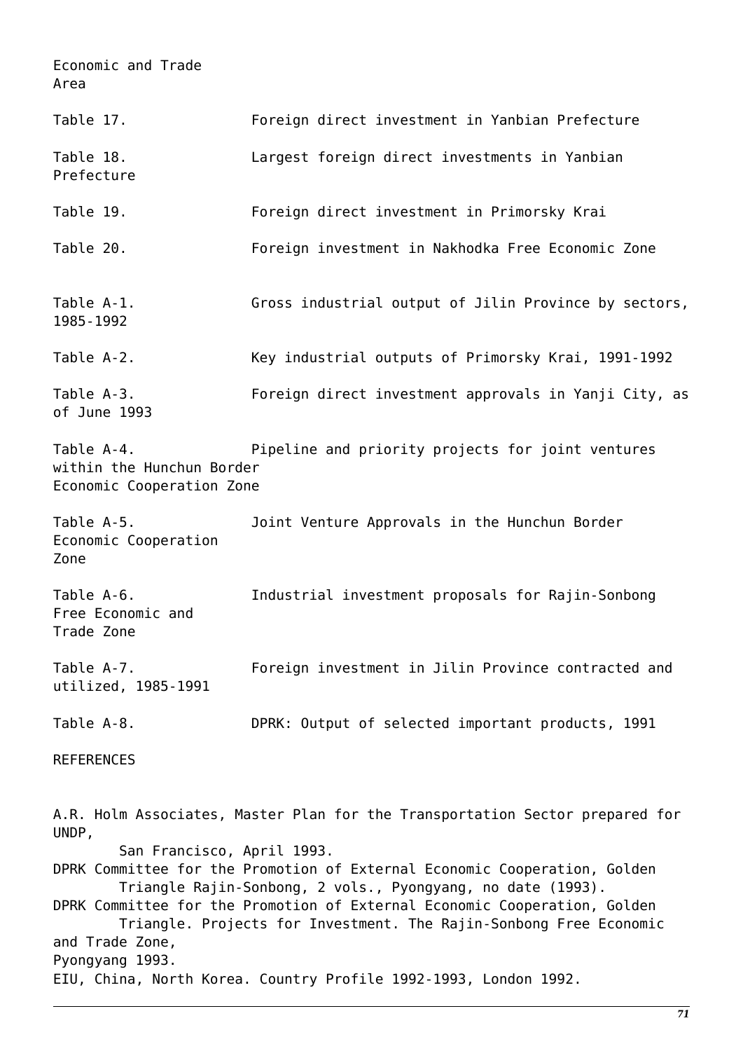Economic and Trade Area

Table 17. Foreign direct investment in Yanbian Prefecture

Table 18. Largest foreign direct investments in Yanbian Prefecture

Table 19. Foreign direct investment in Primorsky Krai

Table 20. Foreign investment in Nakhodka Free Economic Zone

Table A-1. Gross industrial output of Jilin Province by sectors, 1985-1992

Table A-2. Key industrial outputs of Primorsky Krai, 1991-1992

Table A-3. Foreign direct investment approvals in Yanji City, as of June 1993

Table A-4. Pipeline and priority projects for joint ventures within the Hunchun Border Economic Cooperation Zone

Table A-5. Joint Venture Approvals in the Hunchun Border Economic Cooperation Zone

Table A-6. Industrial investment proposals for Rajin-Sonbong Free Economic and Trade Zone

Table A-7. Foreign investment in Jilin Province contracted and utilized, 1985-1991

Table A-8. DPRK: Output of selected important products, 1991

REFERENCES

A.R. Holm Associates, Master Plan for the Transportation Sector prepared for UNDP, San Francisco, April 1993.

DPRK Committee for the Promotion of External Economic Cooperation, Golden Triangle Rajin-Sonbong, 2 vols., Pyongyang, no date (1993).

DPRK Committee for the Promotion of External Economic Cooperation, Golden Triangle. Projects for Investment. The Rajin-Sonbong Free Economic and Trade Zone, Pyongyang 1993.

EIU, China, North Korea. Country Profile 1992-1993, London 1992.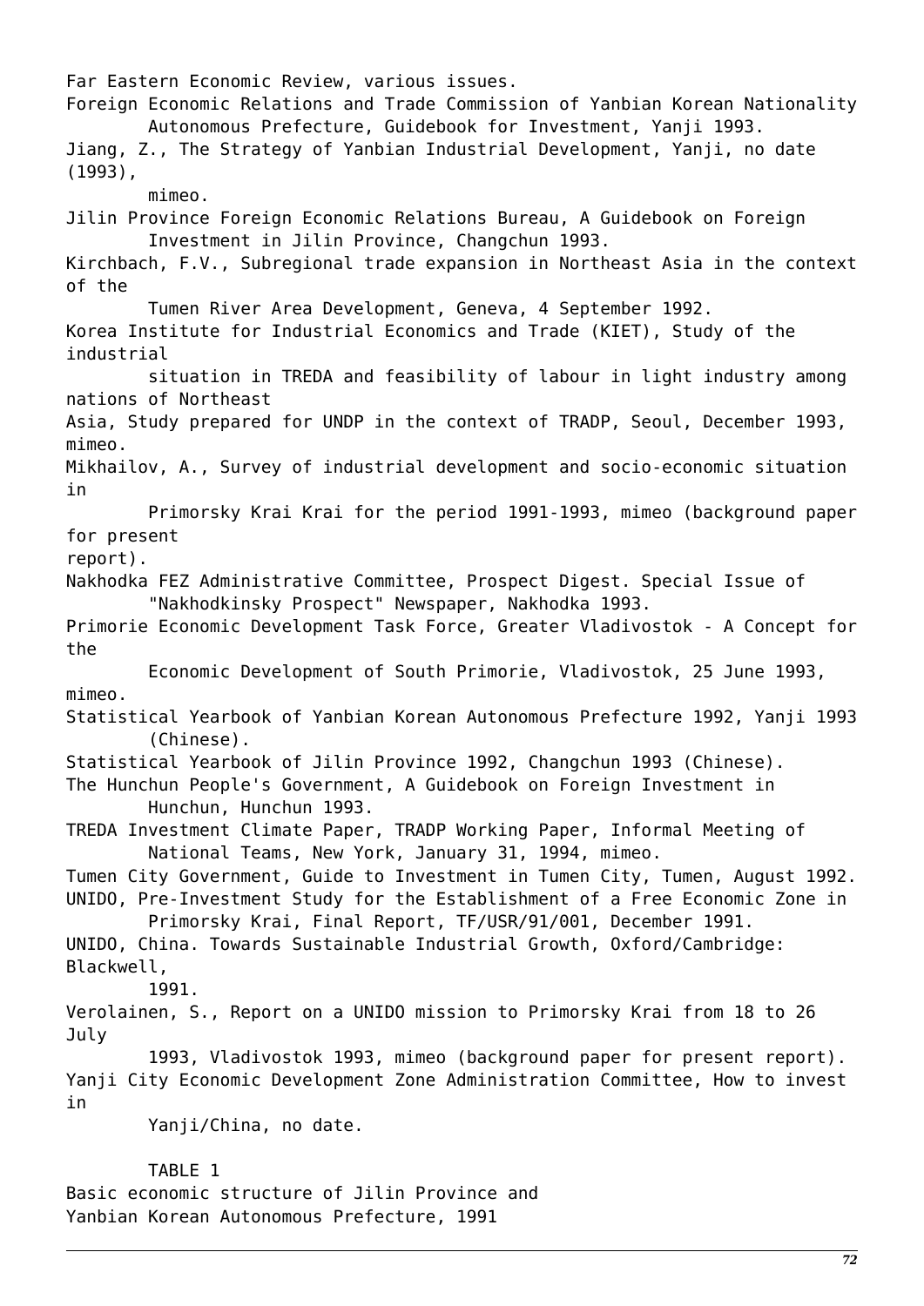Far Eastern Economic Review, various issues.

Foreign Economic Relations and Trade Commission of Yanbian Korean Nationality Autonomous Prefecture, Guidebook for Investment, Yanji 1993.

Jiang, Z., The Strategy of Yanbian Industrial Development, Yanji, no date (1993), mimeo.

Jilin Province Foreign Economic Relations Bureau, A Guidebook on Foreign Investment in Jilin Province, Changchun 1993.

Kirchbach, F.V., Subregional trade expansion in Northeast Asia in the context of the Tumen River Area Development, Geneva, 4 September 1992.

Korea Institute for Industrial Economics and Trade (KIET), Study of the industrial situation in TREDA and feasibility of labour in light industry among nations of Northeast Asia, Study prepared for UNDP in the context of TRADP, Seoul, December 1993, mimeo.

Mikhailov, A., Survey of industrial development and socio-economic situation in Primorsky Krai Krai for the period 1991-1993, mimeo (background paper for present report).

Nakhodka FEZ Administrative Committee, Prospect Digest. Special Issue of "Nakhodkinsky Prospect" Newspaper, Nakhodka 1993.

Primorie Economic Development Task Force, Greater Vladivostok - A Concept for the Economic Development of South Primorie, Vladivostok, 25 June 1993, mimeo.

Statistical Yearbook of Yanbian Korean Autonomous Prefecture 1992, Yanji 1993 (Chinese).

Statistical Yearbook of Jilin Province 1992, Changchun 1993 (Chinese).

The Hunchun People's Government, A Guidebook on Foreign Investment in Hunchun, Hunchun 1993.

TREDA Investment Climate Paper, TRADP Working Paper, Informal Meeting of National Teams, New York, January 31, 1994, mimeo.

Tumen City Government, Guide to Investment in Tumen City, Tumen, August 1992.

UNIDO, Pre-Investment Study for the Establishment of a Free Economic Zone in Primorsky Krai, Final Report, TF/USR/91/001, December 1991.

UNIDO, China. Towards Sustainable Industrial Growth, Oxford/Cambridge: Blackwell, 1991.

Verolainen, S., Report on a UNIDO mission to Primorsky Krai from 18 to 26 July 1993, Vladivostok 1993, mimeo (background paper for present report).

Yanji City Economic Development Zone Administration Committee, How to invest in Yanji/China, no date.

TABLE 1

Basic economic structure of Jilin Province and Yanbian Korean Autonomous Prefecture, 1991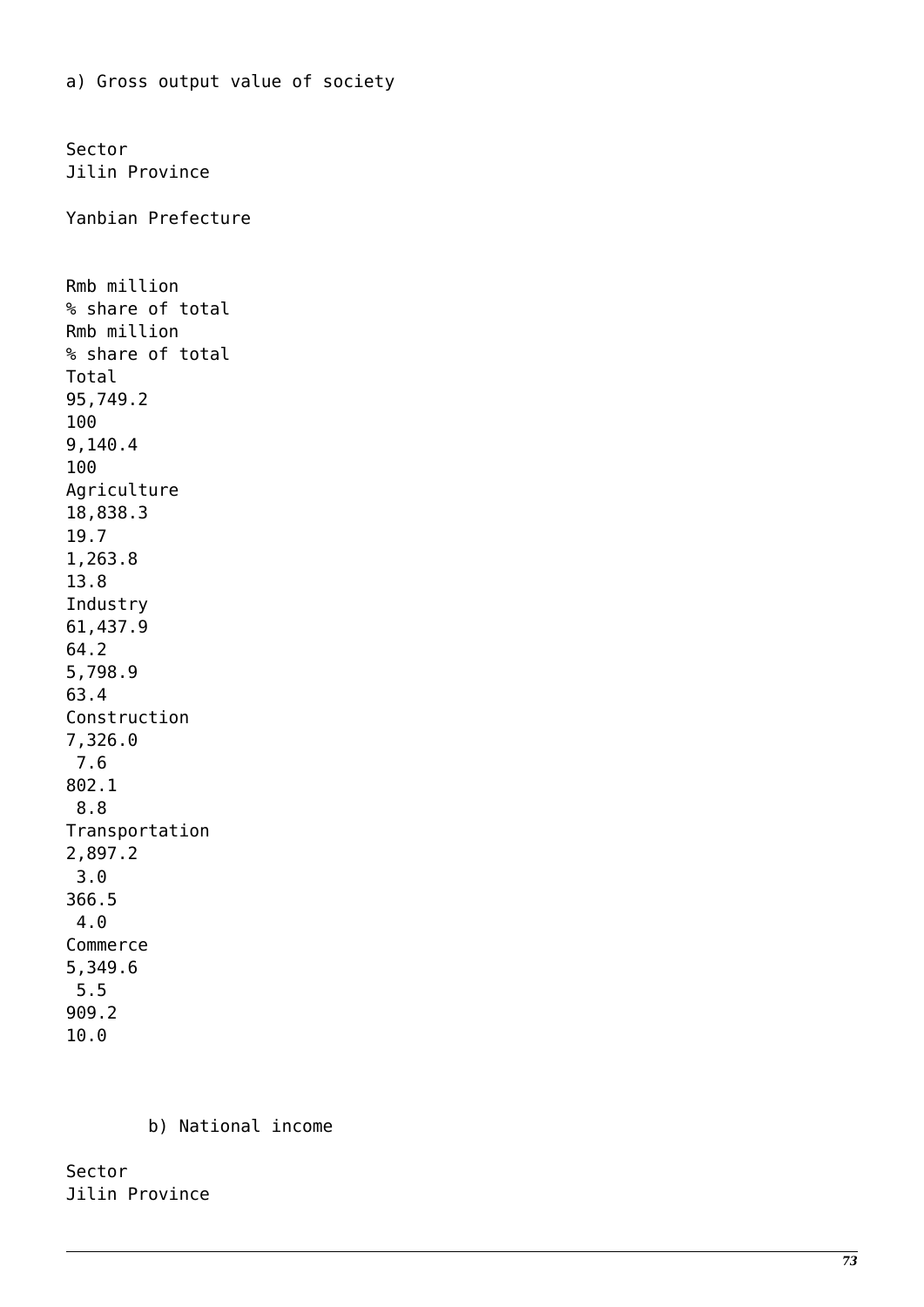a) Gross output value of society

| Sector | Jilin Province | | Yanbian Prefecture | |
|---|---|---|---|---|
| | Rmb million | % share of total | Rmb million | % share of total |
| Total | 95,749.2 | 100 | 9,140.4 | 100 |
| Agriculture | 18,838.3 | 19.7 | 1,263.8 | 13.8 |
| Industry | 61,437.9 | 64.2 | 5,798.9 | 63.4 |
| Construction | 7,326.0 | 7.6 | 802.1 | 8.8 |
| Transportation | 2,897.2 | 3.0 | 366.5 | 4.0 |
| Commerce | 5,349.6 | 5.5 | 909.2 | 10.0 |

b) National income

Sector

Jilin Province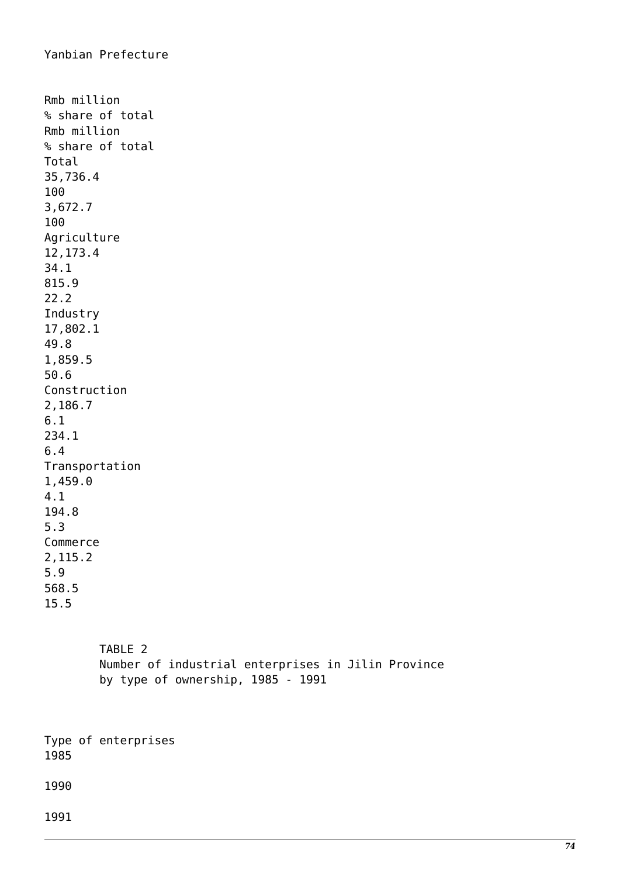Yanbian Prefecture

| | Rmb million | % share of total | Rmb million | % share of total |
|---|---|---|---|---|
| Total | 35,736.4 | 100 | 3,672.7 | 100 |
| Agriculture | 12,173.4 | 34.1 | 815.9 | 22.2 |
| Industry | 17,802.1 | 49.8 | 1,859.5 | 50.6 |
| Construction | 2,186.7 | 6.1 | 234.1 | 6.4 |
| Transportation | 1,459.0 | 4.1 | 194.8 | 5.3 |
| Commerce | 2,115.2 | 5.9 | 568.5 | 15.5 |

TABLE 2
Number of industrial enterprises in Jilin Province by type of ownership, 1985 - 1991

| Type of enterprises | 1985 | 1990 | 1991 |
|---|---|---|---|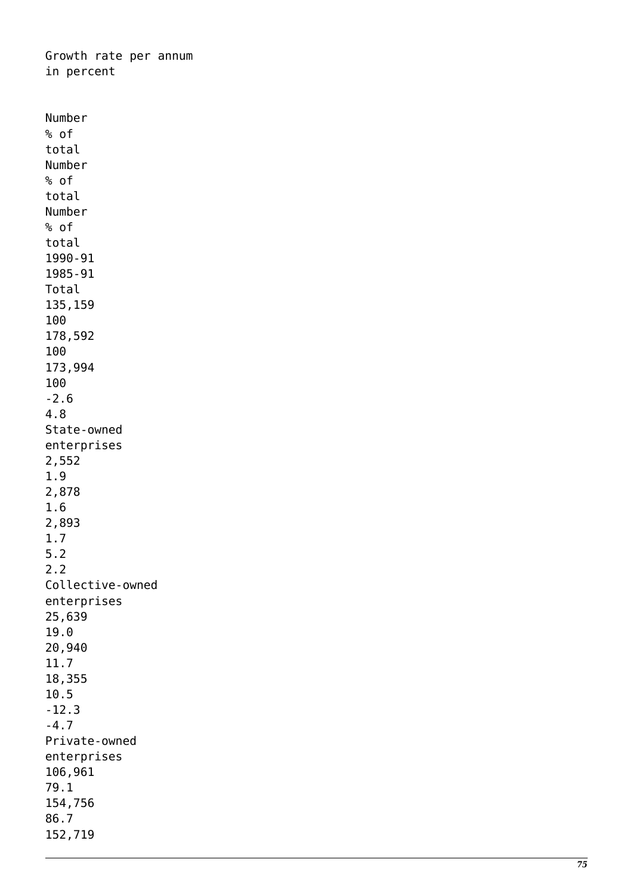| | | | | | | | Growth rate per annum in percent | |
|---|---|---|---|---|---|---|---|---|
| | Number | % of total | Number | % of total | Number | % of total | 1990-91 | 1985-91 |
| Total | 135,159 | 100 | 178,592 | 100 | 173,994 | 100 | -2.6 | 4.8 |
| State-owned enterprises | 2,552 | 1.9 | 2,878 | 1.6 | 2,893 | 1.7 | 5.2 | 2.2 |
| Collective-owned enterprises | 25,639 | 19.0 | 20,940 | 11.7 | 18,355 | 10.5 | -12.3 | -4.7 |
| Private-owned enterprises | 106,961 | 79.1 | 154,756 | 86.7 | 152,719 | | | |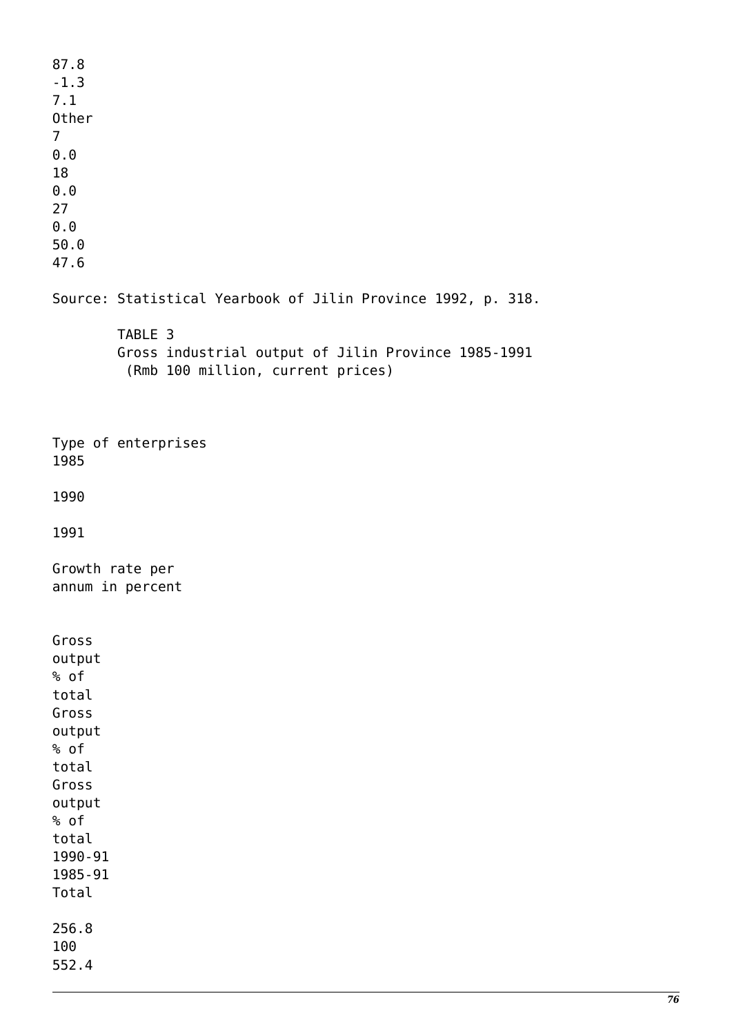87.8
-1.3
7.1
Other
7
0.0
18
0.0
27
0.0
50.0
47.6

Source: Statistical Yearbook of Jilin Province 1992, p. 318.

TABLE 3
Gross industrial output of Jilin Province 1985-1991
(Rmb 100 million, current prices)

| Type of enterprises | 1985 | | 1990 | | 1991 | | Growth rate per annum in percent | |
|---|---|---|---|---|---|---|---|---|
| | Gross output | % of total | Gross output | % of total | Gross output | % of total | 1990-91 | 1985-91 |
| Total | 256.8 | 100 | 552.4 | | | | | |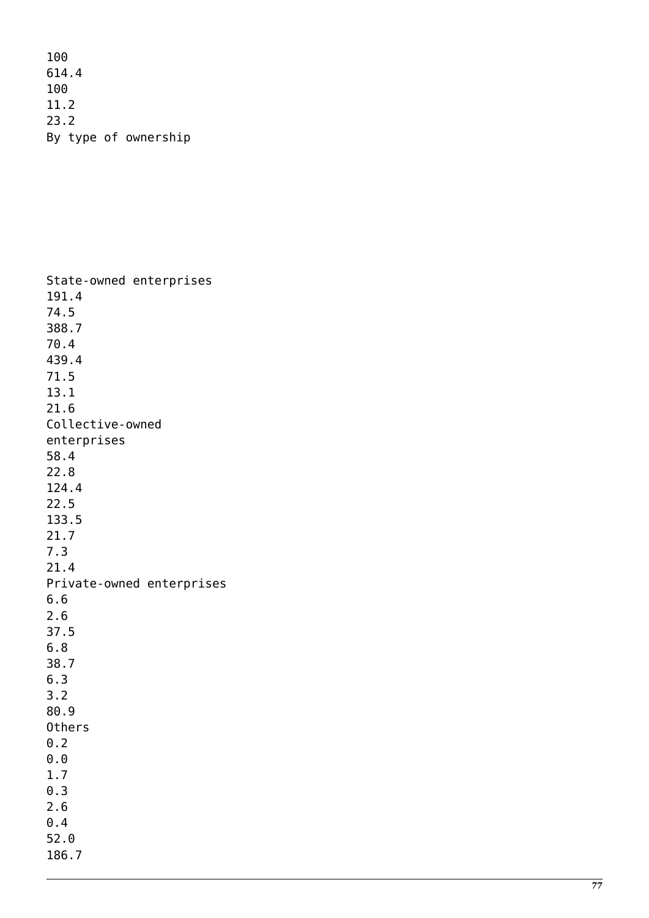100
614.4
100
11.2
23.2
By type of ownership

| | | | | | | | |
|---|---|---|---|---|---|---|---|
| State-owned enterprises | 191.4 | 74.5 | 388.7 | 70.4 | 439.4 | 71.5 | 13.1 | 21.6 |
| Collective-owned enterprises | 58.4 | 22.8 | 124.4 | 22.5 | 133.5 | 21.7 | 7.3 | 21.4 |
| Private-owned enterprises | 6.6 | 2.6 | 37.5 | 6.8 | 38.7 | 6.3 | 3.2 | 80.9 |
| Others | 0.2 | 0.0 | 1.7 | 0.3 | 2.6 | 0.4 | 52.0 | 186.7 |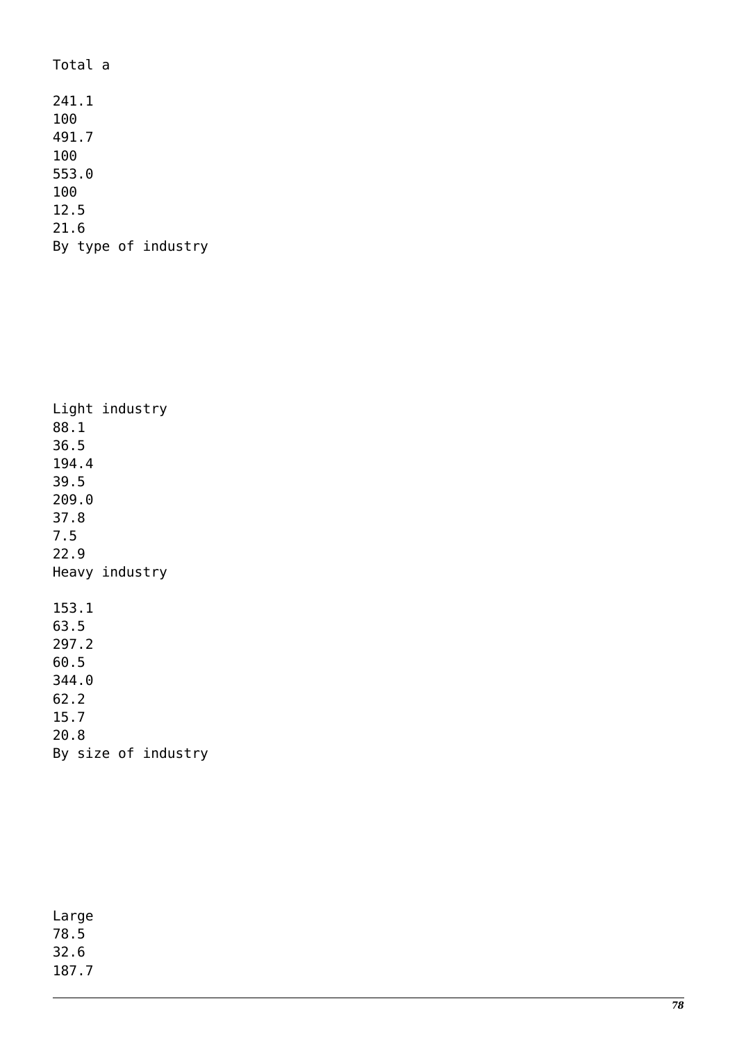Total a

241.1
100
491.7
100
553.0
100
12.5
21.6
By type of industry

Light industry
88.1
36.5
194.4
39.5
209.0
37.8
7.5
22.9
Heavy industry

153.1
63.5
297.2
60.5
344.0
62.2
15.7
20.8
By size of industry

Large
78.5
32.6
187.7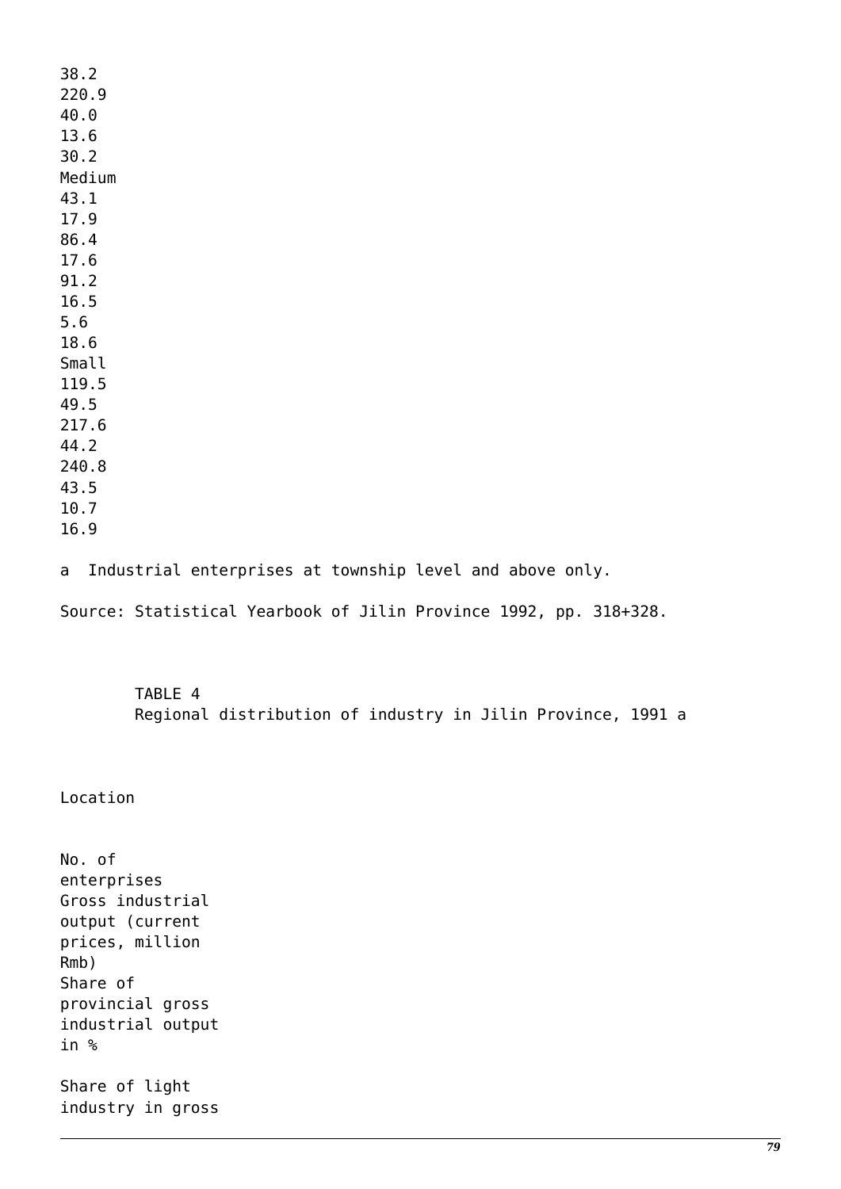38.2
220.9
40.0
13.6
30.2
Medium
43.1
17.9
86.4
17.6
91.2
16.5
5.6
18.6
Small
119.5
49.5
217.6
44.2
240.8
43.5
10.7
16.9

a Industrial enterprises at township level and above only.

Source: Statistical Yearbook of Jilin Province 1992, pp. 318+328.

TABLE 4
Regional distribution of industry in Jilin Province, 1991 a

Location

No. of enterprises
Gross industrial output (current prices, million Rmb)
Share of provincial gross industrial output in %

Share of light industry in gross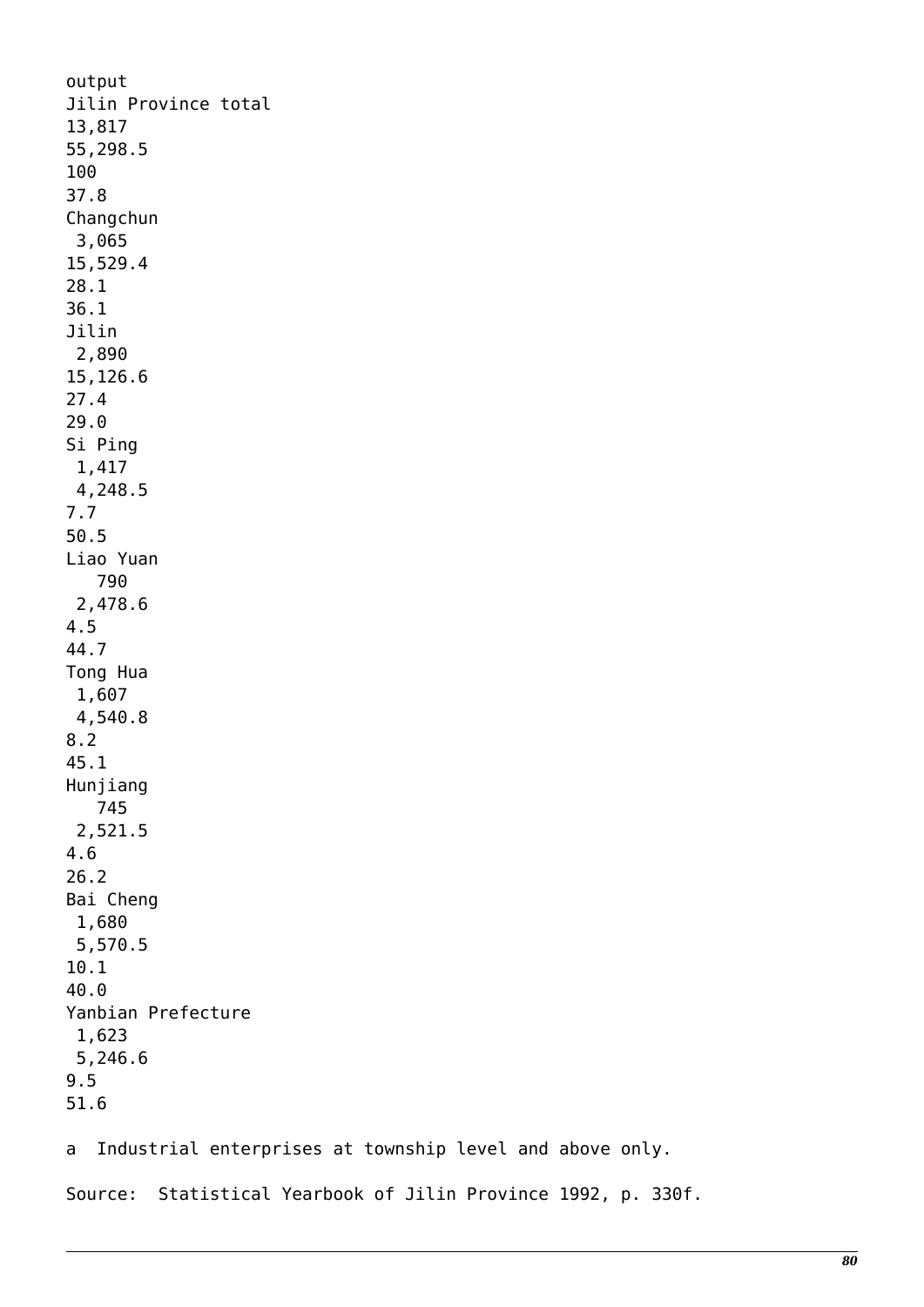| output | | | | |
|---|---|---|---|---|
| Jilin Province total | 13,817 | 55,298.5 | 100 | 37.8 |
| Changchun | 3,065 | 15,529.4 | 28.1 | 36.1 |
| Jilin | 2,890 | 15,126.6 | 27.4 | 29.0 |
| Si Ping | 1,417 | 4,248.5 | 7.7 | 50.5 |
| Liao Yuan | 790 | 2,478.6 | 4.5 | 44.7 |
| Tong Hua | 1,607 | 4,540.8 | 8.2 | 45.1 |
| Hunjiang | 745 | 2,521.5 | 4.6 | 26.2 |
| Bai Cheng | 1,680 | 5,570.5 | 10.1 | 40.0 |
| Yanbian Prefecture | 1,623 | 5,246.6 | 9.5 | 51.6 |

a Industrial enterprises at township level and above only.

Source: Statistical Yearbook of Jilin Province 1992, p. 330f.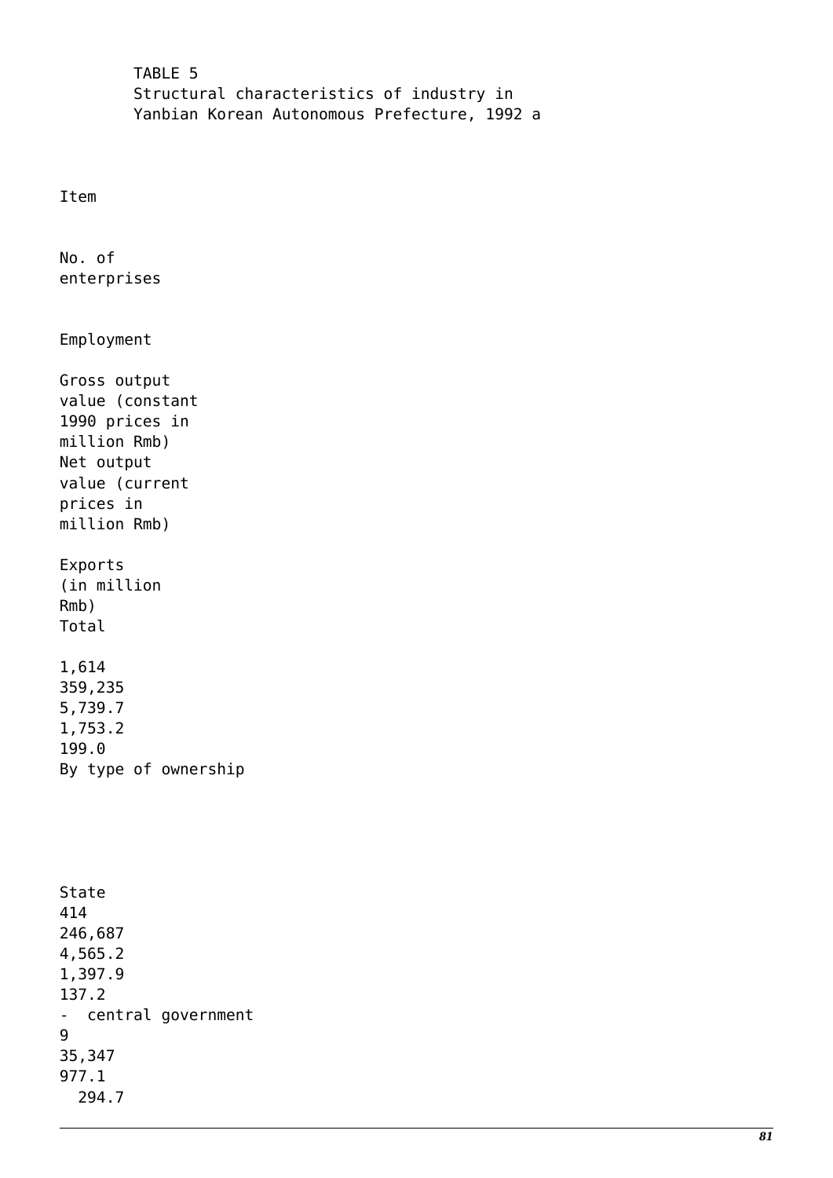TABLE 5
Structural characteristics of industry in Yanbian Korean Autonomous Prefecture, 1992 a

| Item | No. of enterprises | Employment | Gross output value (constant 1990 prices in million Rmb) | Net output value (current prices in million Rmb) | Exports (in million Rmb) |
|---|---|---|---|---|---|
| Total | 1,614 | 359,235 | 5,739.7 | 1,753.2 | 199.0 |
| By type of ownership | | | | | |
| State | 414 | 246,687 | 4,565.2 | 1,397.9 | 137.2 |
| - central government | 9 | 35,347 | 977.1 | 294.7 | |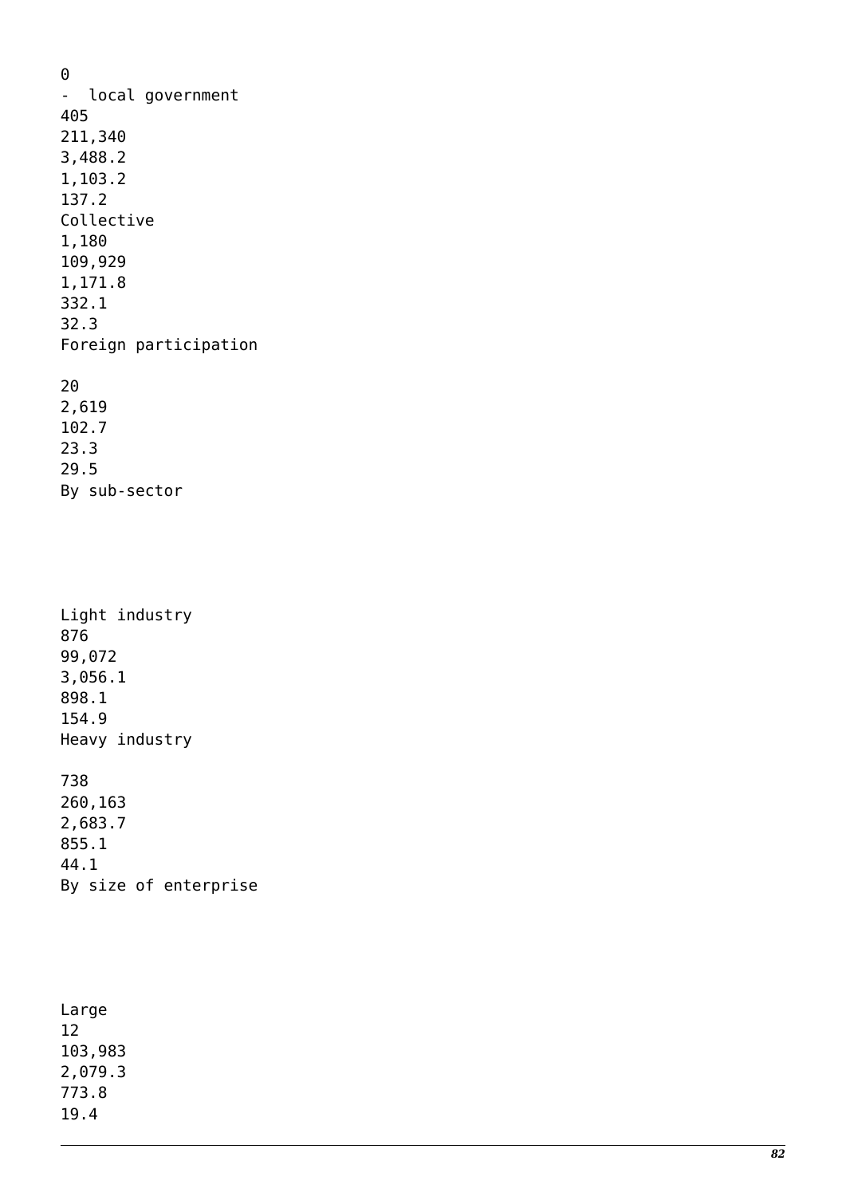| | | | | | |
|---|---|---|---|---|---|
| 0 | | | | | |
| - local government | 405 | 211,340 | 3,488.2 | 1,103.2 | 137.2 |
| Collective | 1,180 | 109,929 | 1,171.8 | 332.1 | 32.3 |
| Foreign participation | 20 | 2,619 | 102.7 | 23.3 | 29.5 |
| By sub-sector | | | | | |
| Light industry | 876 | 99,072 | 3,056.1 | 898.1 | 154.9 |
| Heavy industry | 738 | 260,163 | 2,683.7 | 855.1 | 44.1 |
| By size of enterprise | | | | | |
| Large | 12 | 103,983 | 2,079.3 | 773.8 | 19.4 |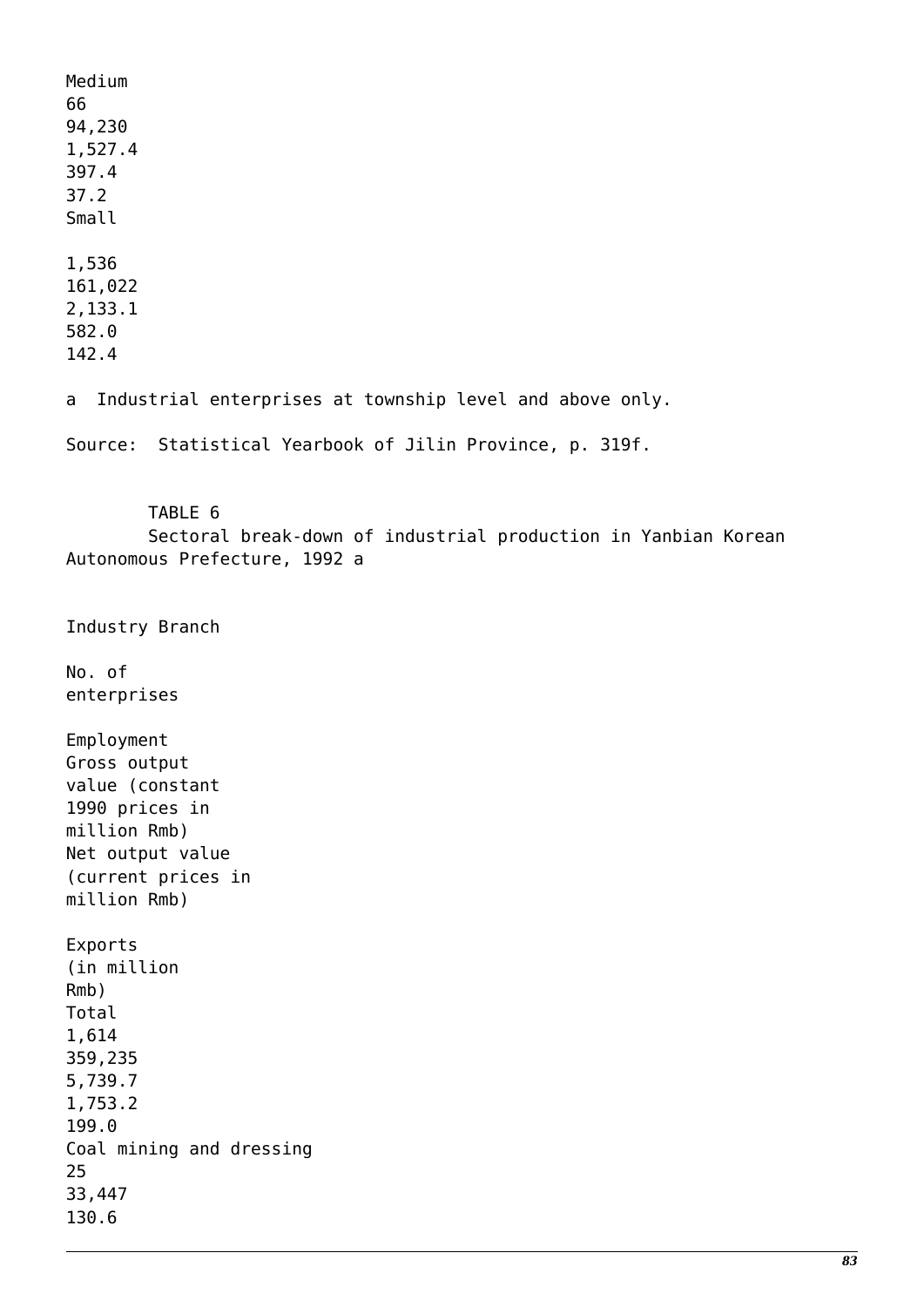| | | | | | |
|---|---|---|---|---|---|
| Medium | 66 | 94,230 | 1,527.4 | 397.4 | 37.2 |
| Small | 1,536 | 161,022 | 2,133.1 | 582.0 | 142.4 |

a Industrial enterprises at township level and above only.

Source: Statistical Yearbook of Jilin Province, p. 319f.

TABLE 6
Sectoral break-down of industrial production in Yanbian Korean Autonomous Prefecture, 1992 a

| Industry Branch | No. of enterprises | Employment | Gross output value (constant 1990 prices in million Rmb) | Net output value (current prices in million Rmb) | Exports (in million Rmb) |
|---|---|---|---|---|---|
| Total | 1,614 | 359,235 | 5,739.7 | 1,753.2 | 199.0 |
| Coal mining and dressing | 25 | 33,447 | 130.6 | | |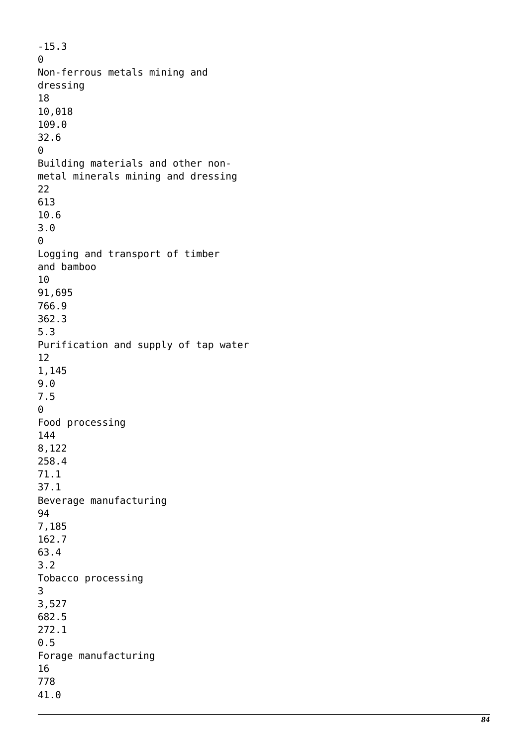-15.3
0
Non-ferrous metals mining and
dressing
18
10,018
109.0
32.6
0
Building materials and other non-
metal minerals mining and dressing
22
613
10.6
3.0
0
Logging and transport of timber
and bamboo
10
91,695
766.9
362.3
5.3
Purification and supply of tap water
12
1,145
9.0
7.5
0
Food processing
144
8,122
258.4
71.1
37.1
Beverage manufacturing
94
7,185
162.7
63.4
3.2
Tobacco processing
3
3,527
682.5
272.1
0.5
Forage manufacturing
16
778
41.0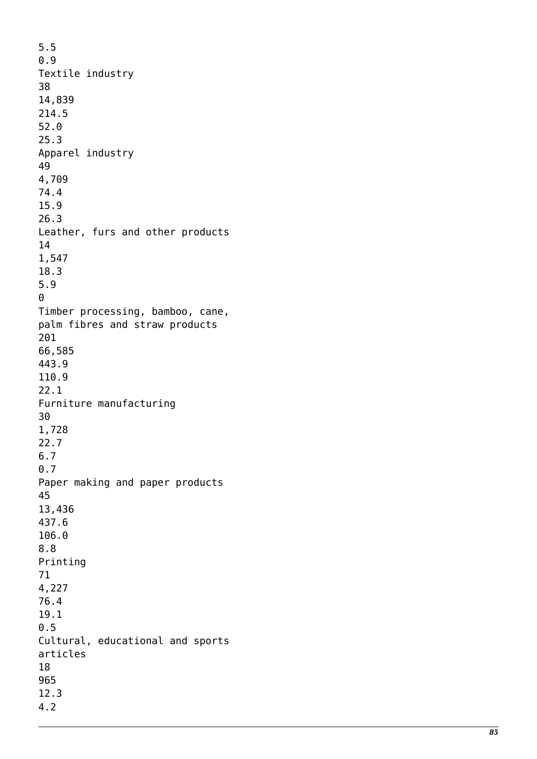5.5
0.9
Textile industry
38
14,839
214.5
52.0
25.3
Apparel industry
49
4,709
74.4
15.9
26.3
Leather, furs and other products
14
1,547
18.3
5.9
0
Timber processing, bamboo, cane, palm fibres and straw products
201
66,585
443.9
110.9
22.1
Furniture manufacturing
30
1,728
22.7
6.7
0.7
Paper making and paper products
45
13,436
437.6
106.0
8.8
Printing
71
4,227
76.4
19.1
0.5
Cultural, educational and sports articles
18
965
12.3
4.2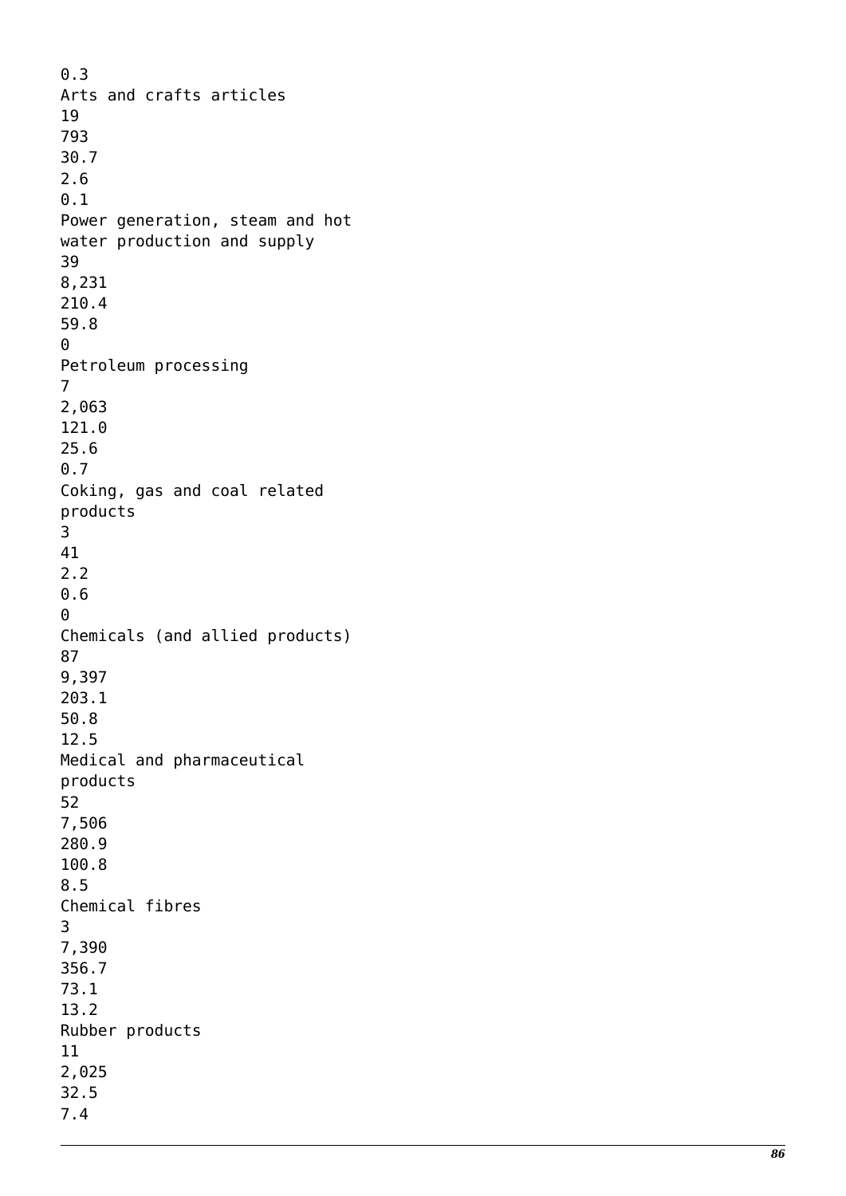0.3
Arts and crafts articles
19
793
30.7
2.6
0.1
Power generation, steam and hot water production and supply
39
8,231
210.4
59.8
0
Petroleum processing
7
2,063
121.0
25.6
0.7
Coking, gas and coal related products
3
41
2.2
0.6
0
Chemicals (and allied products)
87
9,397
203.1
50.8
12.5
Medical and pharmaceutical products
52
7,506
280.9
100.8
8.5
Chemical fibres
3
7,390
356.7
73.1
13.2
Rubber products
11
2,025
32.5
7.4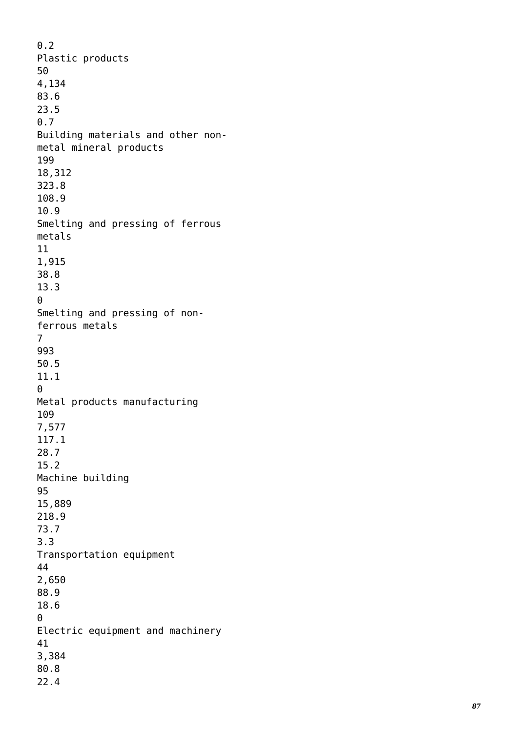| | | | | | |
|---|---|---|---|---|---|
| | | | | | 0.2 |
| Plastic products | 50 | 4,134 | 83.6 | 23.5 | 0.7 |
| Building materials and other non-metal mineral products | 199 | 18,312 | 323.8 | 108.9 | 10.9 |
| Smelting and pressing of ferrous metals | 11 | 1,915 | 38.8 | 13.3 | 0 |
| Smelting and pressing of non-ferrous metals | 7 | 993 | 50.5 | 11.1 | 0 |
| Metal products manufacturing | 109 | 7,577 | 117.1 | 28.7 | 15.2 |
| Machine building | 95 | 15,889 | 218.9 | 73.7 | 3.3 |
| Transportation equipment | 44 | 2,650 | 88.9 | 18.6 | 0 |
| Electric equipment and machinery | 41 | 3,384 | 80.8 | 22.4 | |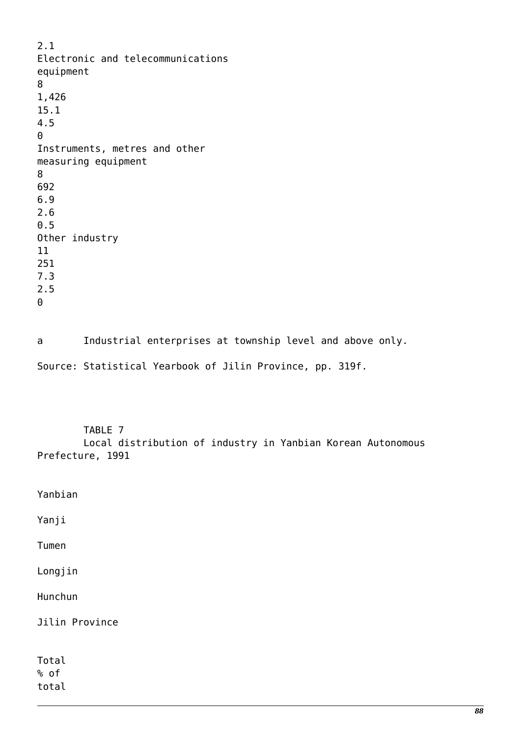| | | | | | |
|---|---|---|---|---|---|
| | | | | | 2.1 |
| Electronic and telecommunications equipment | 8 | 1,426 | 15.1 | 4.5 | 0 |
| Instruments, metres and other measuring equipment | 8 | 692 | 6.9 | 2.6 | 0.5 |
| Other industry | 11 | 251 | 7.3 | 2.5 | 0 |

a Industrial enterprises at township level and above only.

Source: Statistical Yearbook of Jilin Province, pp. 319f.

TABLE 7
Local distribution of industry in Yanbian Korean Autonomous Prefecture, 1991

| | Yanbian | Yanji | Tumen | Longjin | Hunchun | Jilin Province |
|---|---|---|---|---|---|---|
| | Total | % of total | | | | |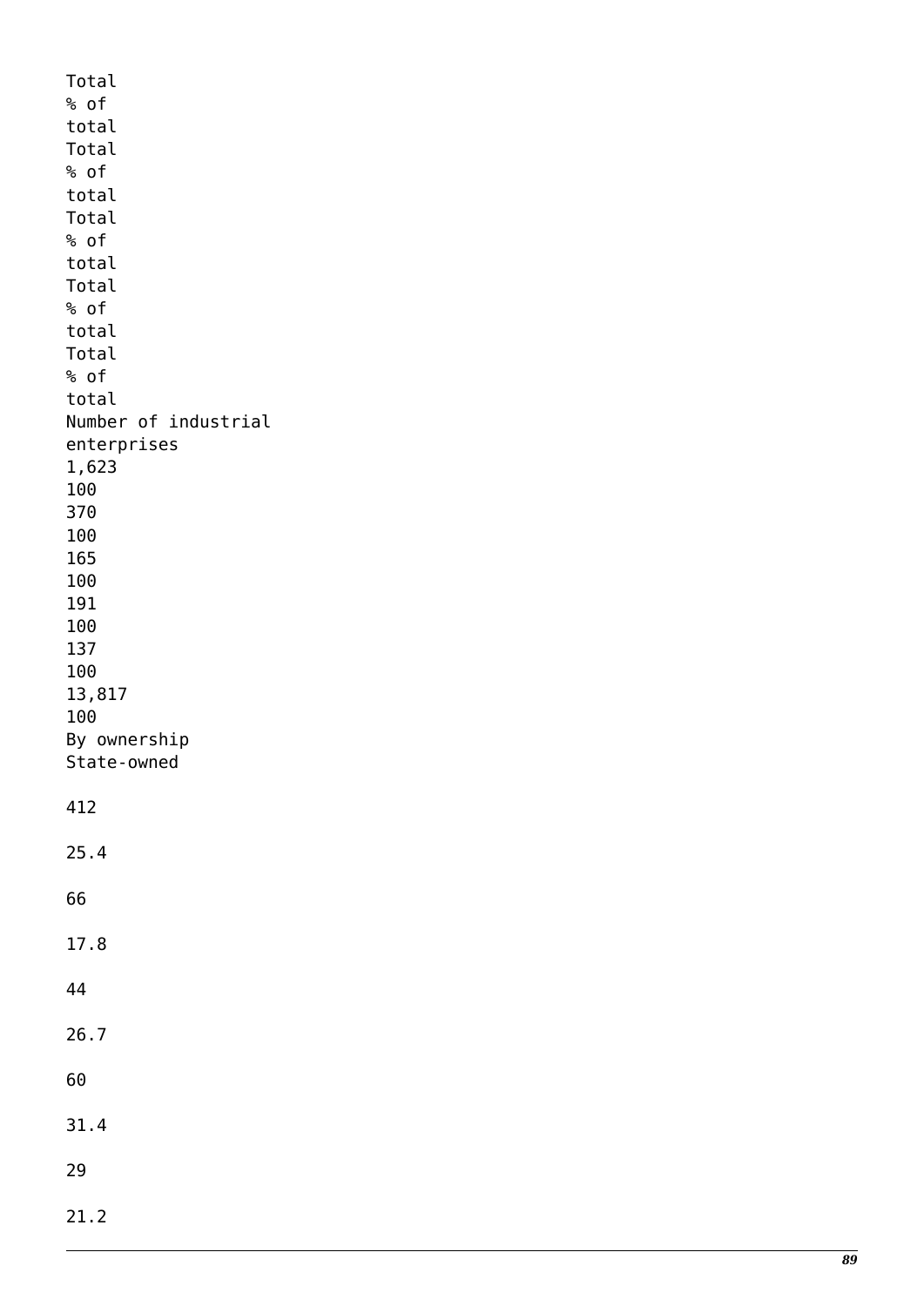| | Total | % of total | Total | % of total | Total | % of total | Total | % of total | Total | % of total |
|---|---|---|---|---|---|---|---|---|---|---|
| Number of industrial enterprises | 1,623 | 100 | 370 | 100 | 165 | 100 | 191 | 100 | 137 | 100 |
| | 13,817 | 100 | | | | | | | | |
| By ownership | | | | | | | | | | |
| State-owned | 412 | 25.4 | 66 | 17.8 | 44 | 26.7 | 60 | 31.4 | 29 | 21.2 |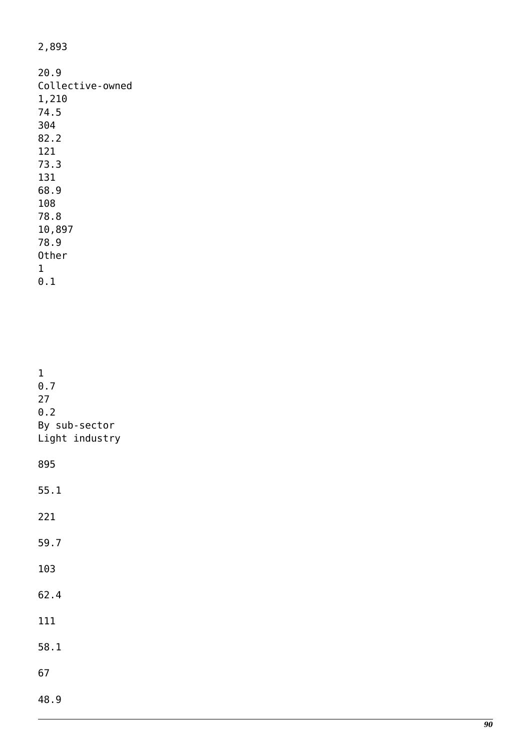2,893

20.9
Collective-owned
1,210
74.5
304
82.2
121
73.3
131
68.9
108
78.8
10,897
78.9
Other
1
0.1

1
0.7
27
0.2
By sub-sector
Light industry

895

55.1

221

59.7

103

62.4

111

58.1

67

48.9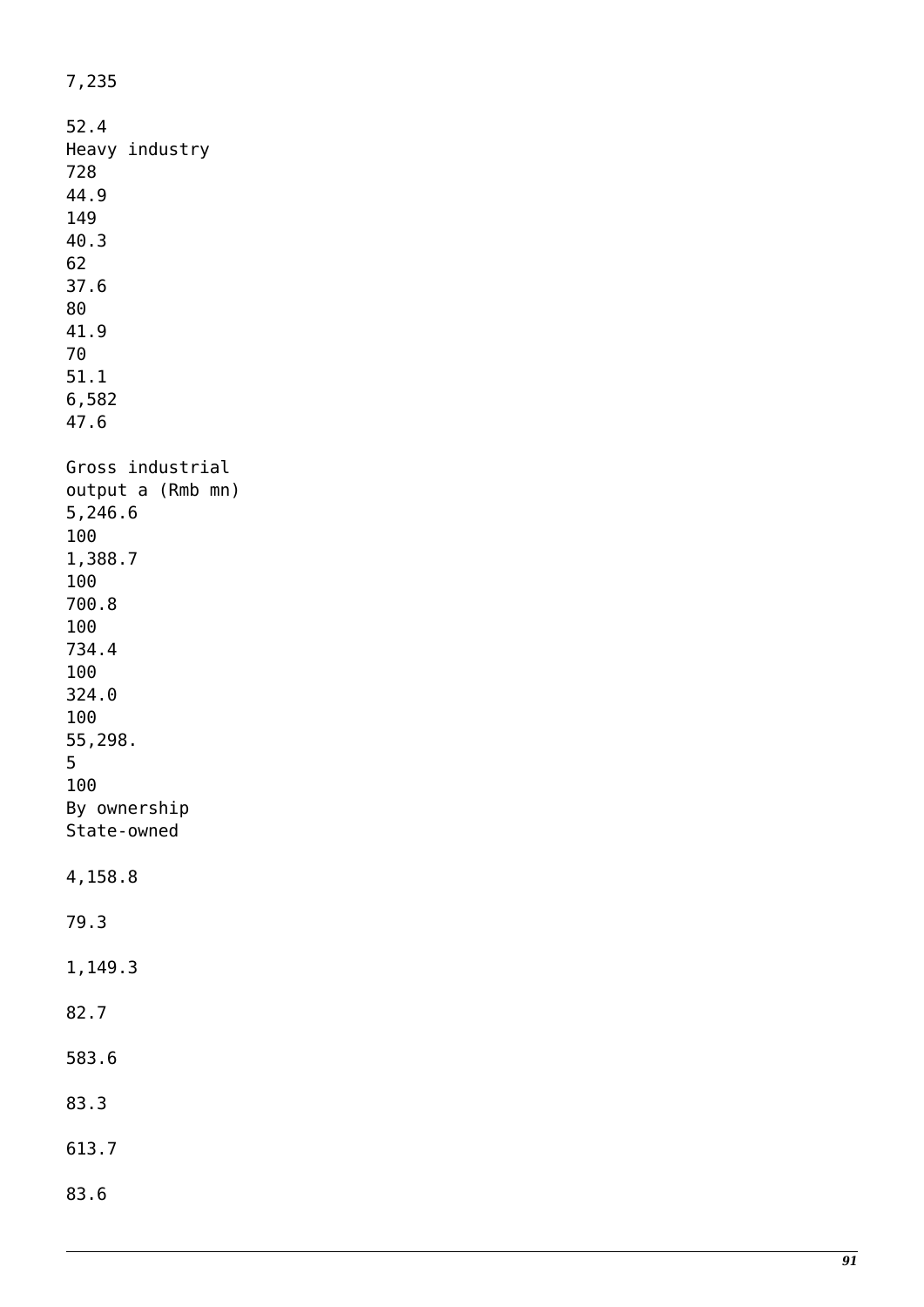7,235

52.4
Heavy industry
728
44.9
149
40.3
62
37.6
80
41.9
70
51.1
6,582
47.6

Gross industrial
output a (Rmb mn)
5,246.6
100
1,388.7
100
700.8
100
734.4
100
324.0
100
55,298.
5
100
By ownership
State-owned

4,158.8

79.3

1,149.3

82.7

583.6

83.3

613.7

83.6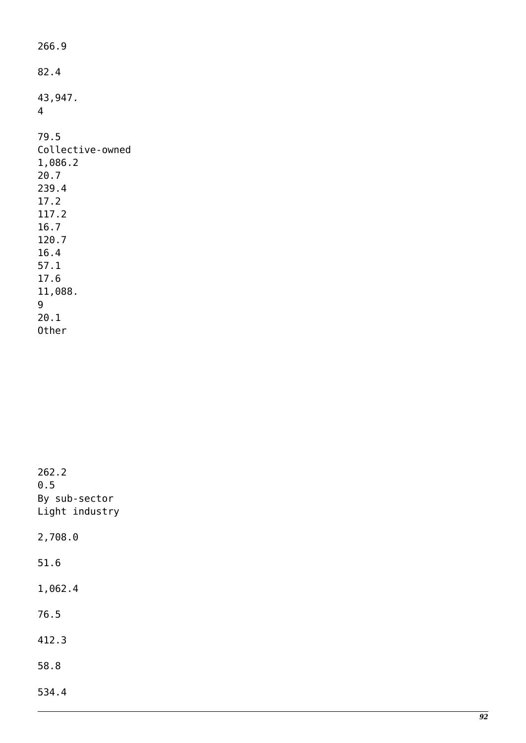266.9

82.4

43,947.
4

79.5
Collective-owned
1,086.2
20.7
239.4
17.2
117.2
16.7
120.7
16.4
57.1
17.6
11,088.
9
20.1
Other

262.2
0.5
By sub-sector
Light industry

2,708.0

51.6

1,062.4

76.5

412.3

58.8

534.4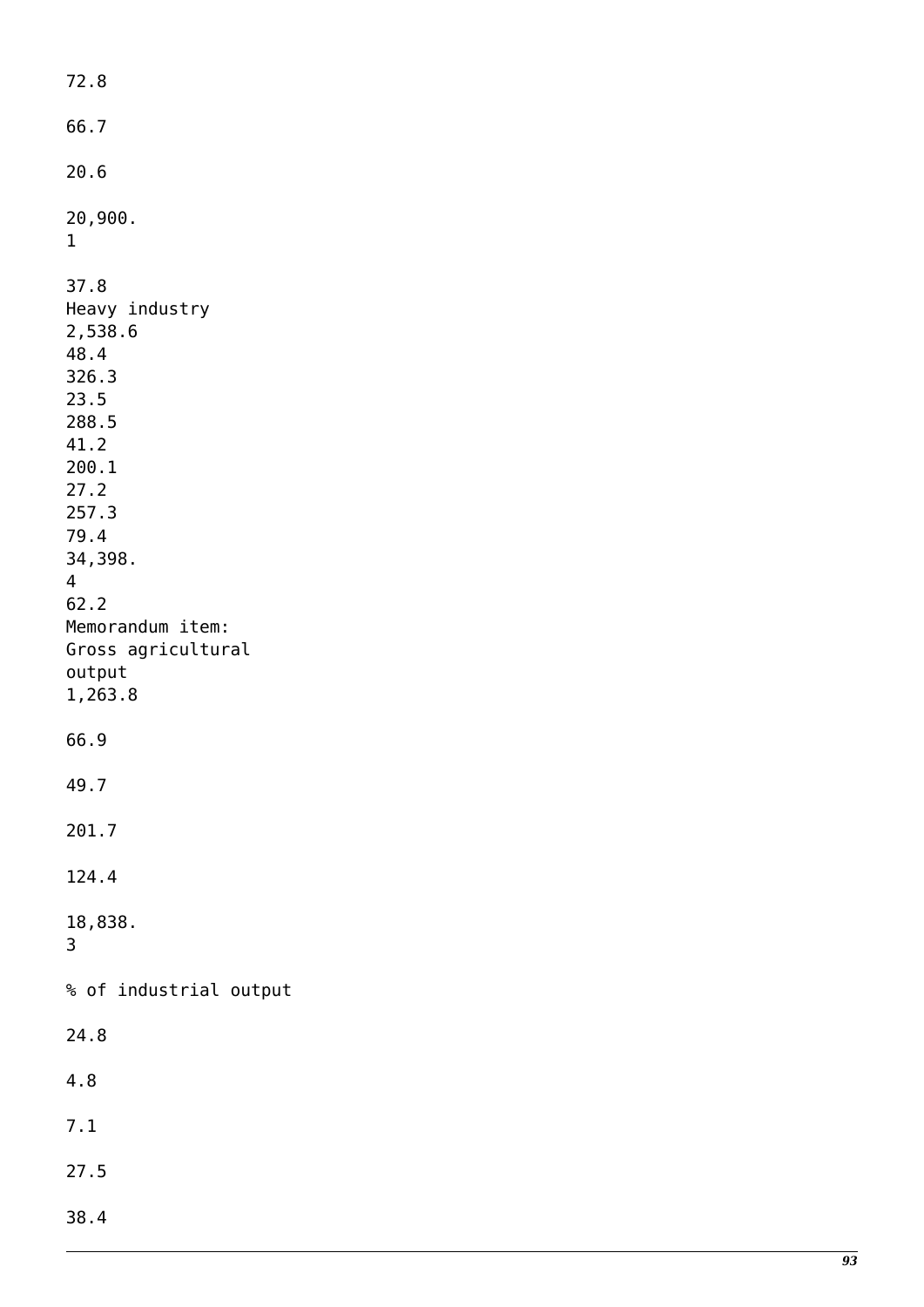72.8

66.7

20.6

20,900.
1

37.8
Heavy industry
2,538.6
48.4
326.3
23.5
288.5
41.2
200.1
27.2
257.3
79.4
34,398.
4
62.2
Memorandum item:
Gross agricultural
output
1,263.8

66.9

49.7

201.7

124.4

18,838.
3

% of industrial output

24.8

4.8

7.1

27.5

38.4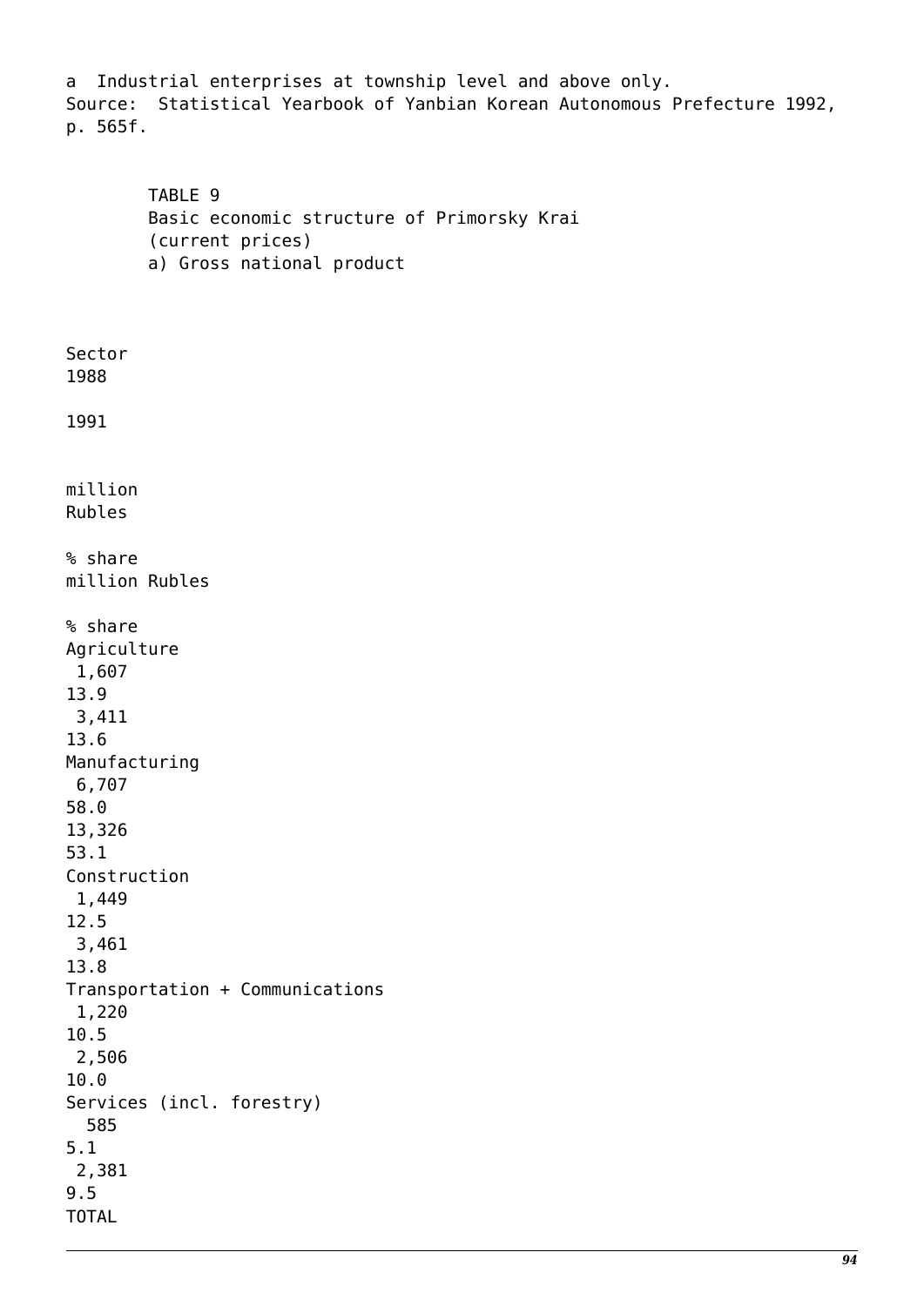a Industrial enterprises at township level and above only.
Source: Statistical Yearbook of Yanbian Korean Autonomous Prefecture 1992, p. 565f.

TABLE 9
Basic economic structure of Primorsky Krai
(current prices)
a) Gross national product

| Sector | 1988 | | 1991 | |
|---|---|---|---|---|
| | million Rubles | % share | million Rubles | % share |
| Agriculture | 1,607 | 13.9 | 3,411 | 13.6 |
| Manufacturing | 6,707 | 58.0 | 13,326 | 53.1 |
| Construction | 1,449 | 12.5 | 3,461 | 13.8 |
| Transportation + Communications | 1,220 | 10.5 | 2,506 | 10.0 |
| Services (incl. forestry) | 585 | 5.1 | 2,381 | 9.5 |
| TOTAL | | | | |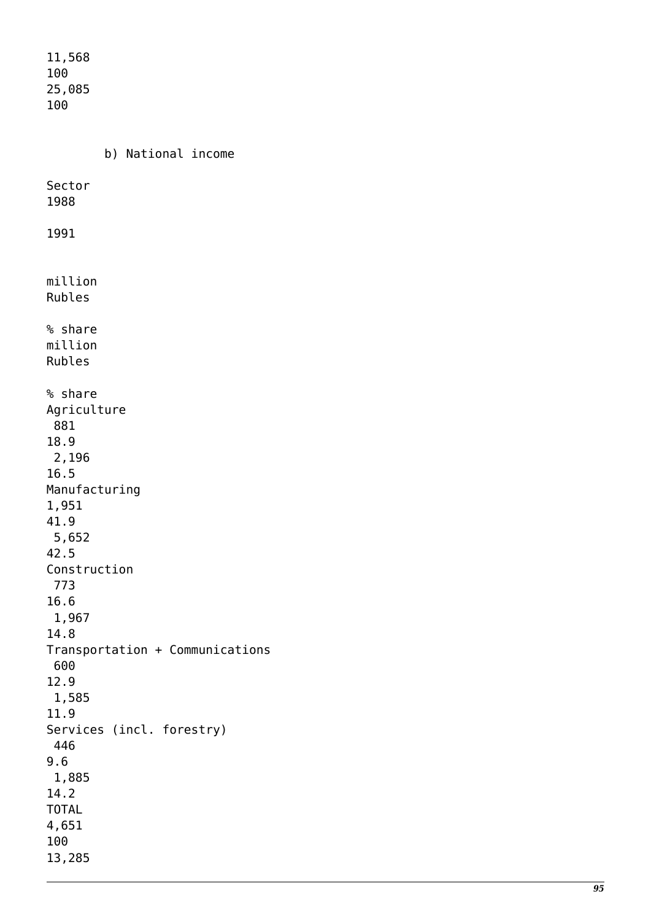| | | | |
|---|---|---|---|
| | 11,568 | 100 | 25,085 | 100 |

b) National income

| Sector | 1988 | | 1991 | |
|---|---|---|---|---|
| | million Rubles | % share | million Rubles | % share |
| Agriculture | 881 | 18.9 | 2,196 | 16.5 |
| Manufacturing | 1,951 | 41.9 | 5,652 | 42.5 |
| Construction | 773 | 16.6 | 1,967 | 14.8 |
| Transportation + Communications | 600 | 12.9 | 1,585 | 11.9 |
| Services (incl. forestry) | 446 | 9.6 | 1,885 | 14.2 |
| TOTAL | 4,651 | 100 | 13,285 | |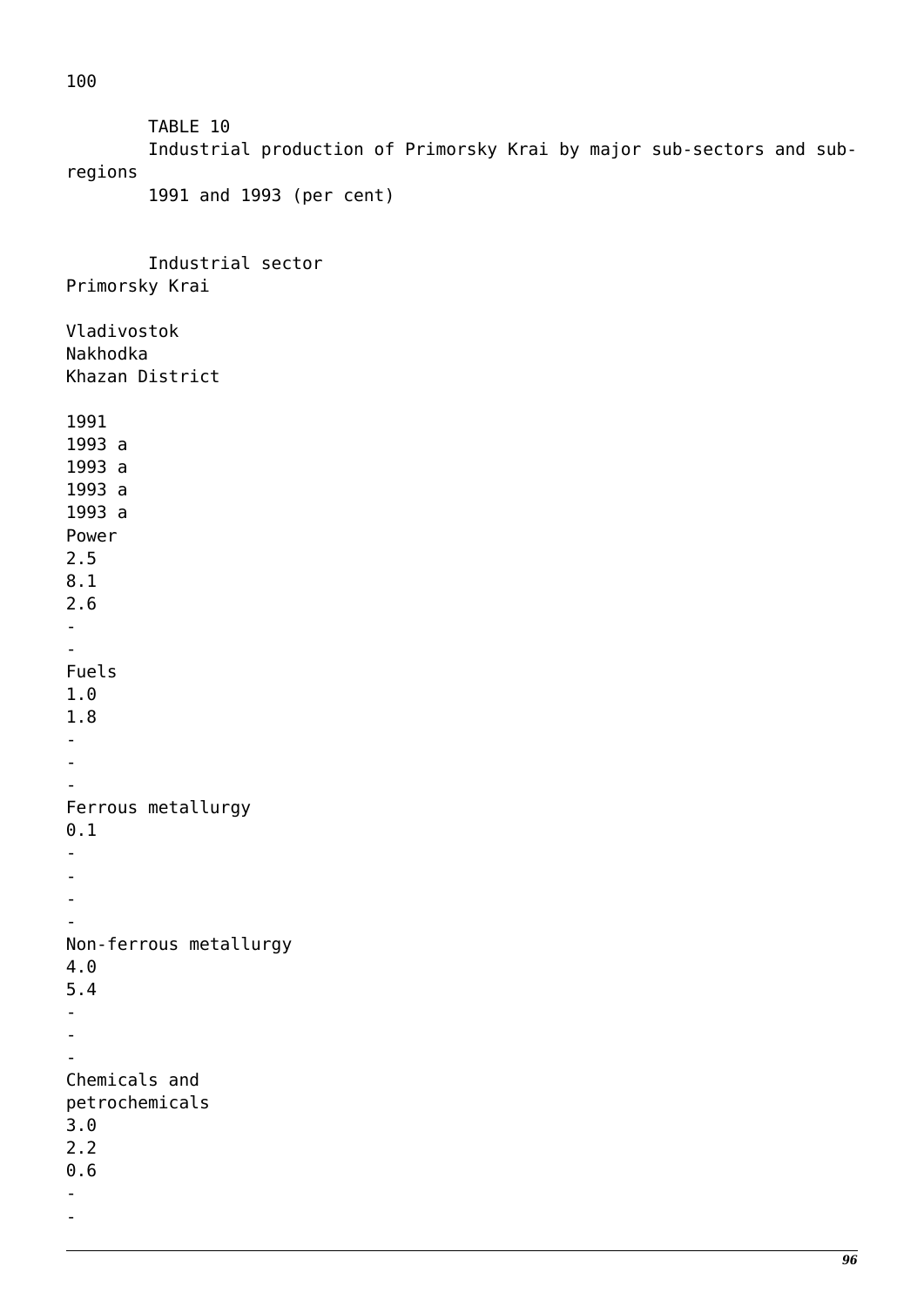TABLE 10
Industrial production of Primorsky Krai by major sub-sectors and sub-regions
1991 and 1993 (per cent)

| Industrial sector | Primorsky Krai | | Vladivostok | Nakhodka | Khazan District |
|---|---|---|---|---|---|
| | 1991 | 1993 a | 1993 a | 1993 a | 1993 a |
| Power | 2.5 | 8.1 | 2.6 | - | - |
| Fuels | 1.0 | 1.8 | - | - | - |
| Ferrous metallurgy | 0.1 | - | - | - | - |
| Non-ferrous metallurgy | 4.0 | 5.4 | - | - | - |
| Chemicals and petrochemicals | 3.0 | 2.2 | 0.6 | - | - |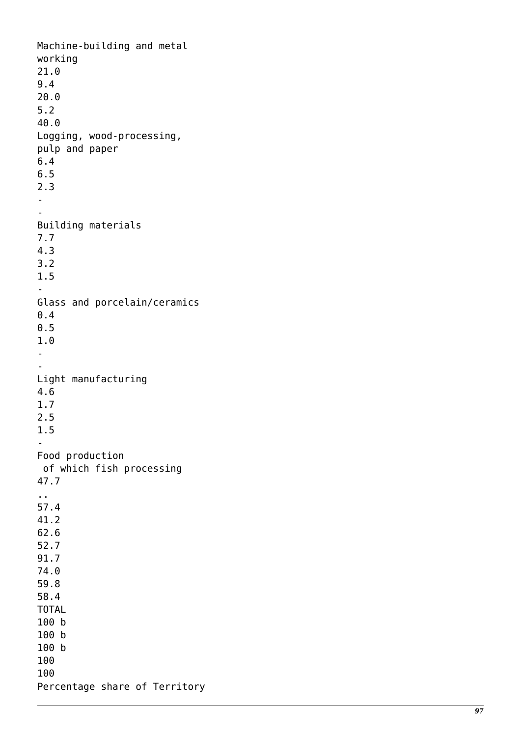| | | | | | |
|---|---|---|---|---|---|
| Machine-building and metal working | 21.0 | 9.4 | 20.0 | 5.2 | 40.0 |
| Logging, wood-processing, pulp and paper | 6.4 | 6.5 | 2.3 | - | - |
| Building materials | 7.7 | 4.3 | 3.2 | 1.5 | - |
| Glass and porcelain/ceramics | 0.4 | 0.5 | 1.0 | - | - |
| Light manufacturing | 4.6 | 1.7 | 2.5 | 1.5 | - |
| Food production | 47.7 | 57.4 | 62.6 | 91.7 | 59.8 |
| of which fish processing | .. | 41.2 | 52.7 | 74.0 | 58.4 |
| TOTAL | 100 b | 100 b | 100 b | 100 | 100 |

Percentage share of Territory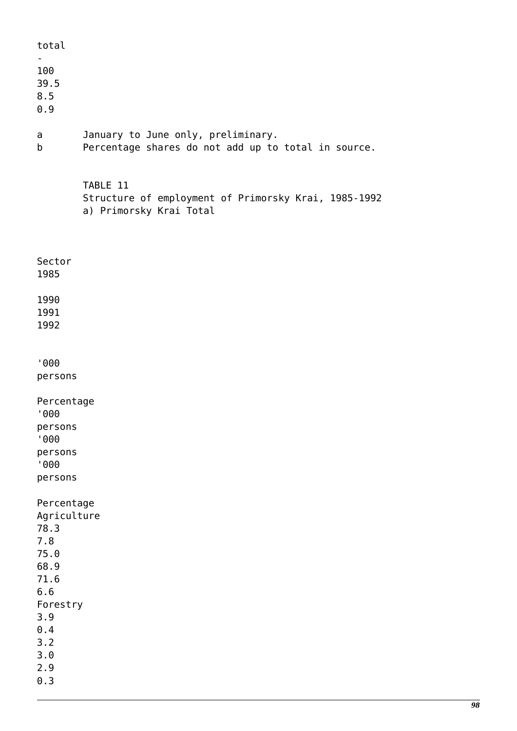| total |
| --- |
| - |
| 100 |
| 39.5 |
| 8.5 |
| 0.9 |

a January to June only, preliminary.
b Percentage shares do not add up to total in source.

TABLE 11
Structure of employment of Primorsky Krai, 1985-1992
a) Primorsky Krai Total

| Sector | 1985 | | 1990 | 1991 | 1992 | |
| --- | --- | --- | --- | --- | --- | --- |
| | '000 persons | Percentage | '000 persons | '000 persons | '000 persons | Percentage |
| Agriculture | 78.3 | 7.8 | 75.0 | 68.9 | 71.6 | 6.6 |
| Forestry | 3.9 | 0.4 | 3.2 | 3.0 | 2.9 | 0.3 |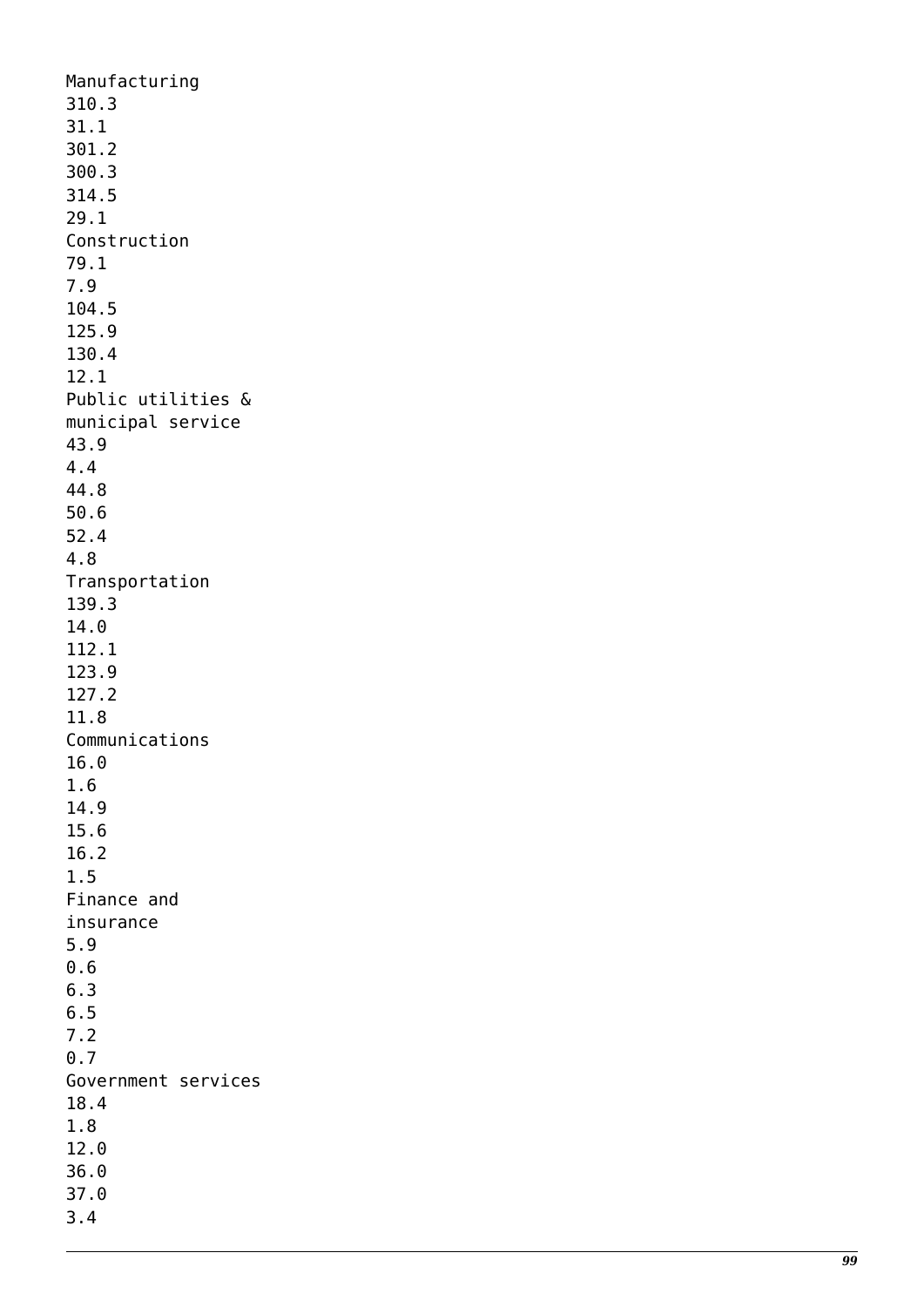Manufacturing
310.3
31.1
301.2
300.3
314.5
29.1
Construction
79.1
7.9
104.5
125.9
130.4
12.1
Public utilities &
municipal service
43.9
4.4
44.8
50.6
52.4
4.8
Transportation
139.3
14.0
112.1
123.9
127.2
11.8
Communications
16.0
1.6
14.9
15.6
16.2
1.5
Finance and
insurance
5.9
0.6
6.3
6.5
7.2
0.7
Government services
18.4
1.8
12.0
36.0
37.0
3.4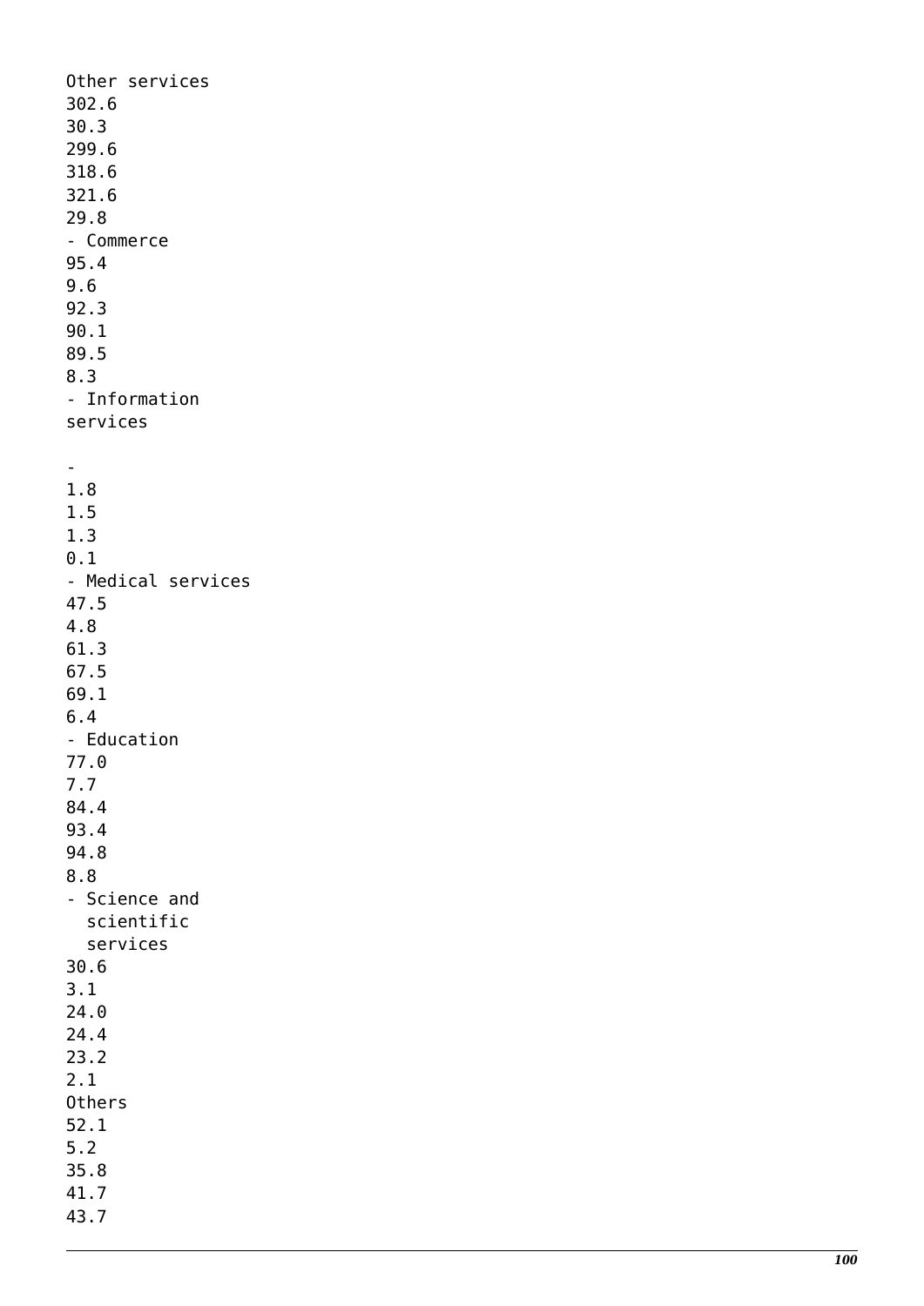Other services
302.6
30.3
299.6
318.6
321.6
29.8
- Commerce
95.4
9.6
92.3
90.1
89.5
8.3
- Information
services

-
1.8
1.5
1.3
0.1
- Medical services
47.5
4.8
61.3
67.5
69.1
6.4
- Education
77.0
7.7
84.4
93.4
94.8
8.8
- Science and
  scientific
  services
30.6
3.1
24.0
24.4
23.2
2.1
Others
52.1
5.2
35.8
41.7
43.7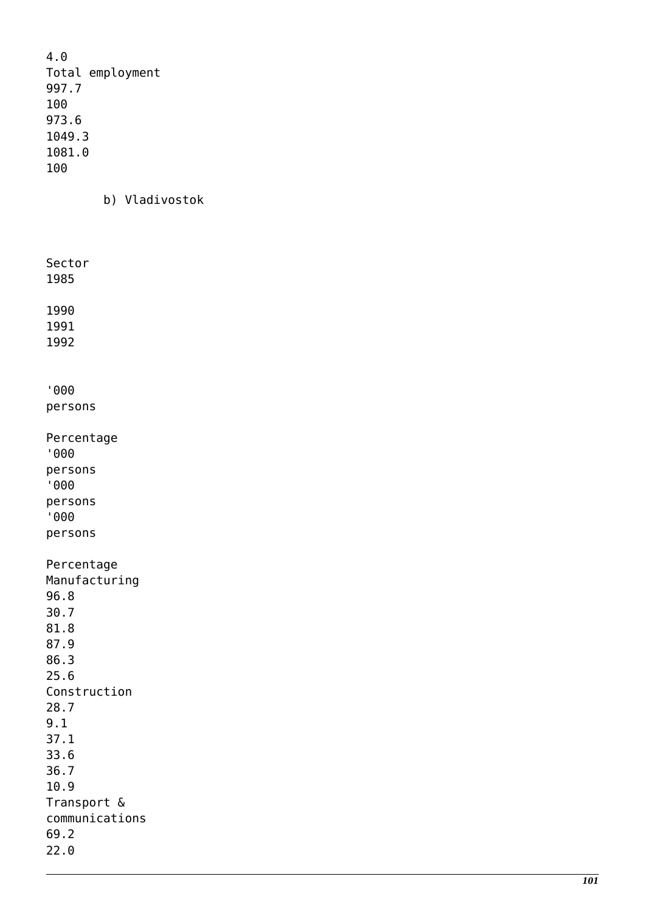| | | | | | | |
|---|---|---|---|---|---|---|
| | | 4.0 | | | | |
| Total employment | 997.7 | 100 | 973.6 | 1049.3 | 1081.0 | 100 |

b) Vladivostok

| Sector | 1985 | | 1990 | 1991 | 1992 | |
|---|---|---|---|---|---|---|
| | '000 persons | Percentage | '000 persons | '000 persons | '000 persons | Percentage |
| Manufacturing | 96.8 | 30.7 | 81.8 | 87.9 | 86.3 | 25.6 |
| Construction | 28.7 | 9.1 | 37.1 | 33.6 | 36.7 | 10.9 |
| Transport & communications | 69.2 | 22.0 | | | | |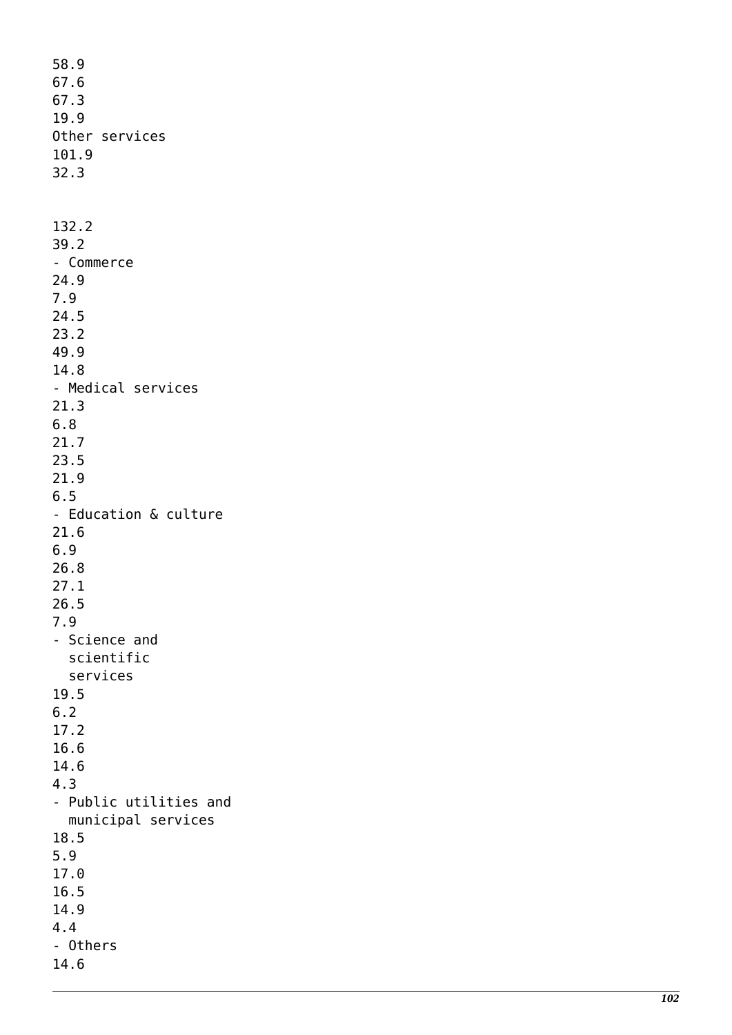58.9
67.6
67.3
19.9
Other services
101.9
32.3

132.2
39.2
- Commerce
24.9
7.9
24.5
23.2
49.9
14.8
- Medical services
21.3
6.8
21.7
23.5
21.9
6.5
- Education & culture
21.6
6.9
26.8
27.1
26.5
7.9
- Science and
  scientific
  services
19.5
6.2
17.2
16.6
14.6
4.3
- Public utilities and
  municipal services
18.5
5.9
17.0
16.5
14.9
4.4
- Others
14.6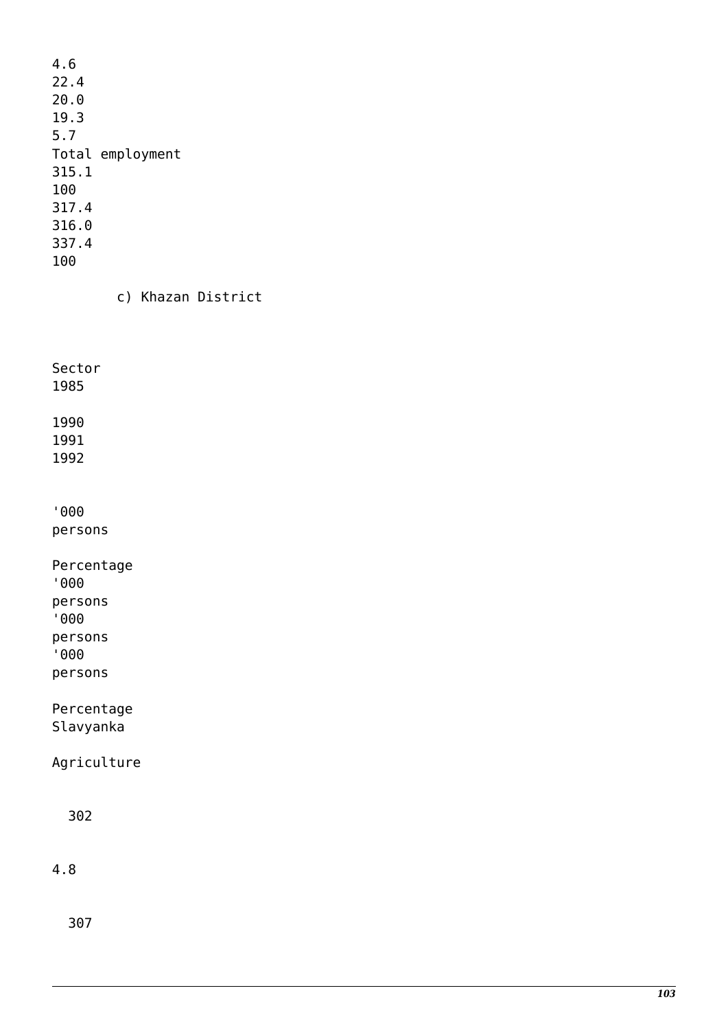4.6
22.4
20.0
19.3
5.7
Total employment
315.1
100
317.4
316.0
337.4
100

c) Khazan District

| Sector | 1985 | | 1990 | 1991 | 1992 | |
|---|---|---|---|---|---|---|
| | '000 persons | Percentage | '000 persons | '000 persons | '000 persons | Percentage |
| Slavyanka | | | | | | |
| Agriculture | 302 | 4.8 | 307 | | | |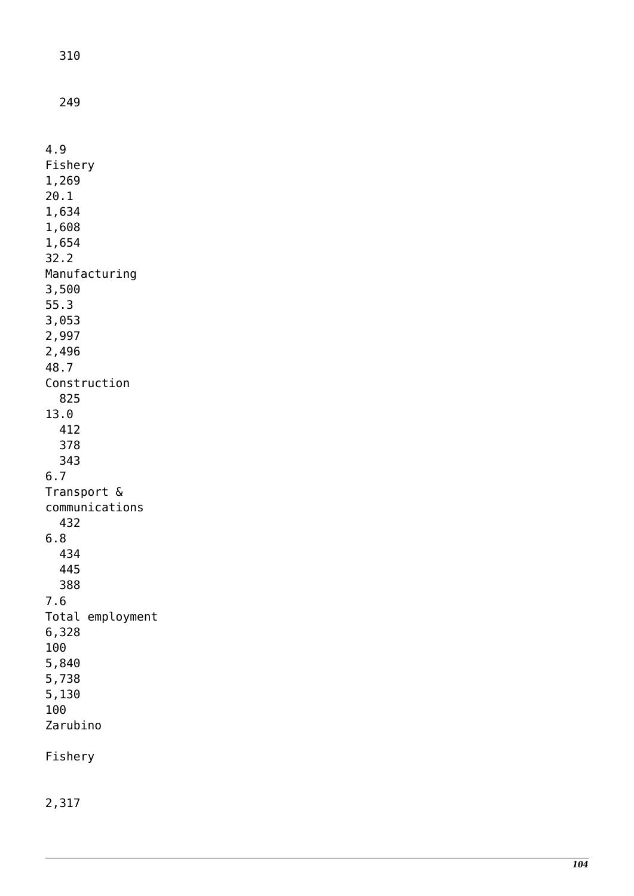310

249

4.9
Fishery
1,269
20.1
1,634
1,608
1,654
32.2
Manufacturing
3,500
55.3
3,053
2,997
2,496
48.7
Construction
825
13.0
412
378
343
6.7
Transport &
communications
432
6.8
434
445
388
7.6
Total employment
6,328
100
5,840
5,738
5,130
100
Zarubino

Fishery

2,317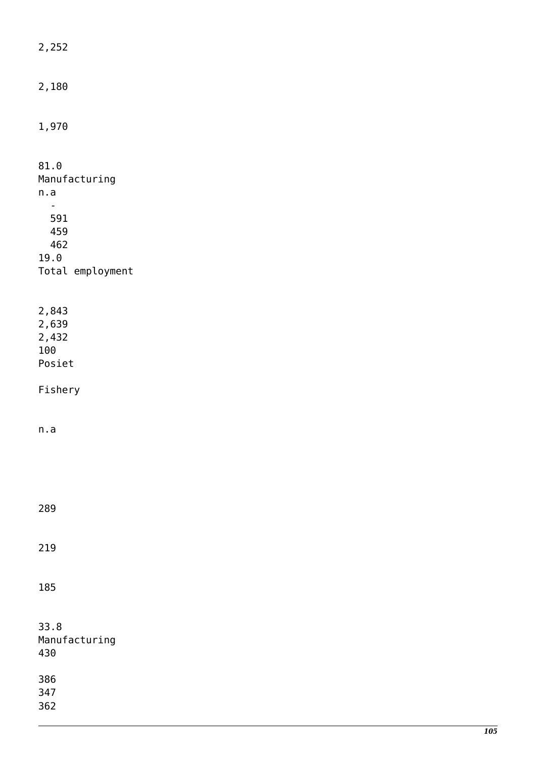2,252

2,180

1,970

81.0
Manufacturing
n.a
-
591
459
462
19.0
Total employment

2,843
2,639
2,432
100
Posiet

Fishery

n.a

289

219

185

33.8
Manufacturing
430

386
347
362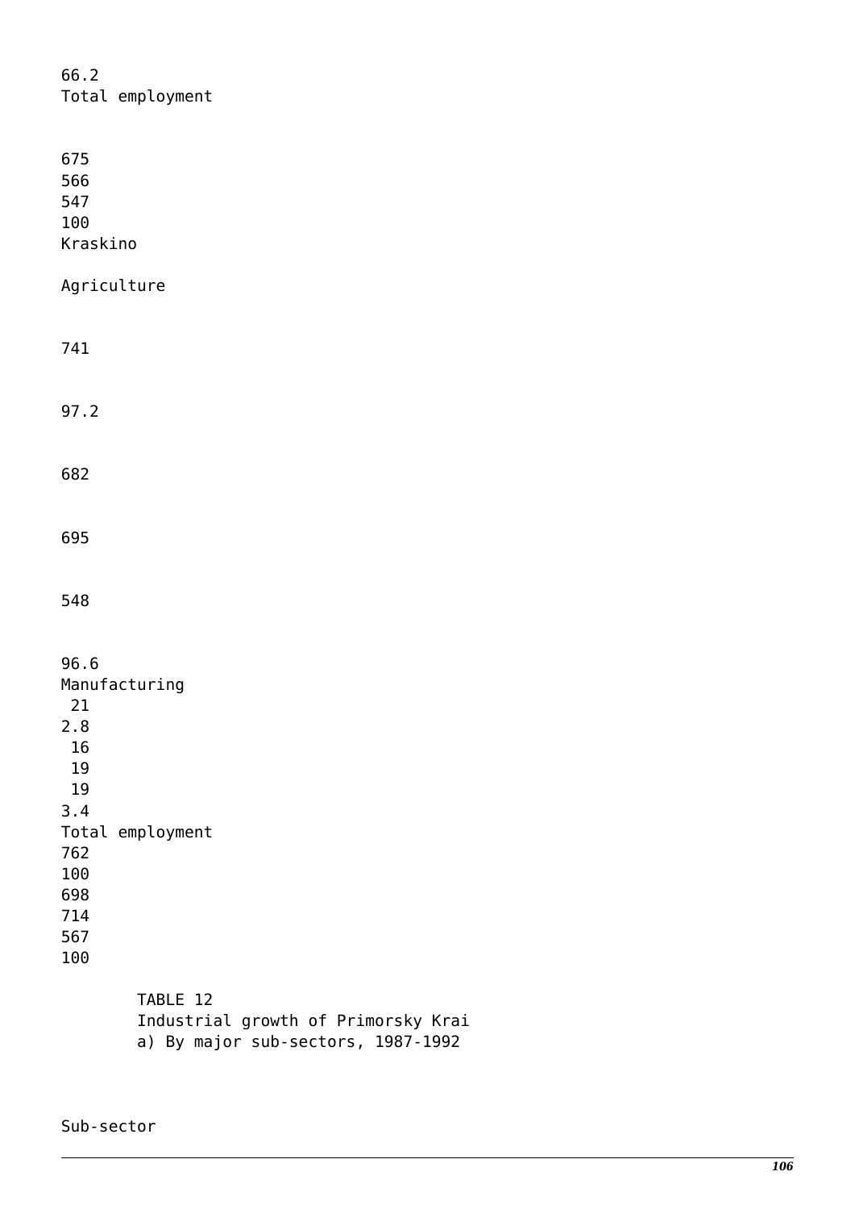66.2
Total employment

675
566
547
100
Kraskino

Agriculture

741

97.2

682

695

548

96.6
Manufacturing
21
2.8
16
19
19
3.4
Total employment
762
100
698
714
567
100

TABLE 12
Industrial growth of Primorsky Krai
a) By major sub-sectors, 1987-1992

Sub-sector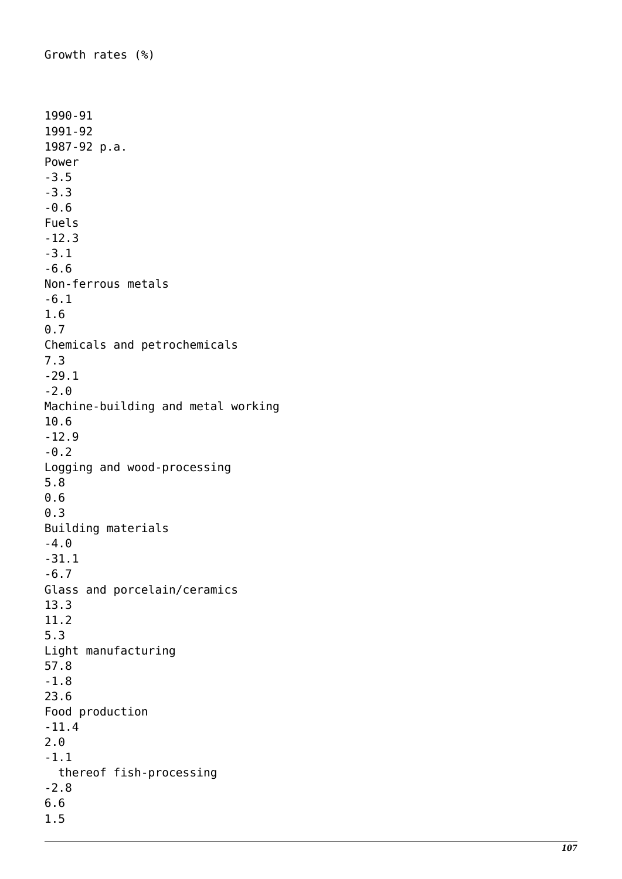Growth rates (%)

| | 1990-91 | 1991-92 | 1987-92 p.a. |
|---|---|---|---|
| Power | -3.5 | -3.3 | -0.6 |
| Fuels | -12.3 | -3.1 | -6.6 |
| Non-ferrous metals | -6.1 | 1.6 | 0.7 |
| Chemicals and petrochemicals | 7.3 | -29.1 | -2.0 |
| Machine-building and metal working | 10.6 | -12.9 | -0.2 |
| Logging and wood-processing | 5.8 | 0.6 | 0.3 |
| Building materials | -4.0 | -31.1 | -6.7 |
| Glass and porcelain/ceramics | 13.3 | 11.2 | 5.3 |
| Light manufacturing | 57.8 | -1.8 | 23.6 |
| Food production | -11.4 | 2.0 | -1.1 |
| thereof fish-processing | -2.8 | 6.6 | 1.5 |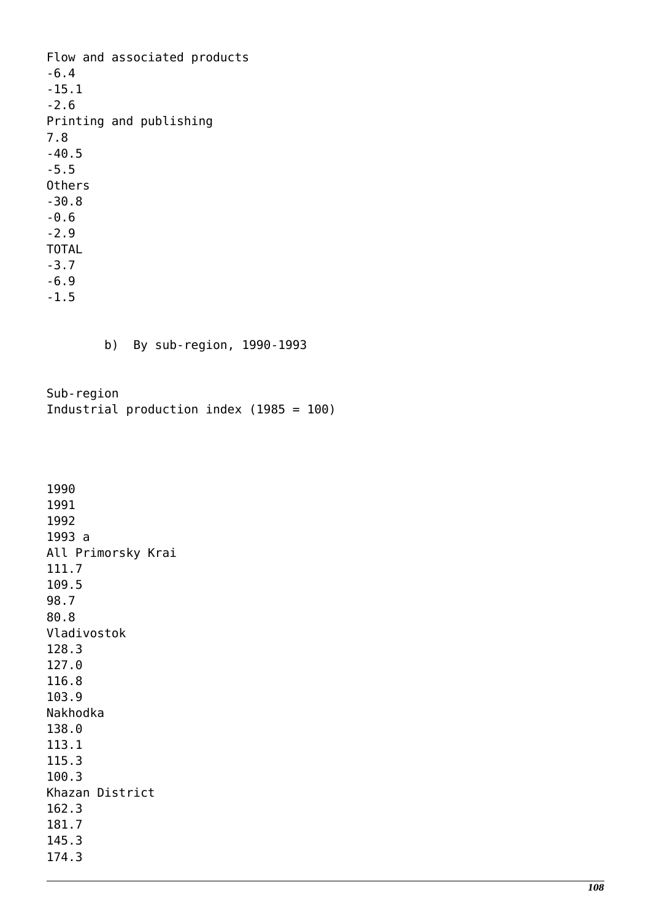| | | | |
|---|---|---|---|
| Flow and associated products | -6.4 | -15.1 | -2.6 |
| Printing and publishing | 7.8 | -40.5 | -5.5 |
| Others | -30.8 | -0.6 | -2.9 |
| TOTAL | -3.7 | -6.9 | -1.5 |

b) By sub-region, 1990-1993

| Sub-region | Industrial production index (1985 = 100) | | | |
|---|---|---|---|---|
| | 1990 | 1991 | 1992 | 1993 a |
| All Primorsky Krai | 111.7 | 109.5 | 98.7 | 80.8 |
| Vladivostok | 128.3 | 127.0 | 116.8 | 103.9 |
| Nakhodka | 138.0 | 113.1 | 115.3 | 100.3 |
| Khazan District | 162.3 | 181.7 | 145.3 | 174.3 |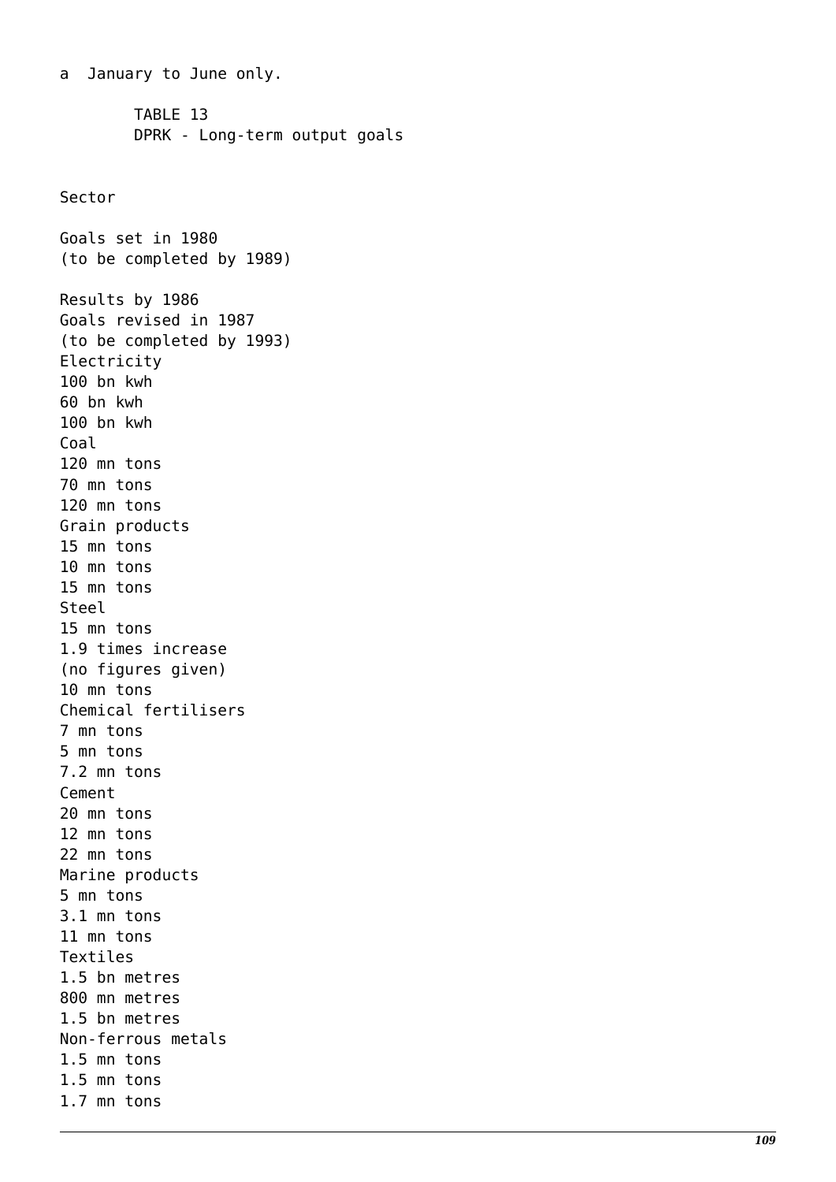a January to June only.

TABLE 13
DPRK - Long-term output goals

| Sector | Goals set in 1980 (to be completed by 1989) | Results by 1986 | Goals revised in 1987 (to be completed by 1993) |
|---|---|---|---|
| Electricity | 100 bn kwh | 60 bn kwh | 100 bn kwh |
| Coal | 120 mn tons | 70 mn tons | 120 mn tons |
| Grain products | 15 mn tons | 10 mn tons | 15 mn tons |
| Steel | 15 mn tons | 1.9 times increase (no figures given) | 10 mn tons |
| Chemical fertilisers | 7 mn tons | 5 mn tons | 7.2 mn tons |
| Cement | 20 mn tons | 12 mn tons | 22 mn tons |
| Marine products | 5 mn tons | 3.1 mn tons | 11 mn tons |
| Textiles | 1.5 bn metres | 800 mn metres | 1.5 bn metres |
| Non-ferrous metals | 1.5 mn tons | 1.5 mn tons | 1.7 mn tons |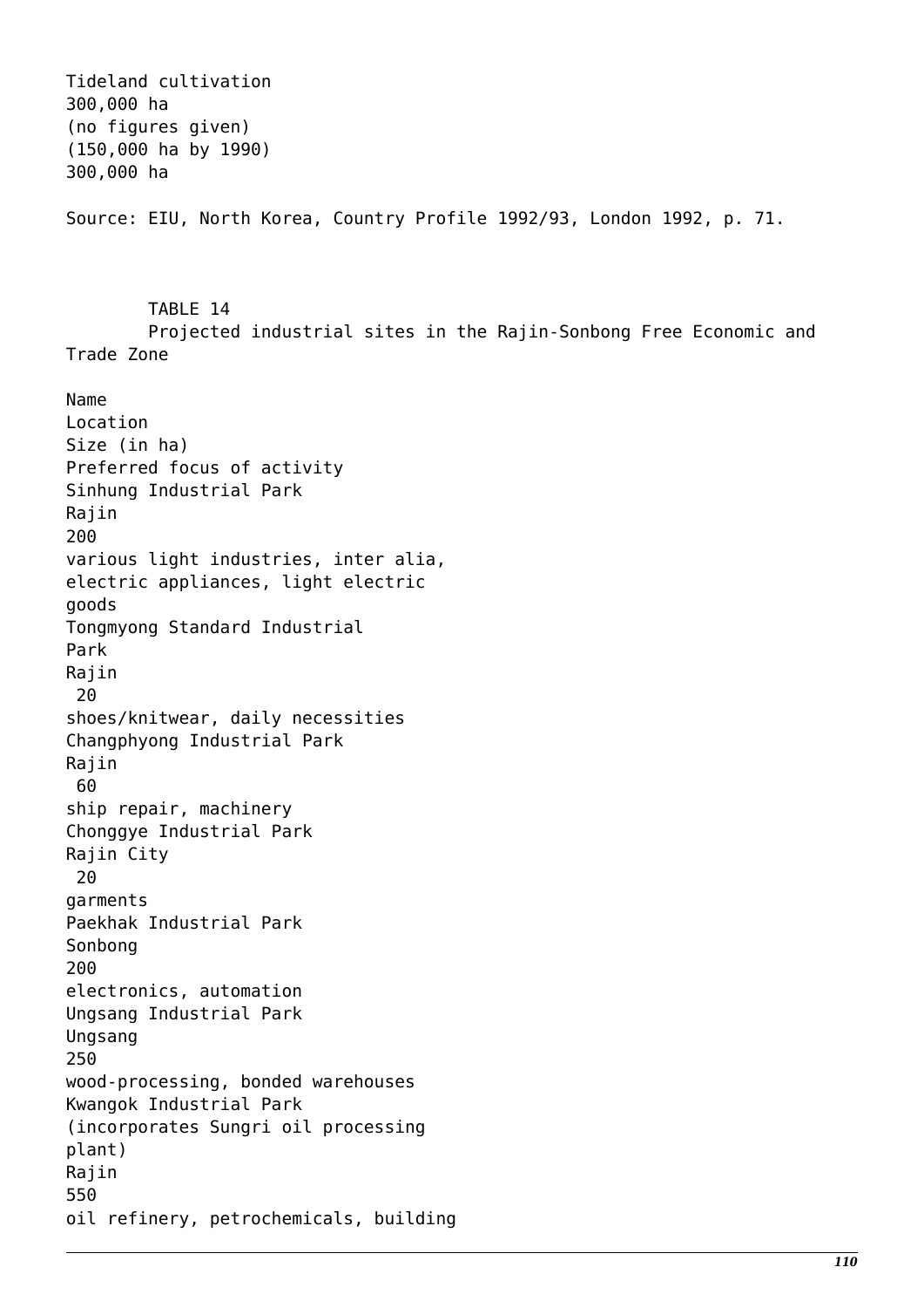| Tideland cultivation | 300,000 ha | (no figures given) (150,000 ha by 1990) | 300,000 ha |
|---|---|---|---|

Source: EIU, North Korea, Country Profile 1992/93, London 1992, p. 71.

TABLE 14
Projected industrial sites in the Rajin-Sonbong Free Economic and Trade Zone

| Name | Location | Size (in ha) | Preferred focus of activity |
|---|---|---|---|
| Sinhung Industrial Park | Rajin | 200 | various light industries, inter alia, electric appliances, light electric goods |
| Tongmyong Standard Industrial Park | Rajin | 20 | shoes/knitwear, daily necessities |
| Changphyong Industrial Park | Rajin | 60 | ship repair, machinery |
| Chonggye Industrial Park | Rajin City | 20 | garments |
| Paekhak Industrial Park | Sonbong | 200 | electronics, automation |
| Ungsang Industrial Park | Ungsang | 250 | wood-processing, bonded warehouses |
| Kwangok Industrial Park (incorporates Sungri oil processing plant) | Rajin | 550 | oil refinery, petrochemicals, building |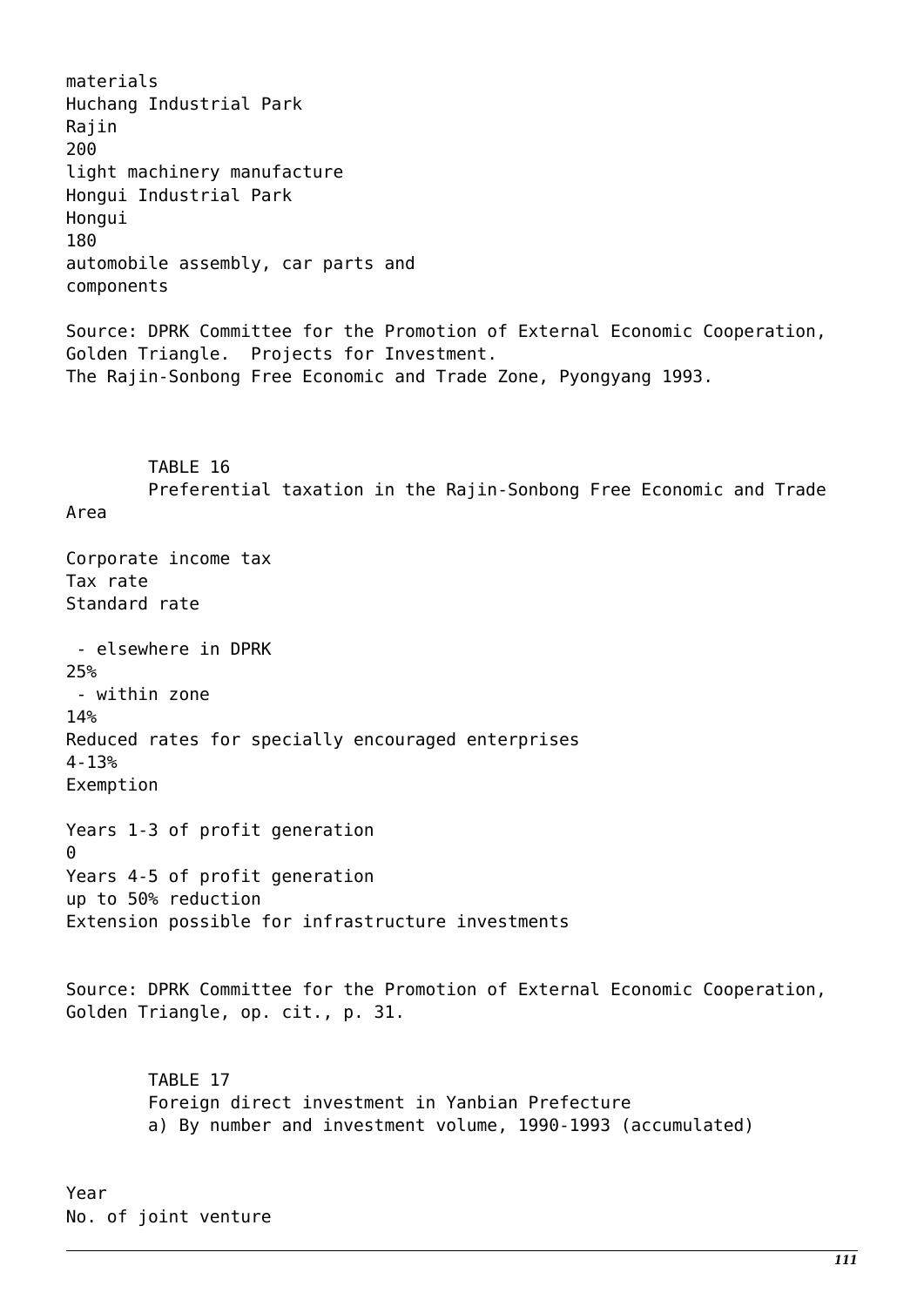| | | | |
|---|---|---|---|
| | | | materials |
| Huchang Industrial Park | Rajin | 200 | light machinery manufacture |
| Hongui Industrial Park | Hongui | 180 | automobile assembly, car parts and components |

Source: DPRK Committee for the Promotion of External Economic Cooperation, Golden Triangle. Projects for Investment. The Rajin-Sonbong Free Economic and Trade Zone, Pyongyang 1993.

TABLE 16
Preferential taxation in the Rajin-Sonbong Free Economic and Trade Area

| Corporate income tax | Tax rate |
|---|---|
| Standard rate | |
| - elsewhere in DPRK | 25% |
| - within zone | 14% |
| Reduced rates for specially encouraged enterprises | 4-13% |
| Exemption | |
| Years 1-3 of profit generation | 0 |
| Years 4-5 of profit generation | up to 50% reduction |
| Extension possible for infrastructure investments | |

Source: DPRK Committee for the Promotion of External Economic Cooperation, Golden Triangle, op. cit., p. 31.

TABLE 17
Foreign direct investment in Yanbian Prefecture
a) By number and investment volume, 1990-1993 (accumulated)

| Year | No. of joint venture |
|---|---|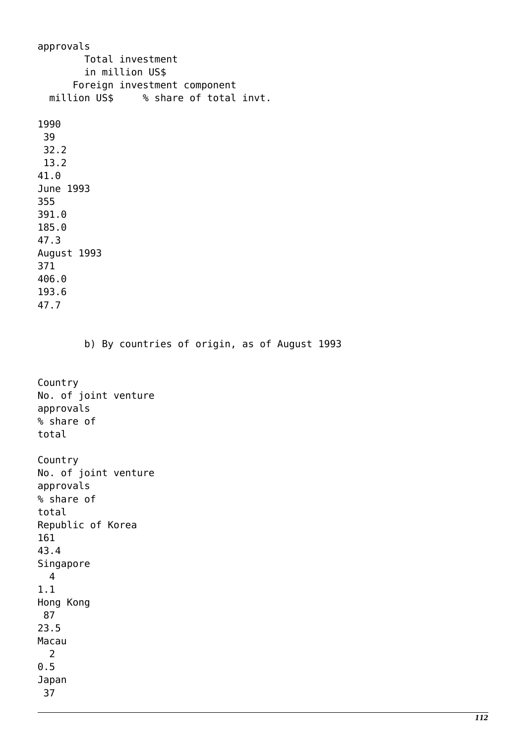| | approvals | Total investment in million US$ | Foreign investment component million US$ | % share of total invt. |
|---|---|---|---|---|
| 1990 | 39 | 32.2 | 13.2 | 41.0 |
| June 1993 | 355 | 391.0 | 185.0 | 47.3 |
| August 1993 | 371 | 406.0 | 193.6 | 47.7 |

b) By countries of origin, as of August 1993

| Country | No. of joint venture approvals | % share of total | Country | No. of joint venture approvals | % share of total |
|---|---|---|---|---|---|
| Republic of Korea | 161 | 43.4 | Singapore | 4 | 1.1 |
| Hong Kong | 87 | 23.5 | Macau | 2 | 0.5 |
| Japan | 37 | | | | |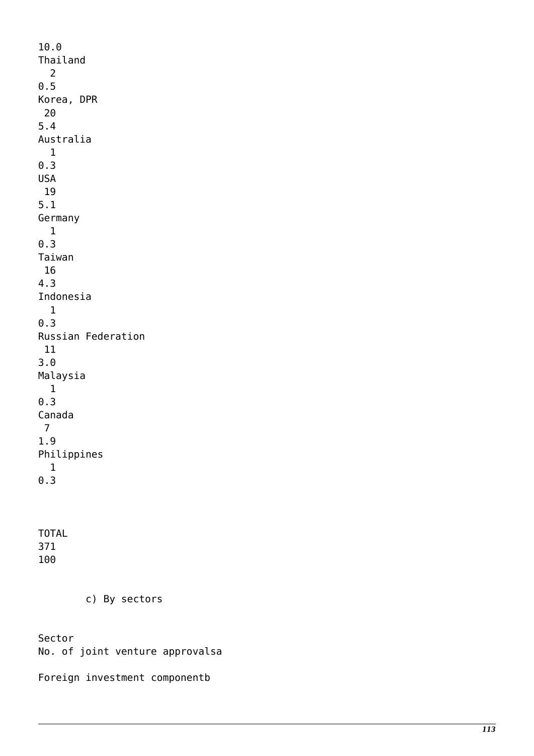10.0

| Country | No. | % |
|---|---|---|
| Thailand | 2 | 0.5 |
| Korea, DPR | 20 | 5.4 |
| Australia | 1 | 0.3 |
| USA | 19 | 5.1 |
| Germany | 1 | 0.3 |
| Taiwan | 16 | 4.3 |
| Indonesia | 1 | 0.3 |
| Russian Federation | 11 | 3.0 |
| Malaysia | 1 | 0.3 |
| Canada | 7 | 1.9 |
| Philippines | 1 | 0.3 |
| TOTAL | 371 | 100 |

c) By sectors

| Sector | No. of joint venture approvals[a] | Foreign investment component[b] |
|---|---|---|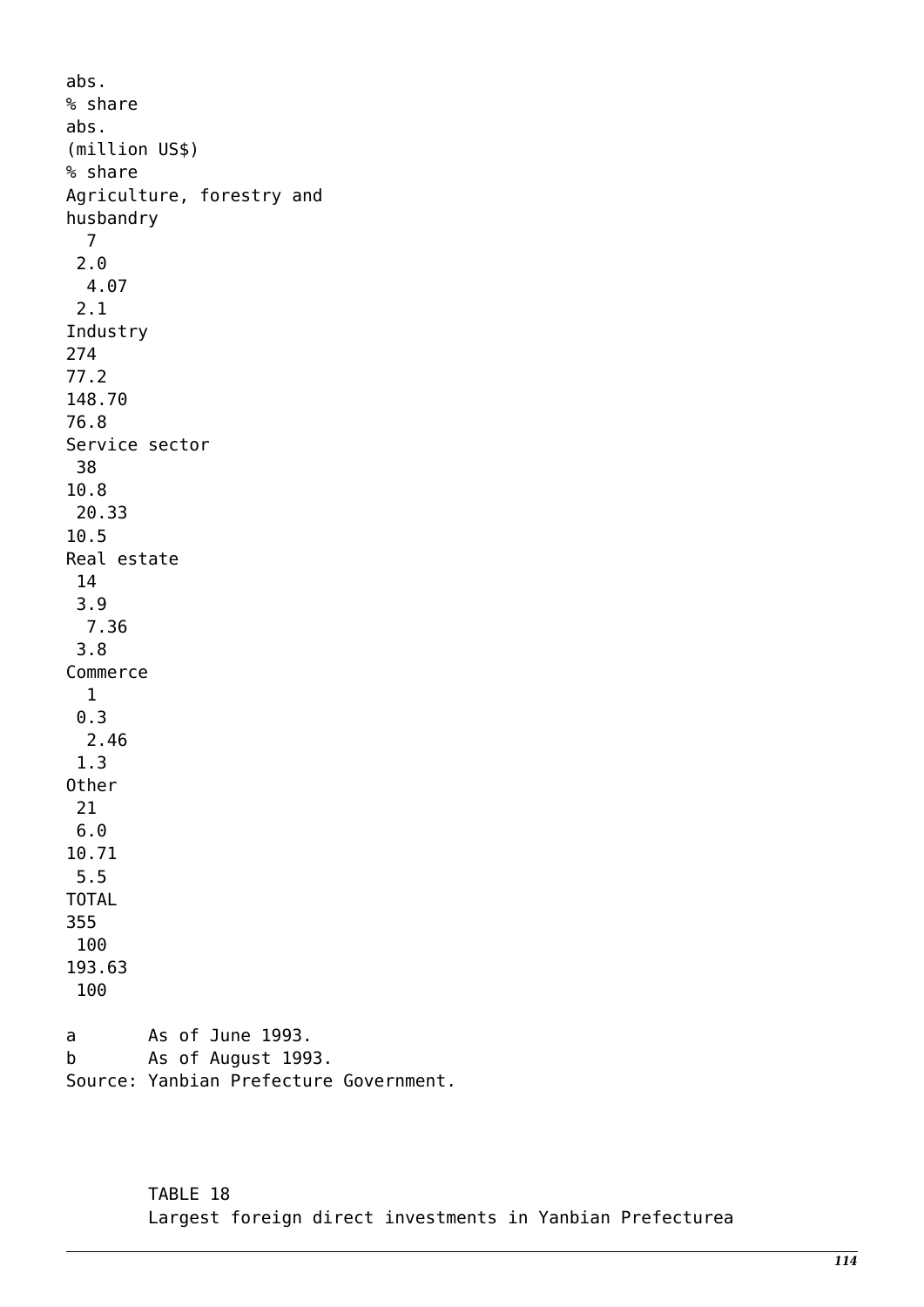| | abs. | % share | abs. (million US$) | % share |
|---|---|---|---|---|
| Agriculture, forestry and husbandry | 7 | 2.0 | 4.07 | 2.1 |
| Industry | 274 | 77.2 | 148.70 | 76.8 |
| Service sector | 38 | 10.8 | 20.33 | 10.5 |
| Real estate | 14 | 3.9 | 7.36 | 3.8 |
| Commerce | 1 | 0.3 | 2.46 | 1.3 |
| Other | 21 | 6.0 | 10.71 | 5.5 |
| TOTAL | 355 | 100 | 193.63 | 100 |

a As of June 1993.
b As of August 1993.
Source: Yanbian Prefecture Government.

TABLE 18
Largest foreign direct investments in Yanbian Prefecture[a]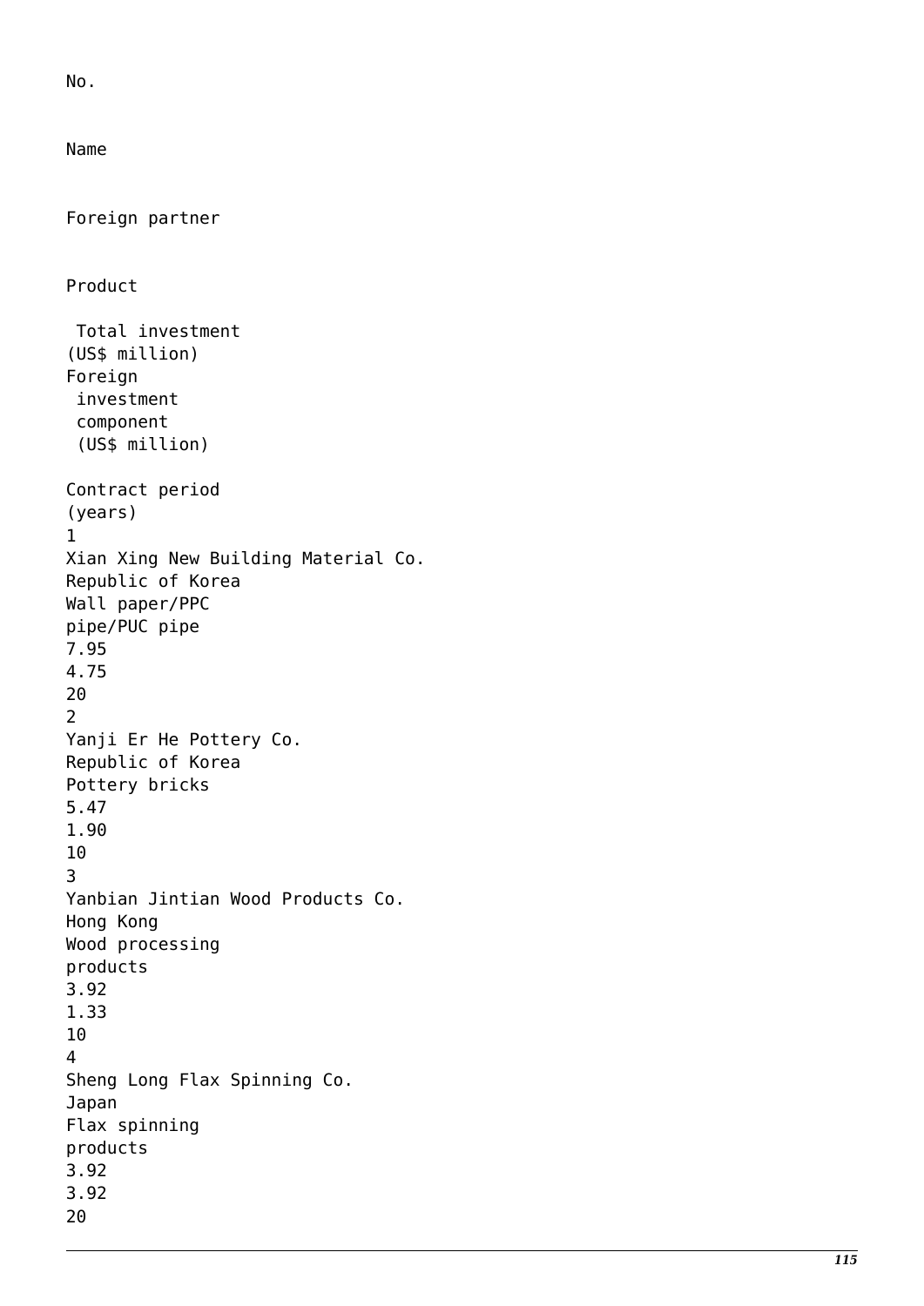| No. | Name | Foreign partner | Product | Total investment (US$ million) | Foreign investment component (US$ million) | Contract period (years) |
|---|---|---|---|---|---|---|
| 1 | Xian Xing New Building Material Co. | Republic of Korea | Wall paper/PPC pipe/PUC pipe | 7.95 | 4.75 | 20 |
| 2 | Yanji Er He Pottery Co. | Republic of Korea | Pottery bricks | 5.47 | 1.90 | 10 |
| 3 | Yanbian Jintian Wood Products Co. | Hong Kong | Wood processing products | 3.92 | 1.33 | 10 |
| 4 | Sheng Long Flax Spinning Co. | Japan | Flax spinning products | 3.92 | 3.92 | 20 |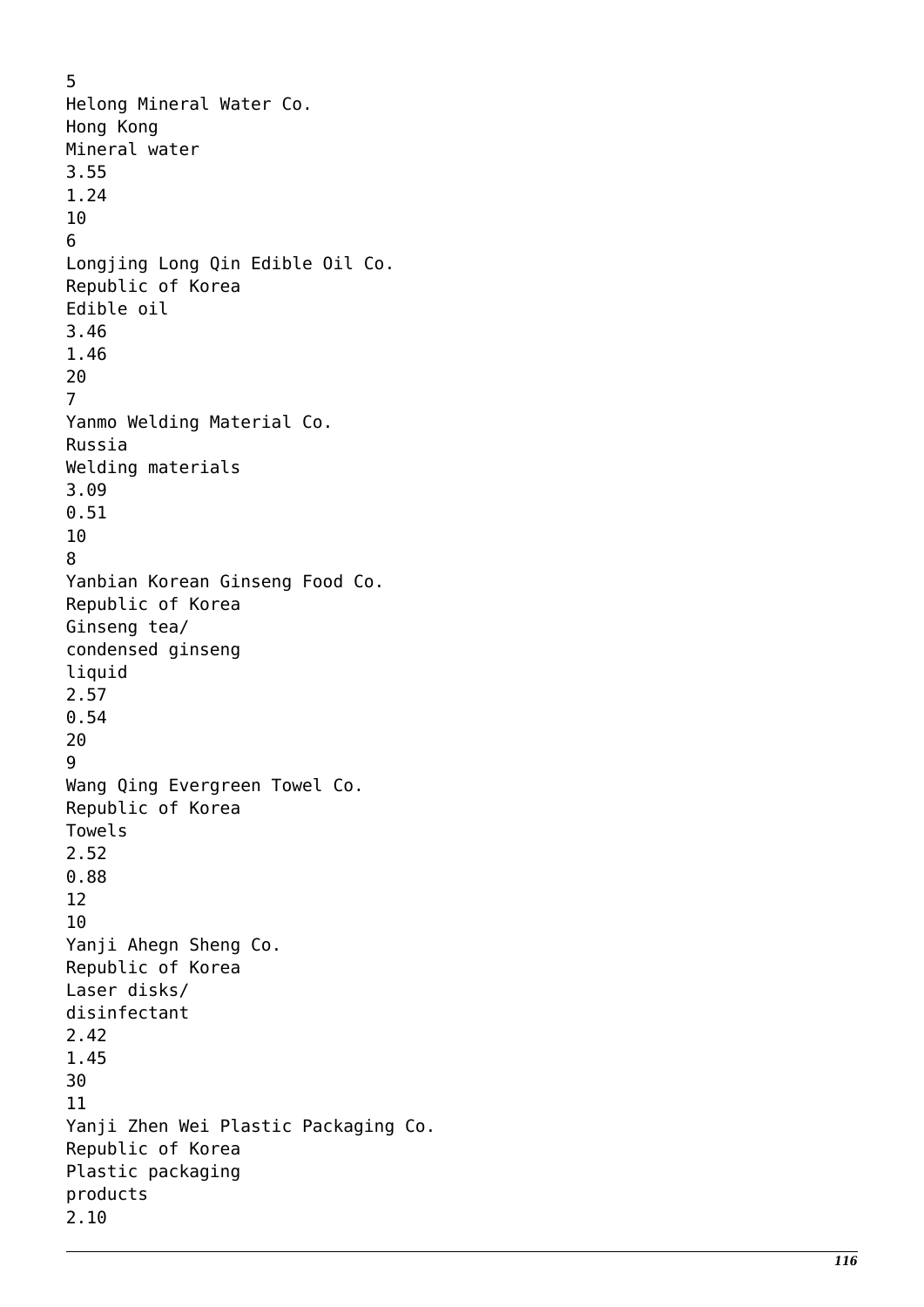| 5 | Helong Mineral Water Co. | Hong Kong | Mineral water | 3.55 | 1.24 | 10 |
|---|---|---|---|---|---|---|
| 6 | Longjing Long Qin Edible Oil Co. | Republic of Korea | Edible oil | 3.46 | 1.46 | 20 |
| 7 | Yanmo Welding Material Co. | Russia | Welding materials | 3.09 | 0.51 | 10 |
| 8 | Yanbian Korean Ginseng Food Co. | Republic of Korea | Ginseng tea/ condensed ginseng liquid | 2.57 | 0.54 | 20 |
| 9 | Wang Qing Evergreen Towel Co. | Republic of Korea | Towels | 2.52 | 0.88 | 12 |
| 10 | Yanji Ahegn Sheng Co. | Republic of Korea | Laser disks/ disinfectant | 2.42 | 1.45 | 30 |
| 11 | Yanji Zhen Wei Plastic Packaging Co. | Republic of Korea | Plastic packaging products | 2.10 | | |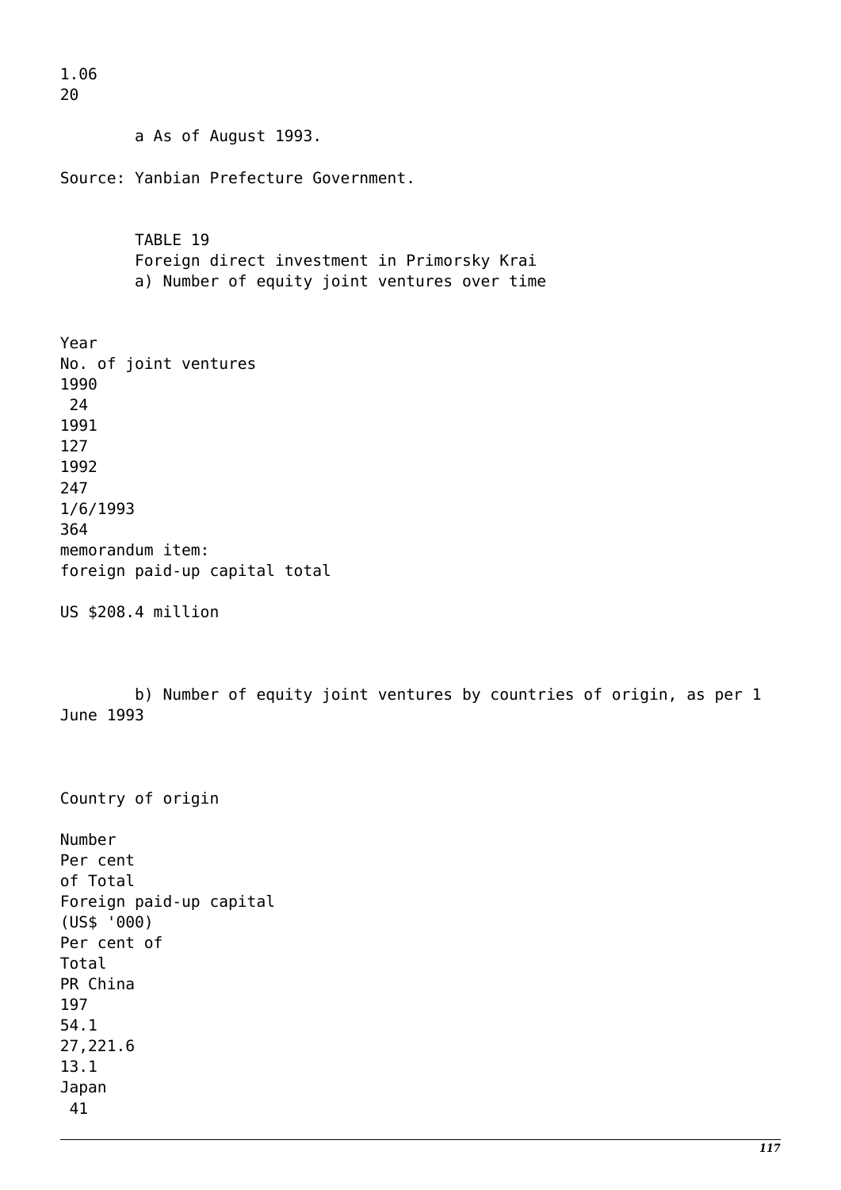| 1.06 | 20 |
|---|---|

a As of August 1993.

Source: Yanbian Prefecture Government.

TABLE 19
Foreign direct investment in Primorsky Krai
a) Number of equity joint ventures over time

| Year | No. of joint ventures |
|---|---|
| 1990 | 24 |
| 1991 | 127 |
| 1992 | 247 |
| 1/6/1993 | 364 |
| memorandum item: foreign paid-up capital total | US $208.4 million |

b) Number of equity joint ventures by countries of origin, as per 1 June 1993

| Country of origin | Number | Per cent of Total | Foreign paid-up capital (US$ '000) | Per cent of Total |
|---|---|---|---|---|
| PR China | 197 | 54.1 | 27,221.6 | 13.1 |
| Japan | 41 | | | |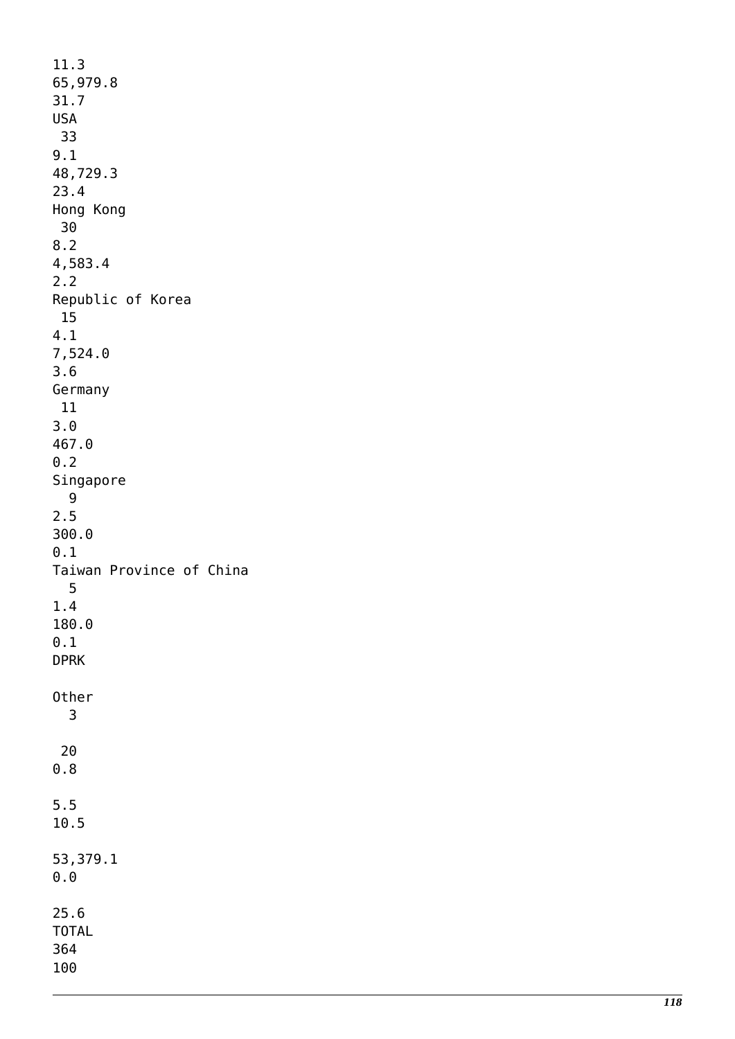11.3
65,979.8
31.7
USA
 33
9.1
48,729.3
23.4
Hong Kong
 30
8.2
4,583.4
2.2
Republic of Korea
 15
4.1
7,524.0
3.6
Germany
 11
3.0
467.0
0.2
Singapore
  9
2.5
300.0
0.1
Taiwan Province of China
  5
1.4
180.0
0.1
DPRK

Other
  3

 20
0.8

5.5
10.5

53,379.1
0.0

25.6
TOTAL
364
100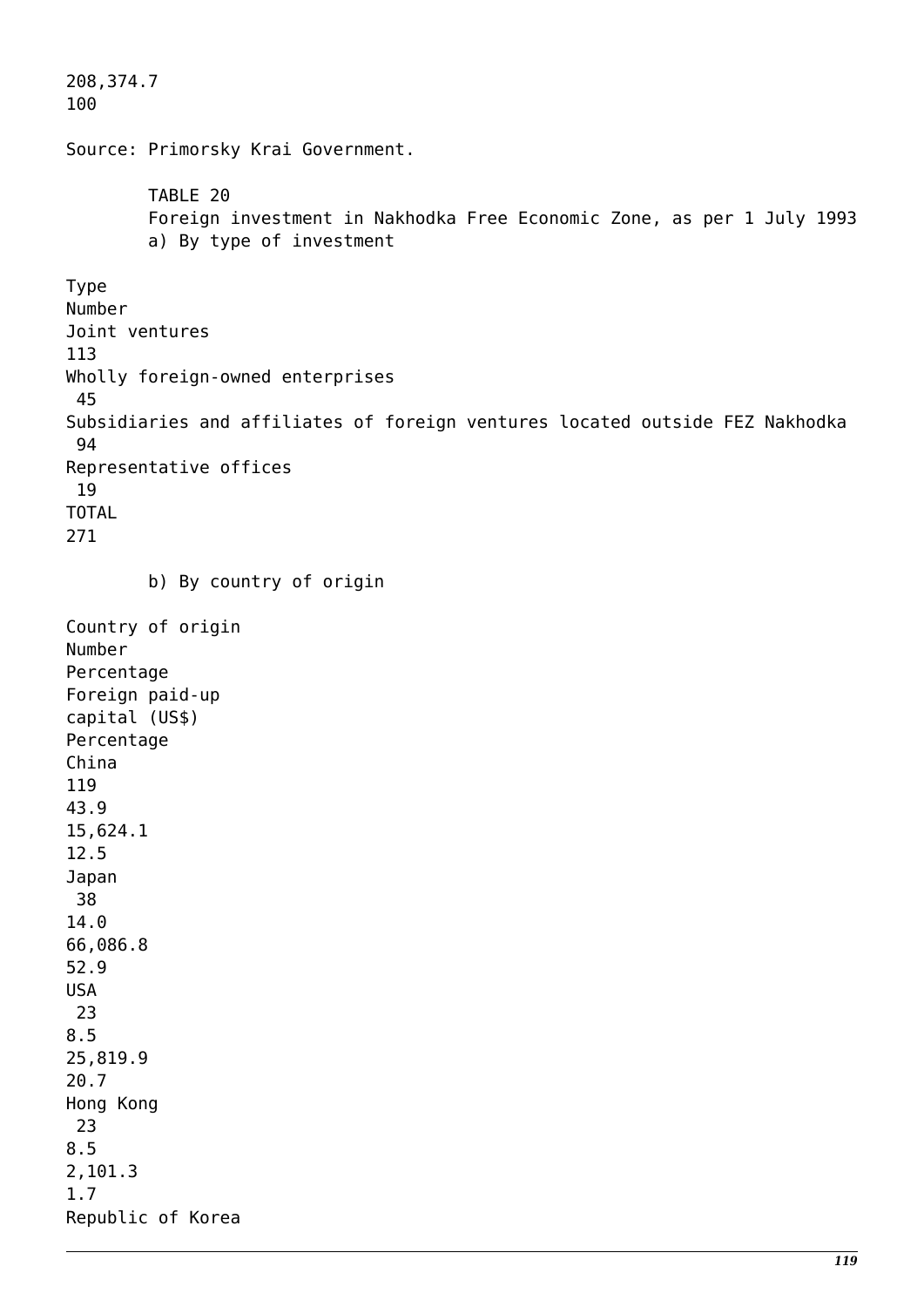| 208,374.7 | 100 |
|---|---|

Source: Primorsky Krai Government.

TABLE 20
Foreign investment in Nakhodka Free Economic Zone, as per 1 July 1993

a) By type of investment

| Type | Number |
|---|---|
| Joint ventures | 113 |
| Wholly foreign-owned enterprises | 45 |
| Subsidiaries and affiliates of foreign ventures located outside FEZ Nakhodka | 94 |
| Representative offices | 19 |
| TOTAL | 271 |

b) By country of origin

| Country of origin | Number | Percentage | Foreign paid-up capital (US$) | Percentage |
|---|---|---|---|---|
| China | 119 | 43.9 | 15,624.1 | 12.5 |
| Japan | 38 | 14.0 | 66,086.8 | 52.9 |
| USA | 23 | 8.5 | 25,819.9 | 20.7 |
| Hong Kong | 23 | 8.5 | 2,101.3 | 1.7 |
| Republic of Korea | | | | |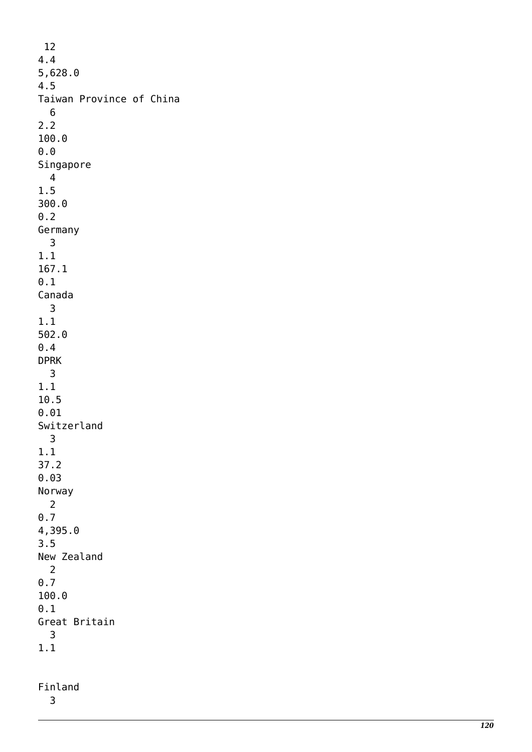| | | | |
|---|---|---|---|
| | 12 | 4.4 | 5,628.0 | 
| | | | 4.5 |
| Taiwan Province of China | 6 | 2.2 | 100.0 | 0.0 |
| Singapore | 4 | 1.5 | 300.0 | 0.2 |
| Germany | 3 | 1.1 | 167.1 | 0.1 |
| Canada | 3 | 1.1 | 502.0 | 0.4 |
| DPRK | 3 | 1.1 | 10.5 | 0.01 |
| Switzerland | 3 | 1.1 | 37.2 | 0.03 |
| Norway | 2 | 0.7 | 4,395.0 | 3.5 |
| New Zealand | 2 | 0.7 | 100.0 | 0.1 |
| Great Britain | 3 | 1.1 | | |
| Finland | 3 | | | |

| | | | | |
|---|---|---|---|---|
| | 12 | 4.4 | 5,628.0 | 4.5 |
| Taiwan Province of China | 6 | 2.2 | 100.0 | 0.0 |
| Singapore | 4 | 1.5 | 300.0 | 0.2 |
| Germany | 3 | 1.1 | 167.1 | 0.1 |
| Canada | 3 | 1.1 | 502.0 | 0.4 |
| DPRK | 3 | 1.1 | 10.5 | 0.01 |
| Switzerland | 3 | 1.1 | 37.2 | 0.03 |
| Norway | 2 | 0.7 | 4,395.0 | 3.5 |
| New Zealand | 2 | 0.7 | 100.0 | 0.1 |
| Great Britain | 3 | 1.1 | | |
| Finland | 3 | | | |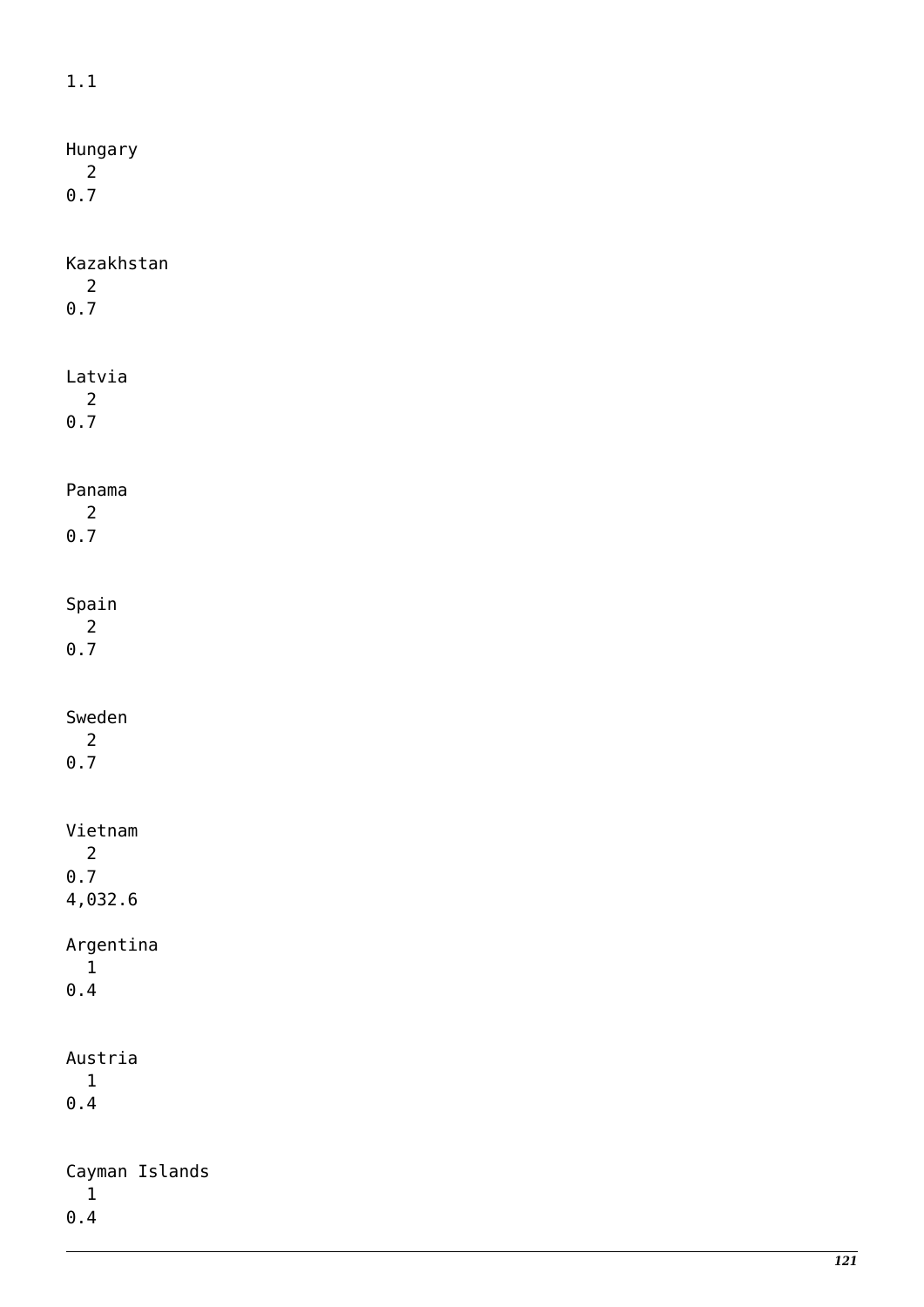1.1

Hungary
2
0.7

Kazakhstan
2
0.7

Latvia
2
0.7

Panama
2
0.7

Spain
2
0.7

Sweden
2
0.7

Vietnam
2
0.7
4,032.6

Argentina
1
0.4

Austria
1
0.4

Cayman Islands
1
0.4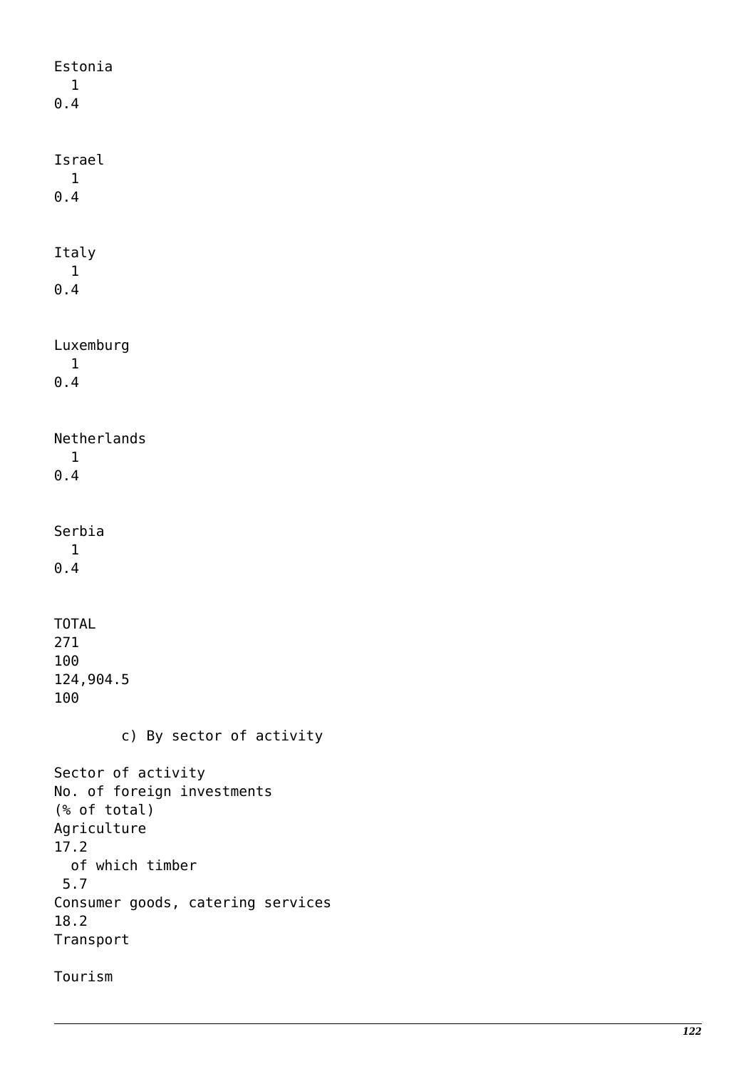| | | | | |
|---|---|---|---|---|
| Estonia | 1 | 0.4 | | |
| Israel | 1 | 0.4 | | |
| Italy | 1 | 0.4 | | |
| Luxemburg | 1 | 0.4 | | |
| Netherlands | 1 | 0.4 | | |
| Serbia | 1 | 0.4 | | |
| TOTAL | 271 | 100 | 124,904.5 | 100 |

c) By sector of activity

| Sector of activity | No. of foreign investments (% of total) |
|---|---|
| Agriculture | 17.2 |
| of which timber | 5.7 |
| Consumer goods, catering services | 18.2 |
| Transport | |
| Tourism | |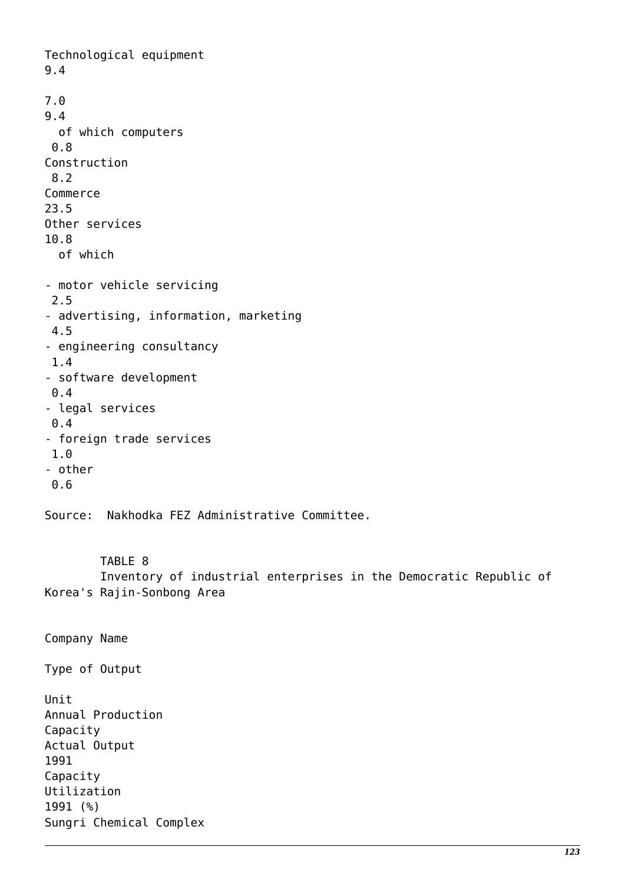| | |
|---|---|
| Technological equipment | 9.4 |
| | 7.0 |
| | 9.4 |
| of which computers | 0.8 |
| Construction | 8.2 |
| Commerce | 23.5 |
| Other services | 10.8 |
| of which | |
| - motor vehicle servicing | 2.5 |
| - advertising, information, marketing | 4.5 |
| - engineering consultancy | 1.4 |
| - software development | 0.4 |
| - legal services | 0.4 |
| - foreign trade services | 1.0 |
| - other | 0.6 |

Source: Nakhodka FEZ Administrative Committee.

TABLE 8
Inventory of industrial enterprises in the Democratic Republic of Korea's Rajin-Sonbong Area

| Company Name | Type of Output | Unit | Annual Production Capacity | Actual Output 1991 | Capacity Utilization 1991 (%) |
|---|---|---|---|---|---|
| Sungri Chemical Complex | | | | | |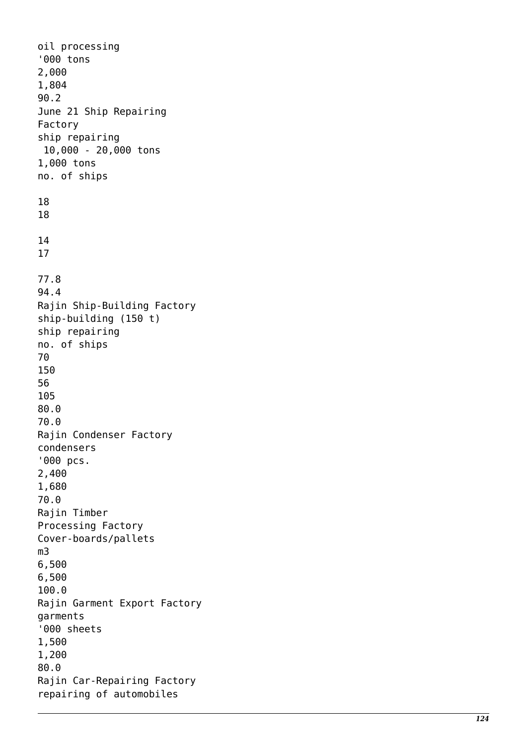oil processing
'000 tons
2,000
1,804
90.2
June 21 Ship Repairing
Factory
ship repairing
 10,000 - 20,000 tons
1,000 tons
no. of ships

18
18

14
17

77.8
94.4
Rajin Ship-Building Factory
ship-building (150 t)
ship repairing
no. of ships
70
150
56
105
80.0
70.0
Rajin Condenser Factory
condensers
'000 pcs.
2,400
1,680
70.0
Rajin Timber
Processing Factory
Cover-boards/pallets
m3
6,500
6,500
100.0
Rajin Garment Export Factory
garments
'000 sheets
1,500
1,200
80.0
Rajin Car-Repairing Factory
repairing of automobiles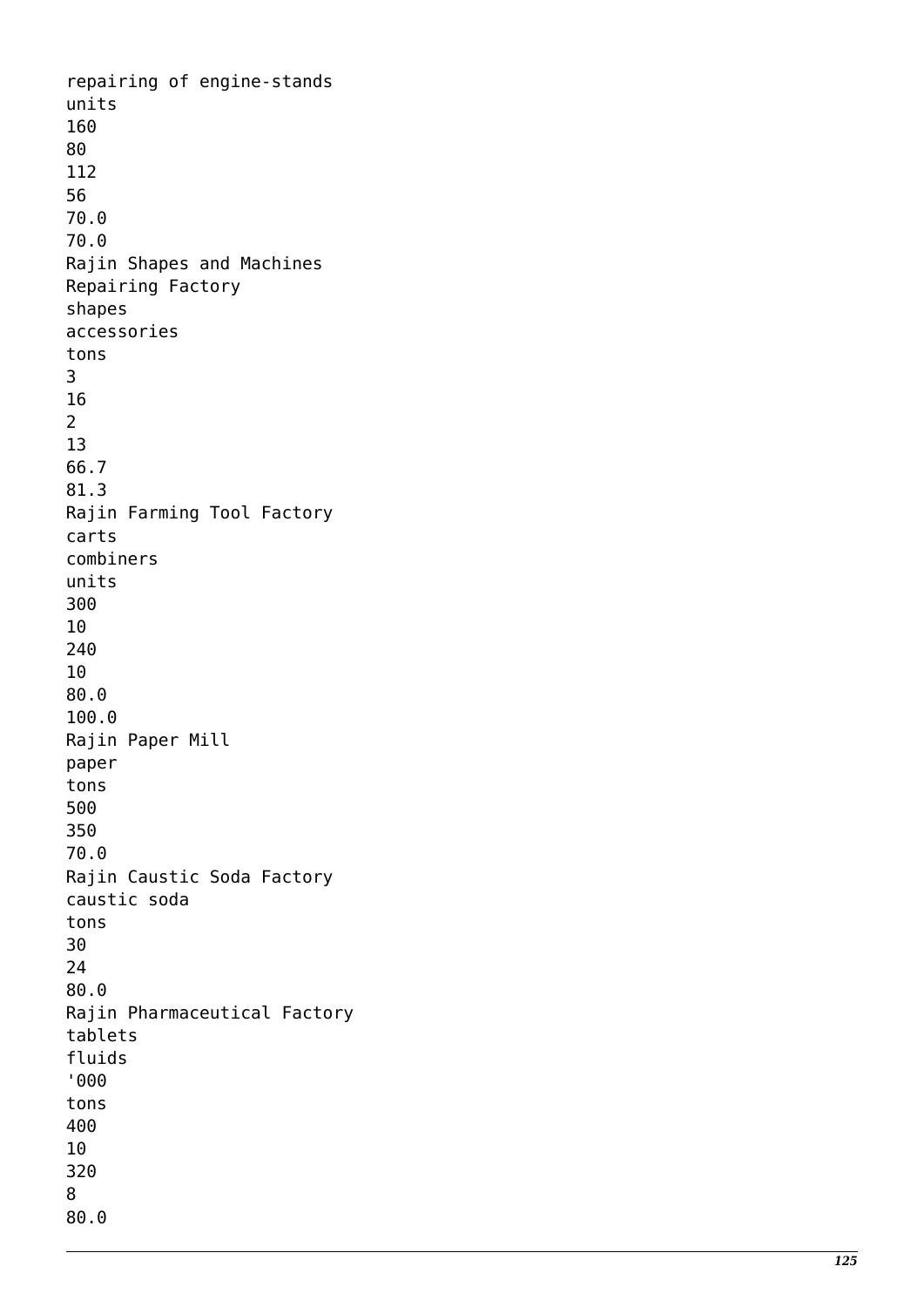repairing of engine-stands
units
160
80
112
56
70.0
70.0
Rajin Shapes and Machines
Repairing Factory
shapes
accessories
tons
3
16
2
13
66.7
81.3
Rajin Farming Tool Factory
carts
combiners
units
300
10
240
10
80.0
100.0
Rajin Paper Mill
paper
tons
500
350
70.0
Rajin Caustic Soda Factory
caustic soda
tons
30
24
80.0
Rajin Pharmaceutical Factory
tablets
fluids
'000
tons
400
10
320
8
80.0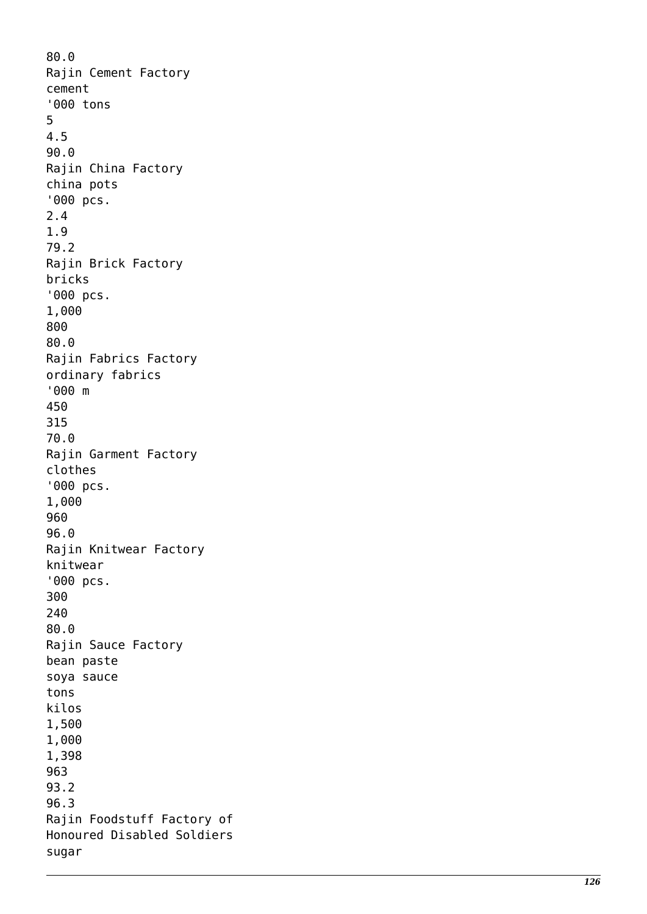80.0
Rajin Cement Factory
cement
'000 tons
5
4.5
90.0
Rajin China Factory
china pots
'000 pcs.
2.4
1.9
79.2
Rajin Brick Factory
bricks
'000 pcs.
1,000
800
80.0
Rajin Fabrics Factory
ordinary fabrics
'000 m
450
315
70.0
Rajin Garment Factory
clothes
'000 pcs.
1,000
960
96.0
Rajin Knitwear Factory
knitwear
'000 pcs.
300
240
80.0
Rajin Sauce Factory
bean paste
soya sauce
tons
kilos
1,500
1,000
1,398
963
93.2
96.3
Rajin Foodstuff Factory of
Honoured Disabled Soldiers
sugar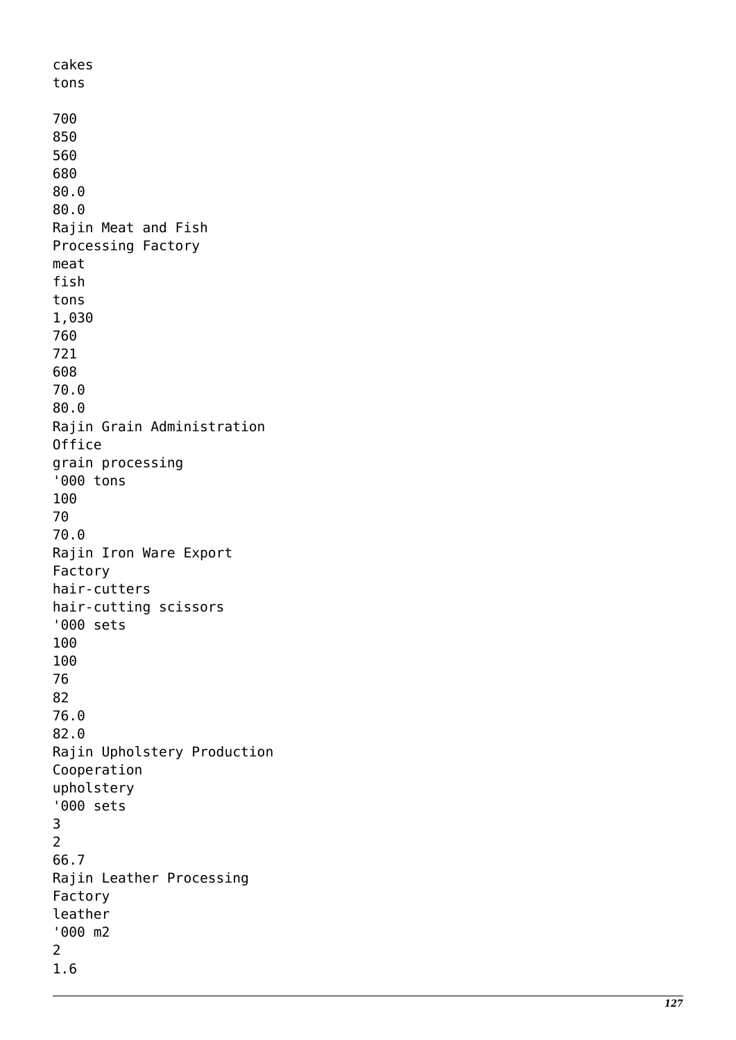cakes
tons

700
850
560
680
80.0
80.0
Rajin Meat and Fish
Processing Factory
meat
fish
tons
1,030
760
721
608
70.0
80.0
Rajin Grain Administration
Office
grain processing
'000 tons
100
70
70.0
Rajin Iron Ware Export
Factory
hair-cutters
hair-cutting scissors
'000 sets
100
100
76
82
76.0
82.0
Rajin Upholstery Production
Cooperation
upholstery
'000 sets
3
2
66.7
Rajin Leather Processing
Factory
leather
'000 m2
2
1.6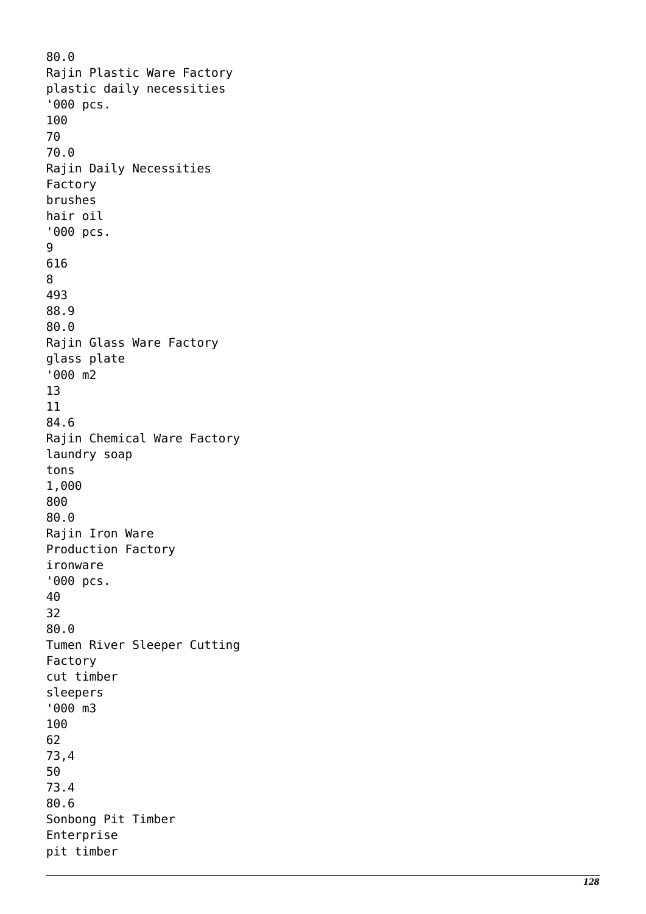80.0
Rajin Plastic Ware Factory
plastic daily necessities
'000 pcs.
100
70
70.0
Rajin Daily Necessities
Factory
brushes
hair oil
'000 pcs.
9
616
8
493
88.9
80.0
Rajin Glass Ware Factory
glass plate
'000 m2
13
11
84.6
Rajin Chemical Ware Factory
laundry soap
tons
1,000
800
80.0
Rajin Iron Ware
Production Factory
ironware
'000 pcs.
40
32
80.0
Tumen River Sleeper Cutting
Factory
cut timber
sleepers
'000 m3
100
62
73,4
50
73.4
80.6
Sonbong Pit Timber
Enterprise
pit timber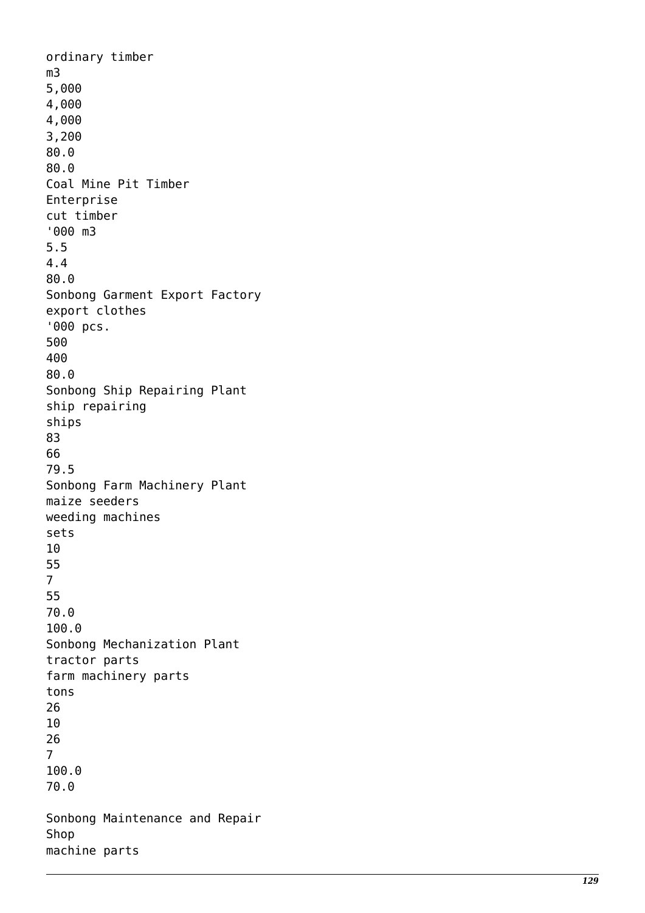ordinary timber
m3
5,000
4,000
4,000
3,200
80.0
80.0
Coal Mine Pit Timber
Enterprise
cut timber
'000 m3
5.5
4.4
80.0
Sonbong Garment Export Factory
export clothes
'000 pcs.
500
400
80.0
Sonbong Ship Repairing Plant
ship repairing
ships
83
66
79.5
Sonbong Farm Machinery Plant
maize seeders
weeding machines
sets
10
55
7
55
70.0
100.0
Sonbong Mechanization Plant
tractor parts
farm machinery parts
tons
26
10
26
7
100.0
70.0

Sonbong Maintenance and Repair
Shop
machine parts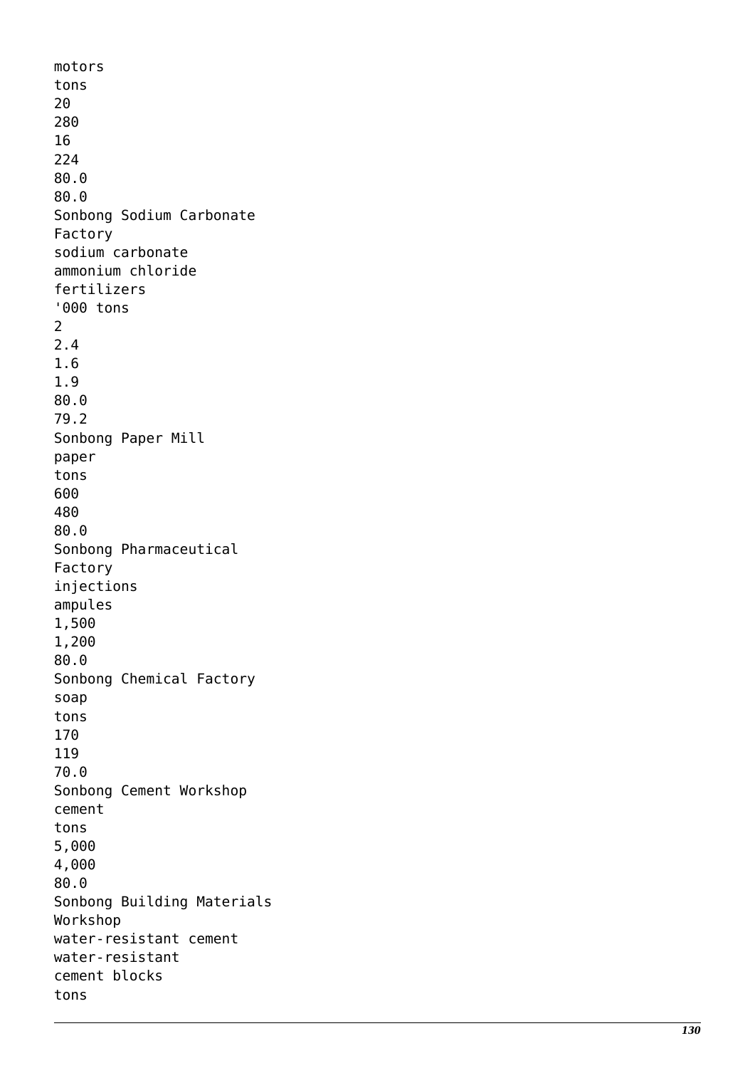motors
tons
20
280
16
224
80.0
80.0
Sonbong Sodium Carbonate
Factory
sodium carbonate
ammonium chloride
fertilizers
'000 tons
2
2.4
1.6
1.9
80.0
79.2
Sonbong Paper Mill
paper
tons
600
480
80.0
Sonbong Pharmaceutical
Factory
injections
ampules
1,500
1,200
80.0
Sonbong Chemical Factory
soap
tons
170
119
70.0
Sonbong Cement Workshop
cement
tons
5,000
4,000
80.0
Sonbong Building Materials
Workshop
water-resistant cement
water-resistant
cement blocks
tons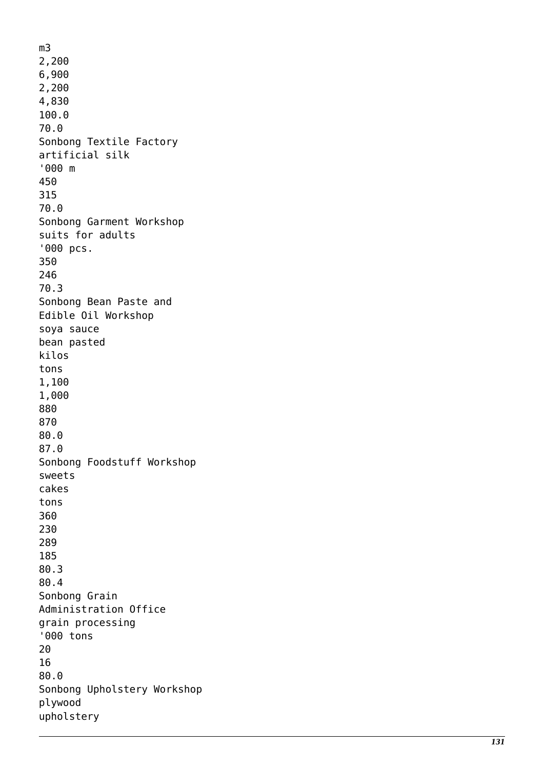m3
2,200
6,900
2,200
4,830
100.0
70.0
Sonbong Textile Factory
artificial silk
'000 m
450
315
70.0
Sonbong Garment Workshop
suits for adults
'000 pcs.
350
246
70.3
Sonbong Bean Paste and
Edible Oil Workshop
soya sauce
bean pasted
kilos
tons
1,100
1,000
880
870
80.0
87.0
Sonbong Foodstuff Workshop
sweets
cakes
tons
360
230
289
185
80.3
80.4
Sonbong Grain
Administration Office
grain processing
'000 tons
20
16
80.0
Sonbong Upholstery Workshop
plywood
upholstery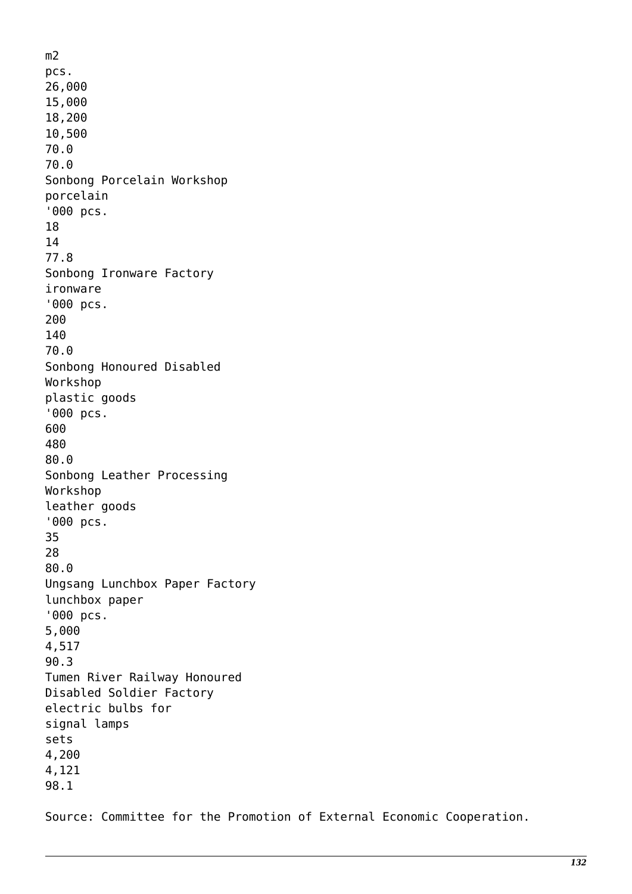| | | | | | |
|---|---|---|---|---|---|
| | | m2 | 26,000 | 18,200 | 70.0 |
| | | pcs. | 15,000 | 10,500 | 70.0 |
| Sonbong Porcelain Workshop | porcelain | '000 pcs. | 18 | 14 | 77.8 |
| Sonbong Ironware Factory | ironware | '000 pcs. | 200 | 140 | 70.0 |
| Sonbong Honoured Disabled Workshop | plastic goods | '000 pcs. | 600 | 480 | 80.0 |
| Sonbong Leather Processing Workshop | leather goods | '000 pcs. | 35 | 28 | 80.0 |
| Ungsang Lunchbox Paper Factory | lunchbox paper | '000 pcs. | 5,000 | 4,517 | 90.3 |
| Tumen River Railway Honoured Disabled Soldier Factory | electric bulbs for signal lamps | sets | 4,200 | 4,121 | 98.1 |

Source: Committee for the Promotion of External Economic Cooperation.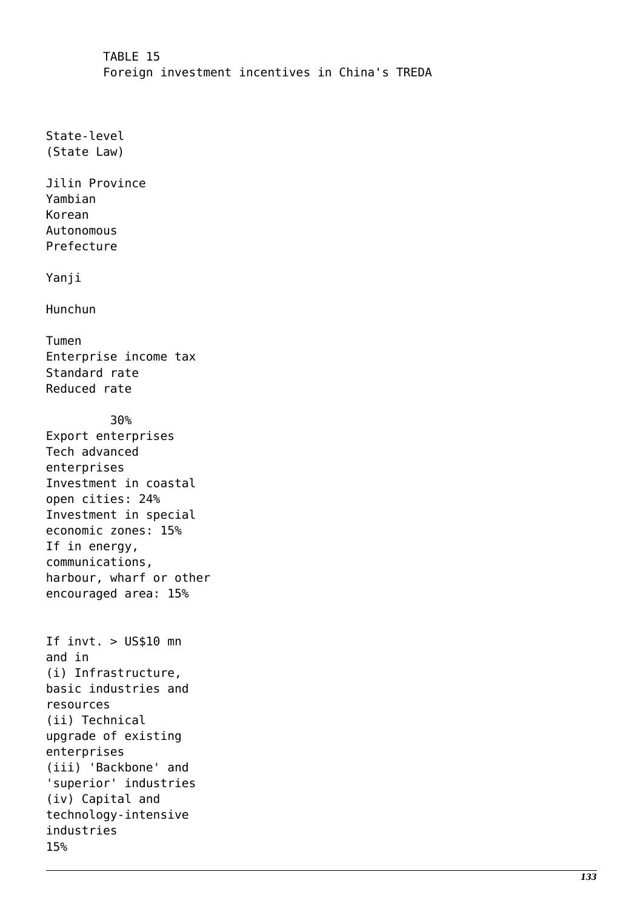TABLE 15
Foreign investment incentives in China's TREDA

State-level
(State Law)

Jilin Province
Yambian
Korean
Autonomous
Prefecture

Yanji

Hunchun

Tumen
Enterprise income tax
Standard rate
Reduced rate

30%
Export enterprises
Tech advanced
enterprises
Investment in coastal
open cities: 24%
Investment in special
economic zones: 15%
If in energy,
communications,
harbour, wharf or other
encouraged area: 15%

If invt. > US$10 mn
and in
(i) Infrastructure,
basic industries and
resources
(ii) Technical
upgrade of existing
enterprises
(iii) 'Backbone' and
'superior' industries
(iv) Capital and
technology-intensive
industries
15%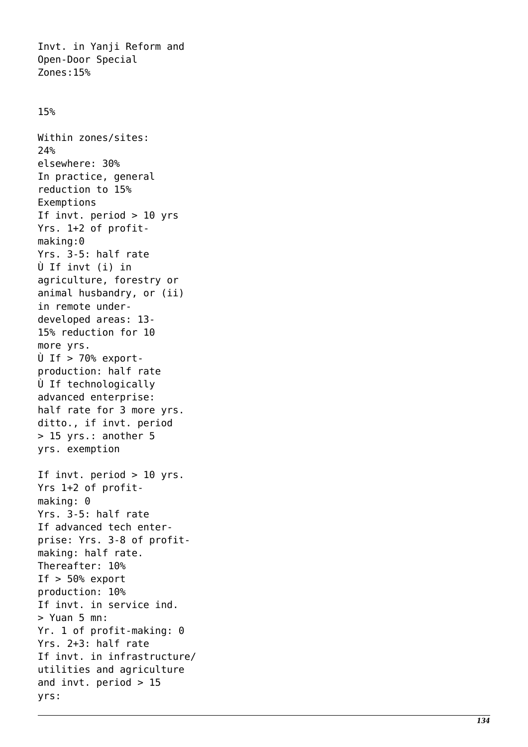Invt. in Yanji Reform and
Open-Door Special
Zones:15%

15%

Within zones/sites:
24%
elsewhere: 30%
In practice, general
reduction to 15%
Exemptions
If invt. period > 10 yrs
Yrs. 1+2 of profit-
making:0
Yrs. 3-5: half rate
Ù If invt (i) in
agriculture, forestry or
animal husbandry, or (ii)
in remote under-
developed areas: 13-
15% reduction for 10
more yrs.
Ù If > 70% export-
production: half rate
Ù If technologically
advanced enterprise:
half rate for 3 more yrs.
ditto., if invt. period
> 15 yrs.: another 5
yrs. exemption

If invt. period > 10 yrs.
Yrs 1+2 of profit-
making: 0
Yrs. 3-5: half rate
If advanced tech enter-
prise: Yrs. 3-8 of profit-
making: half rate.
Thereafter: 10%
If > 50% export
production: 10%
If invt. in service ind.
> Yuan 5 mn:
Yr. 1 of profit-making: 0
Yrs. 2+3: half rate
If invt. in infrastructure/
utilities and agriculture
and invt. period > 15
yrs: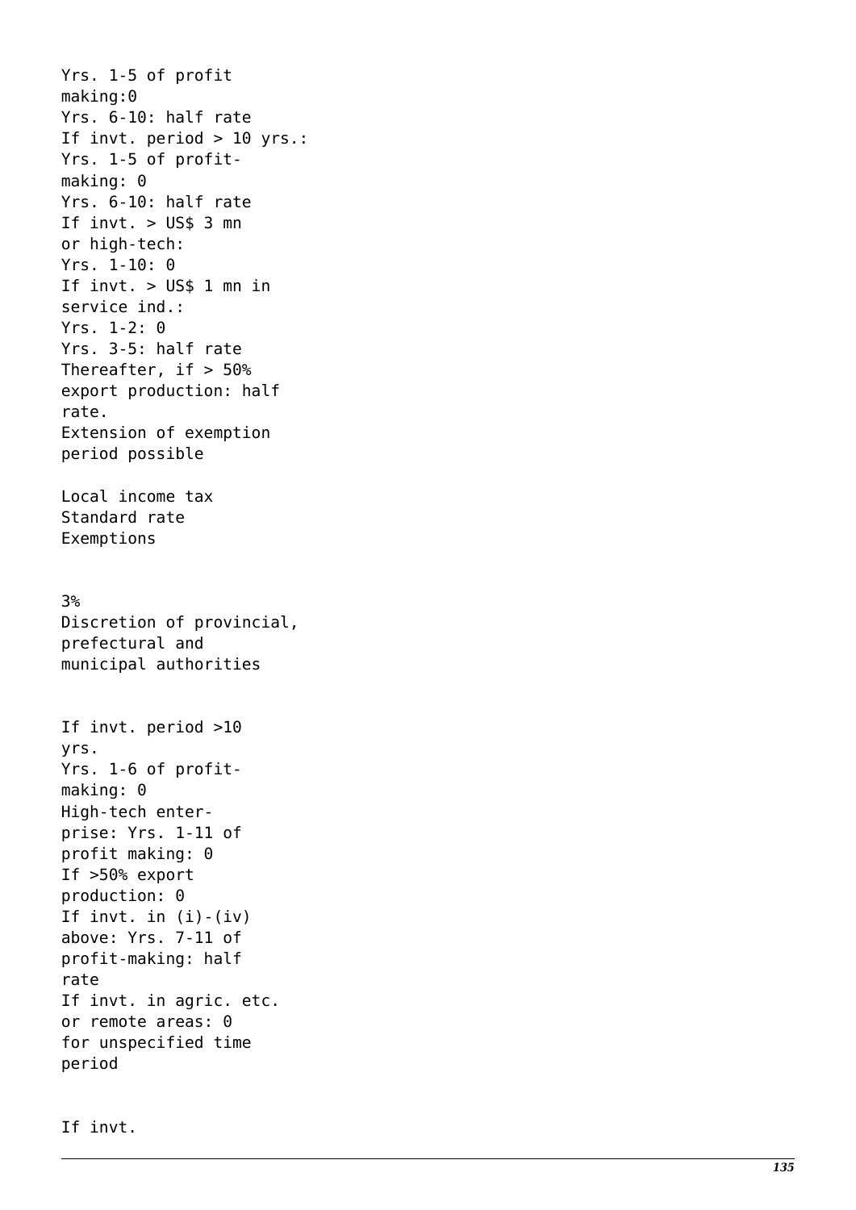Yrs. 1-5 of profit making:0
Yrs. 6-10: half rate
If invt. period > 10 yrs.:
Yrs. 1-5 of profit-making: 0
Yrs. 6-10: half rate
If invt. > US$ 3 mn or high-tech:
Yrs. 1-10: 0
If invt. > US$ 1 mn in service ind.:
Yrs. 1-2: 0
Yrs. 3-5: half rate
Thereafter, if > 50% export production: half rate.
Extension of exemption period possible

Local income tax
Standard rate
Exemptions

3%
Discretion of provincial, prefectural and municipal authorities

If invt. period >10 yrs.
Yrs. 1-6 of profit-making: 0
High-tech enterprise: Yrs. 1-11 of profit making: 0
If >50% export production: 0
If invt. in (i)-(iv) above: Yrs. 7-11 of profit-making: half rate
If invt. in agric. etc. or remote areas: 0 for unspecified time period

If invt.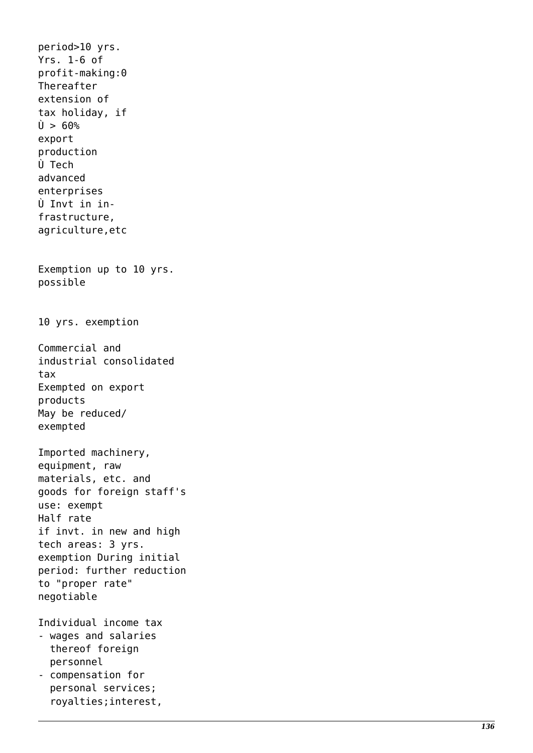period>10 yrs.
Yrs. 1-6 of
profit-making:0
Thereafter
extension of
tax holiday, if
Ù > 60%
export
production
Ù Tech
advanced
enterprises
Ù Invt in in-
frastructure,
agriculture,etc

Exemption up to 10 yrs.
possible

10 yrs. exemption

Commercial and
industrial consolidated
tax
Exempted on export
products
May be reduced/
exempted

Imported machinery,
equipment, raw
materials, etc. and
goods for foreign staff's
use: exempt
Half rate
if invt. in new and high
tech areas: 3 yrs.
exemption During initial
period: further reduction
to "proper rate"
negotiable

Individual income tax
- wages and salaries
  thereof foreign
  personnel
- compensation for
  personal services;
  royalties;interest,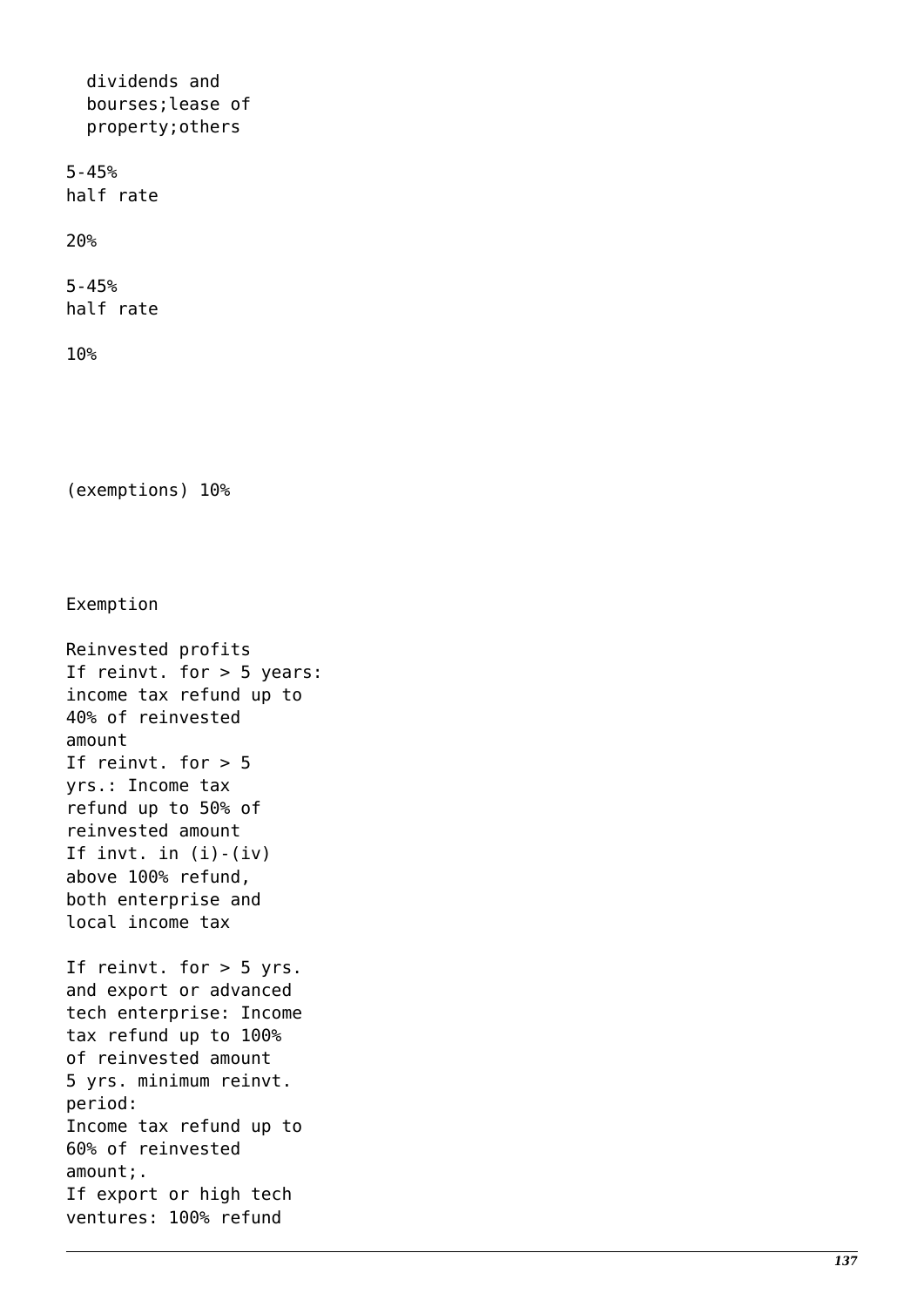dividends and
bourses;lease of
property;others

5-45%
half rate

20%

5-45%
half rate

10%

(exemptions) 10%

Exemption

Reinvested profits
If reinvt. for > 5 years:
income tax refund up to
40% of reinvested
amount
If reinvt. for > 5
yrs.: Income tax
refund up to 50% of
reinvested amount
If invt. in (i)-(iv)
above 100% refund,
both enterprise and
local income tax

If reinvt. for > 5 yrs.
and export or advanced
tech enterprise: Income
tax refund up to 100%
of reinvested amount
5 yrs. minimum reinvt.
period:
Income tax refund up to
60% of reinvested
amount;.
If export or high tech
ventures: 100% refund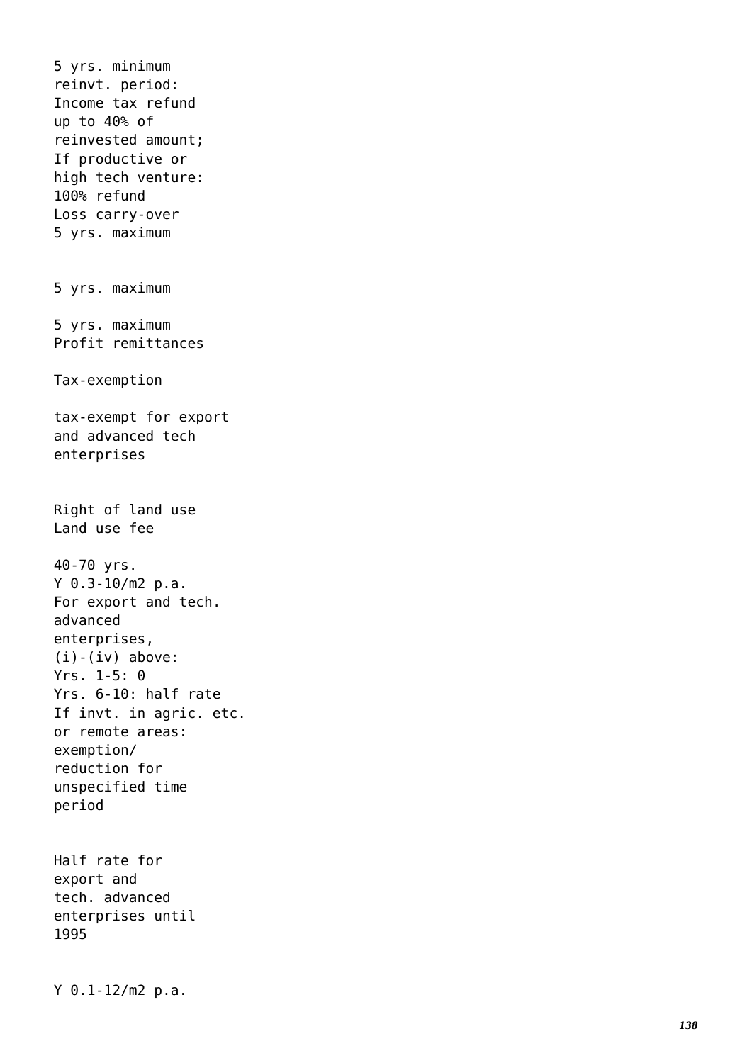5 yrs. minimum
reinvt. period:
Income tax refund
up to 40% of
reinvested amount;
If productive or
high tech venture:
100% refund
Loss carry-over
5 yrs. maximum

5 yrs. maximum

5 yrs. maximum
Profit remittances

Tax-exemption

tax-exempt for export
and advanced tech
enterprises

Right of land use
Land use fee

40-70 yrs.
Y 0.3-10/m2 p.a.
For export and tech.
advanced
enterprises,
(i)-(iv) above:
Yrs. 1-5: 0
Yrs. 6-10: half rate
If invt. in agric. etc.
or remote areas:
exemption/
reduction for
unspecified time
period

Half rate for
export and
tech. advanced
enterprises until
1995

Y 0.1-12/m2 p.a.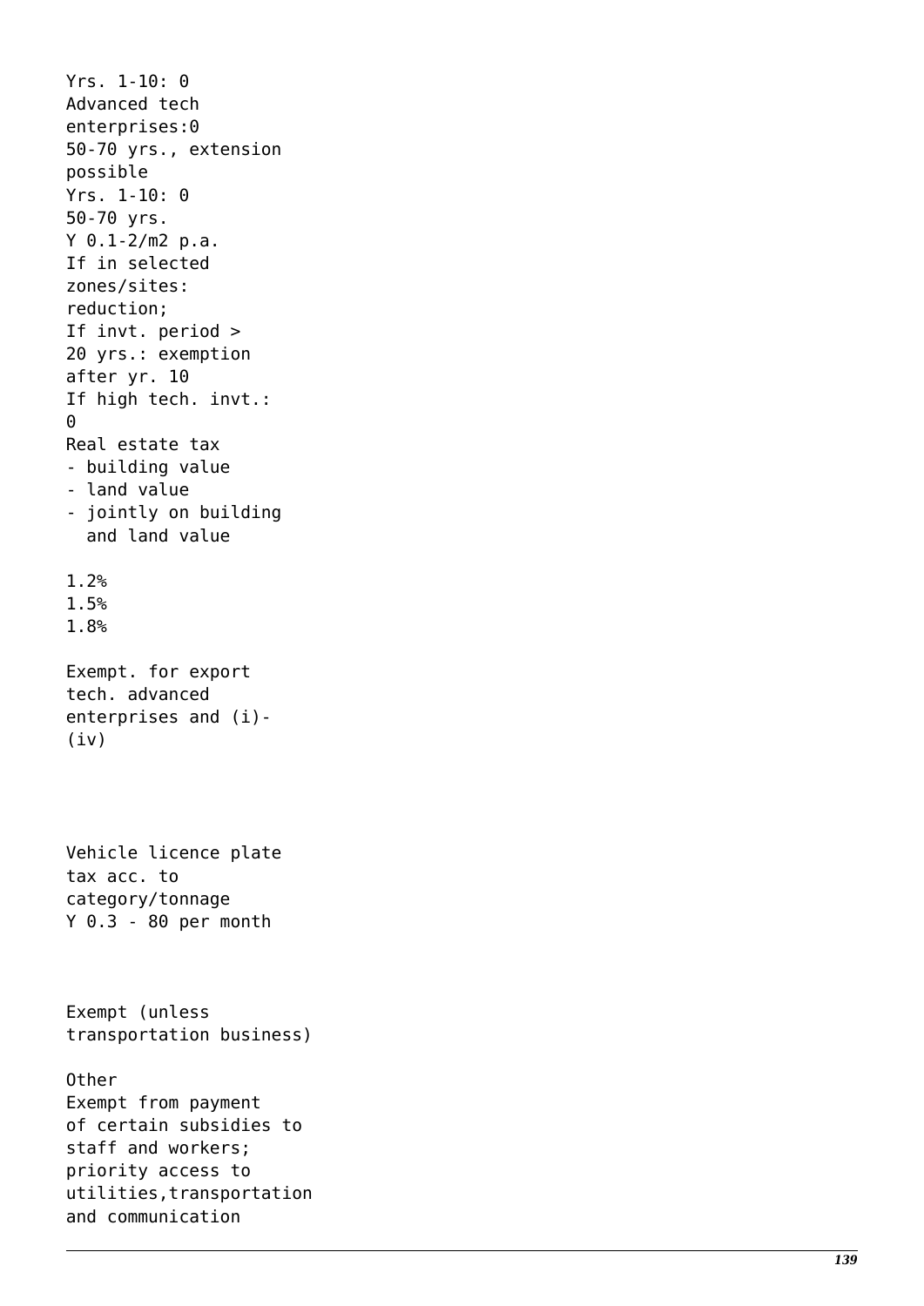Yrs. 1-10: 0
Advanced tech enterprises:0
50-70 yrs., extension possible
Yrs. 1-10: 0
50-70 yrs.
Y 0.1-2/m2 p.a.
If in selected zones/sites: reduction;
If invt. period > 20 yrs.: exemption after yr. 10
If high tech. invt.: 0

Real estate tax

- building value
- land value
- jointly on building and land value

1.2%
1.5%
1.8%

Exempt. for export tech. advanced enterprises and (i)-(iv)

Vehicle licence plate tax acc. to category/tonnage
Y 0.3 - 80 per month

Exempt (unless transportation business)

Other

Exempt from payment of certain subsidies to staff and workers; priority access to utilities,transportation and communication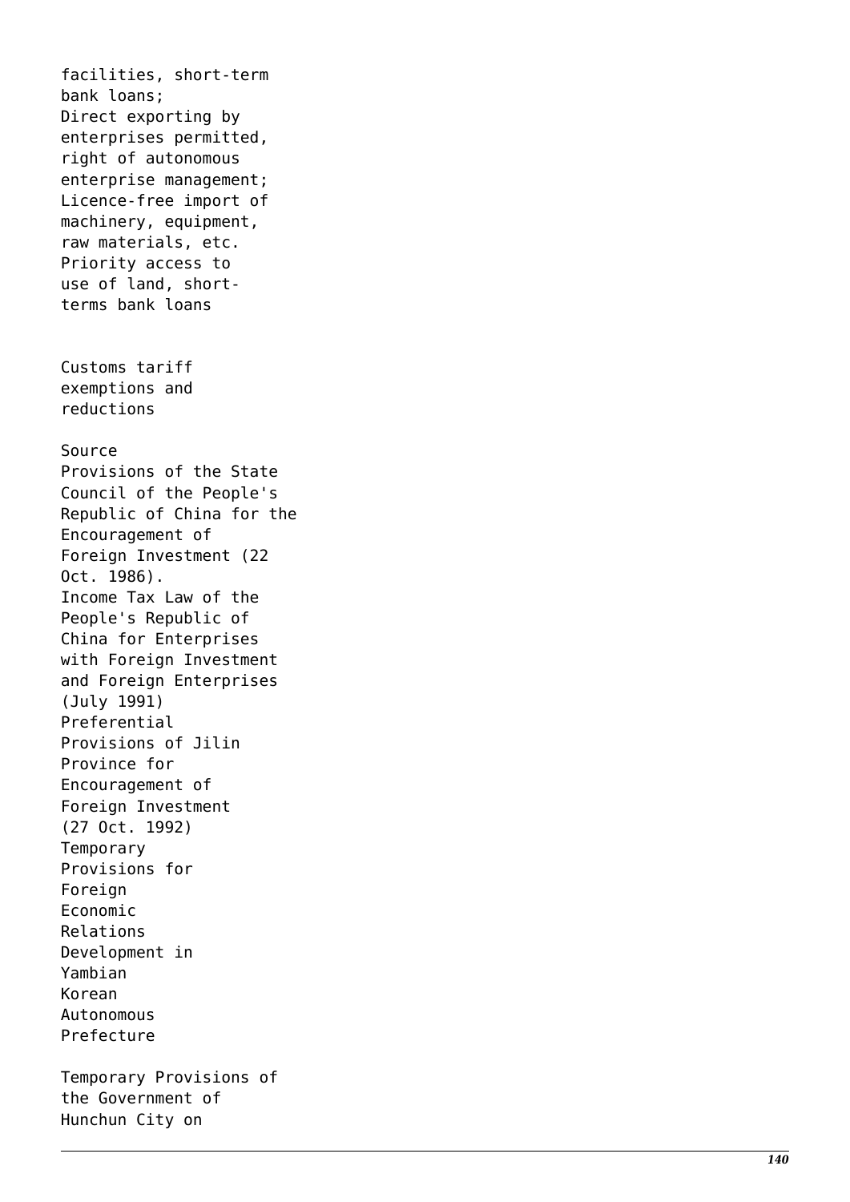facilities, short-term bank loans;
Direct exporting by enterprises permitted, right of autonomous enterprise management;
Licence-free import of machinery, equipment, raw materials, etc.
Priority access to use of land, short-terms bank loans

Customs tariff exemptions and reductions

Source
Provisions of the State Council of the People's Republic of China for the Encouragement of Foreign Investment (22 Oct. 1986).
Income Tax Law of the People's Republic of China for Enterprises with Foreign Investment and Foreign Enterprises (July 1991)
Preferential Provisions of Jilin Province for Encouragement of Foreign Investment (27 Oct. 1992)
Temporary Provisions for Foreign Economic Relations Development in Yambian Korean Autonomous Prefecture

Temporary Provisions of the Government of Hunchun City on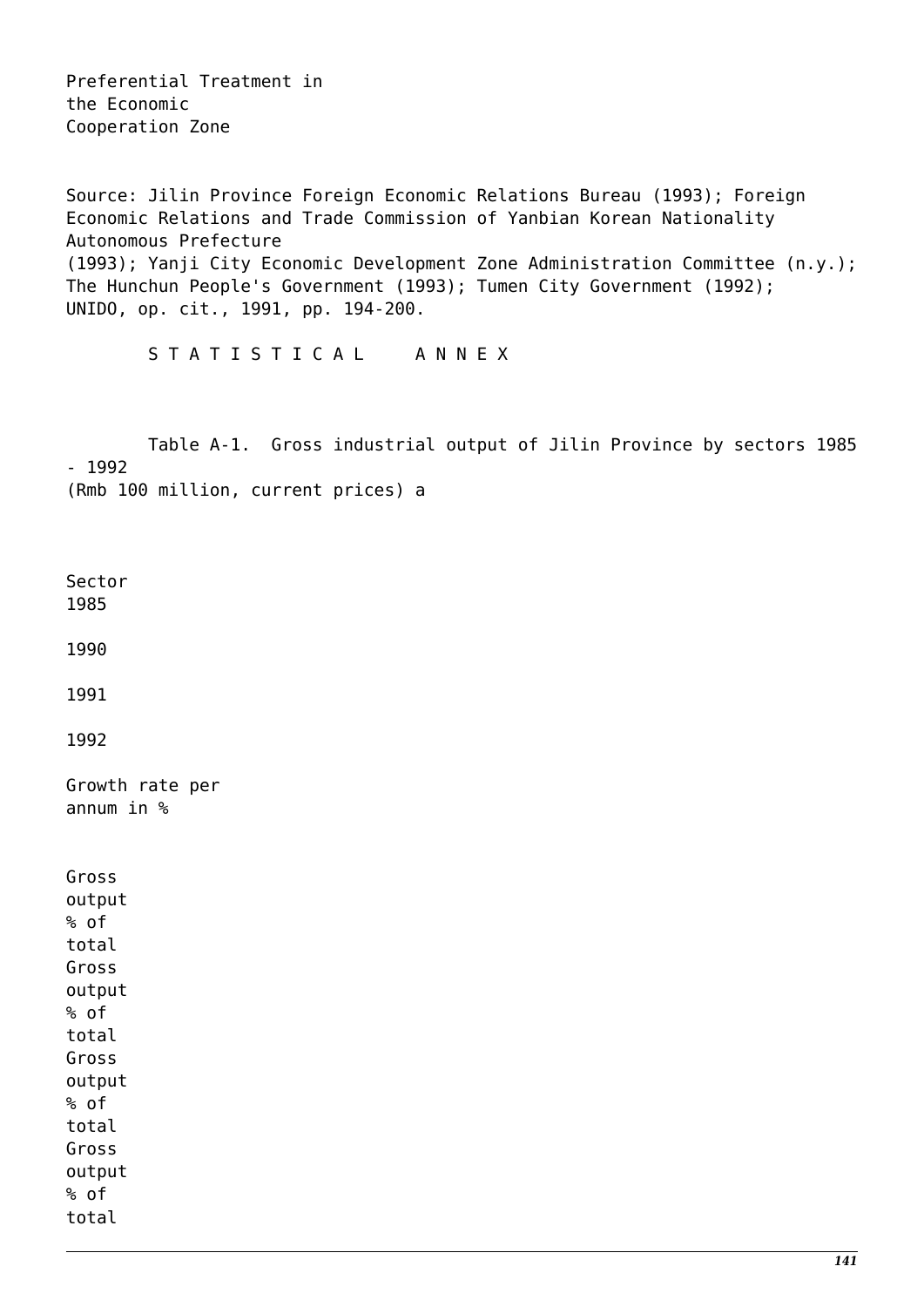Preferential Treatment in the Economic Cooperation Zone

Source: Jilin Province Foreign Economic Relations Bureau (1993); Foreign Economic Relations and Trade Commission of Yanbian Korean Nationality Autonomous Prefecture (1993); Yanji City Economic Development Zone Administration Committee (n.y.); The Hunchun People's Government (1993); Tumen City Government (1992); UNIDO, op. cit., 1991, pp. 194-200.

# STATISTICAL ANNEX

Table A-1. Gross industrial output of Jilin Province by sectors 1985 - 1992 (Rmb 100 million, current prices) a

| Sector | 1985 | | 1990 | | 1991 | | 1992 | | Growth rate per annum in % |
|---|---|---|---|---|---|---|---|---|---|
| | Gross output | % of total | Gross output | % of total | Gross output | % of total | Gross output | % of total | |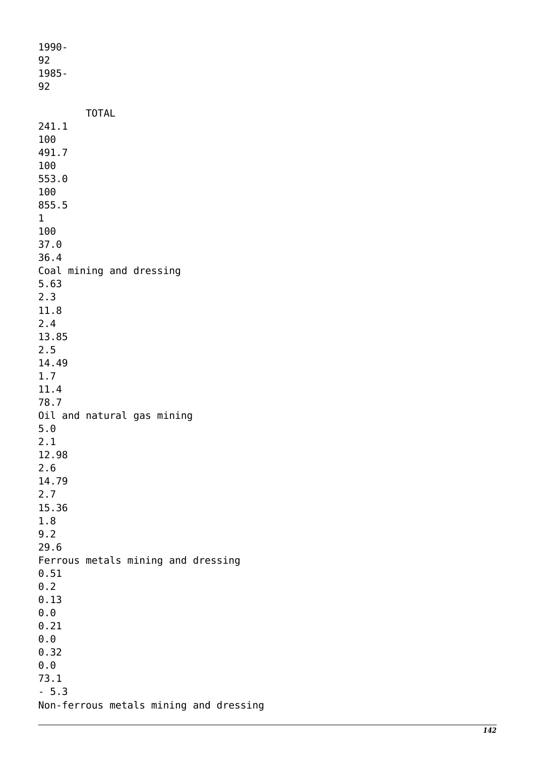1990-
92
1985-
92

| | | | | | | | | | | |
|---|---|---|---|---|---|---|---|---|---|---|
| TOTAL | 241.1 | 100 | 491.7 | 100 | 553.0 | 100 | 855.5 1 | 100 | 37.0 | 36.4 |
| Coal mining and dressing | 5.63 | 2.3 | 11.8 | 2.4 | 13.85 | 2.5 | 14.49 | 1.7 | 11.4 | 78.7 |
| Oil and natural gas mining | 5.0 | 2.1 | 12.98 | 2.6 | 14.79 | 2.7 | 15.36 | 1.8 | 9.2 | 29.6 |
| Ferrous metals mining and dressing | 0.51 | 0.2 | 0.13 | 0.0 | 0.21 | 0.0 | 0.32 | 0.0 | 73.1 | - 5.3 |
| Non-ferrous metals mining and dressing | | | | | | | | | | |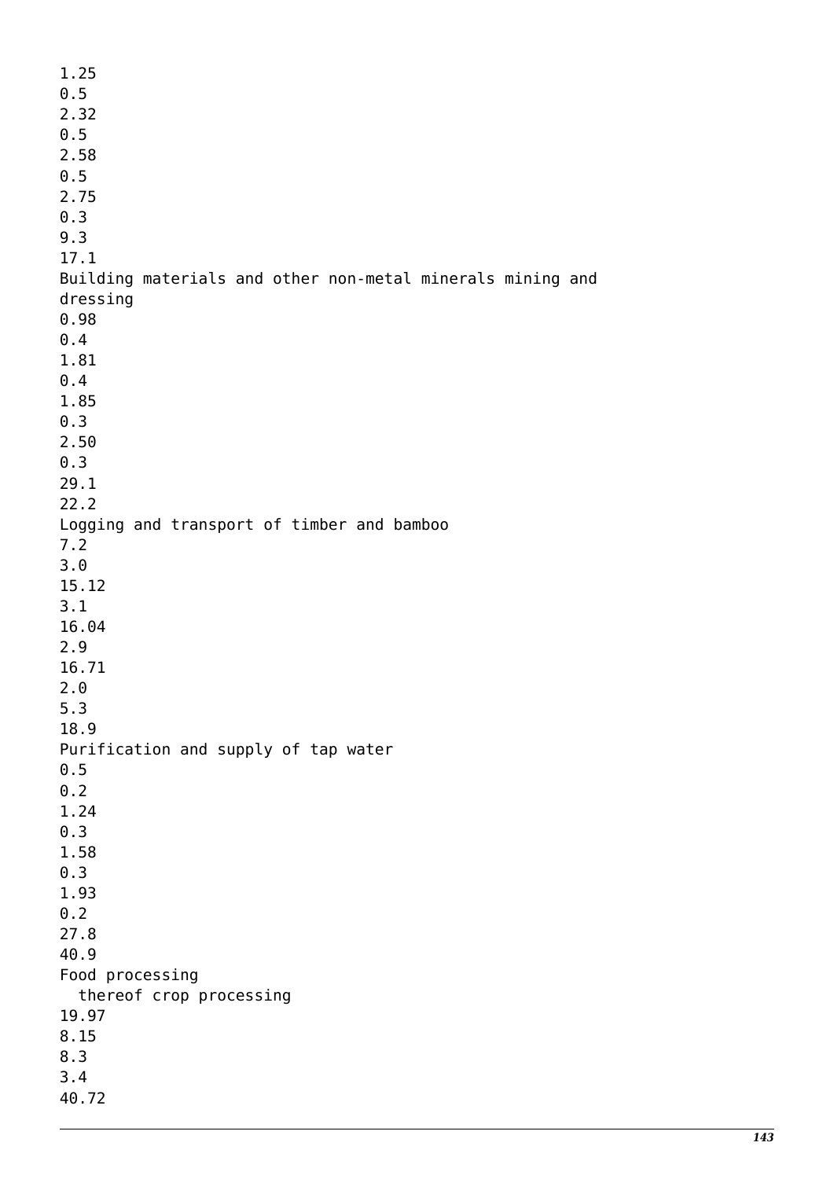1.25
0.5
2.32
0.5
2.58
0.5
2.75
0.3
9.3
17.1
Building materials and other non-metal minerals mining and dressing
0.98
0.4
1.81
0.4
1.85
0.3
2.50
0.3
29.1
22.2
Logging and transport of timber and bamboo
7.2
3.0
15.12
3.1
16.04
2.9
16.71
2.0
5.3
18.9
Purification and supply of tap water
0.5
0.2
1.24
0.3
1.58
0.3
1.93
0.2
27.8
40.9
Food processing
  thereof crop processing
19.97
8.15
8.3
3.4
40.72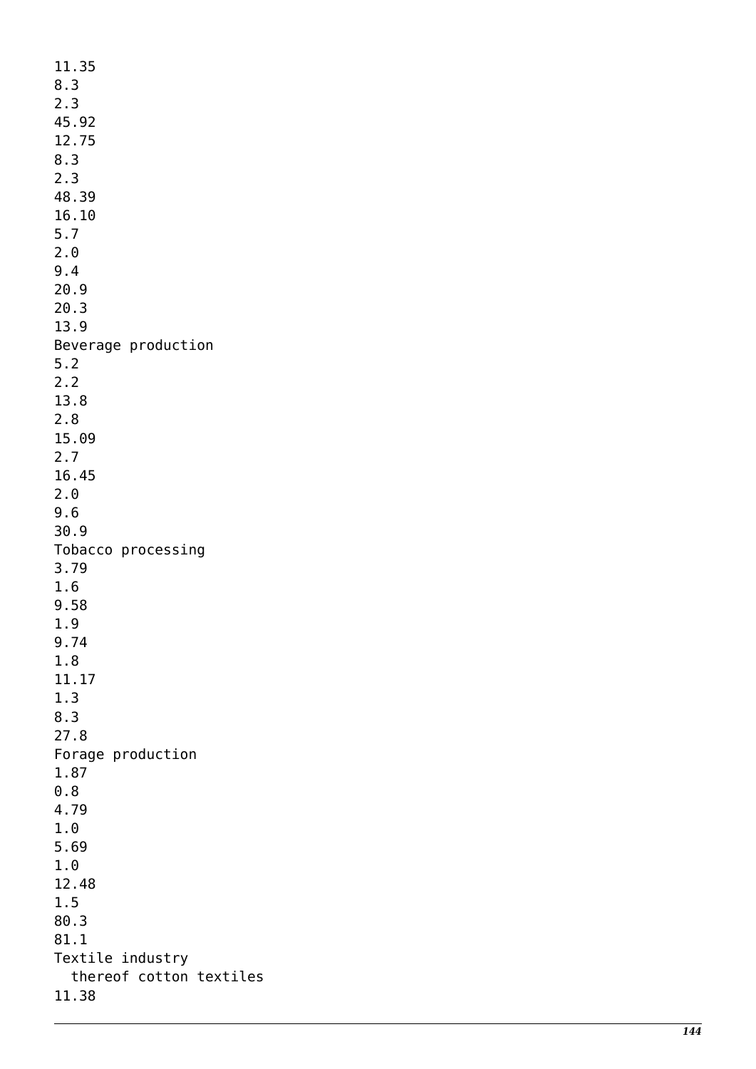11.35
8.3
2.3
45.92
12.75
8.3
2.3
48.39
16.10
5.7
2.0
9.4
20.9
20.3
13.9
Beverage production
5.2
2.2
13.8
2.8
15.09
2.7
16.45
2.0
9.6
30.9
Tobacco processing
3.79
1.6
9.58
1.9
9.74
1.8
11.17
1.3
8.3
27.8
Forage production
1.87
0.8
4.79
1.0
5.69
1.0
12.48
1.5
80.3
81.1
Textile industry
  thereof cotton textiles
11.38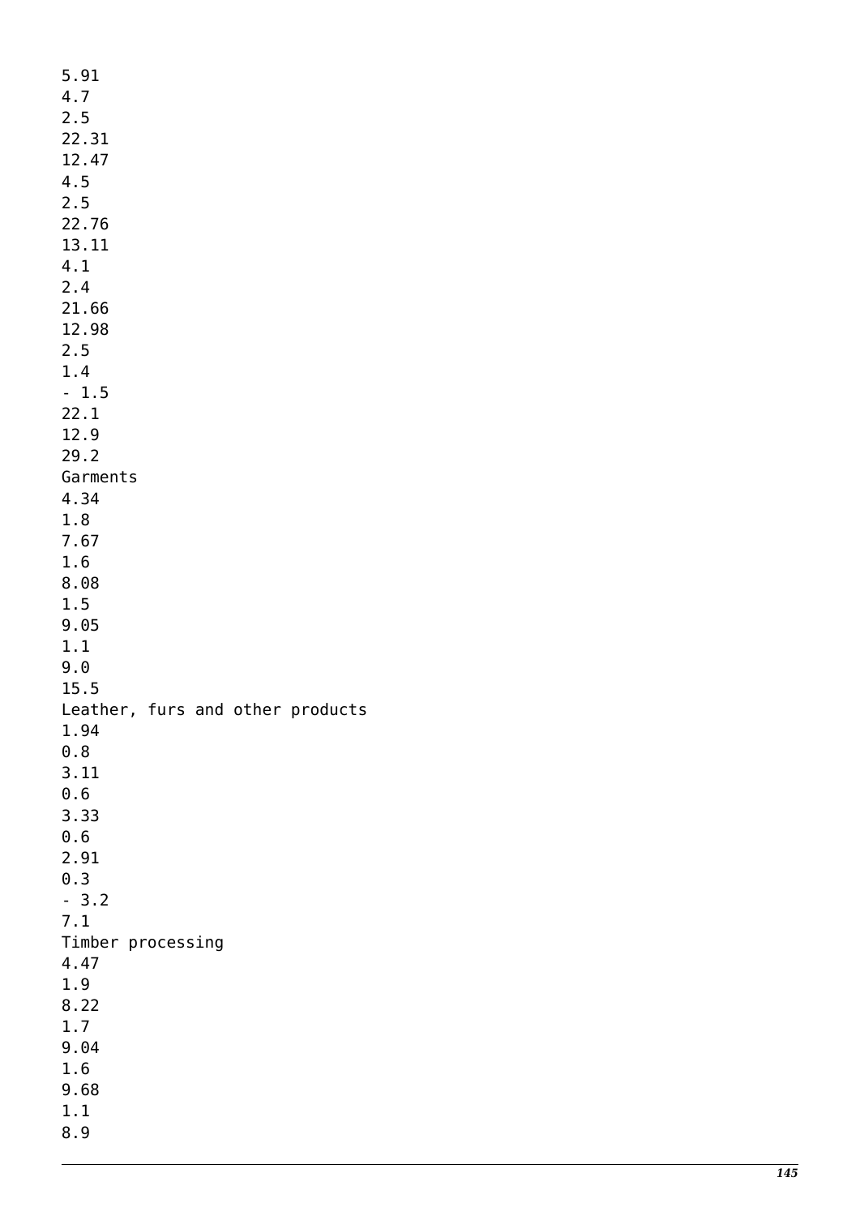5.91
4.7
2.5
22.31
12.47
4.5
2.5
22.76
13.11
4.1
2.4
21.66
12.98
2.5
1.4
- 1.5
22.1
12.9
29.2
Garments
4.34
1.8
7.67
1.6
8.08
1.5
9.05
1.1
9.0
15.5
Leather, furs and other products
1.94
0.8
3.11
0.6
3.33
0.6
2.91
0.3
- 3.2
7.1
Timber processing
4.47
1.9
8.22
1.7
9.04
1.6
9.68
1.1
8.9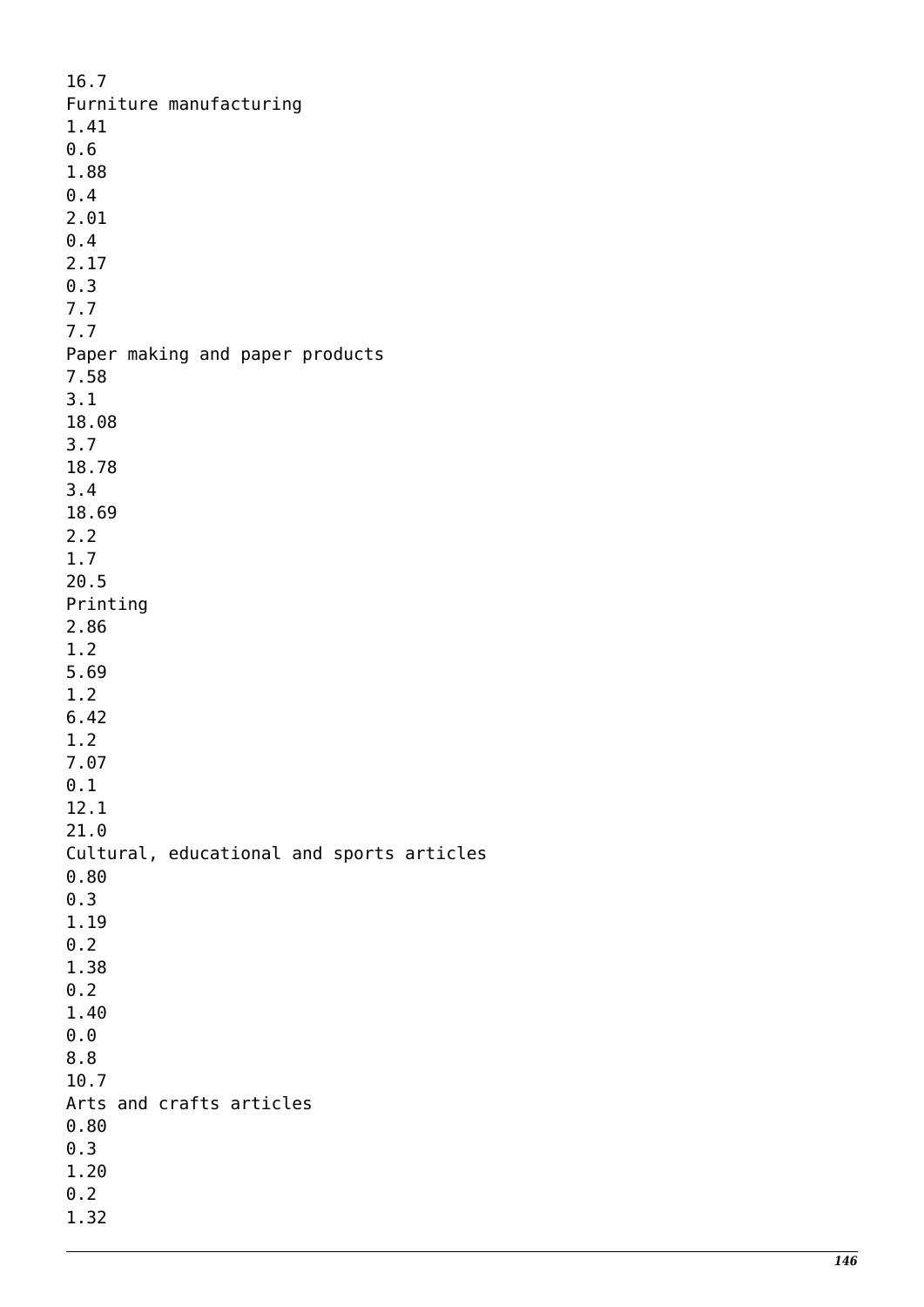16.7
Furniture manufacturing
1.41
0.6
1.88
0.4
2.01
0.4
2.17
0.3
7.7
7.7
Paper making and paper products
7.58
3.1
18.08
3.7
18.78
3.4
18.69
2.2
1.7
20.5
Printing
2.86
1.2
5.69
1.2
6.42
1.2
7.07
0.1
12.1
21.0
Cultural, educational and sports articles
0.80
0.3
1.19
0.2
1.38
0.2
1.40
0.0
8.8
10.7
Arts and crafts articles
0.80
0.3
1.20
0.2
1.32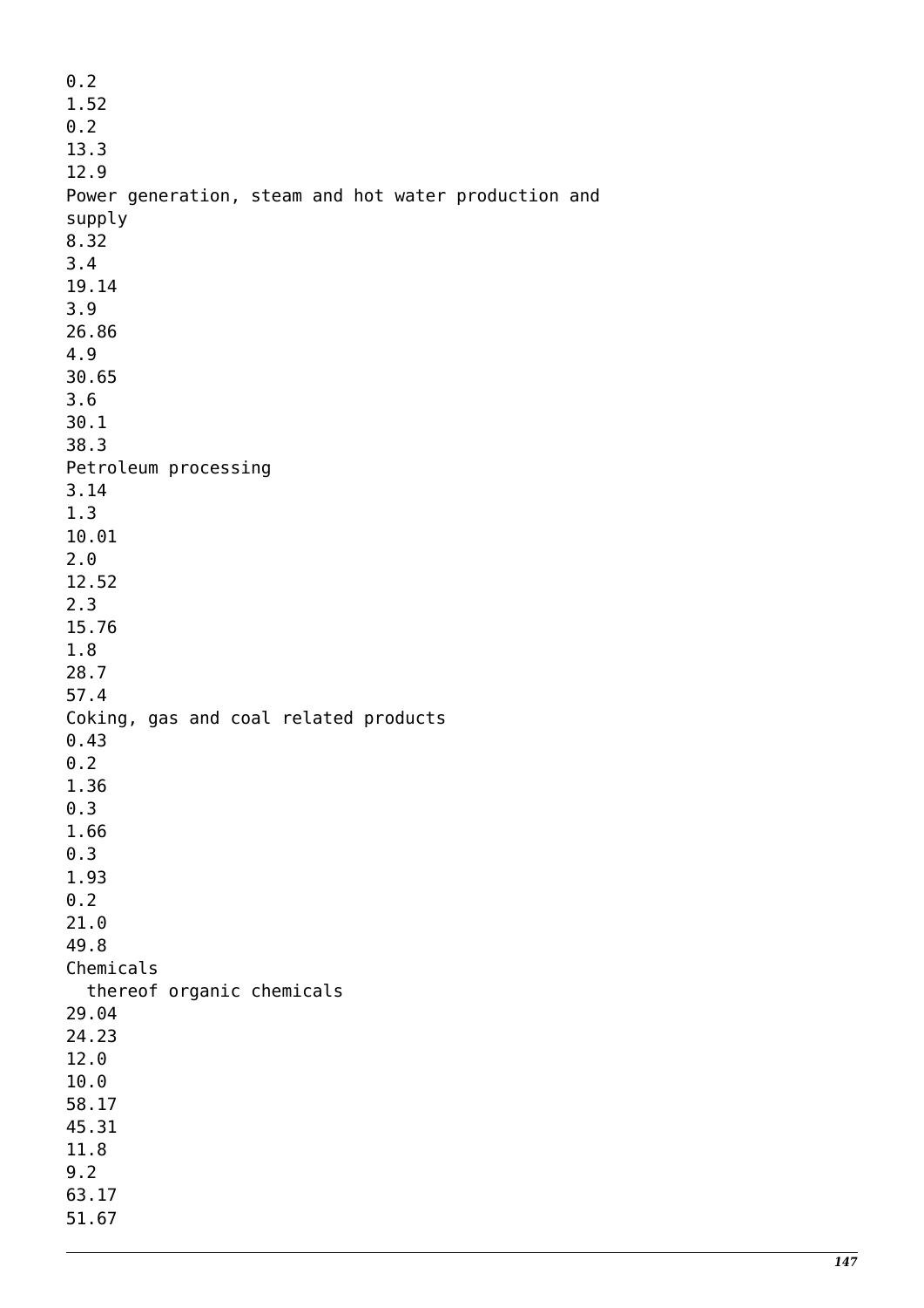0.2
1.52
0.2
13.3
12.9
Power generation, steam and hot water production and supply
8.32
3.4
19.14
3.9
26.86
4.9
30.65
3.6
30.1
38.3
Petroleum processing
3.14
1.3
10.01
2.0
12.52
2.3
15.76
1.8
28.7
57.4
Coking, gas and coal related products
0.43
0.2
1.36
0.3
1.66
0.3
1.93
0.2
21.0
49.8
Chemicals
  thereof organic chemicals
29.04
24.23
12.0
10.0
58.17
45.31
11.8
9.2
63.17
51.67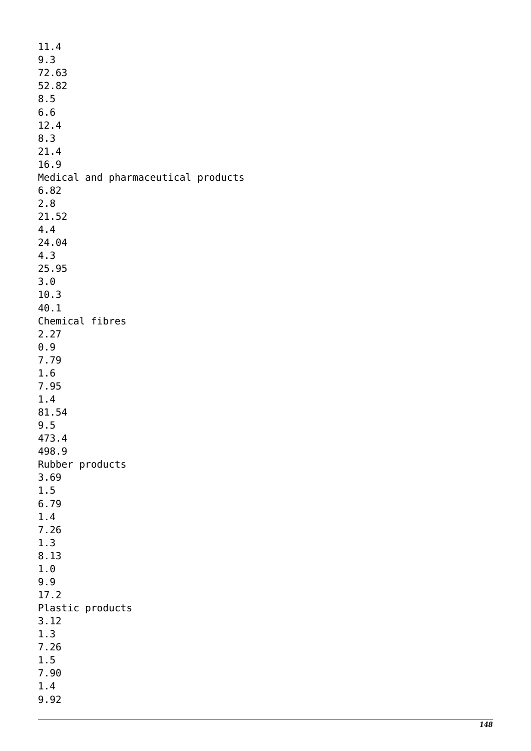11.4
9.3
72.63
52.82
8.5
6.6
12.4
8.3
21.4
16.9
Medical and pharmaceutical products
6.82
2.8
21.52
4.4
24.04
4.3
25.95
3.0
10.3
40.1
Chemical fibres
2.27
0.9
7.79
1.6
7.95
1.4
81.54
9.5
473.4
498.9
Rubber products
3.69
1.5
6.79
1.4
7.26
1.3
8.13
1.0
9.9
17.2
Plastic products
3.12
1.3
7.26
1.5
7.90
1.4
9.92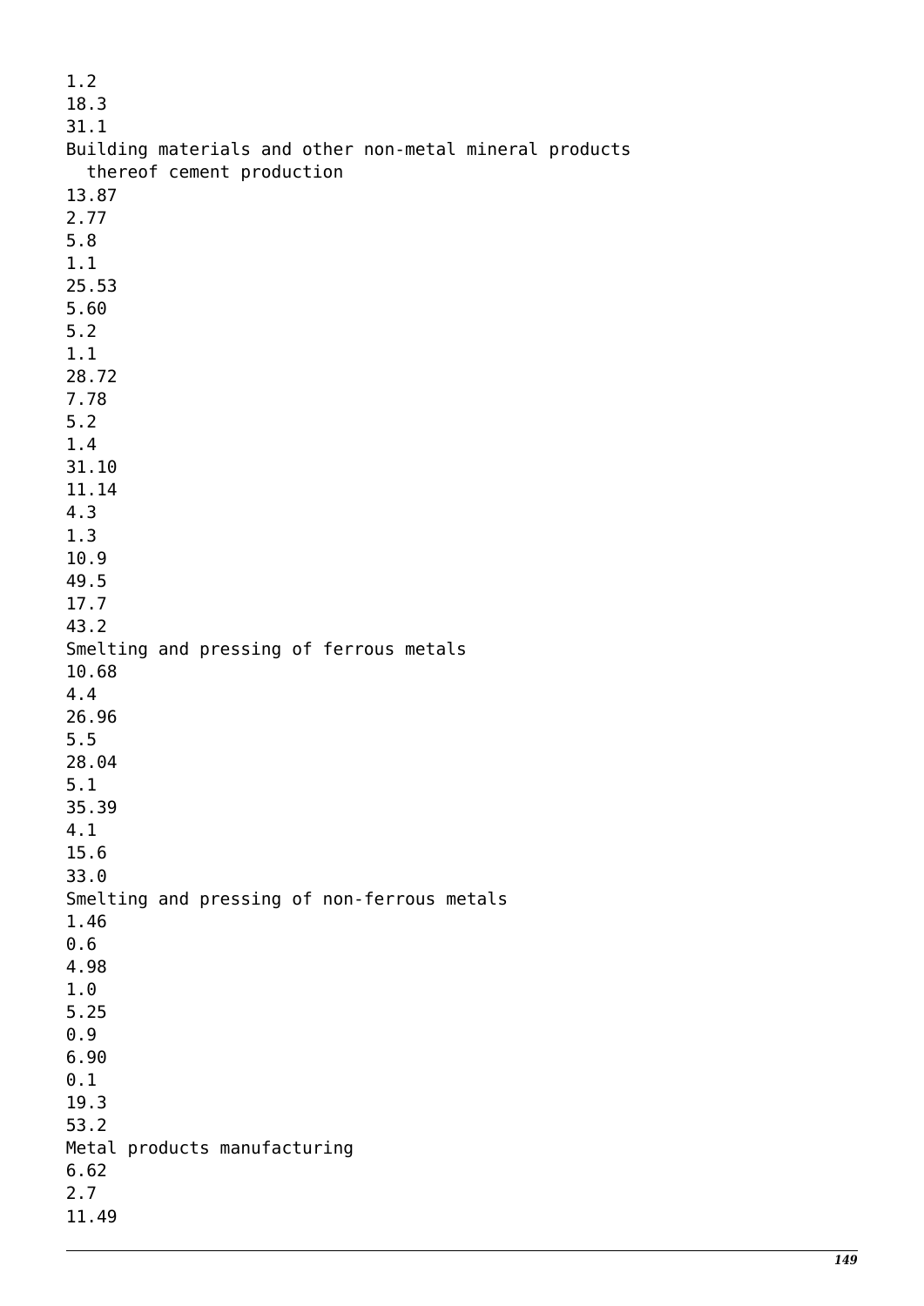1.2
18.3
31.1
Building materials and other non-metal mineral products
  thereof cement production
13.87
2.77
5.8
1.1
25.53
5.60
5.2
1.1
28.72
7.78
5.2
1.4
31.10
11.14
4.3
1.3
10.9
49.5
17.7
43.2
Smelting and pressing of ferrous metals
10.68
4.4
26.96
5.5
28.04
5.1
35.39
4.1
15.6
33.0
Smelting and pressing of non-ferrous metals
1.46
0.6
4.98
1.0
5.25
0.9
6.90
0.1
19.3
53.2
Metal products manufacturing
6.62
2.7
11.49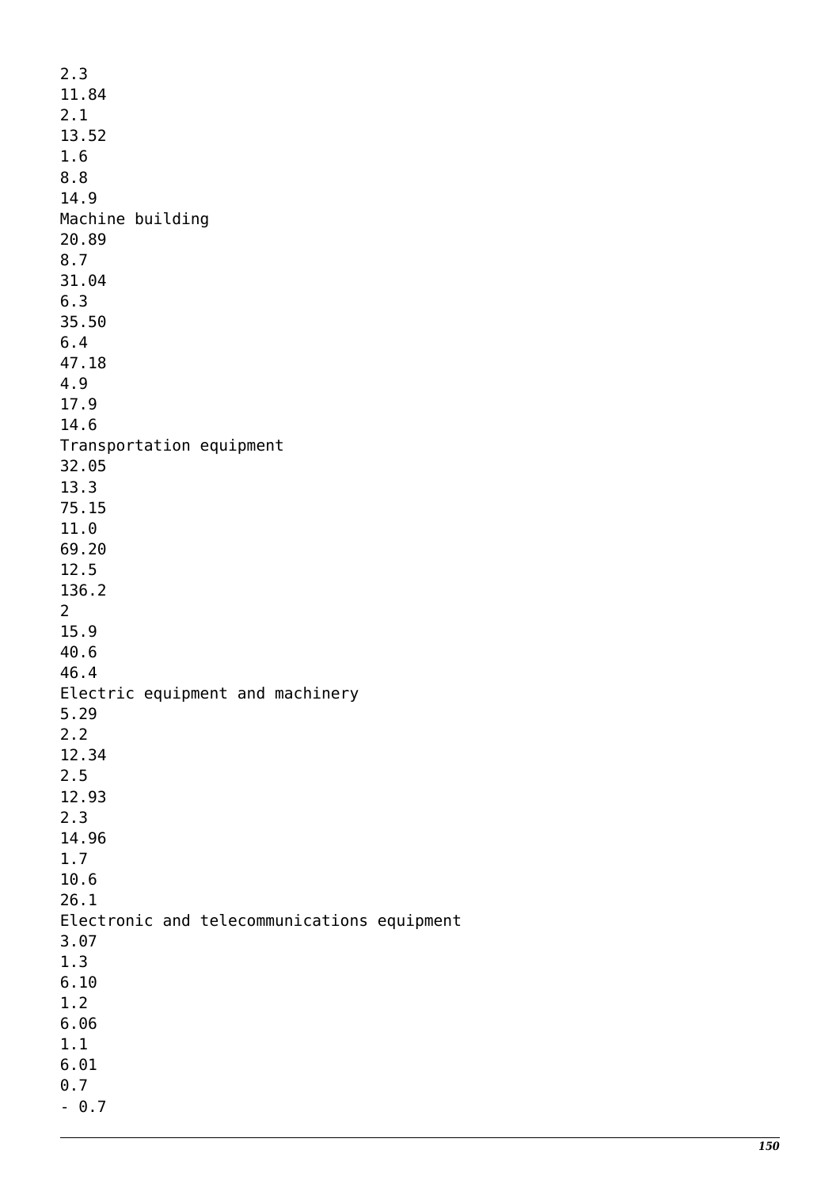2.3
11.84
2.1
13.52
1.6
8.8
14.9
Machine building
20.89
8.7
31.04
6.3
35.50
6.4
47.18
4.9
17.9
14.6
Transportation equipment
32.05
13.3
75.15
11.0
69.20
12.5
136.2
2
15.9
40.6
46.4
Electric equipment and machinery
5.29
2.2
12.34
2.5
12.93
2.3
14.96
1.7
10.6
26.1
Electronic and telecommunications equipment
3.07
1.3
6.10
1.2
6.06
1.1
6.01
0.7
- 0.7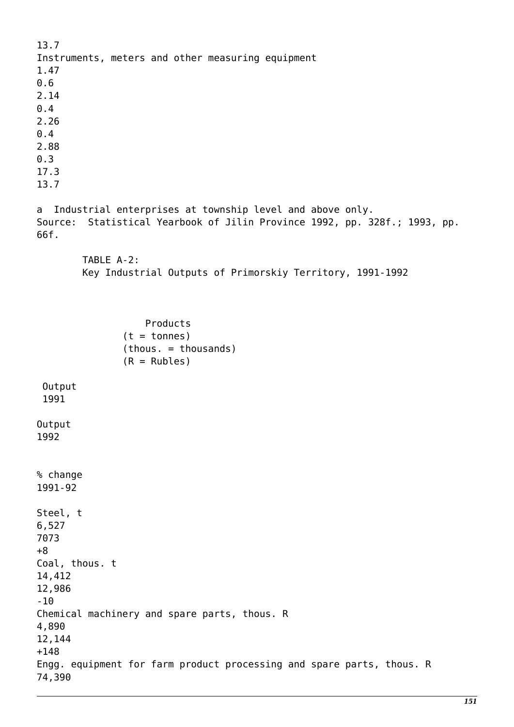| | | | | | | | | | |
|---|---|---|---|---|---|---|---|---|---|
| 13.7 | Instruments, meters and other measuring equipment | 1.47 | 0.6 | 2.14 | 0.4 | 2.26 | 0.4 | 2.88 | 0.3 | 17.3 | 13.7 |

a Industrial enterprises at township level and above only.
Source: Statistical Yearbook of Jilin Province 1992, pp. 328f.; 1993, pp. 66f.

TABLE A-2:
Key Industrial Outputs of Primorskiy Territory, 1991-1992

| Products (t = tonnes) (thous. = thousands) (R = Rubles) | Output 1991 | Output 1992 | % change 1991-92 |
|---|---|---|---|
| Steel, t | 6,527 | 7073 | +8 |
| Coal, thous. t | 14,412 | 12,986 | -10 |
| Chemical machinery and spare parts, thous. R | 4,890 | 12,144 | +148 |
| Engg. equipment for farm product processing and spare parts, thous. R | 74,390 | | |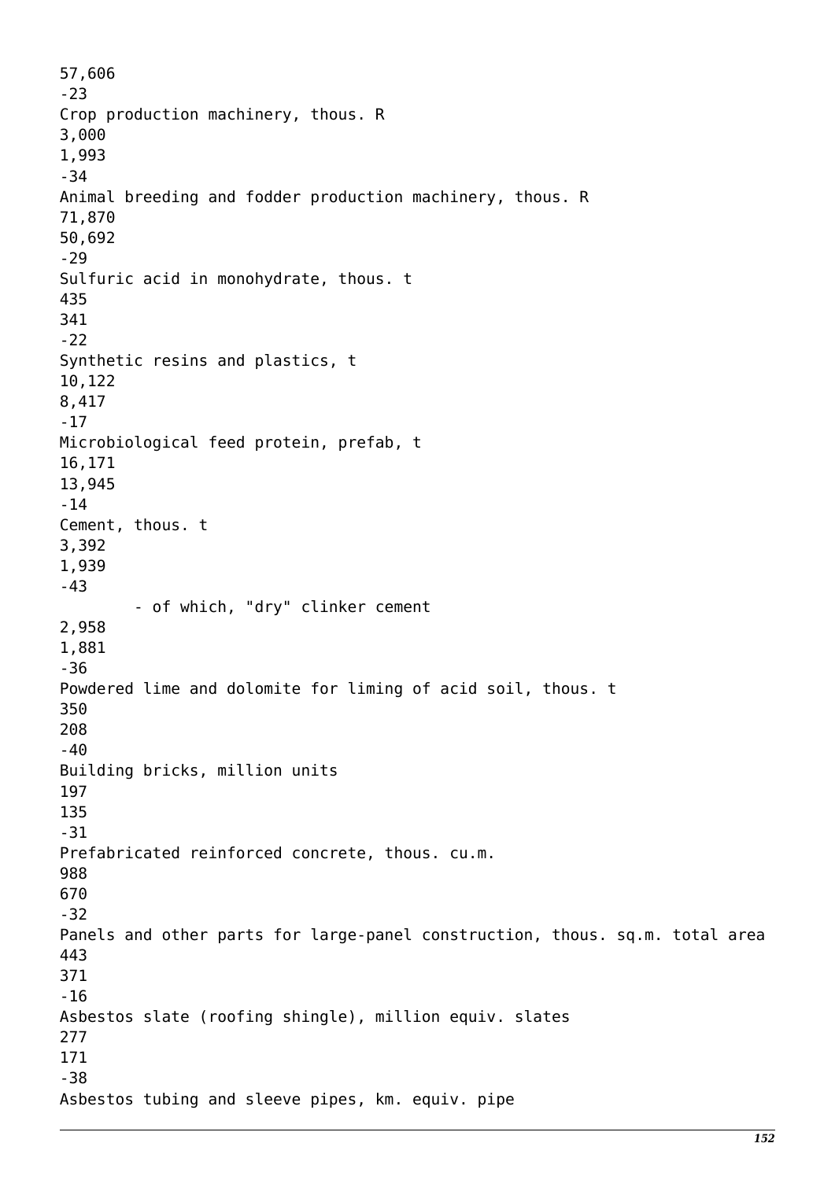57,606
-23
Crop production machinery, thous. R
3,000
1,993
-34
Animal breeding and fodder production machinery, thous. R
71,870
50,692
-29
Sulfuric acid in monohydrate, thous. t
435
341
-22
Synthetic resins and plastics, t
10,122
8,417
-17
Microbiological feed protein, prefab, t
16,171
13,945
-14
Cement, thous. t
3,392
1,939
-43
- of which, "dry" clinker cement
2,958
1,881
-36
Powdered lime and dolomite for liming of acid soil, thous. t
350
208
-40
Building bricks, million units
197
135
-31
Prefabricated reinforced concrete, thous. cu.m.
988
670
-32
Panels and other parts for large-panel construction, thous. sq.m. total area
443
371
-16
Asbestos slate (roofing shingle), million equiv. slates
277
171
-38
Asbestos tubing and sleeve pipes, km. equiv. pipe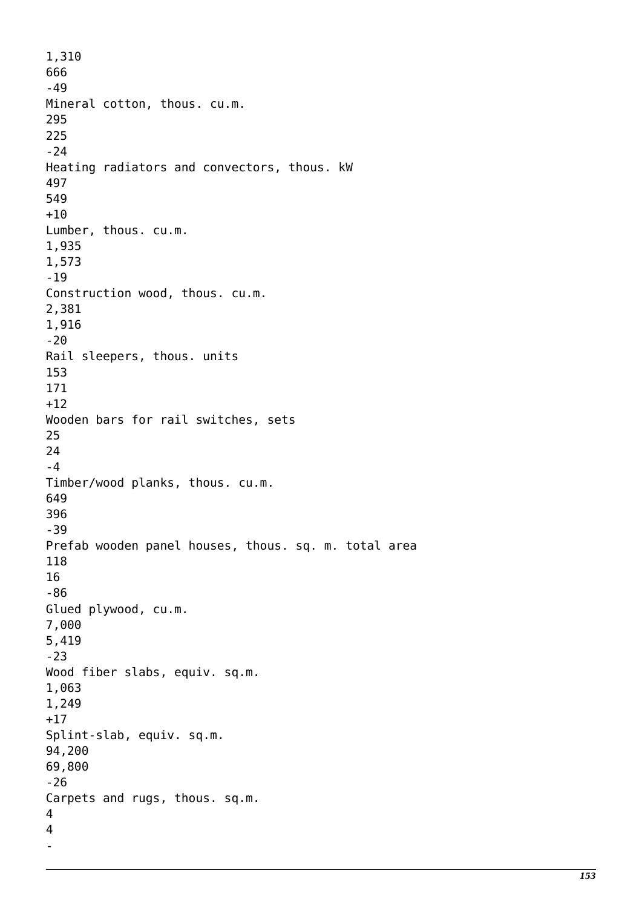1,310
666
-49
Mineral cotton, thous. cu.m.
295
225
-24
Heating radiators and convectors, thous. kW
497
549
+10
Lumber, thous. cu.m.
1,935
1,573
-19
Construction wood, thous. cu.m.
2,381
1,916
-20
Rail sleepers, thous. units
153
171
+12
Wooden bars for rail switches, sets
25
24
-4
Timber/wood planks, thous. cu.m.
649
396
-39
Prefab wooden panel houses, thous. sq. m. total area
118
16
-86
Glued plywood, cu.m.
7,000
5,419
-23
Wood fiber slabs, equiv. sq.m.
1,063
1,249
+17
Splint-slab, equiv. sq.m.
94,200
69,800
-26
Carpets and rugs, thous. sq.m.
4
4
-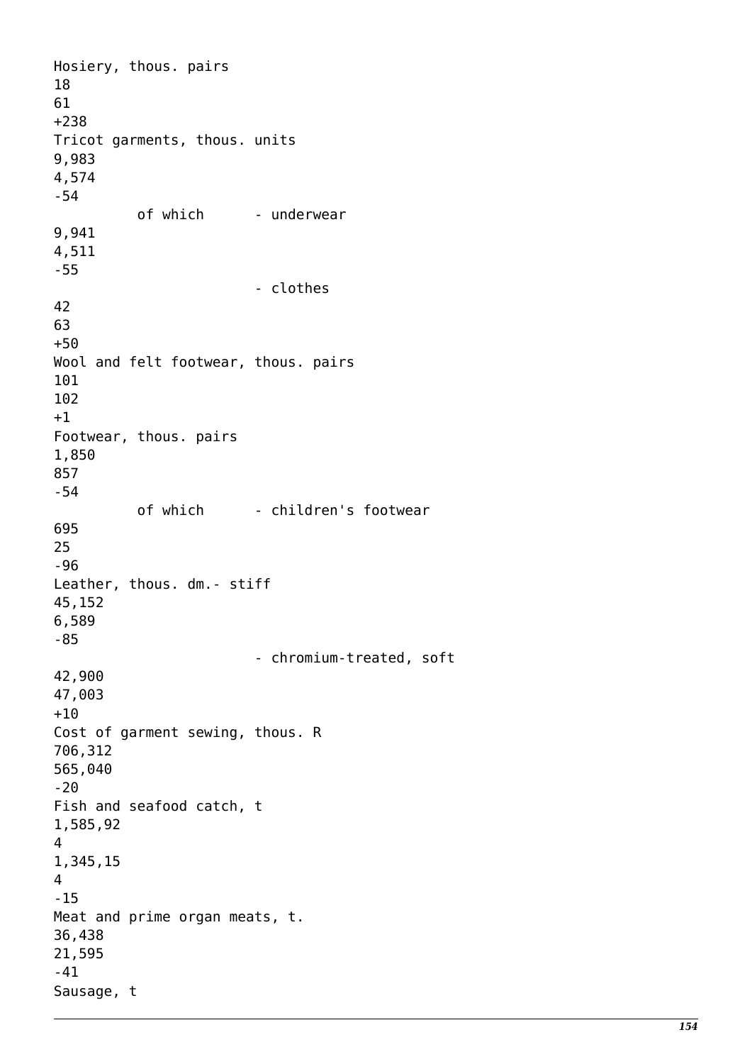| | | | |
|---|---|---|---|
| Hosiery, thous. pairs | 18 | 61 | +238 |
| Tricot garments, thous. units | 9,983 | 4,574 | -54 |
| of which - underwear | 9,941 | 4,511 | -55 |
| - clothes | 42 | 63 | +50 |
| Wool and felt footwear, thous. pairs | 101 | 102 | +1 |
| Footwear, thous. pairs | 1,850 | 857 | -54 |
| of which - children's footwear | 695 | 25 | -96 |
| Leather, thous. dm.- stiff | 45,152 | 6,589 | -85 |
| - chromium-treated, soft | 42,900 | 47,003 | +10 |
| Cost of garment sewing, thous. R | 706,312 | 565,040 | -20 |
| Fish and seafood catch, t | 1,585,924 | 1,345,154 | -15 |
| Meat and prime organ meats, t. | 36,438 | 21,595 | -41 |
| Sausage, t | | | |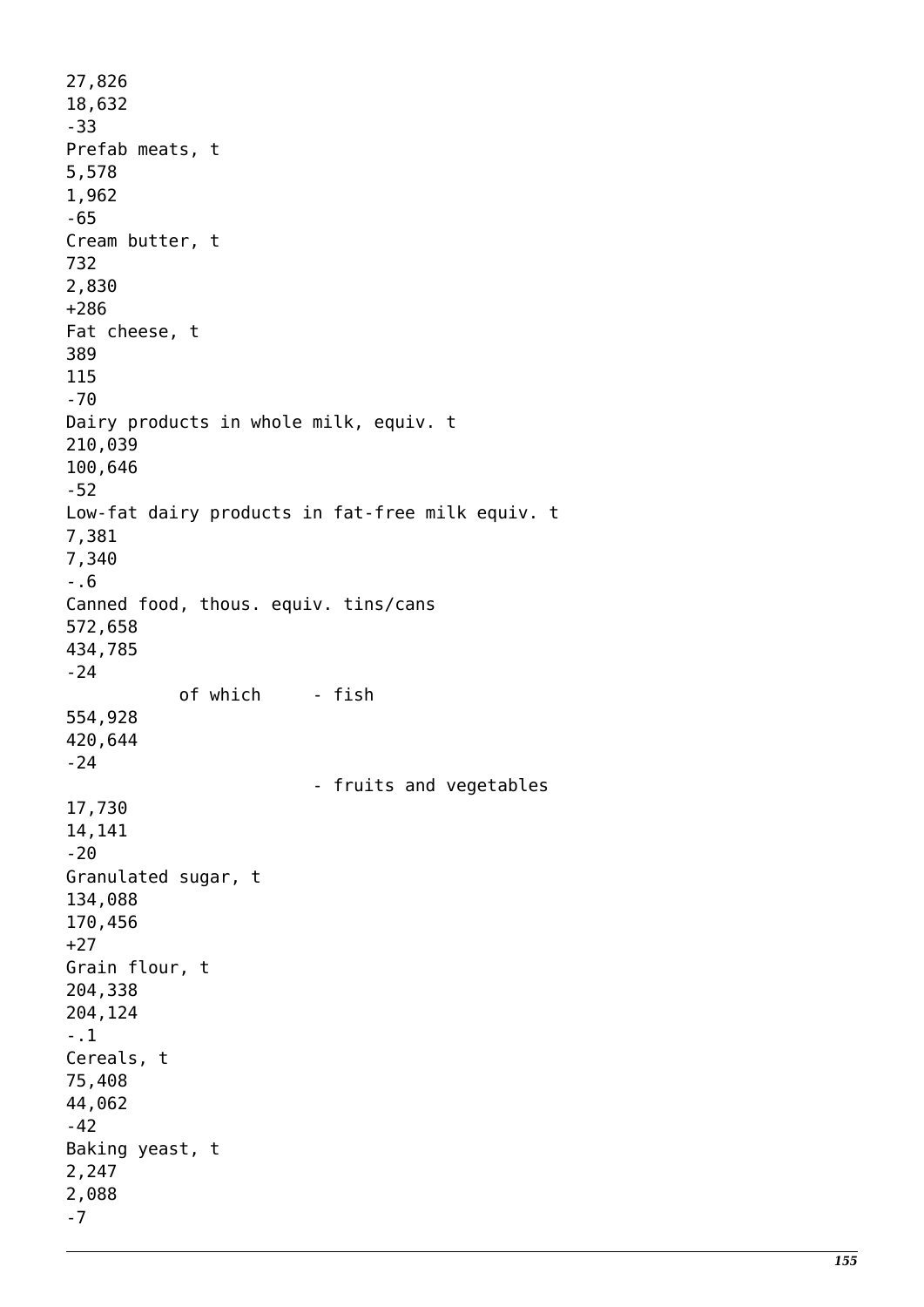| | | | |
|---|---|---|---|
| | 27,826 | 18,632 | -33 |
| Prefab meats, t | 5,578 | 1,962 | -65 |
| Cream butter, t | 732 | 2,830 | +286 |
| Fat cheese, t | 389 | 115 | -70 |
| Dairy products in whole milk, equiv. t | 210,039 | 100,646 | -52 |
| Low-fat dairy products in fat-free milk equiv. t | 7,381 | 7,340 | -.6 |
| Canned food, thous. equiv. tins/cans | 572,658 | 434,785 | -24 |
| of which - fish | 554,928 | 420,644 | -24 |
| - fruits and vegetables | 17,730 | 14,141 | -20 |
| Granulated sugar, t | 134,088 | 170,456 | +27 |
| Grain flour, t | 204,338 | 204,124 | -.1 |
| Cereals, t | 75,408 | 44,062 | -42 |
| Baking yeast, t | 2,247 | 2,088 | -7 |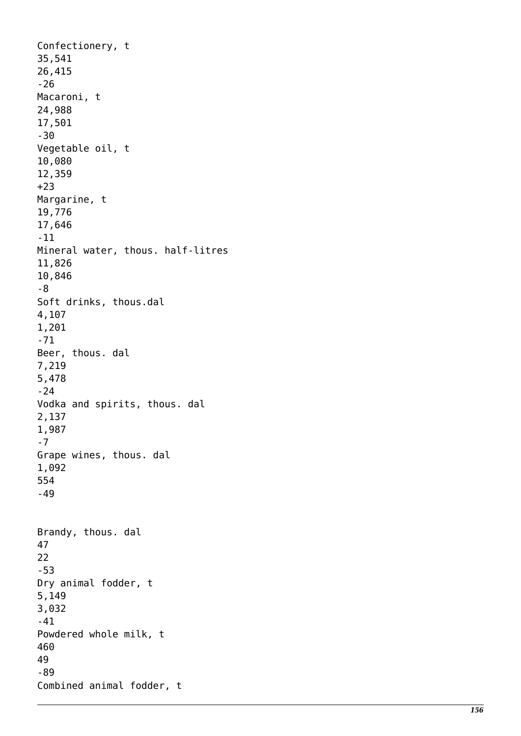| | | | |
|---|---|---|---|
| Confectionery, t | 35,541 | 26,415 | -26 |
| Macaroni, t | 24,988 | 17,501 | -30 |
| Vegetable oil, t | 10,080 | 12,359 | +23 |
| Margarine, t | 19,776 | 17,646 | -11 |
| Mineral water, thous. half-litres | 11,826 | 10,846 | -8 |
| Soft drinks, thous.dal | 4,107 | 1,201 | -71 |
| Beer, thous. dal | 7,219 | 5,478 | -24 |
| Vodka and spirits, thous. dal | 2,137 | 1,987 | -7 |
| Grape wines, thous. dal | 1,092 | 554 | -49 |
| Brandy, thous. dal | 47 | 22 | -53 |
| Dry animal fodder, t | 5,149 | 3,032 | -41 |
| Powdered whole milk, t | 460 | 49 | -89 |
| Combined animal fodder, t | | | |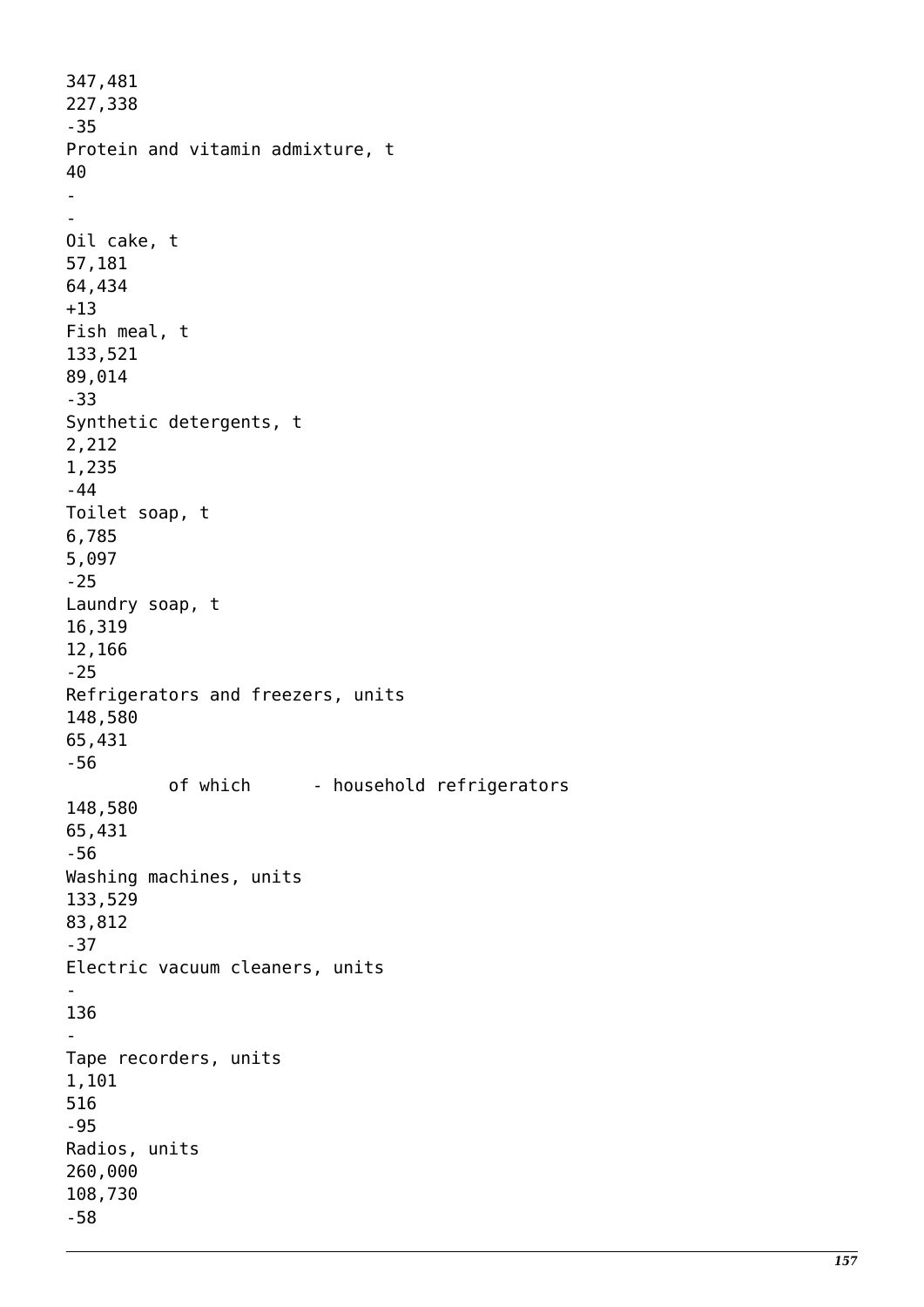| | | | |
|---|---|---|---|
| | 347,481 | 227,338 | -35 |
| Protein and vitamin admixture, t | 40 | - | - |
| Oil cake, t | 57,181 | 64,434 | +13 |
| Fish meal, t | 133,521 | 89,014 | -33 |
| Synthetic detergents, t | 2,212 | 1,235 | -44 |
| Toilet soap, t | 6,785 | 5,097 | -25 |
| Laundry soap, t | 16,319 | 12,166 | -25 |
| Refrigerators and freezers, units | 148,580 | 65,431 | -56 |
| of which - household refrigerators | 148,580 | 65,431 | -56 |
| Washing machines, units | 133,529 | 83,812 | -37 |
| Electric vacuum cleaners, units | - | 136 | - |
| Tape recorders, units | 1,101 | 516 | -95 |
| Radios, units | 260,000 | 108,730 | -58 |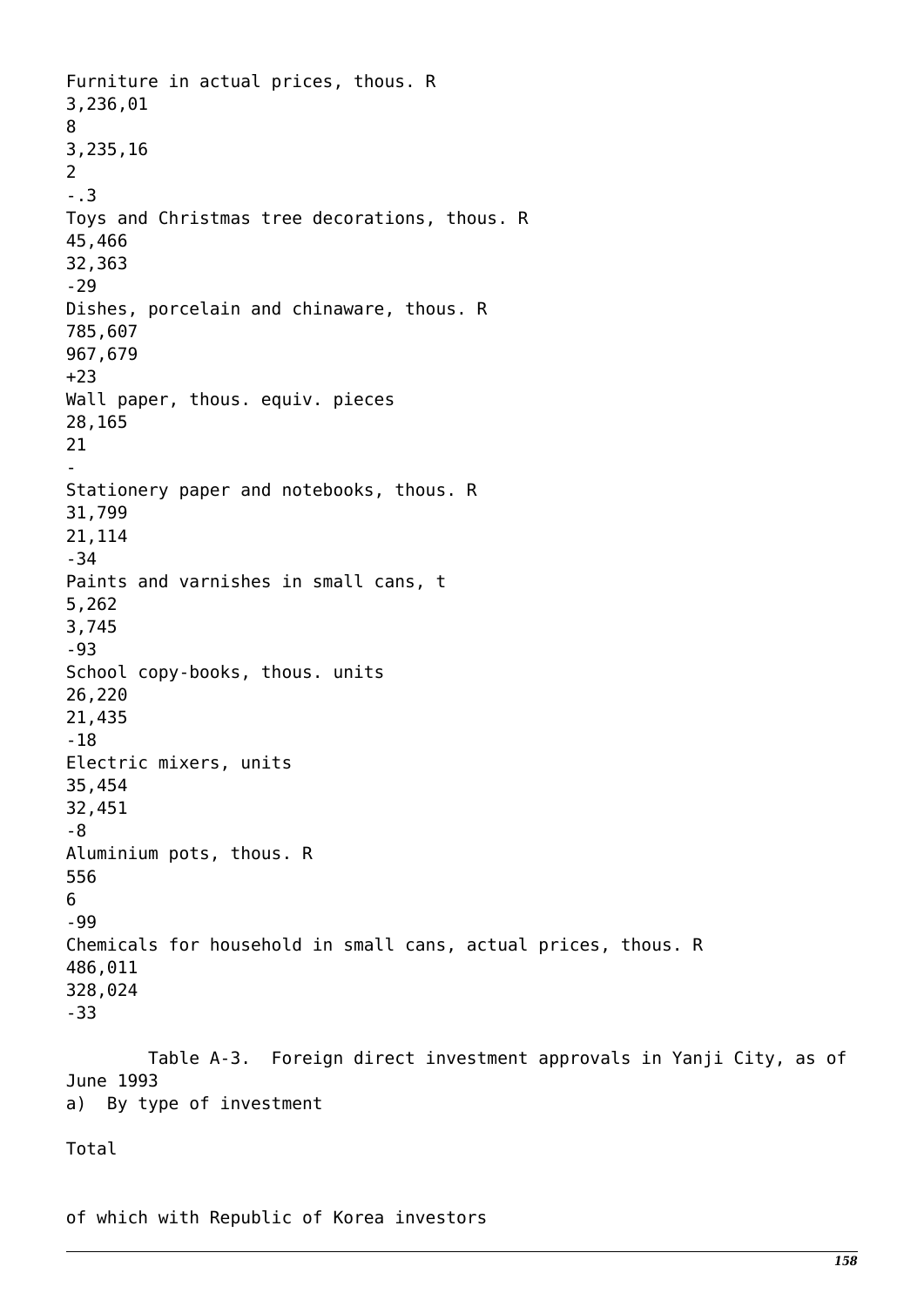| | | | |
|---|---|---|---|
| Furniture in actual prices, thous. R | 3,236,018 | 3,235,162 | -.3 |
| Toys and Christmas tree decorations, thous. R | 45,466 | 32,363 | -29 |
| Dishes, porcelain and chinaware, thous. R | 785,607 | 967,679 | +23 |
| Wall paper, thous. equiv. pieces | 28,165 | 21 | - |
| Stationery paper and notebooks, thous. R | 31,799 | 21,114 | -34 |
| Paints and varnishes in small cans, t | 5,262 | 3,745 | -93 |
| School copy-books, thous. units | 26,220 | 21,435 | -18 |
| Electric mixers, units | 35,454 | 32,451 | -8 |
| Aluminium pots, thous. R | 556 | 6 | -99 |
| Chemicals for household in small cans, actual prices, thous. R | 486,011 | 328,024 | -33 |

Table A-3. Foreign direct investment approvals in Yanji City, as of June 1993

a) By type of investment

Total

of which with Republic of Korea investors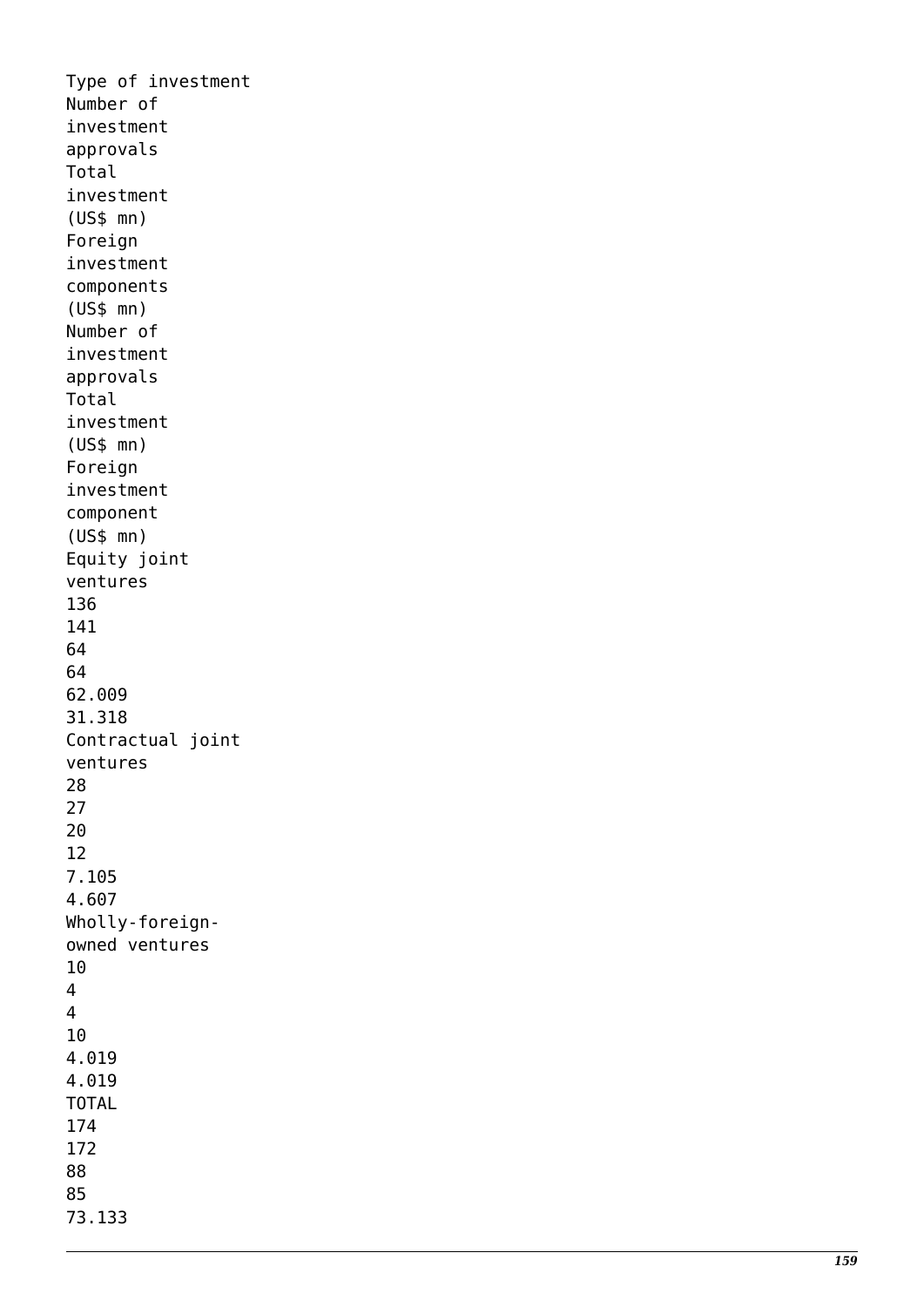| Type of investment | Number of investment approvals | Total investment (US$ mn) | Foreign investment components (US$ mn) | Number of investment approvals | Total investment (US$ mn) | Foreign investment component (US$ mn) |
|---|---|---|---|---|---|---|
| Equity joint ventures | 136 | 141 | 64 | 64 | 62.009 | 31.318 |
| Contractual joint ventures | 28 | 27 | 20 | 12 | 7.105 | 4.607 |
| Wholly-foreign-owned ventures | 10 | 4 | 4 | 10 | 4.019 | 4.019 |
| TOTAL | 174 | 172 | 88 | 85 | 73.133 | |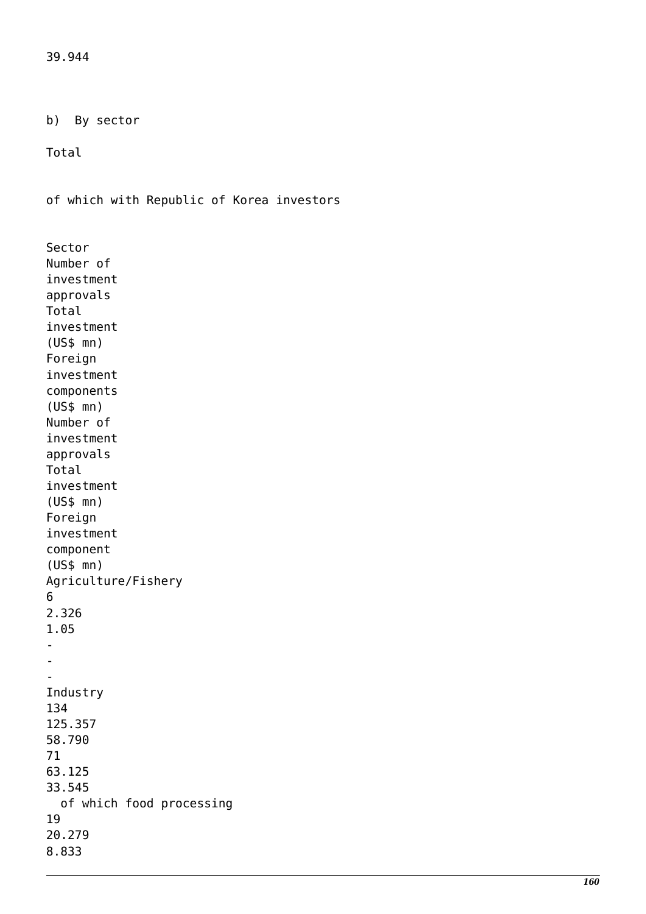39.944

b) By sector

| Sector | Total | | | of which with Republic of Korea investors | | |
|---|---|---|---|---|---|---|
| | Number of investment approvals | Total investment (US$ mn) | Foreign investment components (US$ mn) | Number of investment approvals | Total investment (US$ mn) | Foreign investment component (US$ mn) |
| Agriculture/Fishery | 6 | 2.326 | 1.05 | - | - | - |
| Industry | 134 | 125.357 | 58.790 | 71 | 63.125 | 33.545 |
| of which food processing | 19 | 20.279 | 8.833 | | | |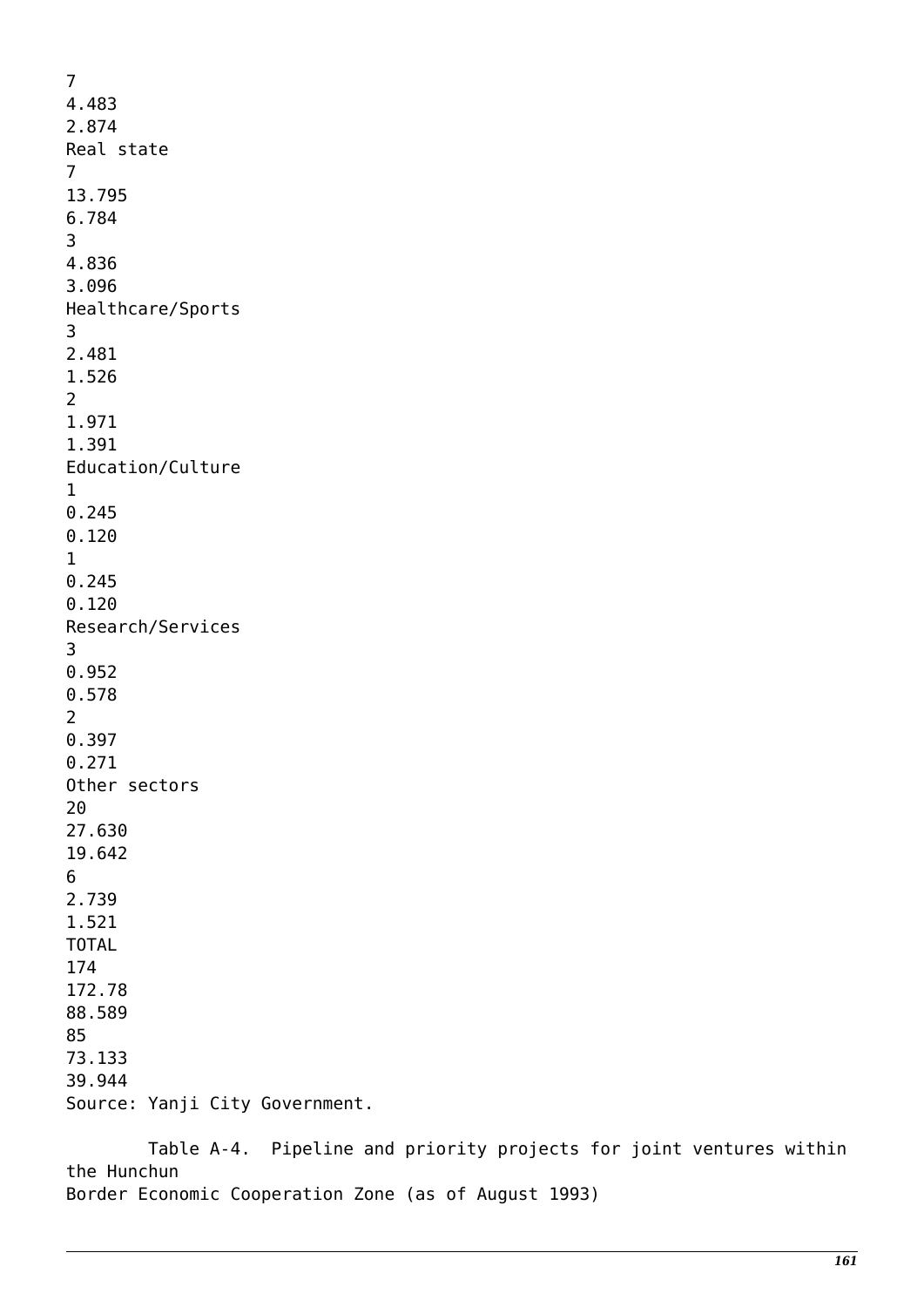| | | | | | | |
|---|---|---|---|---|---|---|
| | 7 | 4.483 | 2.874 | | | |
| Real state | 7 | 13.795 | 6.784 | 3 | 4.836 | 3.096 |
| Healthcare/Sports | 3 | 2.481 | 1.526 | 2 | 1.971 | 1.391 |
| Education/Culture | 1 | 0.245 | 0.120 | 1 | 0.245 | 0.120 |
| Research/Services | 3 | 0.952 | 0.578 | 2 | 0.397 | 0.271 |
| Other sectors | 20 | 27.630 | 19.642 | 6 | 2.739 | 1.521 |
| TOTAL | 174 | 172.78 | 88.589 | 85 | 73.133 | 39.944 |

Source: Yanji City Government.

Table A-4. Pipeline and priority projects for joint ventures within the Hunchun Border Economic Cooperation Zone (as of August 1993)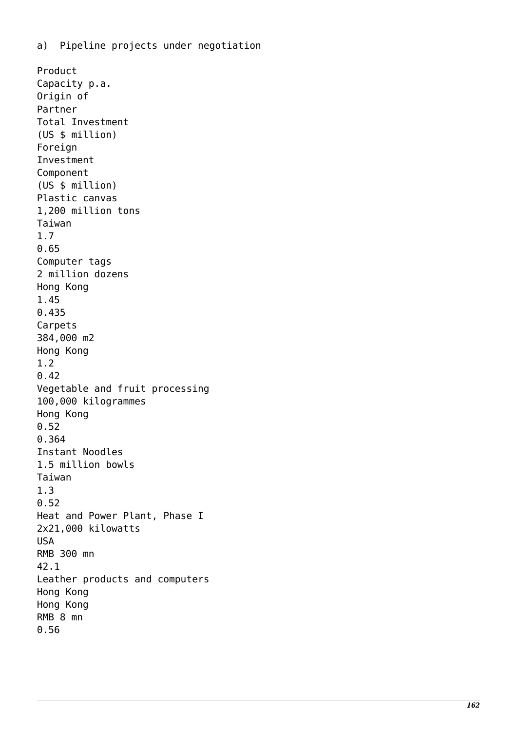a)  Pipeline projects under negotiation

| Product | Capacity p.a. | Origin of Partner | Total Investment (US $ million) | Foreign Investment Component (US $ million) |
|---|---|---|---|---|
| Plastic canvas | 1,200 million tons | Taiwan | 1.7 | 0.65 |
| Computer tags | 2 million dozens | Hong Kong | 1.45 | 0.435 |
| Carpets | 384,000 m2 | Hong Kong | 1.2 | 0.42 |
| Vegetable and fruit processing | 100,000 kilogrammes | Hong Kong | 0.52 | 0.364 |
| Instant Noodles | 1.5 million bowls | Taiwan | 1.3 | 0.52 |
| Heat and Power Plant, Phase I | 2x21,000 kilowatts | USA | RMB 300 mn | 42.1 |
| Leather products and computers | Hong Kong | Hong Kong | RMB 8 mn | 0.56 |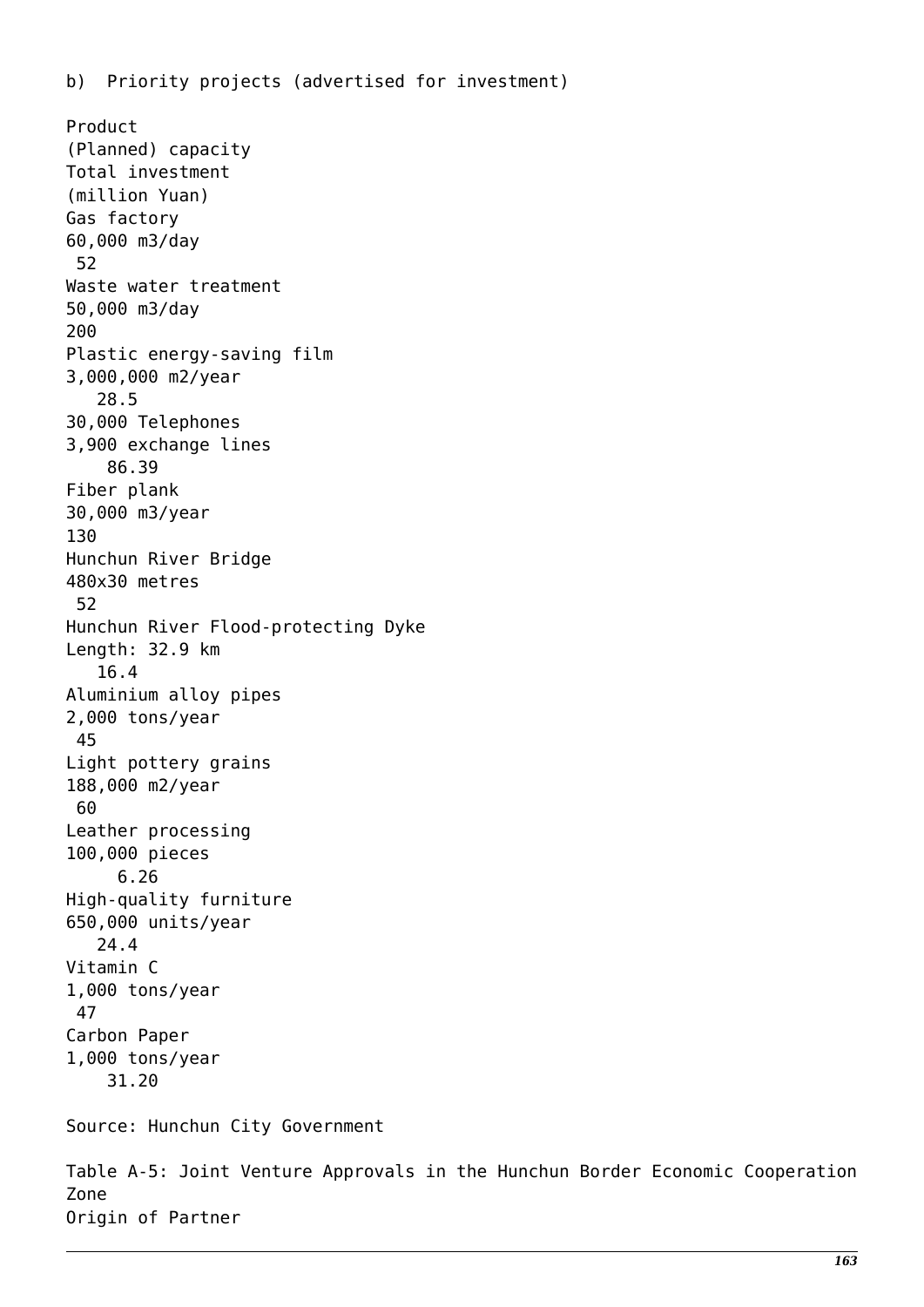b) Priority projects (advertised for investment)

| Product | (Planned) capacity | Total investment (million Yuan) |
|---|---|---|
| Gas factory | 60,000 m3/day | 52 |
| Waste water treatment | 50,000 m3/day | 200 |
| Plastic energy-saving film | 3,000,000 m2/year | 28.5 |
| 30,000 Telephones | 3,900 exchange lines | 86.39 |
| Fiber plank | 30,000 m3/year | 130 |
| Hunchun River Bridge | 480x30 metres | 52 |
| Hunchun River Flood-protecting Dyke | Length: 32.9 km | 16.4 |
| Aluminium alloy pipes | 2,000 tons/year | 45 |
| Light pottery grains | 188,000 m2/year | 60 |
| Leather processing | 100,000 pieces | 6.26 |
| High-quality furniture | 650,000 units/year | 24.4 |
| Vitamin C | 1,000 tons/year | 47 |
| Carbon Paper | 1,000 tons/year | 31.20 |

Source: Hunchun City Government

Table A-5: Joint Venture Approvals in the Hunchun Border Economic Cooperation Zone

Origin of Partner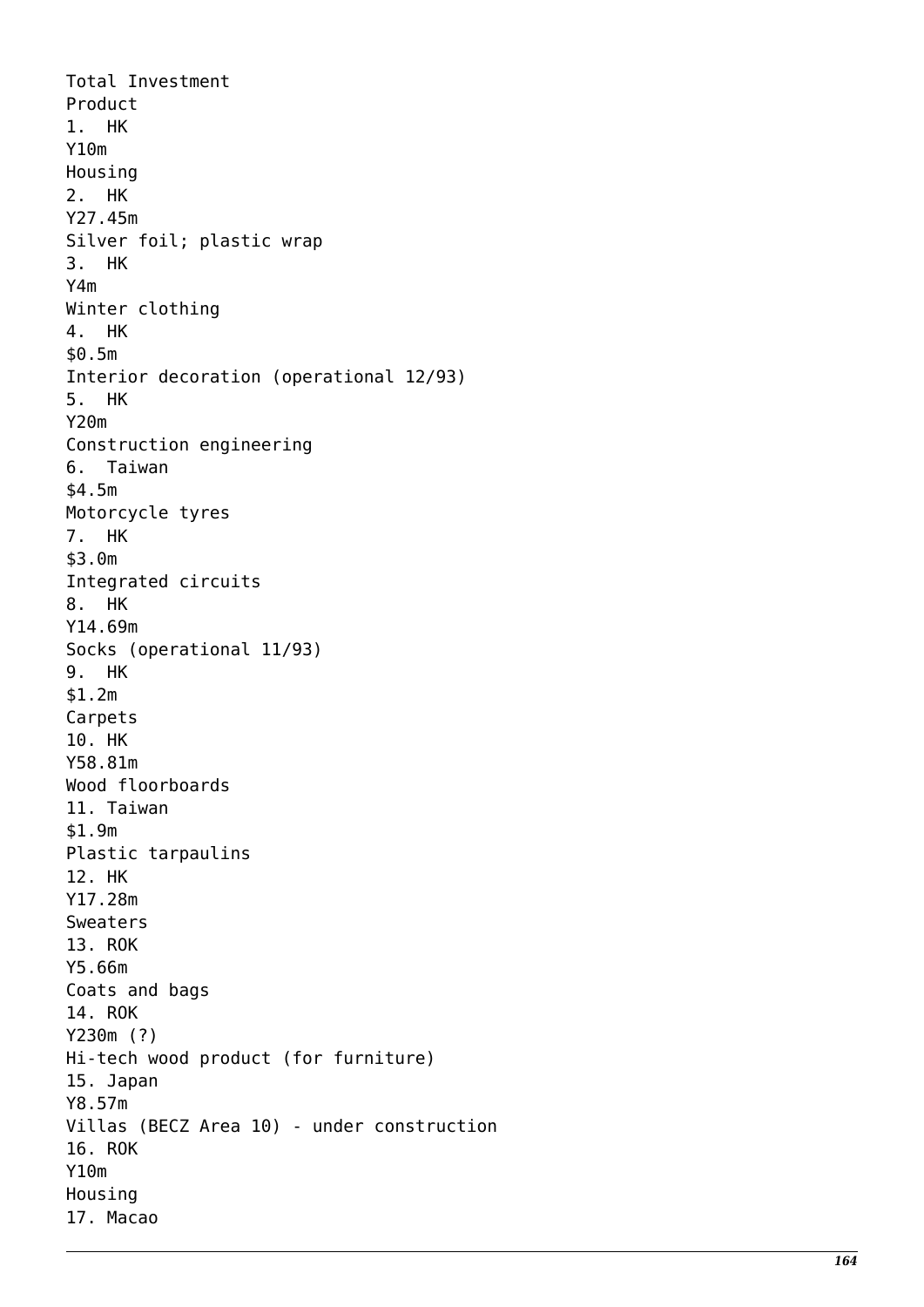Total Investment
Product
1. HK
Y10m
Housing
2. HK
Y27.45m
Silver foil; plastic wrap
3. HK
Y4m
Winter clothing
4. HK
$0.5m
Interior decoration (operational 12/93)
5. HK
Y20m
Construction engineering
6. Taiwan
$4.5m
Motorcycle tyres
7. HK
$3.0m
Integrated circuits
8. HK
Y14.69m
Socks (operational 11/93)
9. HK
$1.2m
Carpets
10. HK
Y58.81m
Wood floorboards
11. Taiwan
$1.9m
Plastic tarpaulins
12. HK
Y17.28m
Sweaters
13. ROK
Y5.66m
Coats and bags
14. ROK
Y230m (?)
Hi-tech wood product (for furniture)
15. Japan
Y8.57m
Villas (BECZ Area 10) - under construction
16. ROK
Y10m
Housing
17. Macao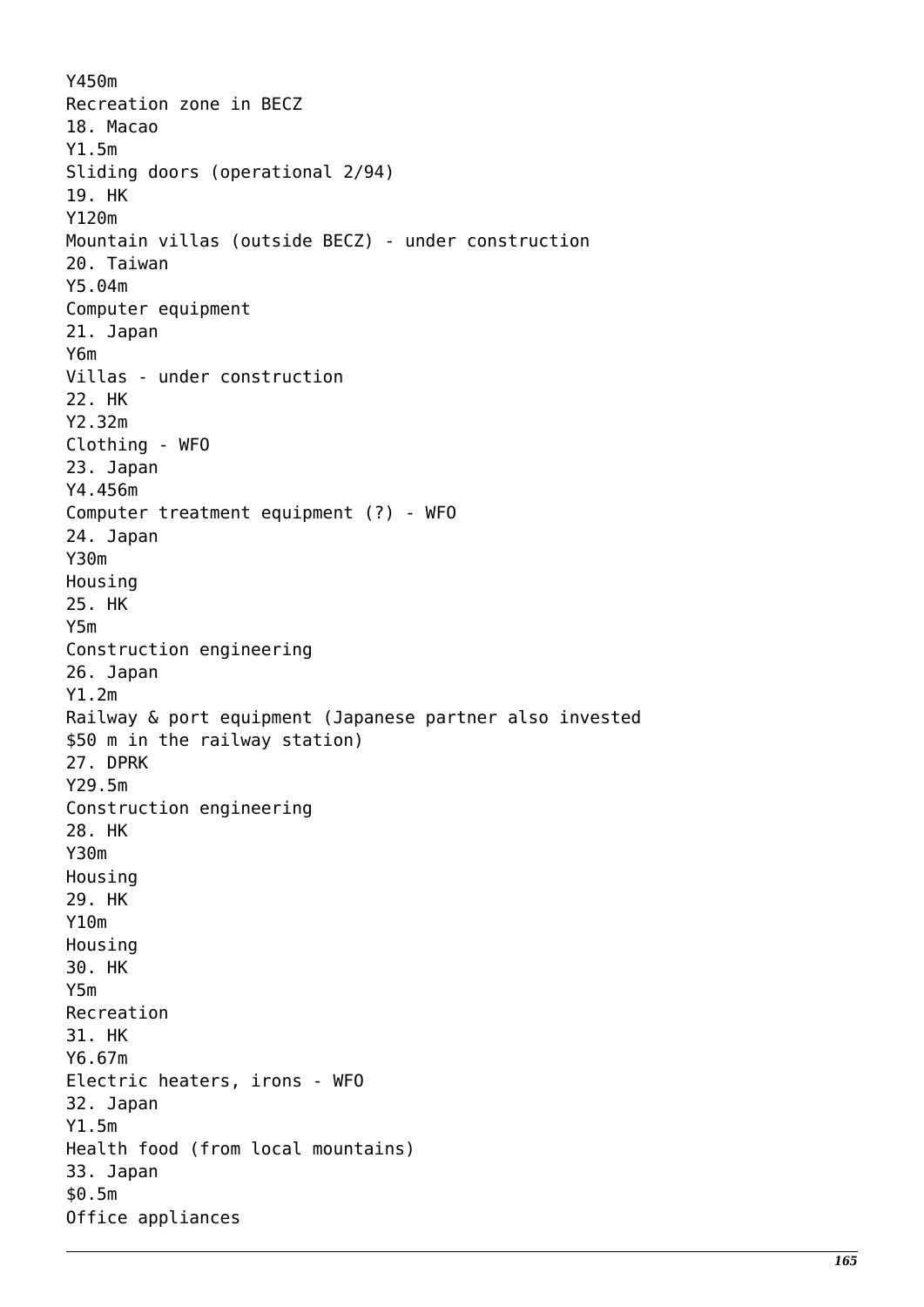Y450m
Recreation zone in BECZ
18. Macao
Y1.5m
Sliding doors (operational 2/94)
19. HK
Y120m
Mountain villas (outside BECZ) - under construction
20. Taiwan
Y5.04m
Computer equipment
21. Japan
Y6m
Villas - under construction
22. HK
Y2.32m
Clothing - WFO
23. Japan
Y4.456m
Computer treatment equipment (?) - WFO
24. Japan
Y30m
Housing
25. HK
Y5m
Construction engineering
26. Japan
Y1.2m
Railway & port equipment (Japanese partner also invested $50 m in the railway station)
27. DPRK
Y29.5m
Construction engineering
28. HK
Y30m
Housing
29. HK
Y10m
Housing
30. HK
Y5m
Recreation
31. HK
Y6.67m
Electric heaters, irons - WFO
32. Japan
Y1.5m
Health food (from local mountains)
33. Japan
$0.5m
Office appliances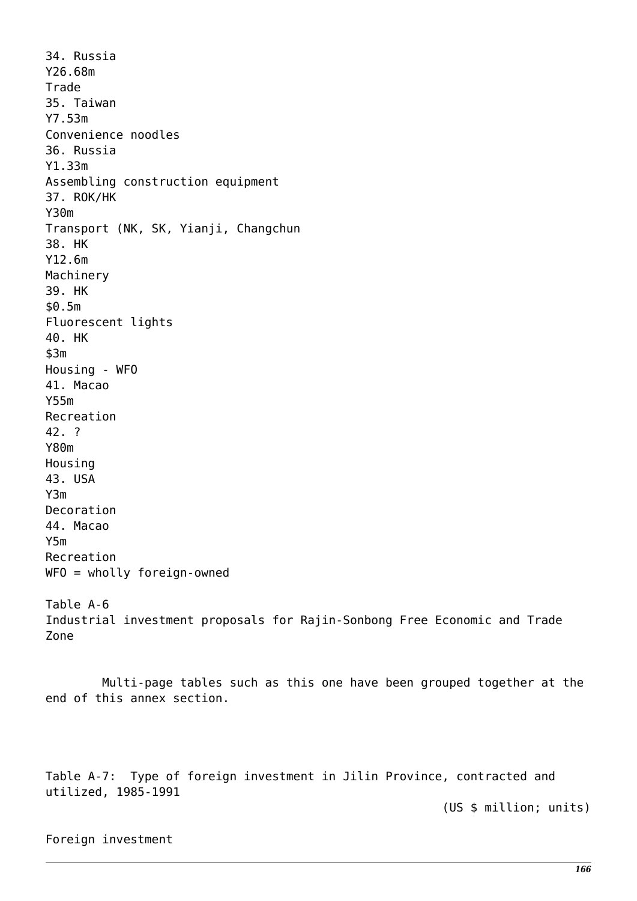34. Russia
Y26.68m
Trade
35. Taiwan
Y7.53m
Convenience noodles
36. Russia
Y1.33m
Assembling construction equipment
37. ROK/HK
Y30m
Transport (NK, SK, Yianji, Changchun
38. HK
Y12.6m
Machinery
39. HK
$0.5m
Fluorescent lights
40. HK
$3m
Housing - WFO
41. Macao
Y55m
Recreation
42. ?
Y80m
Housing
43. USA
Y3m
Decoration
44. Macao
Y5m
Recreation
WFO = wholly foreign-owned

Table A-6
Industrial investment proposals for Rajin-Sonbong Free Economic and Trade Zone

Multi-page tables such as this one have been grouped together at the end of this annex section.

Table A-7: Type of foreign investment in Jilin Province, contracted and utilized, 1985-1991

(US $ million; units)

Foreign investment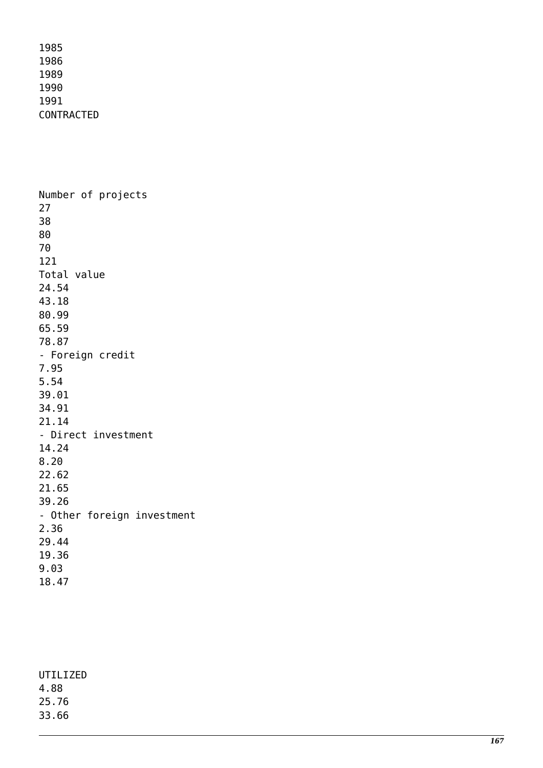| | 1985 | 1986 | 1989 | 1990 | 1991 |
|---|---|---|---|---|---|
| CONTRACTED | | | | | |
| Number of projects | 27 | 38 | 80 | 70 | 121 |
| Total value | 24.54 | 43.18 | 80.99 | 65.59 | 78.87 |
| - Foreign credit | 7.95 | 5.54 | 39.01 | 34.91 | 21.14 |
| - Direct investment | 14.24 | 8.20 | 22.62 | 21.65 | 39.26 |
| - Other foreign investment | 2.36 | 29.44 | 19.36 | 9.03 | 18.47 |

UTILIZED

4.88

25.76

33.66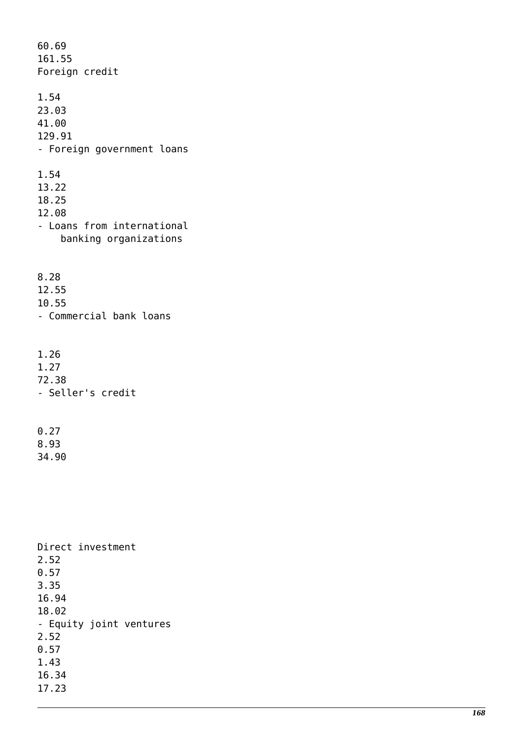60.69
161.55
Foreign credit

1.54
23.03
41.00
129.91
- Foreign government loans

1.54
13.22
18.25
12.08
- Loans from international
    banking organizations

8.28
12.55
10.55
- Commercial bank loans

1.26
1.27
72.38
- Seller's credit

0.27
8.93
34.90

Direct investment
2.52
0.57
3.35
16.94
18.02
- Equity joint ventures
2.52
0.57
1.43
16.34
17.23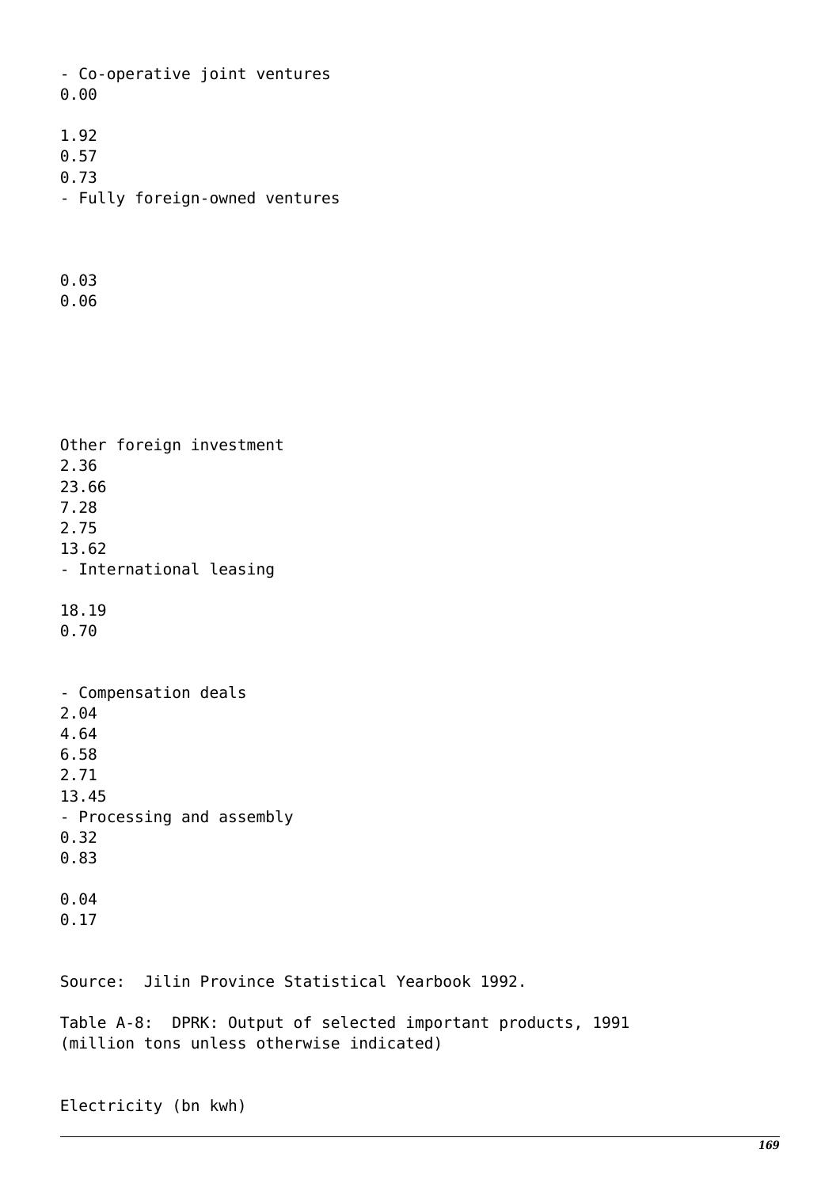- Co-operative joint ventures
0.00

1.92
0.57
0.73
- Fully foreign-owned ventures

0.03
0.06

Other foreign investment
2.36
23.66
7.28
2.75
13.62
- International leasing

18.19
0.70

- Compensation deals
2.04
4.64
6.58
2.71
13.45
- Processing and assembly
0.32
0.83

0.04
0.17

Source: Jilin Province Statistical Yearbook 1992.

Table A-8: DPRK: Output of selected important products, 1991
(million tons unless otherwise indicated)

Electricity (bn kwh)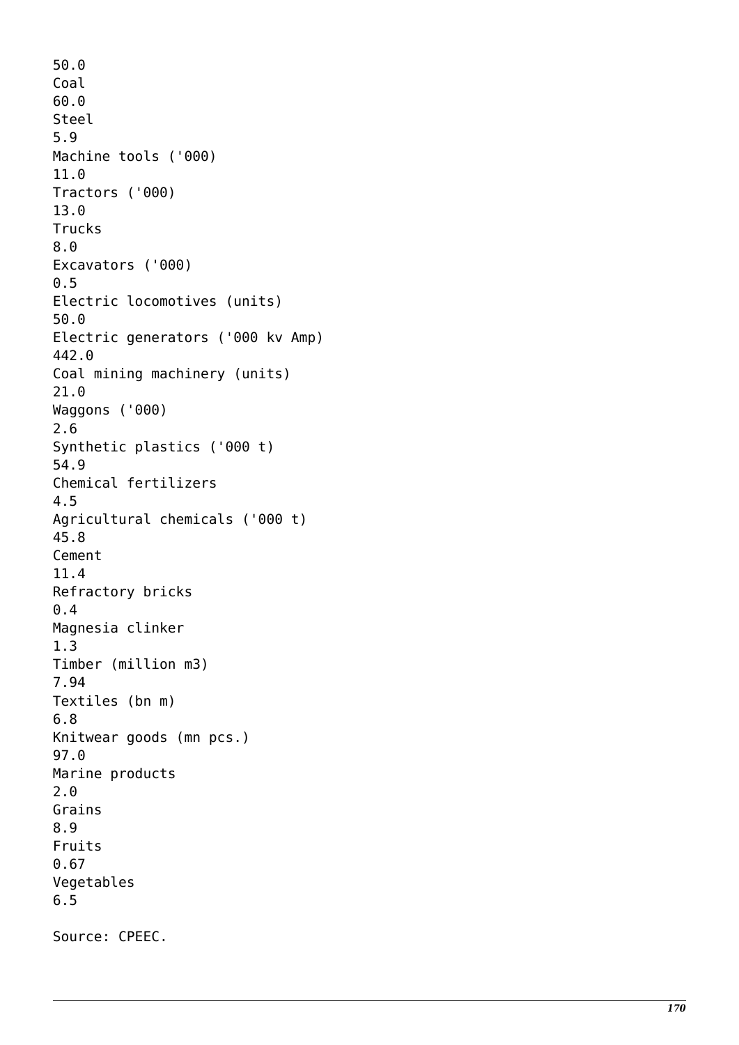50.0
Coal
60.0
Steel
5.9
Machine tools ('000)
11.0
Tractors ('000)
13.0
Trucks
8.0
Excavators ('000)
0.5
Electric locomotives (units)
50.0
Electric generators ('000 kv Amp)
442.0
Coal mining machinery (units)
21.0
Waggons ('000)
2.6
Synthetic plastics ('000 t)
54.9
Chemical fertilizers
4.5
Agricultural chemicals ('000 t)
45.8
Cement
11.4
Refractory bricks
0.4
Magnesia clinker
1.3
Timber (million m3)
7.94
Textiles (bn m)
6.8
Knitwear goods (mn pcs.)
97.0
Marine products
2.0
Grains
8.9
Fruits
0.67
Vegetables
6.5

Source: CPEEC.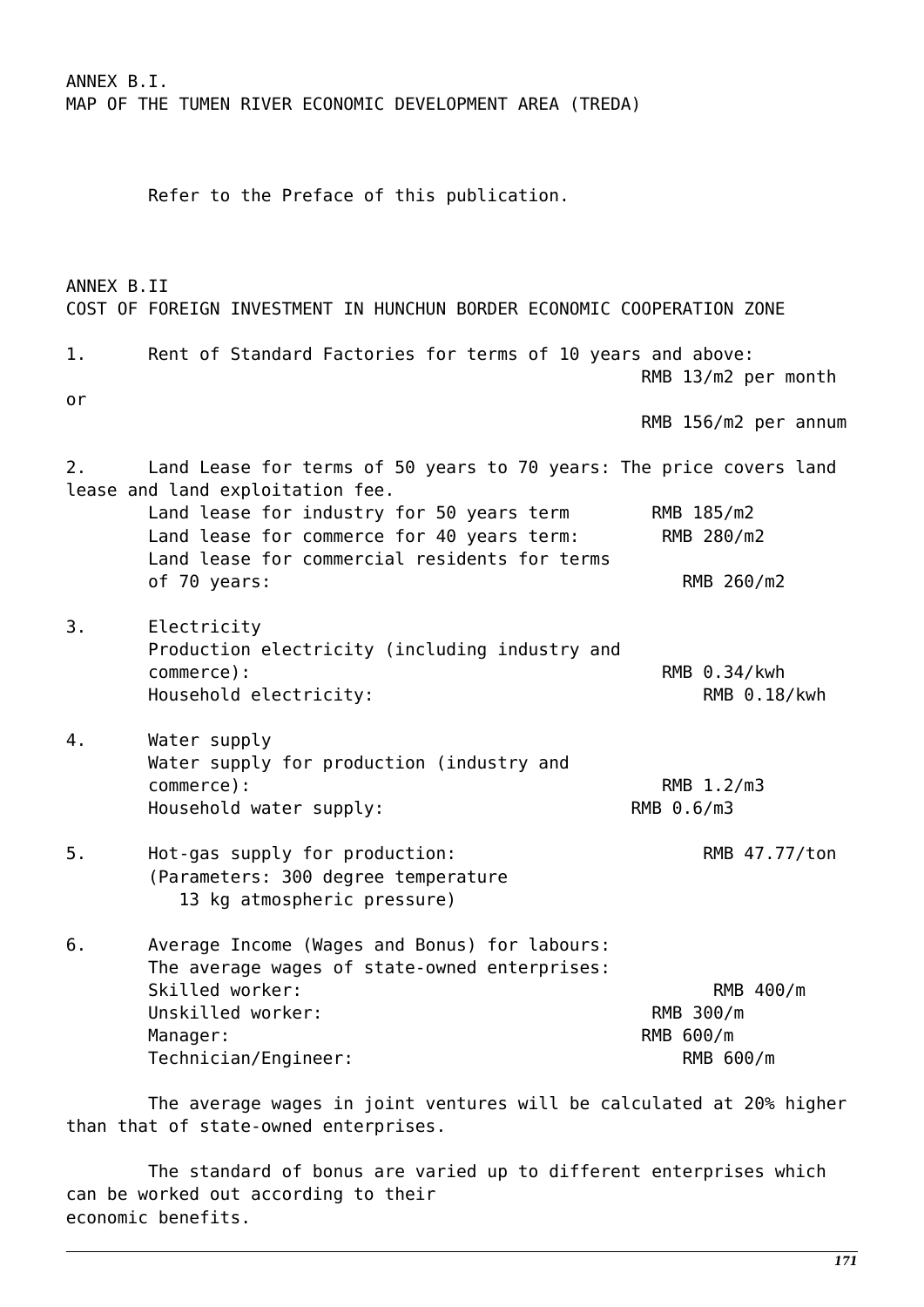ANNEX B.I.
MAP OF THE TUMEN RIVER ECONOMIC DEVELOPMENT AREA (TREDA)

Refer to the Preface of this publication.

ANNEX B.II
COST OF FOREIGN INVESTMENT IN HUNCHUN BORDER ECONOMIC COOPERATION ZONE

1. Rent of Standard Factories for terms of 10 years and above:
   RMB 13/m2 per month
   or
   RMB 156/m2 per annum

2. Land Lease for terms of 50 years to 70 years: The price covers land lease and land exploitation fee.

| | |
|---|---|
| Land lease for industry for 50 years term | RMB 185/m2 |
| Land lease for commerce for 40 years term: | RMB 280/m2 |
| Land lease for commercial residents for terms of 70 years: | RMB 260/m2 |

3. Electricity

| | |
|---|---|
| Production electricity (including industry and commerce): | RMB 0.34/kwh |
| Household electricity: | RMB 0.18/kwh |

4. Water supply

| | |
|---|---|
| Water supply for production (industry and commerce): | RMB 1.2/m3 |
| Household water supply: | RMB 0.6/m3 |

5. Hot-gas supply for production: RMB 47.77/ton
   (Parameters: 300 degree temperature
   13 kg atmospheric pressure)

6. Average Income (Wages and Bonus) for labours:
   The average wages of state-owned enterprises:

| | |
|---|---|
| Skilled worker: | RMB 400/m |
| Unskilled worker: | RMB 300/m |
| Manager: | RMB 600/m |
| Technician/Engineer: | RMB 600/m |

The average wages in joint ventures will be calculated at 20% higher than that of state-owned enterprises.

The standard of bonus are varied up to different enterprises which can be worked out according to their economic benefits.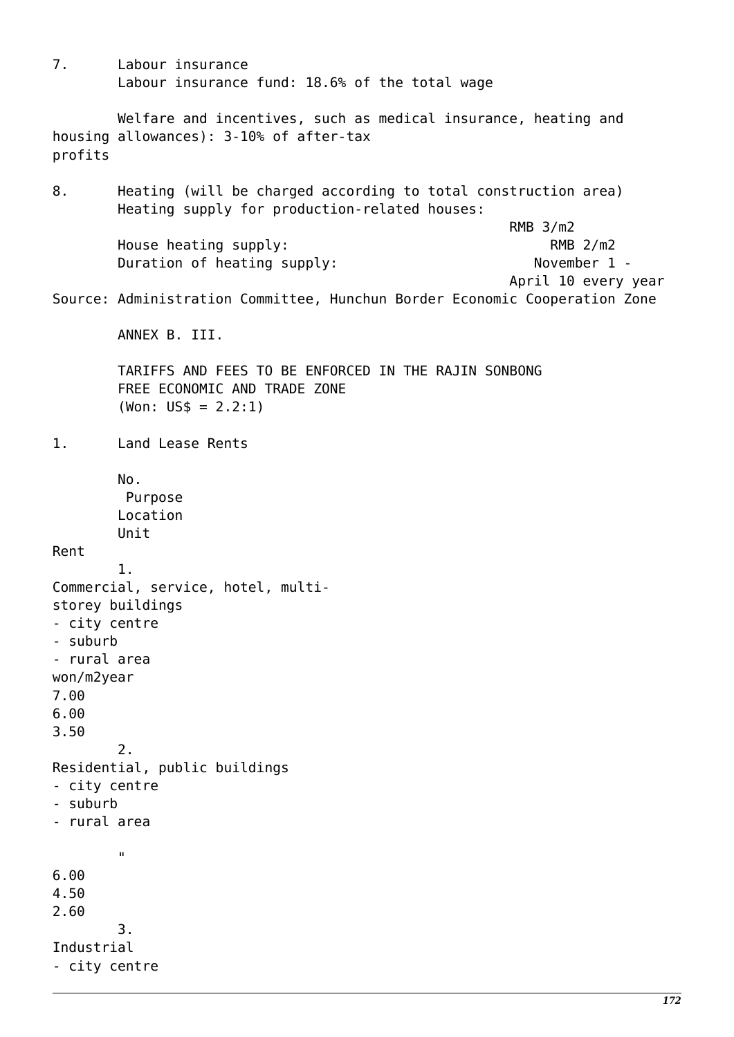7. Labour insurance

Labour insurance fund: 18.6% of the total wage

Welfare and incentives, such as medical insurance, heating and housing allowances): 3-10% of after-tax profits

8. Heating (will be charged according to total construction area)

| | |
|---|---|
| Heating supply for production-related houses: | RMB 3/m2 |
| House heating supply: | RMB 2/m2 |
| Duration of heating supply: | November 1 - April 10 every year |

Source: Administration Committee, Hunchun Border Economic Cooperation Zone

ANNEX B. III.

TARIFFS AND FEES TO BE ENFORCED IN THE RAJIN SONBONG FREE ECONOMIC AND TRADE ZONE
(Won: US$ = 2.2:1)

1. Land Lease Rents

| No. | Purpose | Location | Unit | Rent |
|---|---|---|---|---|
| 1. | Commercial, service, hotel, multi-storey buildings | - city centre<br>- suburb<br>- rural area | won/m2year | 7.00<br>6.00<br>3.50 |
| 2. | Residential, public buildings | - city centre<br>- suburb<br>- rural area | " | 6.00<br>4.50<br>2.60 |
| 3. | Industrial | - city centre | | |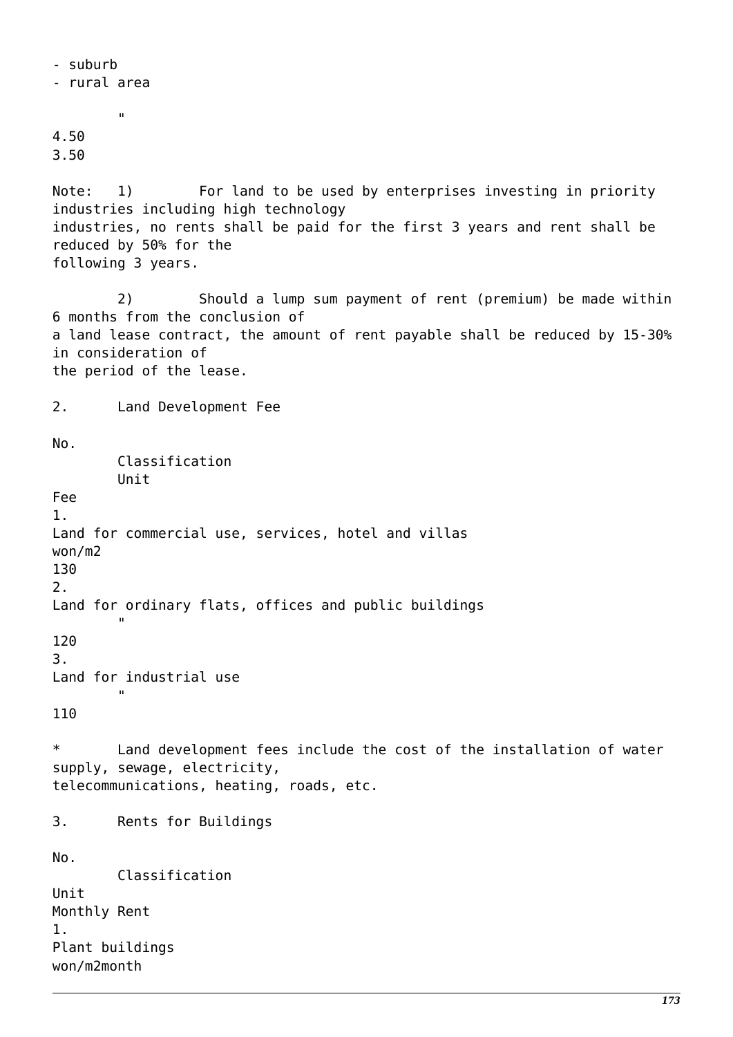| | Classification | Unit | Rent |
|---|---|---|---|
| | - suburb | " | 4.50 |
| | - rural area | | 3.50 |

Note: 1) For land to be used by enterprises investing in priority industries including high technology industries, no rents shall be paid for the first 3 years and rent shall be reduced by 50% for the following 3 years.

2) Should a lump sum payment of rent (premium) be made within 6 months from the conclusion of a land lease contract, the amount of rent payable shall be reduced by 15-30% in consideration of the period of the lease.

2. Land Development Fee

| No. | Classification | Unit | Fee |
|---|---|---|---|
| 1. | Land for commercial use, services, hotel and villas | won/m2 | 130 |
| 2. | Land for ordinary flats, offices and public buildings | " | 120 |
| 3. | Land for industrial use | " | 110 |

* Land development fees include the cost of the installation of water supply, sewage, electricity, telecommunications, heating, roads, etc.

3. Rents for Buildings

| No. | Classification | Unit | Monthly Rent |
|---|---|---|---|
| 1. | Plant buildings | won/m2month | |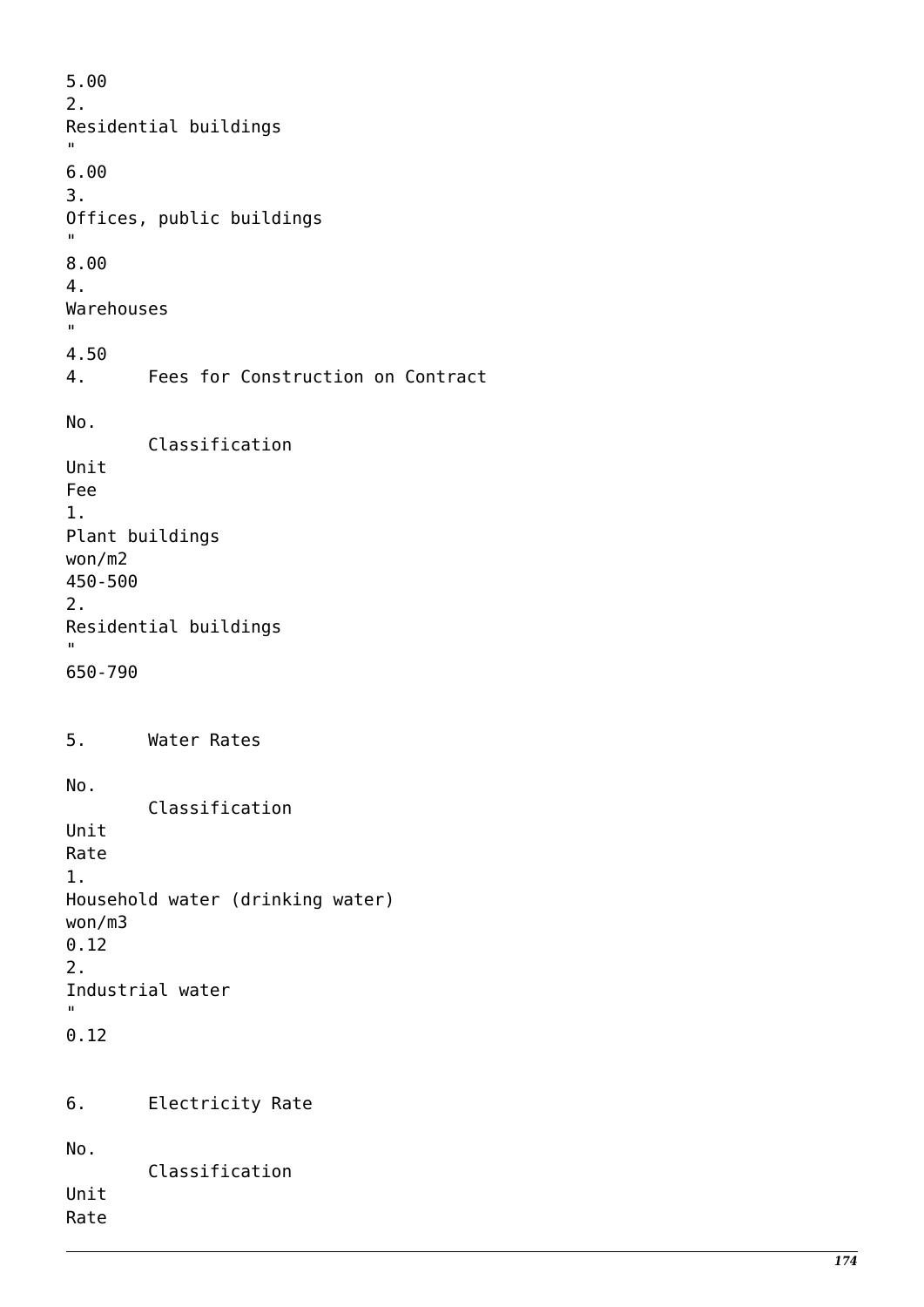5.00
2.
Residential buildings
"
6.00
3.
Offices, public buildings
"
8.00
4.
Warehouses
"
4.50

4. Fees for Construction on Contract

| No. | Classification | Unit | Fee |
|---|---|---|---|
| 1. | Plant buildings | won/m2 | 450-500 |
| 2. | Residential buildings | " | 650-790 |

5. Water Rates

| No. | Classification | Unit | Rate |
|---|---|---|---|
| 1. | Household water (drinking water) | won/m3 | 0.12 |
| 2. | Industrial water | " | 0.12 |

6. Electricity Rate

| No. | Classification | Unit | Rate |
|---|---|---|---|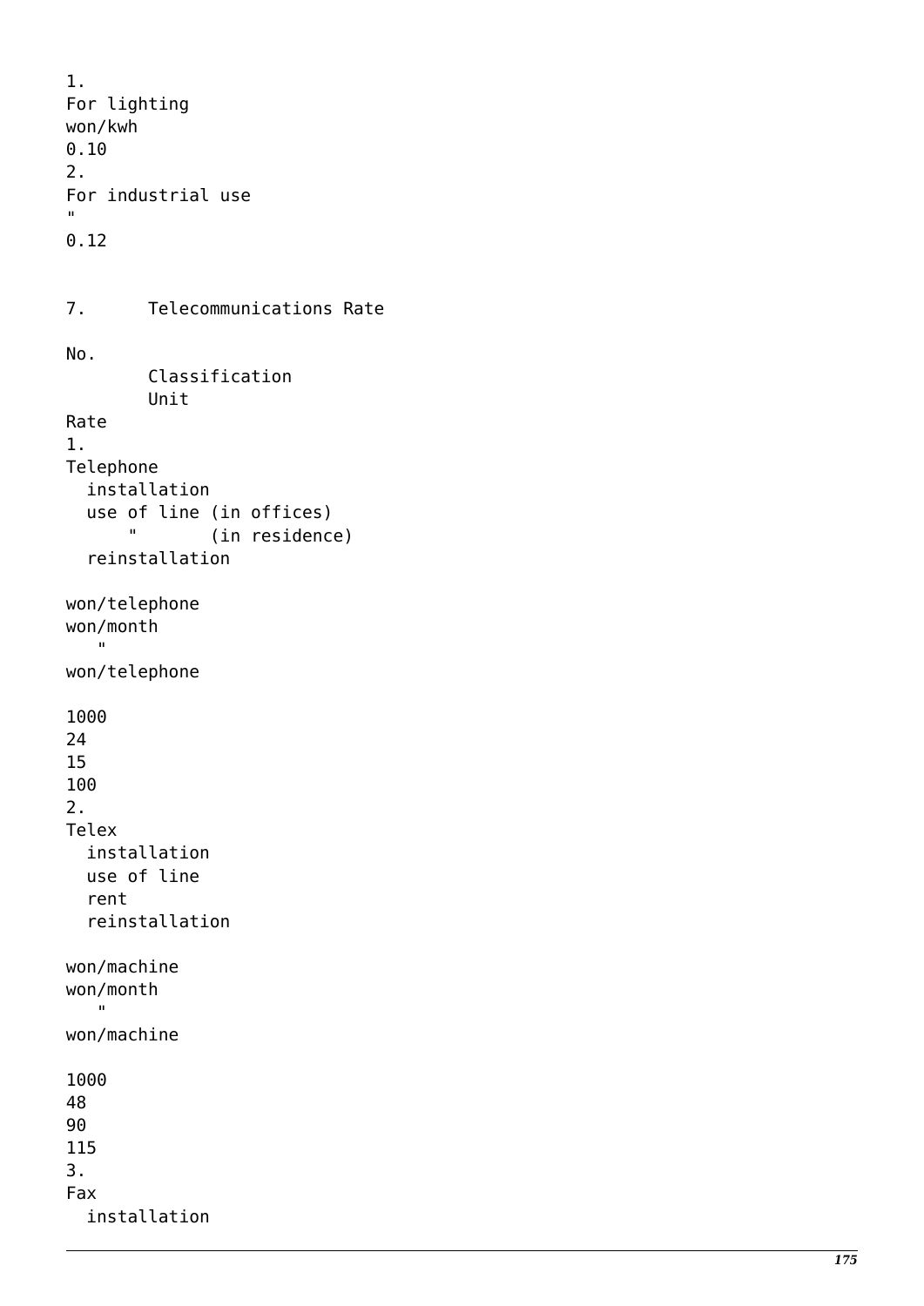| No. | Classification | Unit | Rate |
|---|---|---|---|
| 1. | For lighting | won/kwh | 0.10 |
| 2. | For industrial use | " | 0.12 |

7. Telecommunications Rate

| No. | Classification | Unit | Rate |
|---|---|---|---|
| 1. | Telephone<br>installation<br>use of line (in offices)<br>" (in residence)<br>reinstallation | won/telephone<br>won/month<br>"<br>won/telephone | 1000<br>24<br>15<br>100 |
| 2. | Telex<br>installation<br>use of line<br>rent<br>reinstallation | won/machine<br>won/month<br>"<br>won/machine | 1000<br>48<br>90<br>115 |
| 3. | Fax<br>installation | | |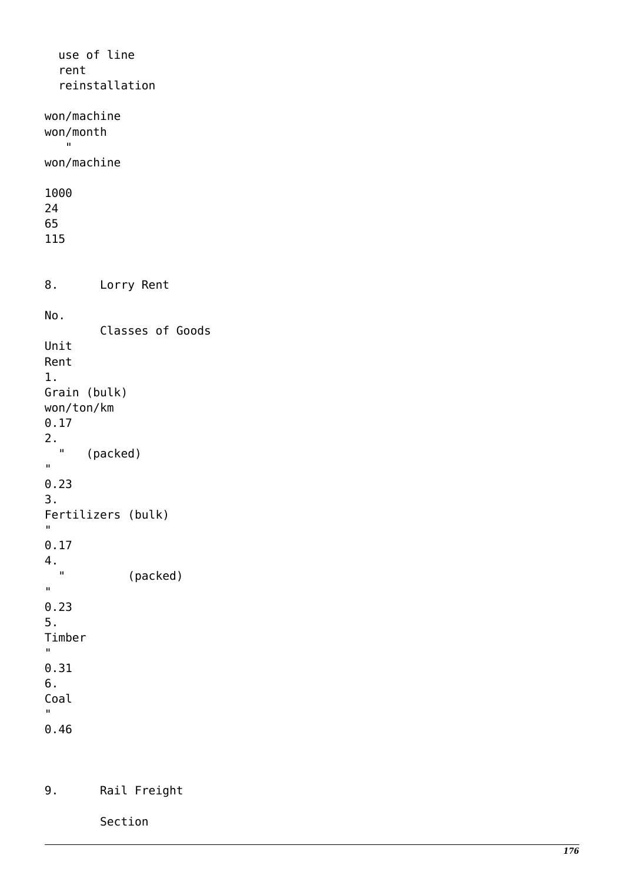| | | |
|---|---|---|
| use of line | won/machine | 1000 |
| rent | won/month | 24 |
| reinstallation | " | 65 |
| | won/machine | 115 |

8. Lorry Rent

| No. | Classes of Goods | Unit | Rent |
|---|---|---|---|
| 1. | Grain (bulk) | won/ton/km | 0.17 |
| 2. | " (packed) | " | 0.23 |
| 3. | Fertilizers (bulk) | " | 0.17 |
| 4. | " (packed) | " | 0.23 |
| 5. | Timber | " | 0.31 |
| 6. | Coal | " | 0.46 |

9. Rail Freight

Section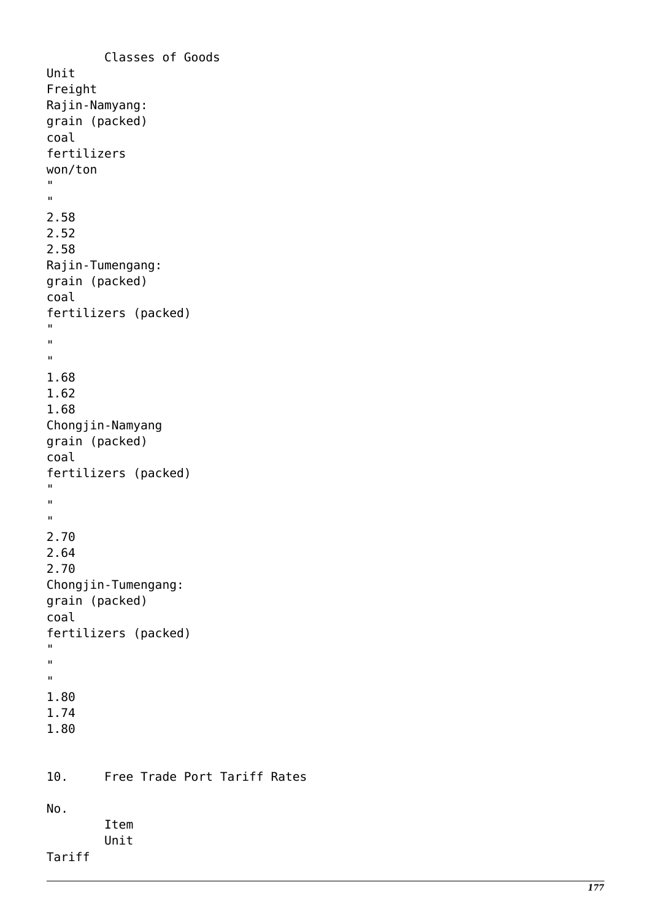| Classes of Goods | Unit | Freight |
|---|---|---|
| Rajin-Namyang: | | |
| grain (packed) | won/ton | 2.58 |
| coal | " | 2.52 |
| fertilizers | " | 2.58 |
| Rajin-Tumengang: | | |
| grain (packed) | " | 1.68 |
| coal | " | 1.62 |
| fertilizers (packed) | " | 1.68 |
| Chongjin-Namyang | | |
| grain (packed) | " | 2.70 |
| coal | " | 2.64 |
| fertilizers (packed) | " | 2.70 |
| Chongjin-Tumengang: | | |
| grain (packed) | " | 1.80 |
| coal | " | 1.74 |
| fertilizers (packed) | " | 1.80 |

10. Free Trade Port Tariff Rates

| No. | Item | Unit | Tariff |
|---|---|---|---|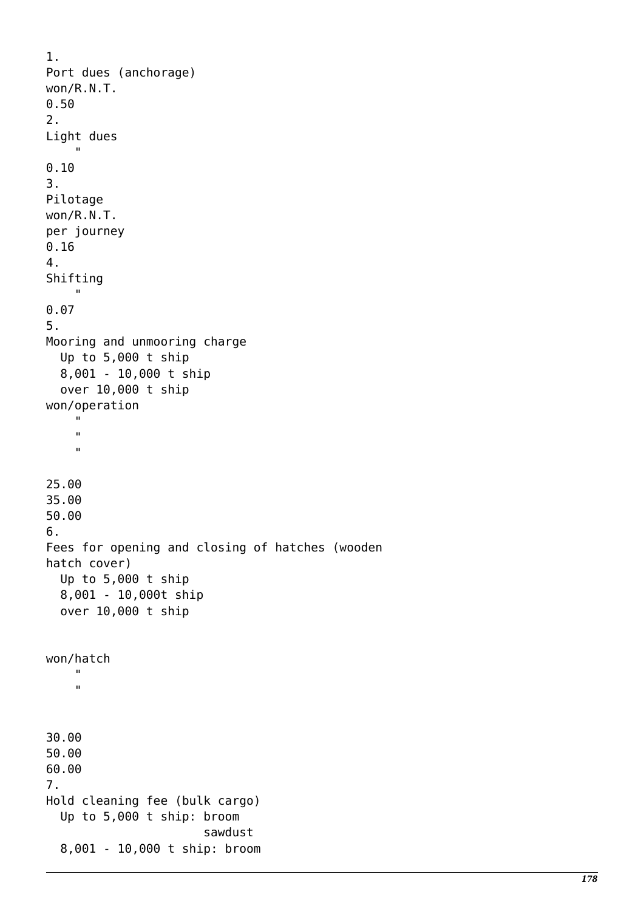| | | | |
|---|---|---|---|
| 1. | Port dues (anchorage) | won/R.N.T. | 0.50 |
| 2. | Light dues | " | 0.10 |
| 3. | Pilotage | won/R.N.T. per journey | 0.16 |
| 4. | Shifting | " | 0.07 |
| 5. | Mooring and unmooring charge | | |
| | Up to 5,000 t ship | won/operation | 25.00 |
| | 8,001 - 10,000 t ship | " | 35.00 |
| | over 10,000 t ship | " | 50.00 |
| 6. | Fees for opening and closing of hatches (wooden hatch cover) | | |
| | Up to 5,000 t ship | won/hatch | 30.00 |
| | 8,001 - 10,000t ship | " | 50.00 |
| | over 10,000 t ship | " | 60.00 |
| 7. | Hold cleaning fee (bulk cargo) | | |
| | Up to 5,000 t ship: broom | | |
| | sawdust | | |
| | 8,001 - 10,000 t ship: broom | | |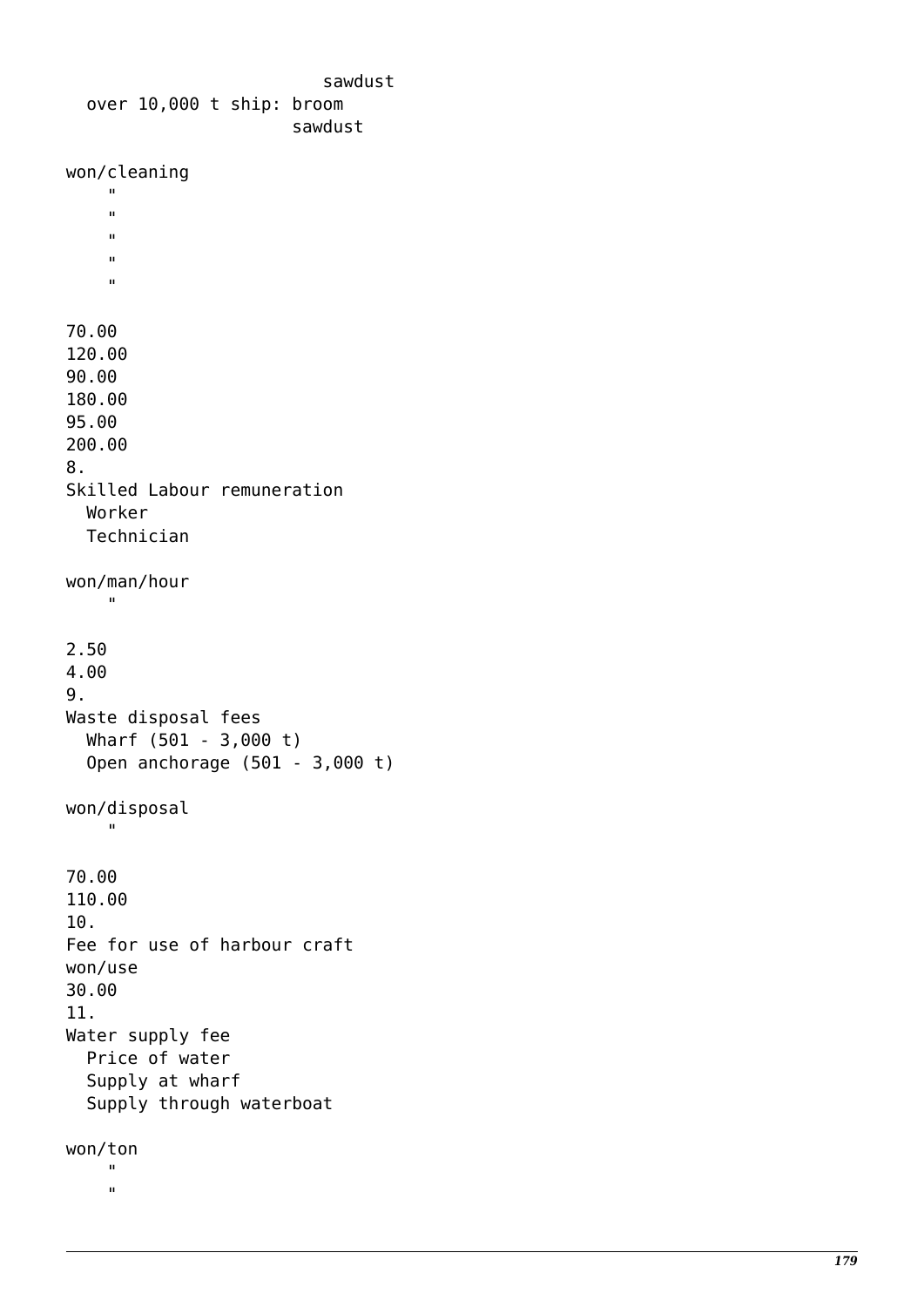sawdust
over 10,000 t ship: broom
sawdust

won/cleaning
"
"
"
"
"

70.00
120.00
90.00
180.00
95.00
200.00

8.
Skilled Labour remuneration
Worker
Technician

won/man/hour
"

2.50
4.00

9.
Waste disposal fees
Wharf (501 - 3,000 t)
Open anchorage (501 - 3,000 t)

won/disposal
"

70.00
110.00

10.
Fee for use of harbour craft
won/use
30.00

11.
Water supply fee
Price of water
Supply at wharf
Supply through waterboat

won/ton
"
"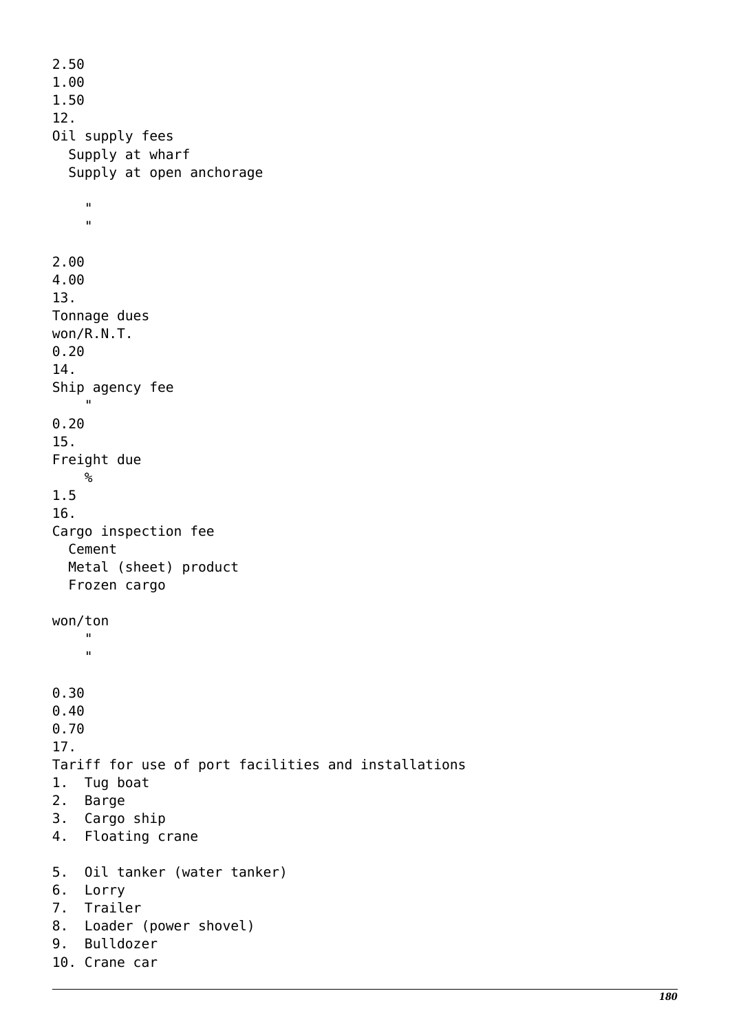2.50
1.00
1.50

12.
Oil supply fees
  Supply at wharf
  Supply at open anchorage

"
"

2.00
4.00

13.
Tonnage dues
won/R.N.T.
0.20

14.
Ship agency fee
"
0.20

15.
Freight due
%
1.5

16.
Cargo inspection fee
  Cement
  Metal (sheet) product
  Frozen cargo

won/ton
"
"

0.30
0.40
0.70

17.
Tariff for use of port facilities and installations

1. Tug boat
2. Barge
3. Cargo ship
4. Floating crane
5. Oil tanker (water tanker)
6. Lorry
7. Trailer
8. Loader (power shovel)
9. Bulldozer
10. Crane car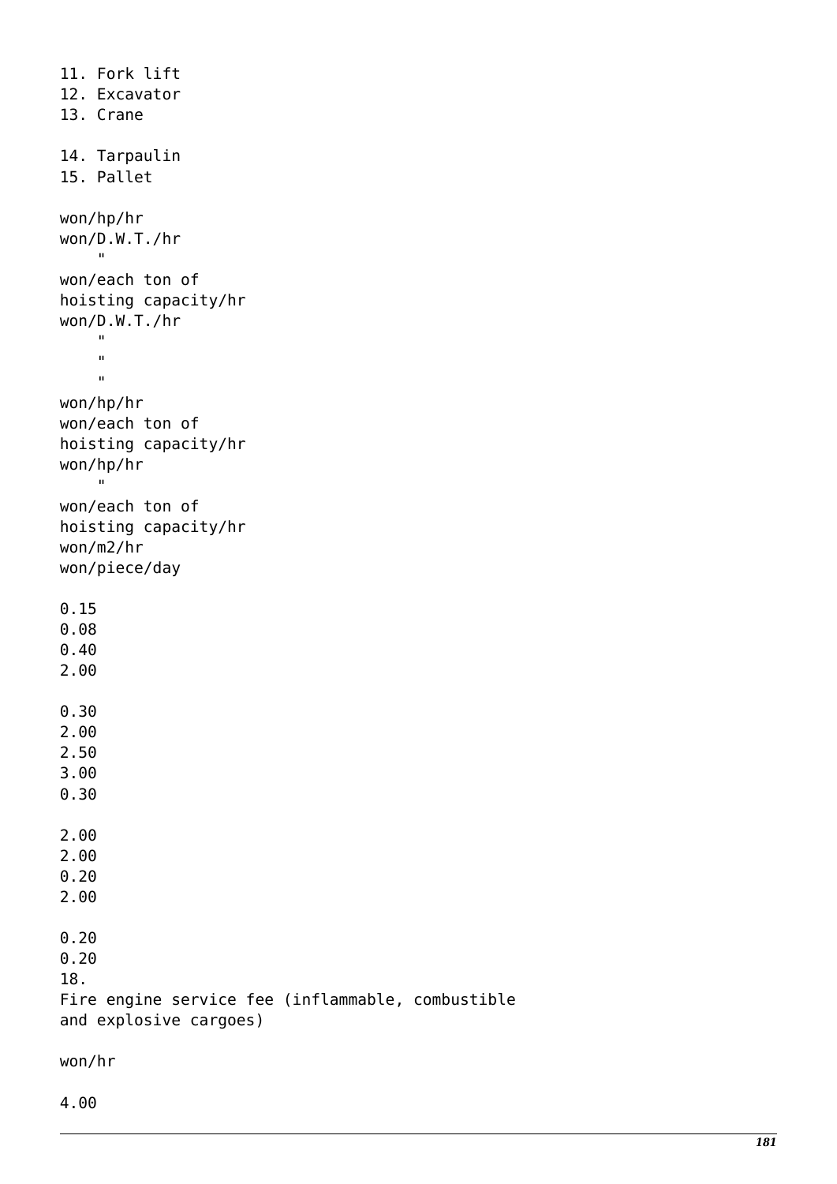11. Fork lift
12. Excavator
13. Crane

14. Tarpaulin
15. Pallet

won/hp/hr
won/D.W.T./hr
"
won/each ton of hoisting capacity/hr
won/D.W.T./hr
"
"
"
won/hp/hr
won/each ton of hoisting capacity/hr
won/hp/hr
"
won/each ton of hoisting capacity/hr
won/m2/hr
won/piece/day

0.15
0.08
0.40
2.00

0.30
2.00
2.50
3.00
0.30

2.00
2.00
0.20
2.00

0.20
0.20

18.
Fire engine service fee (inflammable, combustible and explosive cargoes)

won/hr

4.00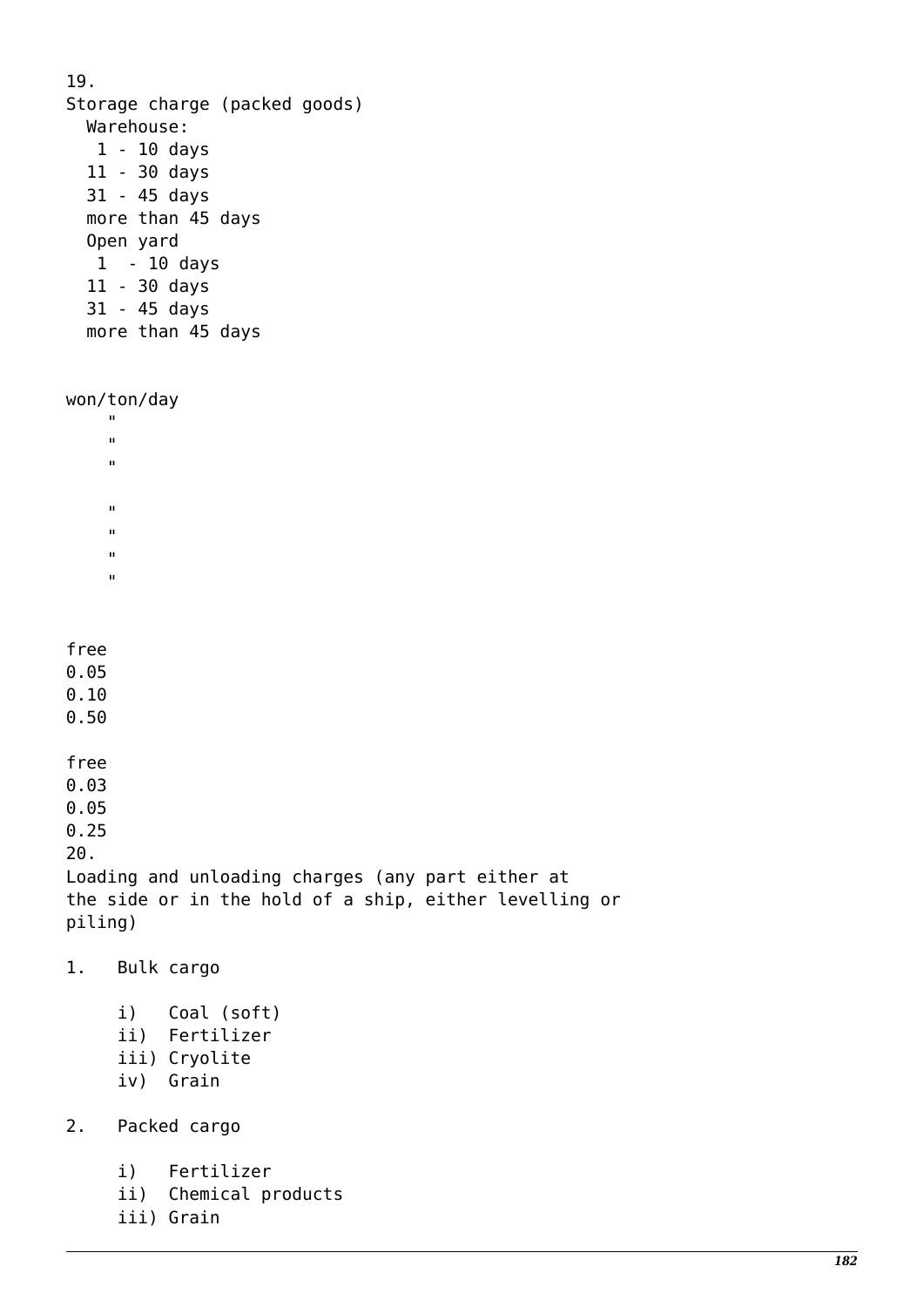19.
Storage charge (packed goods)

| | Unit | Rate |
|---|---|---|
| Warehouse: | | |
| 1 - 10 days | won/ton/day | free |
| 11 - 30 days | " | 0.05 |
| 31 - 45 days | " | 0.10 |
| more than 45 days | " | 0.50 |
| Open yard | | |
| 1 - 10 days | " | free |
| 11 - 30 days | " | 0.03 |
| 31 - 45 days | " | 0.05 |
| more than 45 days | " | 0.25 |

20.
Loading and unloading charges (any part either at the side or in the hold of a ship, either levelling or piling)

1. Bulk cargo

   i) Coal (soft)
   ii) Fertilizer
   iii) Cryolite
   iv) Grain

2. Packed cargo

   i) Fertilizer
   ii) Chemical products
   iii) Grain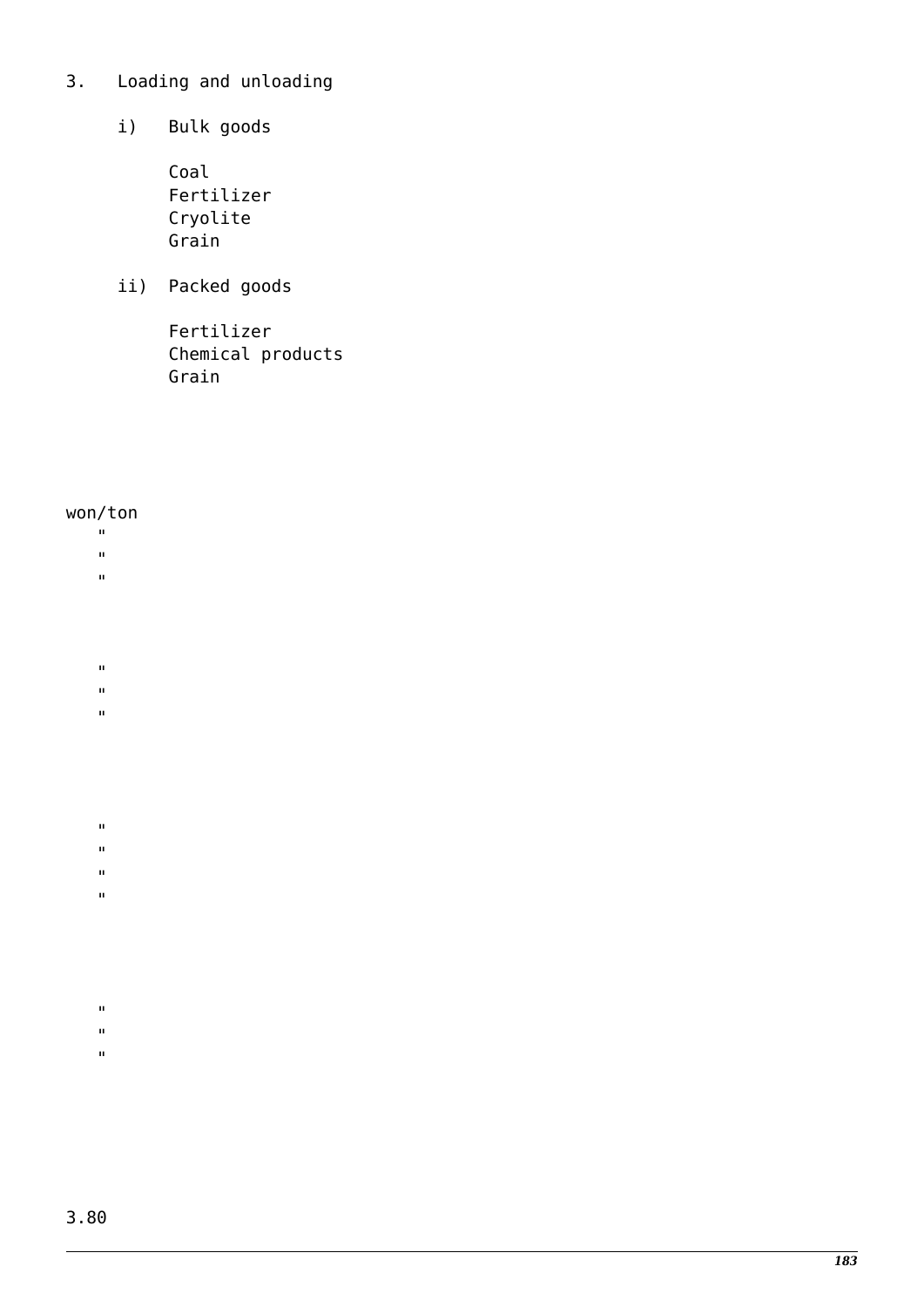3. Loading and unloading

   i) Bulk goods

      Coal
      Fertilizer
      Cryolite
      Grain

   ii) Packed goods

      Fertilizer
      Chemical products
      Grain

won/ton
"
"
"

"
"
"

"
"
"
"

"
"
"

3.80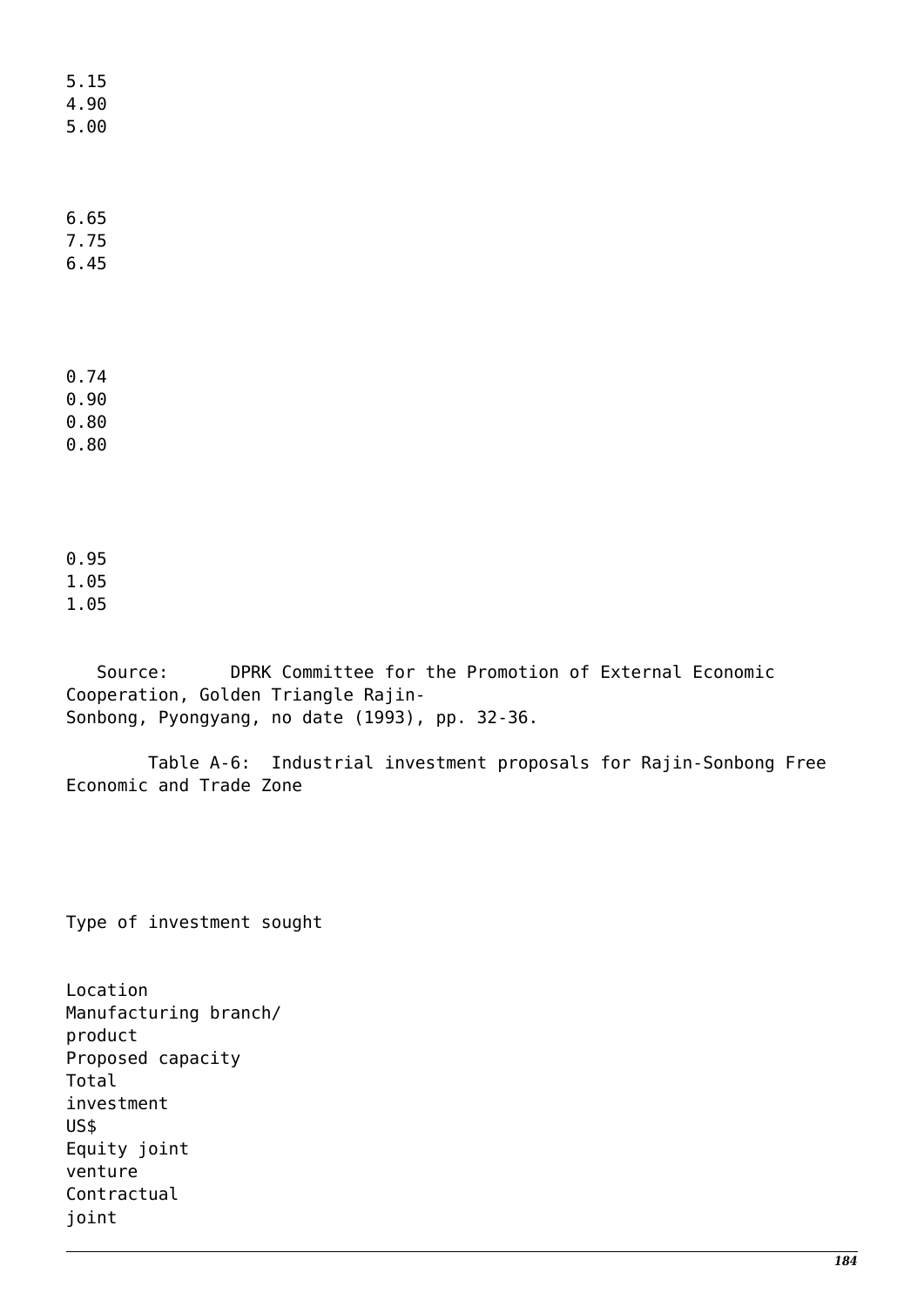5.15
4.90
5.00

6.65
7.75
6.45

0.74
0.90
0.80
0.80

0.95
1.05
1.05

Source: DPRK Committee for the Promotion of External Economic Cooperation, Golden Triangle Rajin-Sonbong, Pyongyang, no date (1993), pp. 32-36.

Table A-6: Industrial investment proposals for Rajin-Sonbong Free Economic and Trade Zone

Type of investment sought

Location
Manufacturing branch/
product
Proposed capacity
Total
investment
US$
Equity joint
venture
Contractual
joint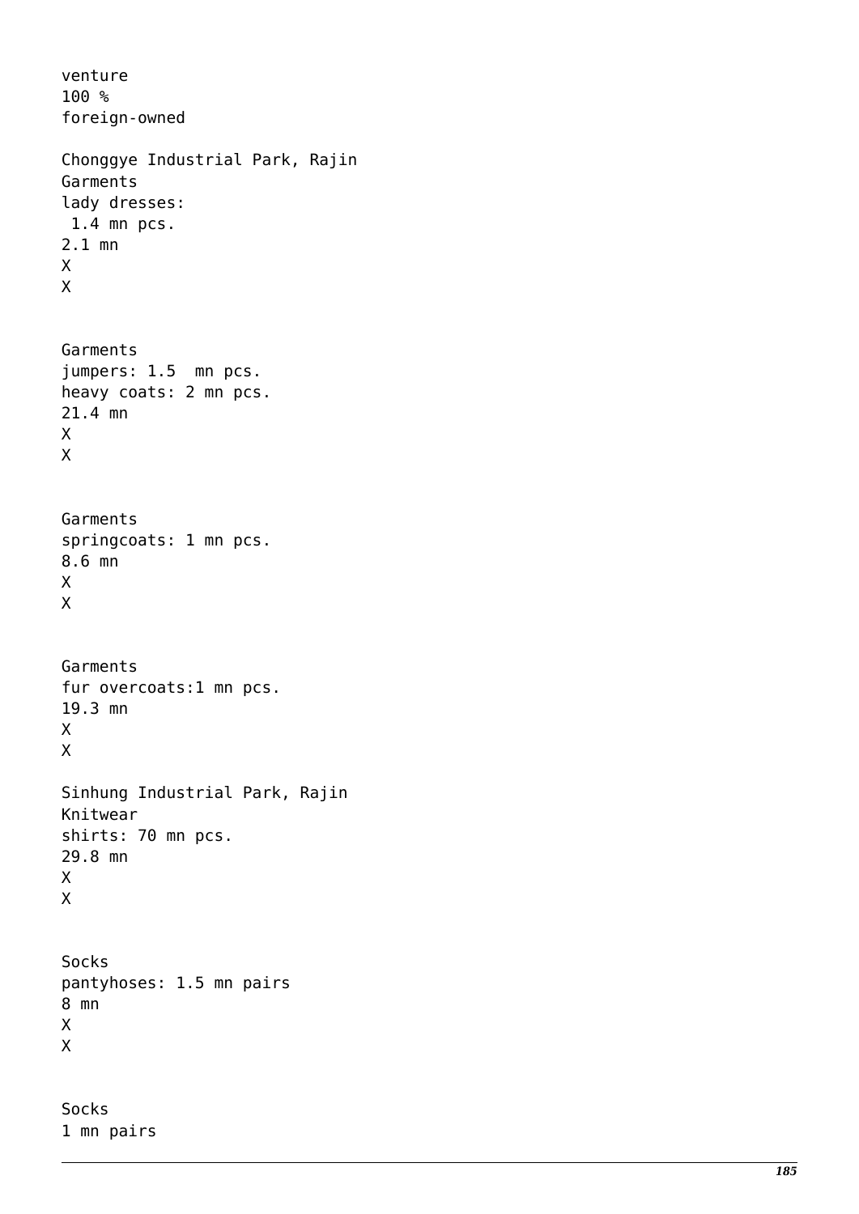venture
100 %
foreign-owned

Chonggye Industrial Park, Rajin
Garments
lady dresses:
 1.4 mn pcs.
2.1 mn
X
X

Garments
jumpers: 1.5  mn pcs.
heavy coats: 2 mn pcs.
21.4 mn
X
X

Garments
springcoats: 1 mn pcs.
8.6 mn
X
X

Garments
fur overcoats:1 mn pcs.
19.3 mn
X
X

Sinhung Industrial Park, Rajin
Knitwear
shirts: 70 mn pcs.
29.8 mn
X
X

Socks
pantyhoses: 1.5 mn pairs
8 mn
X
X

Socks
1 mn pairs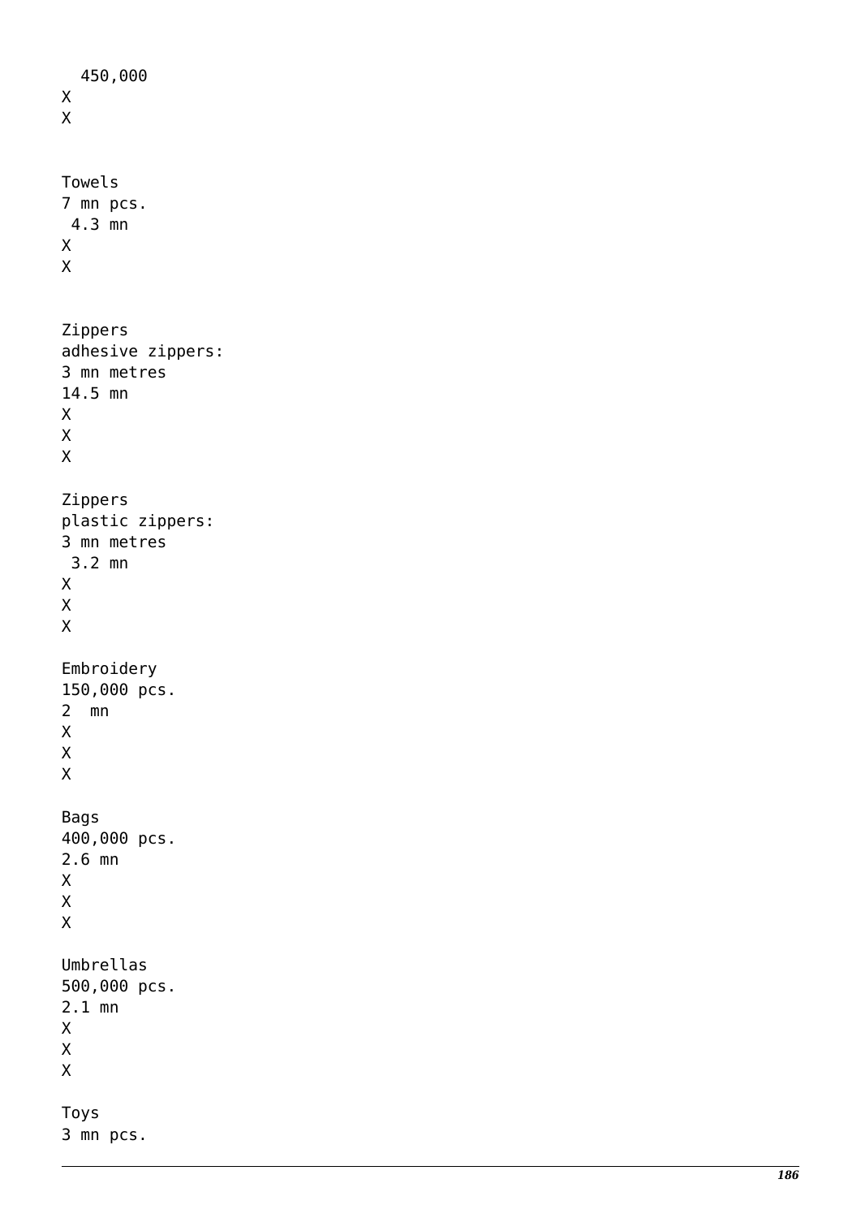450,000
X
X

Towels
7 mn pcs.
4.3 mn
X
X

Zippers
adhesive zippers:
3 mn metres
14.5 mn
X
X
X

Zippers
plastic zippers:
3 mn metres
3.2 mn
X
X
X

Embroidery
150,000 pcs.
2  mn
X
X
X

Bags
400,000 pcs.
2.6 mn
X
X
X

Umbrellas
500,000 pcs.
2.1 mn
X
X
X

Toys
3 mn pcs.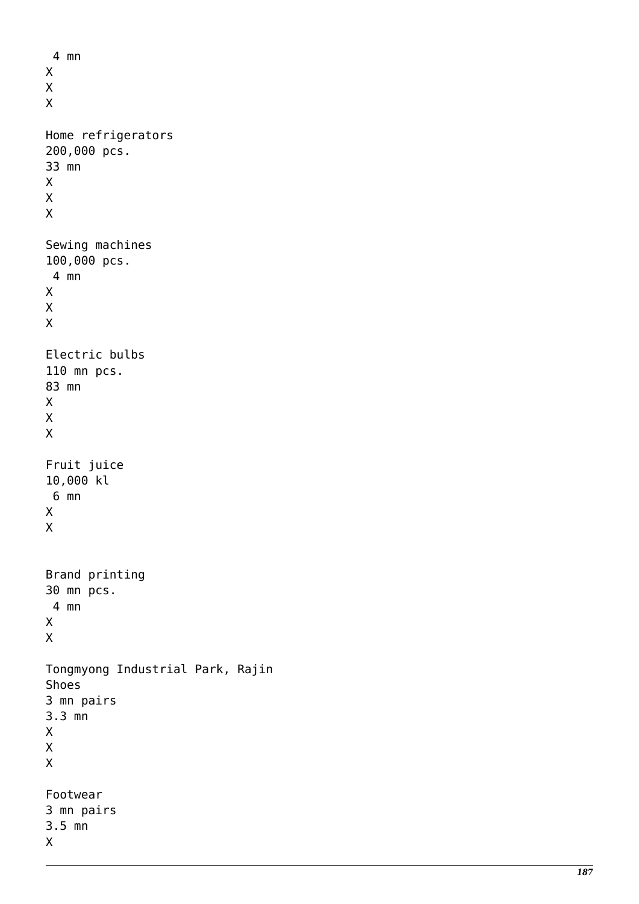4 mn
X
X
X

Home refrigerators
200,000 pcs.
33 mn
X
X
X

Sewing machines
100,000 pcs.
4 mn
X
X
X

Electric bulbs
110 mn pcs.
83 mn
X
X
X

Fruit juice
10,000 kl
6 mn
X
X

Brand printing
30 mn pcs.
4 mn
X
X

Tongmyong Industrial Park, Rajin
Shoes
3 mn pairs
3.3 mn
X
X
X

Footwear
3 mn pairs
3.5 mn
X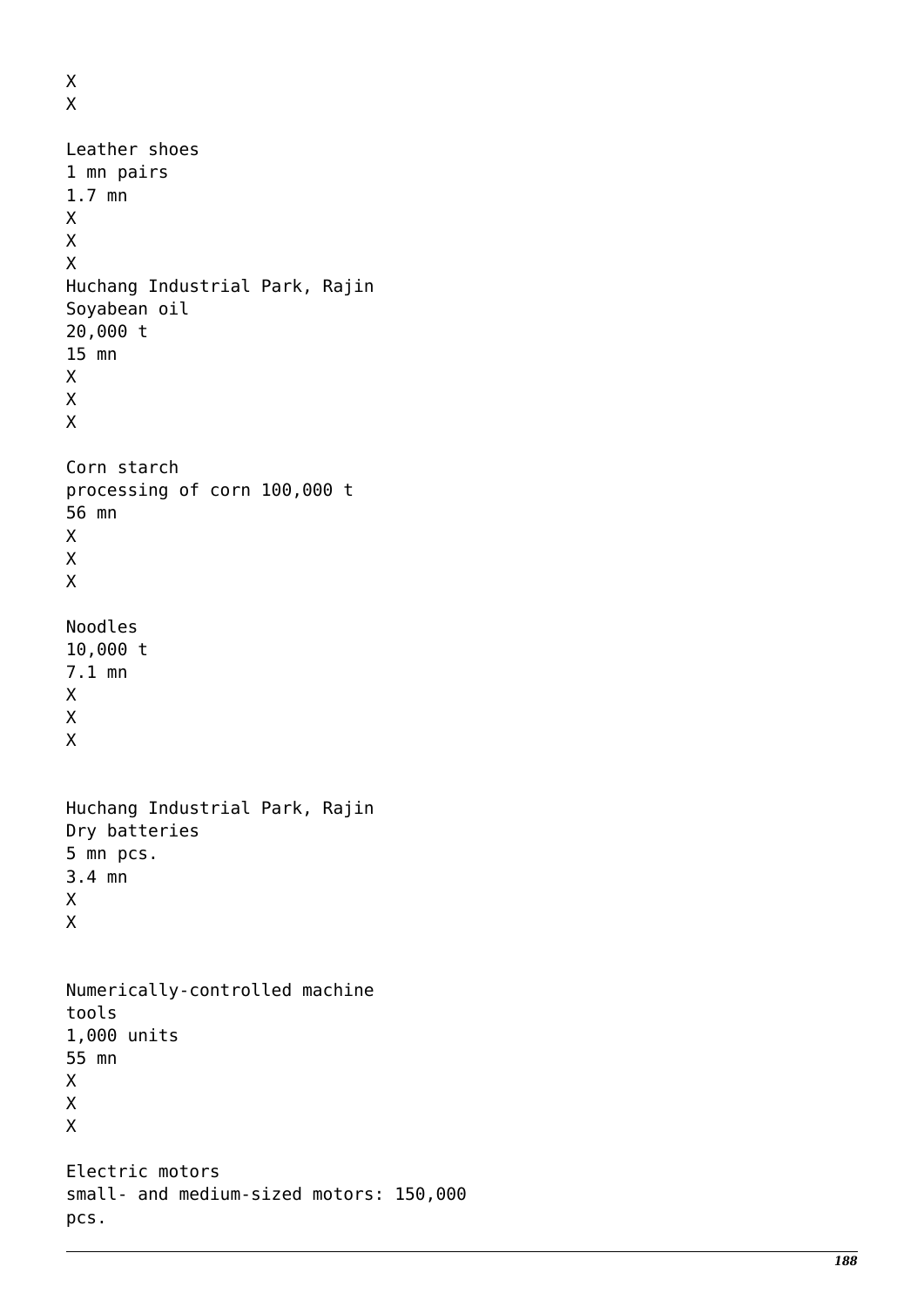X
X

Leather shoes
1 mn pairs
1.7 mn
X
X
X
Huchang Industrial Park, Rajin
Soyabean oil
20,000 t
15 mn
X
X
X

Corn starch
processing of corn 100,000 t
56 mn
X
X
X

Noodles
10,000 t
7.1 mn
X
X
X

Huchang Industrial Park, Rajin
Dry batteries
5 mn pcs.
3.4 mn
X
X

Numerically-controlled machine tools
1,000 units
55 mn
X
X
X

Electric motors
small- and medium-sized motors: 150,000 pcs.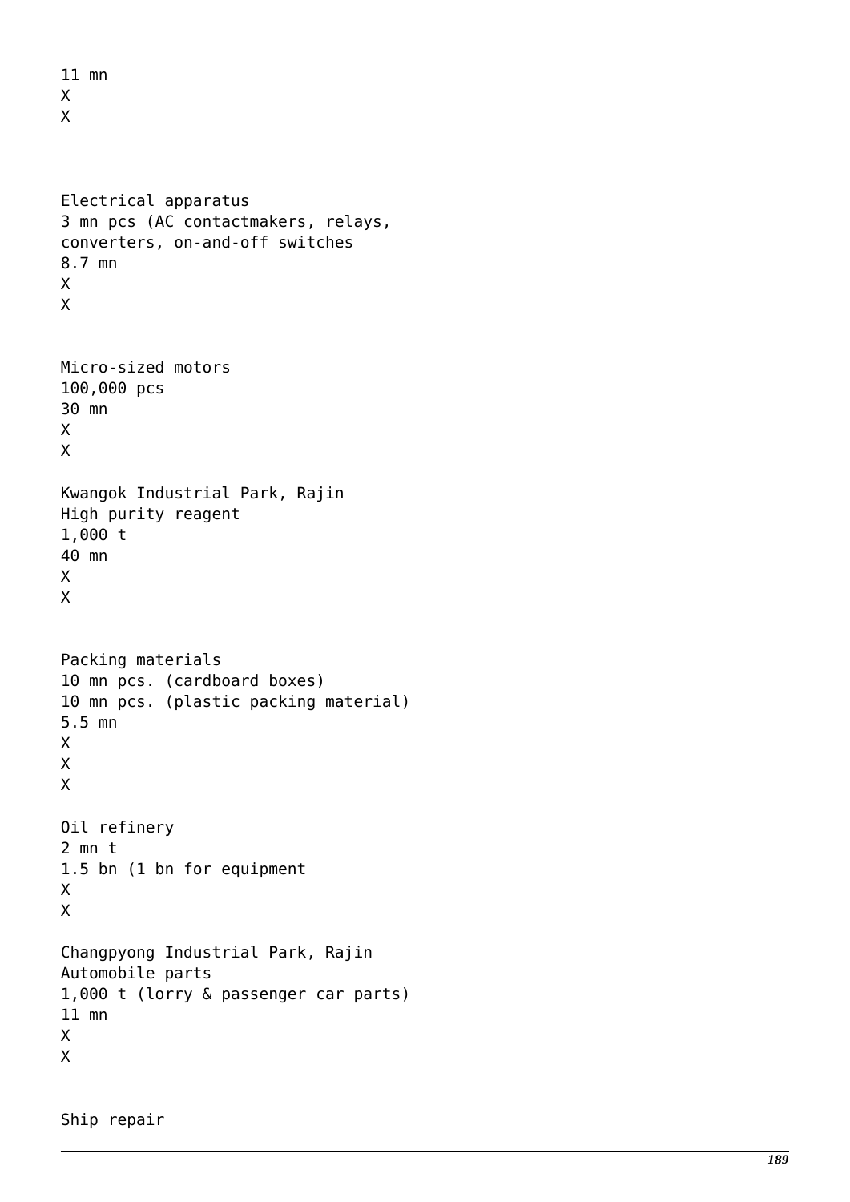11 mn
X
X

Electrical apparatus
3 mn pcs (AC contactmakers, relays, converters, on-and-off switches
8.7 mn
X
X

Micro-sized motors
100,000 pcs
30 mn
X
X

Kwangok Industrial Park, Rajin
High purity reagent
1,000 t
40 mn
X
X

Packing materials
10 mn pcs. (cardboard boxes)
10 mn pcs. (plastic packing material)
5.5 mn
X
X
X

Oil refinery
2 mn t
1.5 bn (1 bn for equipment
X
X

Changpyong Industrial Park, Rajin
Automobile parts
1,000 t (lorry & passenger car parts)
11 mn
X
X

Ship repair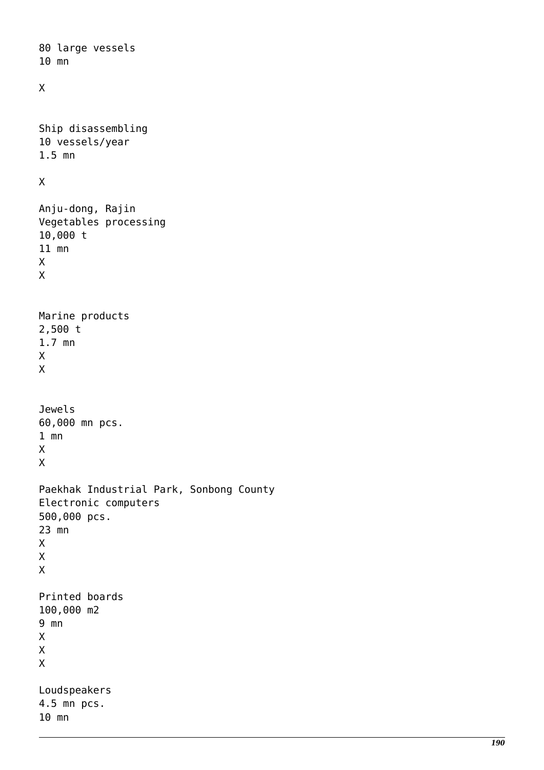80 large vessels
10 mn

X

Ship disassembling
10 vessels/year
1.5 mn

X

Anju-dong, Rajin
Vegetables processing
10,000 t
11 mn
X
X

Marine products
2,500 t
1.7 mn
X
X

Jewels
60,000 mn pcs.
1 mn
X
X

Paekhak Industrial Park, Sonbong County
Electronic computers
500,000 pcs.
23 mn
X
X
X

Printed boards
100,000 m2
9 mn
X
X
X

Loudspeakers
4.5 mn pcs.
10 mn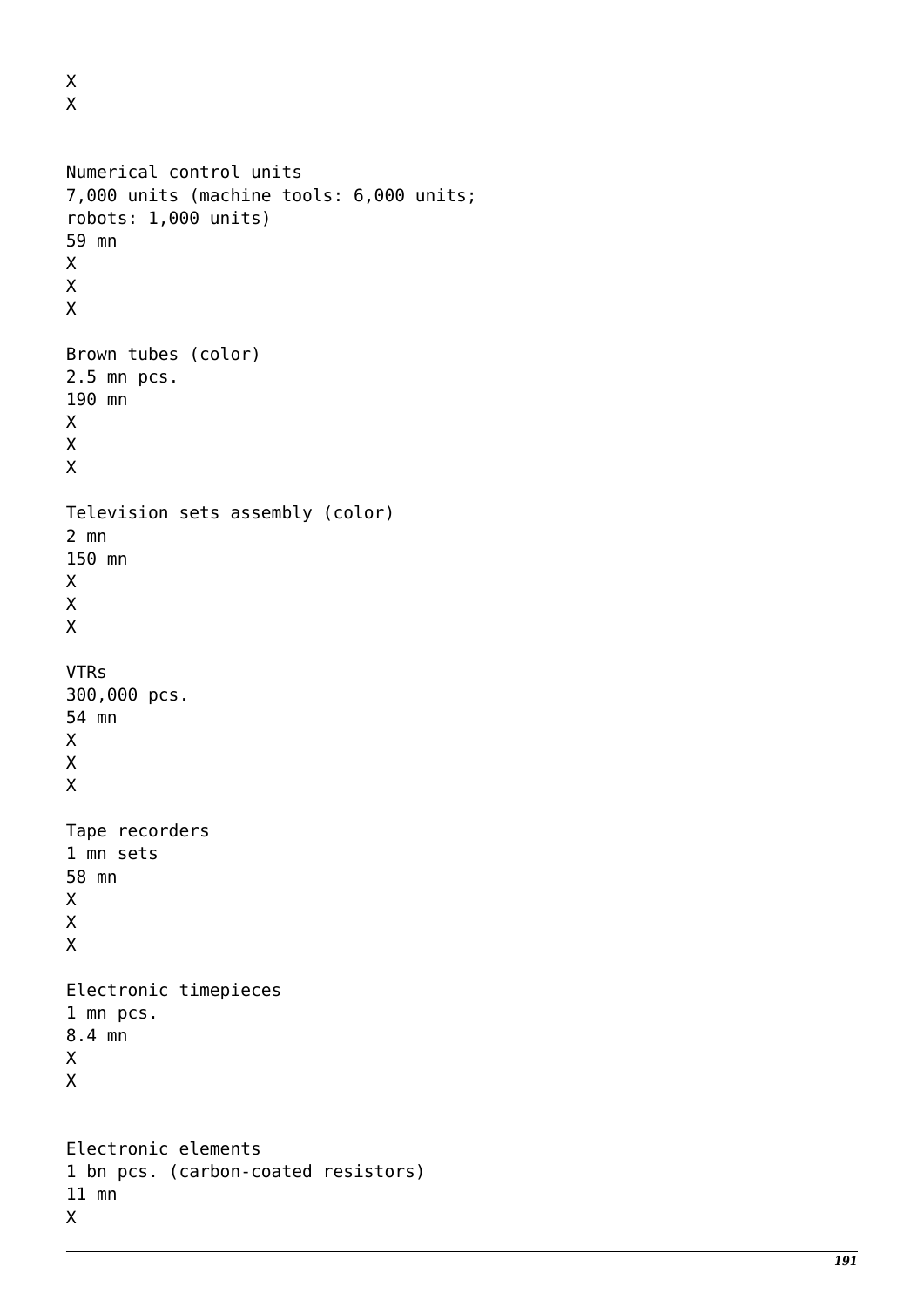X
X

Numerical control units
7,000 units (machine tools: 6,000 units;
robots: 1,000 units)
59 mn
X
X
X

Brown tubes (color)
2.5 mn pcs.
190 mn
X
X
X

Television sets assembly (color)
2 mn
150 mn
X
X
X

VTRs
300,000 pcs.
54 mn
X
X
X

Tape recorders
1 mn sets
58 mn
X
X
X

Electronic timepieces
1 mn pcs.
8.4 mn
X
X

Electronic elements
1 bn pcs. (carbon-coated resistors)
11 mn
X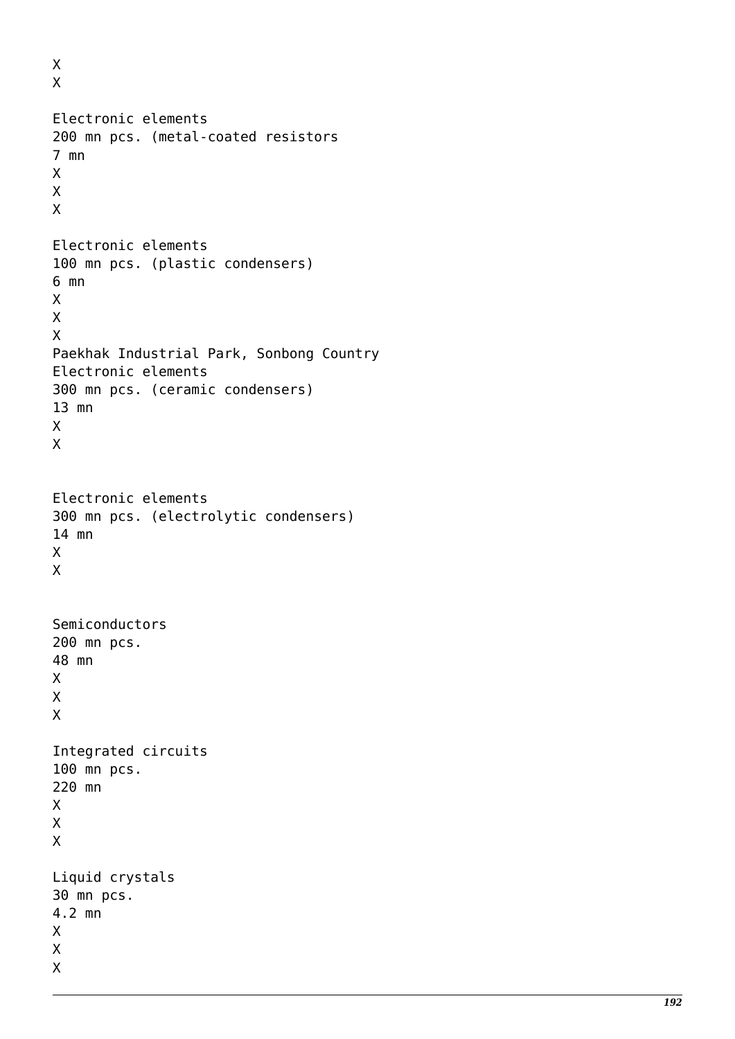X
X

Electronic elements
200 mn pcs. (metal-coated resistors
7 mn
X
X
X

Electronic elements
100 mn pcs. (plastic condensers)
6 mn
X
X
X
Paekhak Industrial Park, Sonbong Country
Electronic elements
300 mn pcs. (ceramic condensers)
13 mn
X
X

Electronic elements
300 mn pcs. (electrolytic condensers)
14 mn
X
X

Semiconductors
200 mn pcs.
48 mn
X
X
X

Integrated circuits
100 mn pcs.
220 mn
X
X
X

Liquid crystals
30 mn pcs.
4.2 mn
X
X
X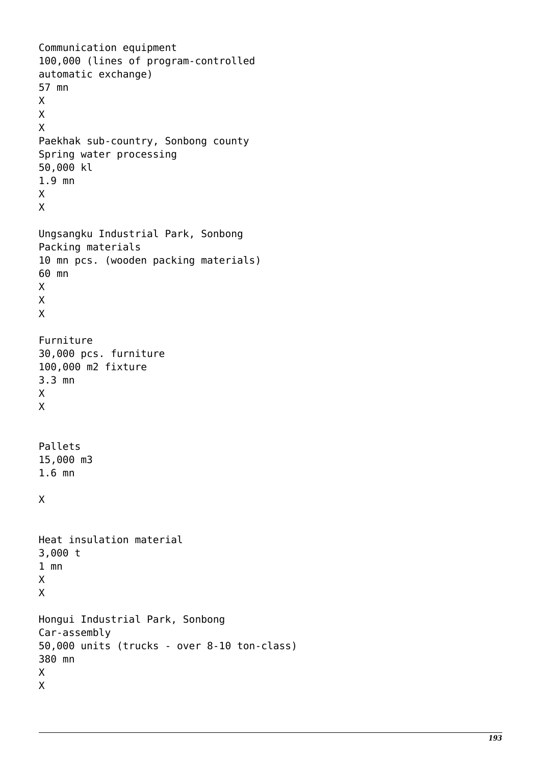Communication equipment
100,000 (lines of program-controlled automatic exchange)
57 mn
X
X
X

Paekhak sub-country, Sonbong county
Spring water processing
50,000 kl
1.9 mn
X
X

Ungsangku Industrial Park, Sonbong
Packing materials
10 mn pcs. (wooden packing materials)
60 mn
X
X
X

Furniture
30,000 pcs. furniture
100,000 m2 fixture
3.3 mn
X
X

Pallets
15,000 m3
1.6 mn

X

Heat insulation material
3,000 t
1 mn
X
X

Hongui Industrial Park, Sonbong
Car-assembly
50,000 units (trucks - over 8-10 ton-class)
380 mn
X
X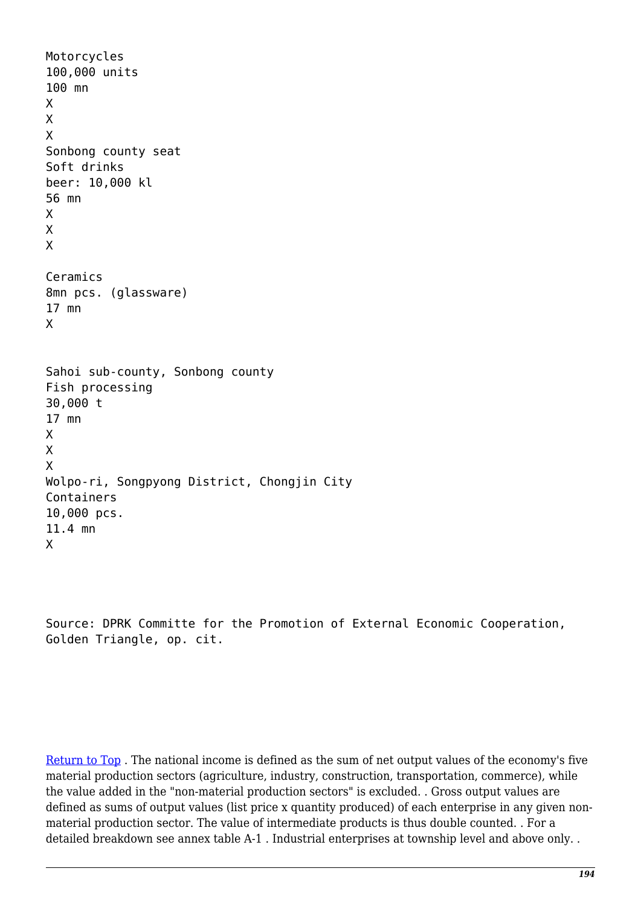Motorcycles
100,000 units
100 mn
X
X
X
Sonbong county seat
Soft drinks
beer: 10,000 kl
56 mn
X
X
X

Ceramics
8mn pcs. (glassware)
17 mn
X

Sahoi sub-county, Sonbong county
Fish processing
30,000 t
17 mn
X
X
X
Wolpo-ri, Songpyong District, Chongjin City
Containers
10,000 pcs.
11.4 mn
X

Source: DPRK Committe for the Promotion of External Economic Cooperation, Golden Triangle, op. cit.

Return to Top . The national income is defined as the sum of net output values of the economy's five material production sectors (agriculture, industry, construction, transportation, commerce), while the value added in the "non-material production sectors" is excluded. . Gross output values are defined as sums of output values (list price x quantity produced) of each enterprise in any given non-material production sector. The value of intermediate products is thus double counted. . For a detailed breakdown see annex table A-1 . Industrial enterprises at township level and above only. .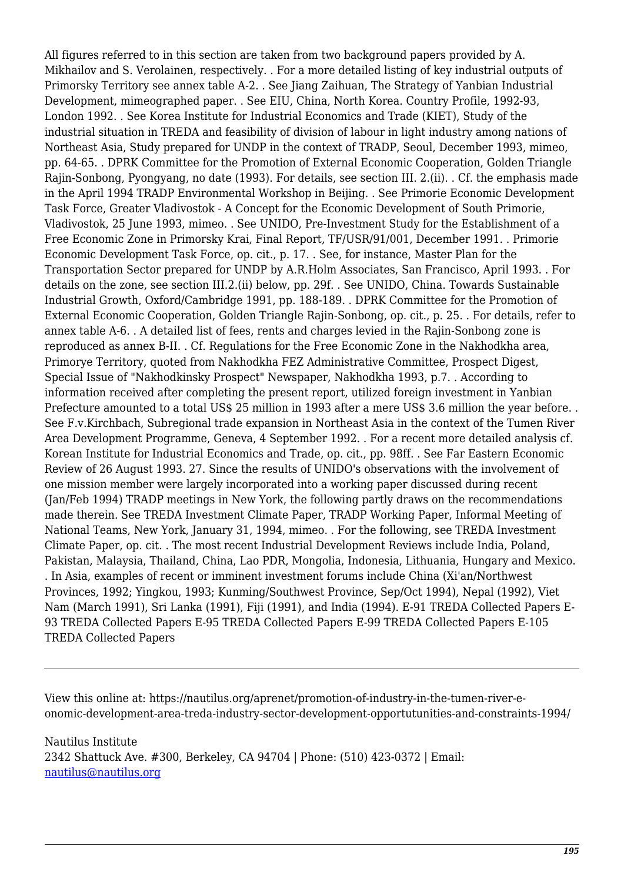All figures referred to in this section are taken from two background papers provided by A. Mikhailov and S. Verolainen, respectively. . For a more detailed listing of key industrial outputs of Primorsky Territory see annex table A-2. . See Jiang Zaihuan, The Strategy of Yanbian Industrial Development, mimeographed paper. . See EIU, China, North Korea. Country Profile, 1992-93, London 1992. . See Korea Institute for Industrial Economics and Trade (KIET), Study of the industrial situation in TREDA and feasibility of division of labour in light industry among nations of Northeast Asia, Study prepared for UNDP in the context of TRADP, Seoul, December 1993, mimeo, pp. 64-65. . DPRK Committee for the Promotion of External Economic Cooperation, Golden Triangle Rajin-Sonbong, Pyongyang, no date (1993). For details, see section III. 2.(ii). . Cf. the emphasis made in the April 1994 TRADP Environmental Workshop in Beijing. . See Primorie Economic Development Task Force, Greater Vladivostok - A Concept for the Economic Development of South Primorie, Vladivostok, 25 June 1993, mimeo. . See UNIDO, Pre-Investment Study for the Establishment of a Free Economic Zone in Primorsky Krai, Final Report, TF/USR/91/001, December 1991. . Primorie Economic Development Task Force, op. cit., p. 17. . See, for instance, Master Plan for the Transportation Sector prepared for UNDP by A.R.Holm Associates, San Francisco, April 1993. . For details on the zone, see section III.2.(ii) below, pp. 29f. . See UNIDO, China. Towards Sustainable Industrial Growth, Oxford/Cambridge 1991, pp. 188-189. . DPRK Committee for the Promotion of External Economic Cooperation, Golden Triangle Rajin-Sonbong, op. cit., p. 25. . For details, refer to annex table A-6. . A detailed list of fees, rents and charges levied in the Rajin-Sonbong zone is reproduced as annex B-II. . Cf. Regulations for the Free Economic Zone in the Nakhodkha area, Primorye Territory, quoted from Nakhodkha FEZ Administrative Committee, Prospect Digest, Special Issue of "Nakhodkinsky Prospect" Newspaper, Nakhodkha 1993, p.7. . According to information received after completing the present report, utilized foreign investment in Yanbian Prefecture amounted to a total US$ 25 million in 1993 after a mere US$ 3.6 million the year before. . See F.v.Kirchbach, Subregional trade expansion in Northeast Asia in the context of the Tumen River Area Development Programme, Geneva, 4 September 1992. . For a recent more detailed analysis cf. Korean Institute for Industrial Economics and Trade, op. cit., pp. 98ff. . See Far Eastern Economic Review of 26 August 1993. 27. Since the results of UNIDO's observations with the involvement of one mission member were largely incorporated into a working paper discussed during recent (Jan/Feb 1994) TRADP meetings in New York, the following partly draws on the recommendations made therein. See TREDA Investment Climate Paper, TRADP Working Paper, Informal Meeting of National Teams, New York, January 31, 1994, mimeo. . For the following, see TREDA Investment Climate Paper, op. cit. . The most recent Industrial Development Reviews include India, Poland, Pakistan, Malaysia, Thailand, China, Lao PDR, Mongolia, Indonesia, Lithuania, Hungary and Mexico. . In Asia, examples of recent or imminent investment forums include China (Xi'an/Northwest Provinces, 1992; Yingkou, 1993; Kunming/Southwest Province, Sep/Oct 1994), Nepal (1992), Viet Nam (March 1991), Sri Lanka (1991), Fiji (1991), and India (1994). E-91 TREDA Collected Papers E-93 TREDA Collected Papers E-95 TREDA Collected Papers E-99 TREDA Collected Papers E-105 TREDA Collected Papers

---

View this online at: https://nautilus.org/apranet/promotion-of-industry-in-the-tumen-river-e-onomic-development-area-treda-industry-sector-development-opportutunities-and-constraints-1994/

Nautilus Institute
2342 Shattuck Ave. #300, Berkeley, CA 94704 | Phone: (510) 423-0372 | Email: nautilus@nautilus.org